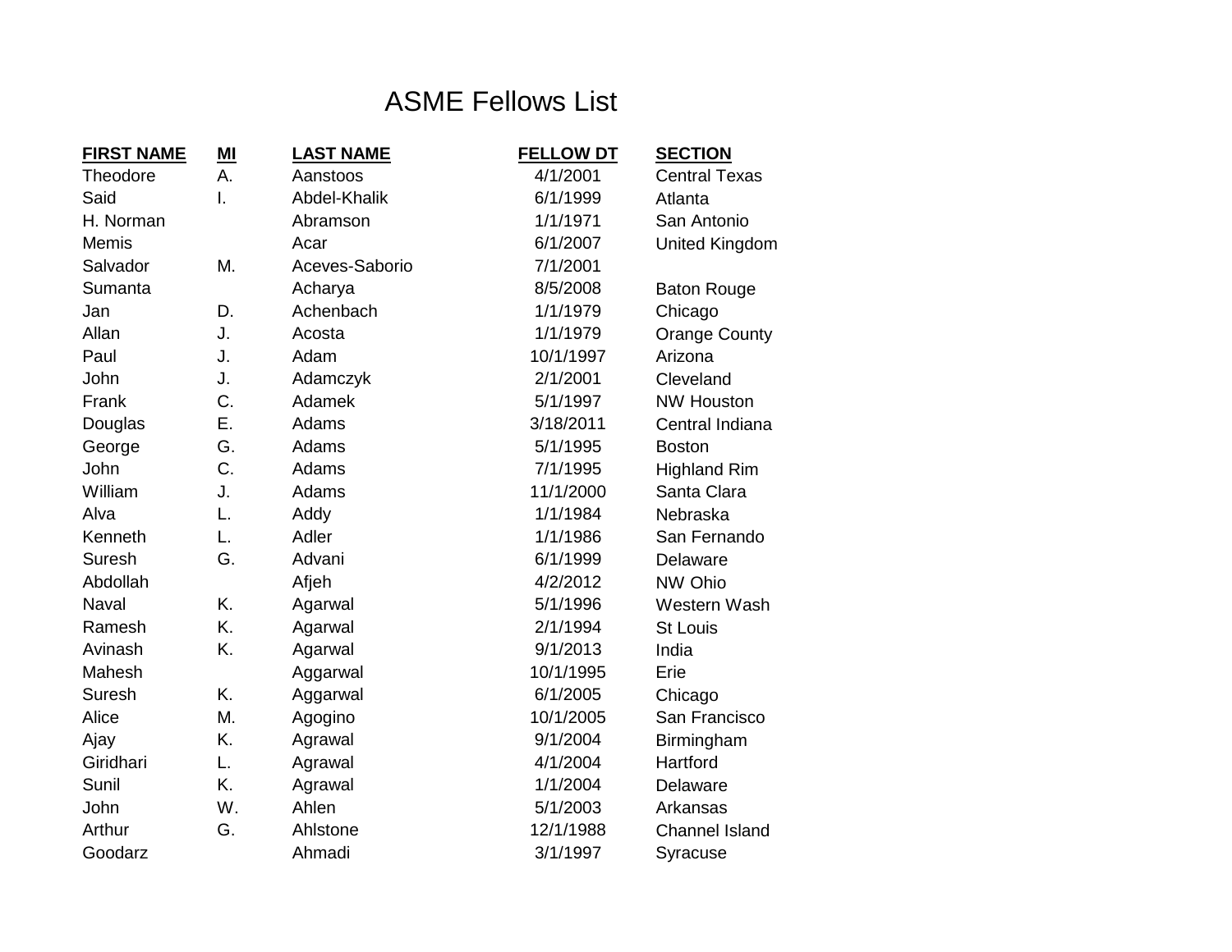# ASME Fellows List

| FIRST NAME | MI | LAST NAME | FELLOW DT | SECTION |
|---|---|---|---|---|
| Theodore | A. | Aanstoos | 4/1/2001 | Central Texas |
| Said | I. | Abdel-Khalik | 6/1/1999 | Atlanta |
| H. Norman | | Abramson | 1/1/1971 | San Antonio |
| Memis | | Acar | 6/1/2007 | United Kingdom |
| Salvador | M. | Aceves-Saborio | 7/1/2001 | |
| Sumanta | | Acharya | 8/5/2008 | Baton Rouge |
| Jan | D. | Achenbach | 1/1/1979 | Chicago |
| Allan | J. | Acosta | 1/1/1979 | Orange County |
| Paul | J. | Adam | 10/1/1997 | Arizona |
| John | J. | Adamczyk | 2/1/2001 | Cleveland |
| Frank | C. | Adamek | 5/1/1997 | NW Houston |
| Douglas | E. | Adams | 3/18/2011 | Central Indiana |
| George | G. | Adams | 5/1/1995 | Boston |
| John | C. | Adams | 7/1/1995 | Highland Rim |
| William | J. | Adams | 11/1/2000 | Santa Clara |
| Alva | L. | Addy | 1/1/1984 | Nebraska |
| Kenneth | L. | Adler | 1/1/1986 | San Fernando |
| Suresh | G. | Advani | 6/1/1999 | Delaware |
| Abdollah | | Afjeh | 4/2/2012 | NW Ohio |
| Naval | K. | Agarwal | 5/1/1996 | Western Wash |
| Ramesh | K. | Agarwal | 2/1/1994 | St Louis |
| Avinash | K. | Agarwal | 9/1/2013 | India |
| Mahesh | | Aggarwal | 10/1/1995 | Erie |
| Suresh | K. | Aggarwal | 6/1/2005 | Chicago |
| Alice | M. | Agogino | 10/1/2005 | San Francisco |
| Ajay | K. | Agrawal | 9/1/2004 | Birmingham |
| Giridhari | L. | Agrawal | 4/1/2004 | Hartford |
| Sunil | K. | Agrawal | 1/1/2004 | Delaware |
| John | W. | Ahlen | 5/1/2003 | Arkansas |
| Arthur | G. | Ahlstone | 12/1/1988 | Channel Island |
| Goodarz | | Ahmadi | 3/1/1997 | Syracuse |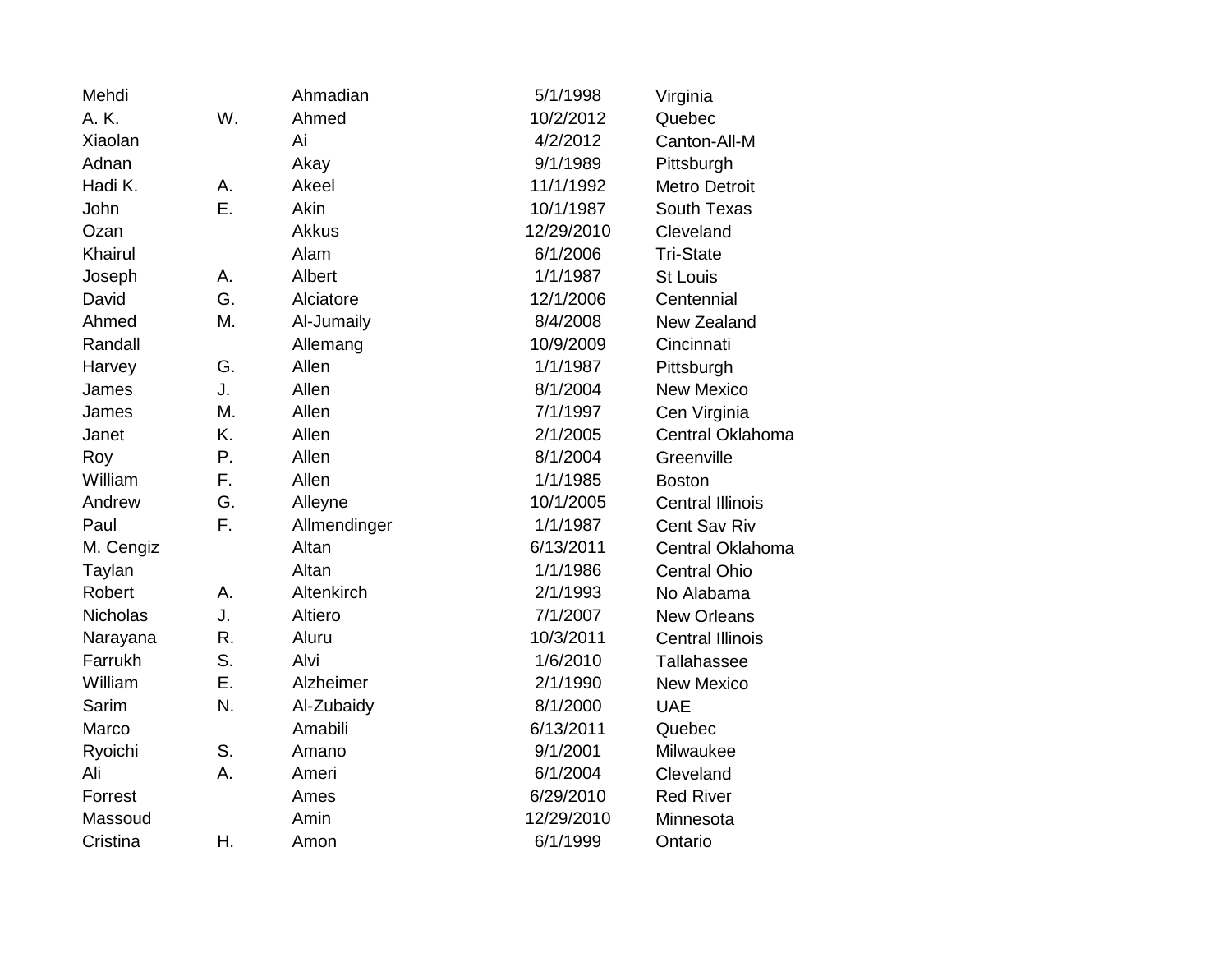| | | | | |
|---|---|---|---|---|
| Mehdi | | Ahmadian | 5/1/1998 | Virginia |
| A. K. | W. | Ahmed | 10/2/2012 | Quebec |
| Xiaolan | | Ai | 4/2/2012 | Canton-All-M |
| Adnan | | Akay | 9/1/1989 | Pittsburgh |
| Hadi K. | A. | Akeel | 11/1/1992 | Metro Detroit |
| John | E. | Akin | 10/1/1987 | South Texas |
| Ozan | | Akkus | 12/29/2010 | Cleveland |
| Khairul | | Alam | 6/1/2006 | Tri-State |
| Joseph | A. | Albert | 1/1/1987 | St Louis |
| David | G. | Alciatore | 12/1/2006 | Centennial |
| Ahmed | M. | Al-Jumaily | 8/4/2008 | New Zealand |
| Randall | | Allemang | 10/9/2009 | Cincinnati |
| Harvey | G. | Allen | 1/1/1987 | Pittsburgh |
| James | J. | Allen | 8/1/2004 | New Mexico |
| James | M. | Allen | 7/1/1997 | Cen Virginia |
| Janet | K. | Allen | 2/1/2005 | Central Oklahoma |
| Roy | P. | Allen | 8/1/2004 | Greenville |
| William | F. | Allen | 1/1/1985 | Boston |
| Andrew | G. | Alleyne | 10/1/2005 | Central Illinois |
| Paul | F. | Allmendinger | 1/1/1987 | Cent Sav Riv |
| M. Cengiz | | Altan | 6/13/2011 | Central Oklahoma |
| Taylan | | Altan | 1/1/1986 | Central Ohio |
| Robert | A. | Altenkirch | 2/1/1993 | No Alabama |
| Nicholas | J. | Altiero | 7/1/2007 | New Orleans |
| Narayana | R. | Aluru | 10/3/2011 | Central Illinois |
| Farrukh | S. | Alvi | 1/6/2010 | Tallahassee |
| William | E. | Alzheimer | 2/1/1990 | New Mexico |
| Sarim | N. | Al-Zubaidy | 8/1/2000 | UAE |
| Marco | | Amabili | 6/13/2011 | Quebec |
| Ryoichi | S. | Amano | 9/1/2001 | Milwaukee |
| Ali | A. | Ameri | 6/1/2004 | Cleveland |
| Forrest | | Ames | 6/29/2010 | Red River |
| Massoud | | Amin | 12/29/2010 | Minnesota |
| Cristina | H. | Amon | 6/1/1999 | Ontario |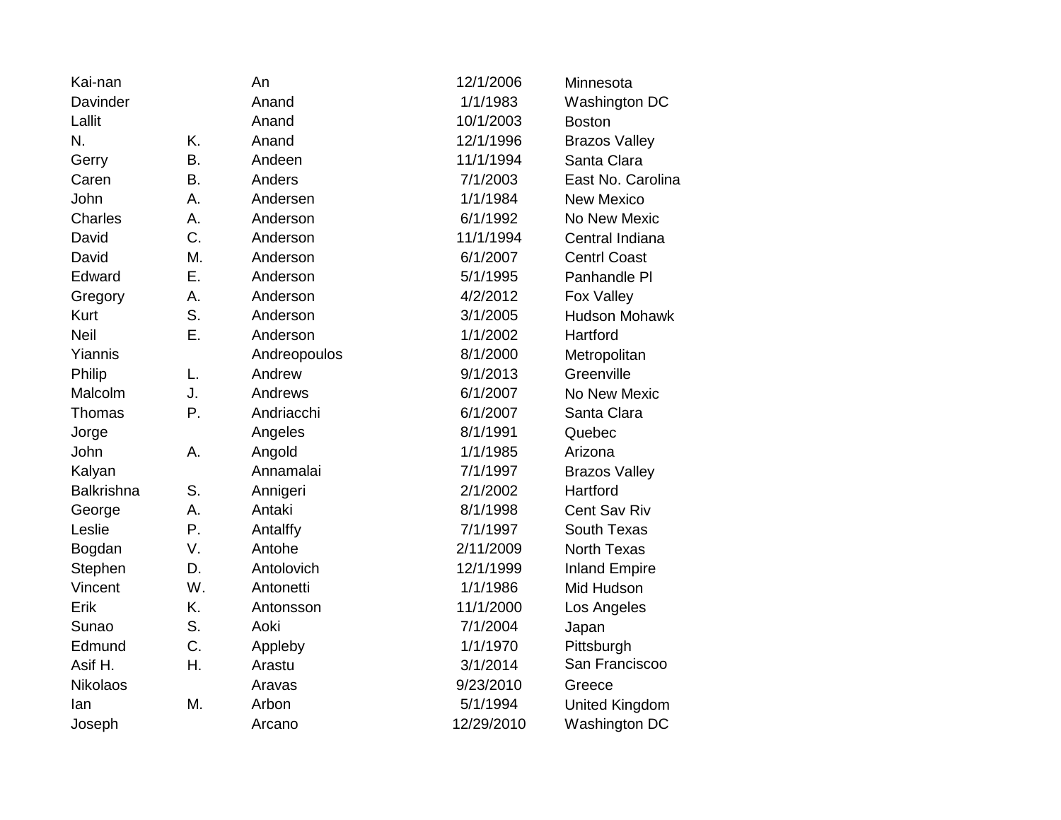| | | | | |
|---|---|---|---|---|
| Kai-nan | | An | 12/1/2006 | Minnesota |
| Davinder | | Anand | 1/1/1983 | Washington DC |
| Lallit | | Anand | 10/1/2003 | Boston |
| N. | K. | Anand | 12/1/1996 | Brazos Valley |
| Gerry | B. | Andeen | 11/1/1994 | Santa Clara |
| Caren | B. | Anders | 7/1/2003 | East No. Carolina |
| John | A. | Andersen | 1/1/1984 | New Mexico |
| Charles | A. | Anderson | 6/1/1992 | No New Mexic |
| David | C. | Anderson | 11/1/1994 | Central Indiana |
| David | M. | Anderson | 6/1/2007 | Centrl Coast |
| Edward | E. | Anderson | 5/1/1995 | Panhandle Pl |
| Gregory | A. | Anderson | 4/2/2012 | Fox Valley |
| Kurt | S. | Anderson | 3/1/2005 | Hudson Mohawk |
| Neil | E. | Anderson | 1/1/2002 | Hartford |
| Yiannis | | Andreopoulos | 8/1/2000 | Metropolitan |
| Philip | L. | Andrew | 9/1/2013 | Greenville |
| Malcolm | J. | Andrews | 6/1/2007 | No New Mexic |
| Thomas | P. | Andriacchi | 6/1/2007 | Santa Clara |
| Jorge | | Angeles | 8/1/1991 | Quebec |
| John | A. | Angold | 1/1/1985 | Arizona |
| Kalyan | | Annamalai | 7/1/1997 | Brazos Valley |
| Balkrishna | S. | Annigeri | 2/1/2002 | Hartford |
| George | A. | Antaki | 8/1/1998 | Cent Sav Riv |
| Leslie | P. | Antalffy | 7/1/1997 | South Texas |
| Bogdan | V. | Antohe | 2/11/2009 | North Texas |
| Stephen | D. | Antolovich | 12/1/1999 | Inland Empire |
| Vincent | W. | Antonetti | 1/1/1986 | Mid Hudson |
| Erik | K. | Antonsson | 11/1/2000 | Los Angeles |
| Sunao | S. | Aoki | 7/1/2004 | Japan |
| Edmund | C. | Appleby | 1/1/1970 | Pittsburgh |
| Asif H. | H. | Arastu | 3/1/2014 | San Franciscoo |
| Nikolaos | | Aravas | 9/23/2010 | Greece |
| Ian | M. | Arbon | 5/1/1994 | United Kingdom |
| Joseph | | Arcano | 12/29/2010 | Washington DC |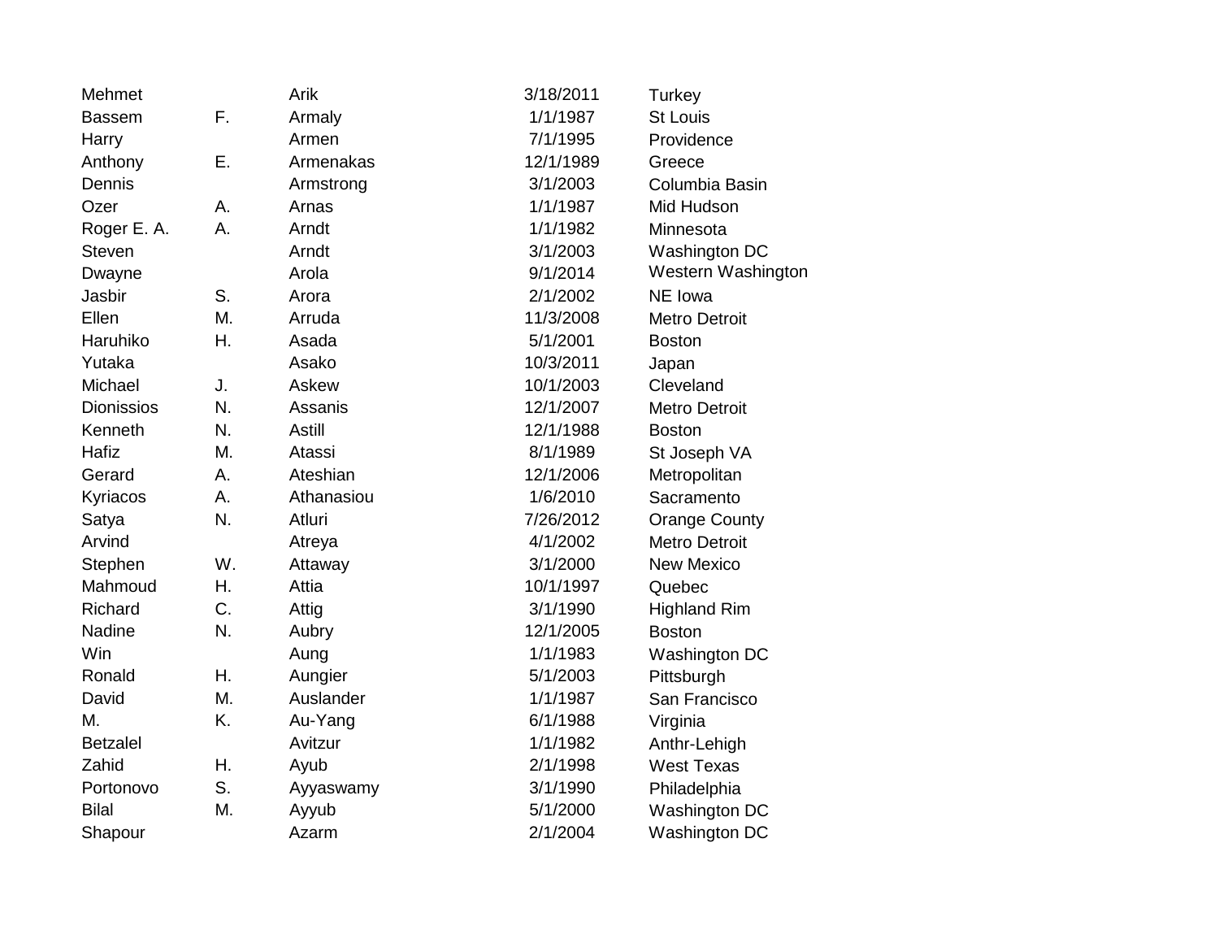| | | | | |
|---|---|---|---|---|
| Mehmet | | Arik | 3/18/2011 | Turkey |
| Bassem | F. | Armaly | 1/1/1987 | St Louis |
| Harry | | Armen | 7/1/1995 | Providence |
| Anthony | E. | Armenakas | 12/1/1989 | Greece |
| Dennis | | Armstrong | 3/1/2003 | Columbia Basin |
| Ozer | A. | Arnas | 1/1/1987 | Mid Hudson |
| Roger E. A. | A. | Arndt | 1/1/1982 | Minnesota |
| Steven | | Arndt | 3/1/2003 | Washington DC |
| Dwayne | | Arola | 9/1/2014 | Western Washington |
| Jasbir | S. | Arora | 2/1/2002 | NE Iowa |
| Ellen | M. | Arruda | 11/3/2008 | Metro Detroit |
| Haruhiko | H. | Asada | 5/1/2001 | Boston |
| Yutaka | | Asako | 10/3/2011 | Japan |
| Michael | J. | Askew | 10/1/2003 | Cleveland |
| Dionissios | N. | Assanis | 12/1/2007 | Metro Detroit |
| Kenneth | N. | Astill | 12/1/1988 | Boston |
| Hafiz | M. | Atassi | 8/1/1989 | St Joseph VA |
| Gerard | A. | Ateshian | 12/1/2006 | Metropolitan |
| Kyriacos | A. | Athanasiou | 1/6/2010 | Sacramento |
| Satya | N. | Atluri | 7/26/2012 | Orange County |
| Arvind | | Atreya | 4/1/2002 | Metro Detroit |
| Stephen | W. | Attaway | 3/1/2000 | New Mexico |
| Mahmoud | H. | Attia | 10/1/1997 | Quebec |
| Richard | C. | Attig | 3/1/1990 | Highland Rim |
| Nadine | N. | Aubry | 12/1/2005 | Boston |
| Win | | Aung | 1/1/1983 | Washington DC |
| Ronald | H. | Aungier | 5/1/2003 | Pittsburgh |
| David | M. | Auslander | 1/1/1987 | San Francisco |
| M. | K. | Au-Yang | 6/1/1988 | Virginia |
| Betzalel | | Avitzur | 1/1/1982 | Anthr-Lehigh |
| Zahid | H. | Ayub | 2/1/1998 | West Texas |
| Portonovo | S. | Ayyaswamy | 3/1/1990 | Philadelphia |
| Bilal | M. | Ayyub | 5/1/2000 | Washington DC |
| Shapour | | Azarm | 2/1/2004 | Washington DC |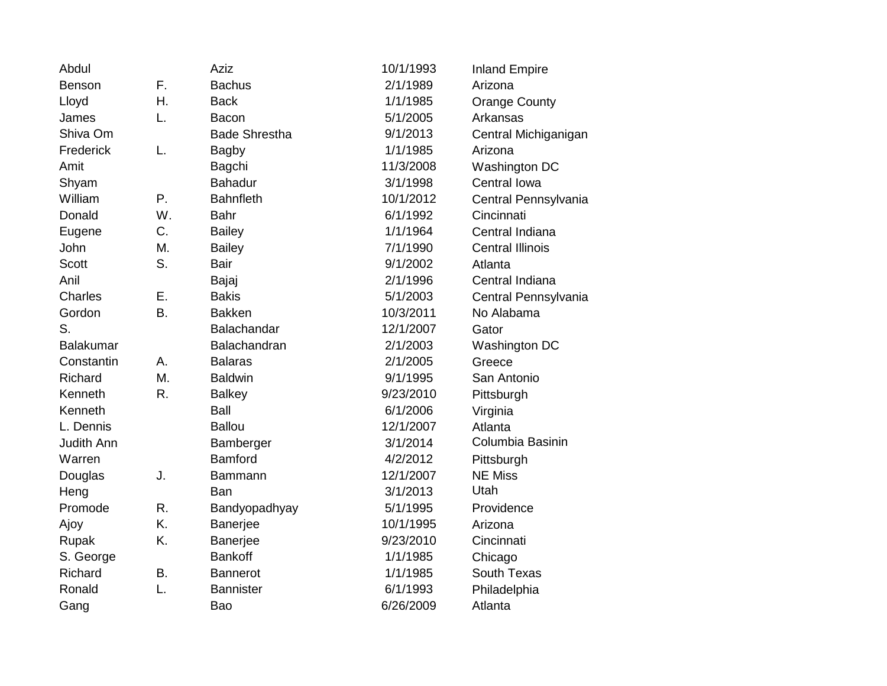| | | | | |
|---|---|---|---|---|
| Abdul | | Aziz | 10/1/1993 | Inland Empire |
| Benson | F. | Bachus | 2/1/1989 | Arizona |
| Lloyd | H. | Back | 1/1/1985 | Orange County |
| James | L. | Bacon | 5/1/2005 | Arkansas |
| Shiva Om | | Bade Shrestha | 9/1/2013 | Central Michiganigan |
| Frederick | L. | Bagby | 1/1/1985 | Arizona |
| Amit | | Bagchi | 11/3/2008 | Washington DC |
| Shyam | | Bahadur | 3/1/1998 | Central Iowa |
| William | P. | Bahnfleth | 10/1/2012 | Central Pennsylvania |
| Donald | W. | Bahr | 6/1/1992 | Cincinnati |
| Eugene | C. | Bailey | 1/1/1964 | Central Indiana |
| John | M. | Bailey | 7/1/1990 | Central Illinois |
| Scott | S. | Bair | 9/1/2002 | Atlanta |
| Anil | | Bajaj | 2/1/1996 | Central Indiana |
| Charles | E. | Bakis | 5/1/2003 | Central Pennsylvania |
| Gordon | B. | Bakken | 10/3/2011 | No Alabama |
| S. | | Balachandar | 12/1/2007 | Gator |
| Balakumar | | Balachandran | 2/1/2003 | Washington DC |
| Constantin | A. | Balaras | 2/1/2005 | Greece |
| Richard | M. | Baldwin | 9/1/1995 | San Antonio |
| Kenneth | R. | Balkey | 9/23/2010 | Pittsburgh |
| Kenneth | | Ball | 6/1/2006 | Virginia |
| L. Dennis | | Ballou | 12/1/2007 | Atlanta |
| Judith Ann | | Bamberger | 3/1/2014 | Columbia Basinin |
| Warren | | Bamford | 4/2/2012 | Pittsburgh |
| Douglas | J. | Bammann | 12/1/2007 | NE Miss |
| Heng | | Ban | 3/1/2013 | Utah |
| Promode | R. | Bandyopadhyay | 5/1/1995 | Providence |
| Ajoy | K. | Banerjee | 10/1/1995 | Arizona |
| Rupak | K. | Banerjee | 9/23/2010 | Cincinnati |
| S. George | | Bankoff | 1/1/1985 | Chicago |
| Richard | B. | Bannerot | 1/1/1985 | South Texas |
| Ronald | L. | Bannister | 6/1/1993 | Philadelphia |
| Gang | | Bao | 6/26/2009 | Atlanta |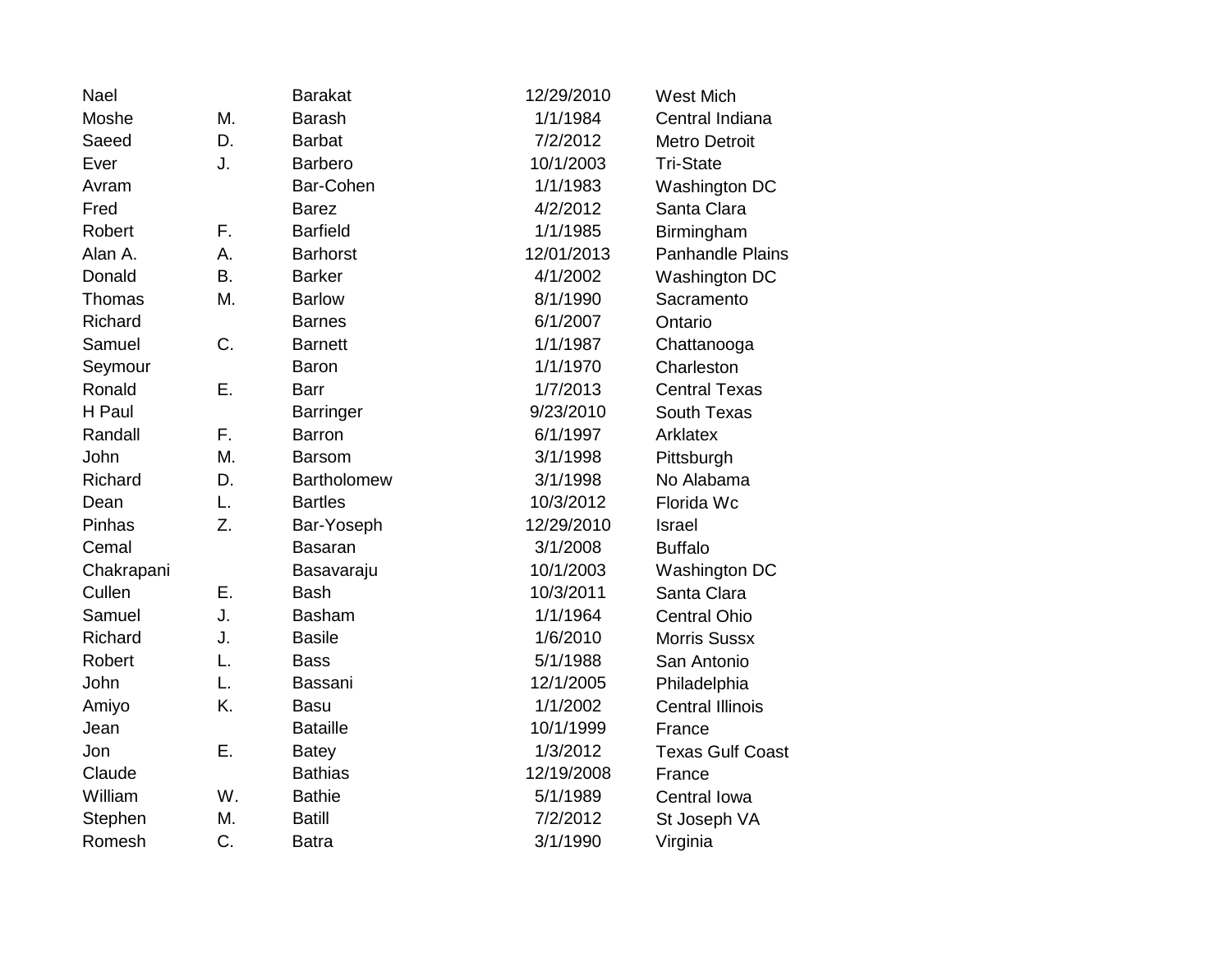| | | | | |
|---|---|---|---|---|
| Nael | | Barakat | 12/29/2010 | West Mich |
| Moshe | M. | Barash | 1/1/1984 | Central Indiana |
| Saeed | D. | Barbat | 7/2/2012 | Metro Detroit |
| Ever | J. | Barbero | 10/1/2003 | Tri-State |
| Avram | | Bar-Cohen | 1/1/1983 | Washington DC |
| Fred | | Barez | 4/2/2012 | Santa Clara |
| Robert | F. | Barfield | 1/1/1985 | Birmingham |
| Alan A. | A. | Barhorst | 12/01/2013 | Panhandle Plains |
| Donald | B. | Barker | 4/1/2002 | Washington DC |
| Thomas | M. | Barlow | 8/1/1990 | Sacramento |
| Richard | | Barnes | 6/1/2007 | Ontario |
| Samuel | C. | Barnett | 1/1/1987 | Chattanooga |
| Seymour | | Baron | 1/1/1970 | Charleston |
| Ronald | E. | Barr | 1/7/2013 | Central Texas |
| H Paul | | Barringer | 9/23/2010 | South Texas |
| Randall | F. | Barron | 6/1/1997 | Arklatex |
| John | M. | Barsom | 3/1/1998 | Pittsburgh |
| Richard | D. | Bartholomew | 3/1/1998 | No Alabama |
| Dean | L. | Bartles | 10/3/2012 | Florida Wc |
| Pinhas | Z. | Bar-Yoseph | 12/29/2010 | Israel |
| Cemal | | Basaran | 3/1/2008 | Buffalo |
| Chakrapani | | Basavaraju | 10/1/2003 | Washington DC |
| Cullen | E. | Bash | 10/3/2011 | Santa Clara |
| Samuel | J. | Basham | 1/1/1964 | Central Ohio |
| Richard | J. | Basile | 1/6/2010 | Morris Sussx |
| Robert | L. | Bass | 5/1/1988 | San Antonio |
| John | L. | Bassani | 12/1/2005 | Philadelphia |
| Amiyo | K. | Basu | 1/1/2002 | Central Illinois |
| Jean | | Bataille | 10/1/1999 | France |
| Jon | E. | Batey | 1/3/2012 | Texas Gulf Coast |
| Claude | | Bathias | 12/19/2008 | France |
| William | W. | Bathie | 5/1/1989 | Central Iowa |
| Stephen | M. | Batill | 7/2/2012 | St Joseph VA |
| Romesh | C. | Batra | 3/1/1990 | Virginia |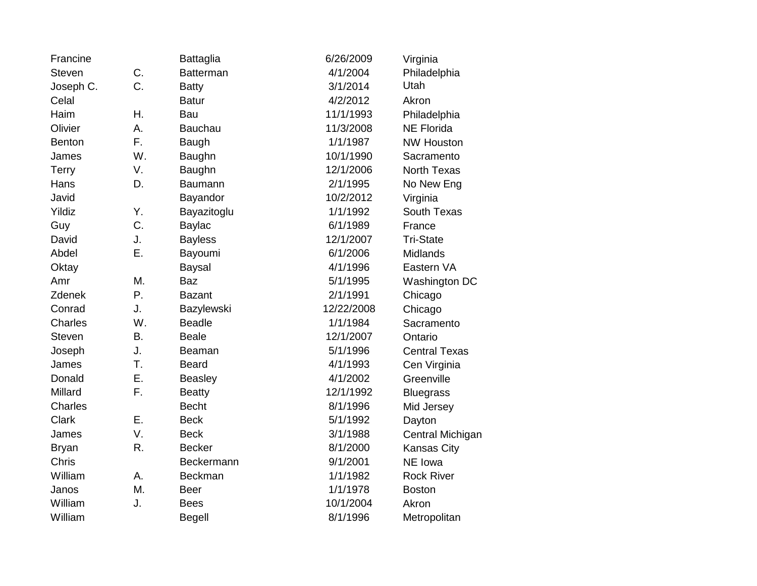| | | | | |
|---|---|---|---|---|
| Francine | | Battaglia | 6/26/2009 | Virginia |
| Steven | C. | Batterman | 4/1/2004 | Philadelphia |
| Joseph C. | C. | Batty | 3/1/2014 | Utah |
| Celal | | Batur | 4/2/2012 | Akron |
| Haim | H. | Bau | 11/1/1993 | Philadelphia |
| Olivier | A. | Bauchau | 11/3/2008 | NE Florida |
| Benton | F. | Baugh | 1/1/1987 | NW Houston |
| James | W. | Baughn | 10/1/1990 | Sacramento |
| Terry | V. | Baughn | 12/1/2006 | North Texas |
| Hans | D. | Baumann | 2/1/1995 | No New Eng |
| Javid | | Bayandor | 10/2/2012 | Virginia |
| Yildiz | Y. | Bayazitoglu | 1/1/1992 | South Texas |
| Guy | C. | Baylac | 6/1/1989 | France |
| David | J. | Bayless | 12/1/2007 | Tri-State |
| Abdel | E. | Bayoumi | 6/1/2006 | Midlands |
| Oktay | | Baysal | 4/1/1996 | Eastern VA |
| Amr | M. | Baz | 5/1/1995 | Washington DC |
| Zdenek | P. | Bazant | 2/1/1991 | Chicago |
| Conrad | J. | Bazylewski | 12/22/2008 | Chicago |
| Charles | W. | Beadle | 1/1/1984 | Sacramento |
| Steven | B. | Beale | 12/1/2007 | Ontario |
| Joseph | J. | Beaman | 5/1/1996 | Central Texas |
| James | T. | Beard | 4/1/1993 | Cen Virginia |
| Donald | E. | Beasley | 4/1/2002 | Greenville |
| Millard | F. | Beatty | 12/1/1992 | Bluegrass |
| Charles | | Becht | 8/1/1996 | Mid Jersey |
| Clark | E. | Beck | 5/1/1992 | Dayton |
| James | V. | Beck | 3/1/1988 | Central Michigan |
| Bryan | R. | Becker | 8/1/2000 | Kansas City |
| Chris | | Beckermann | 9/1/2001 | NE Iowa |
| William | A. | Beckman | 1/1/1982 | Rock River |
| Janos | M. | Beer | 1/1/1978 | Boston |
| William | J. | Bees | 10/1/2004 | Akron |
| William | | Begell | 8/1/1996 | Metropolitan |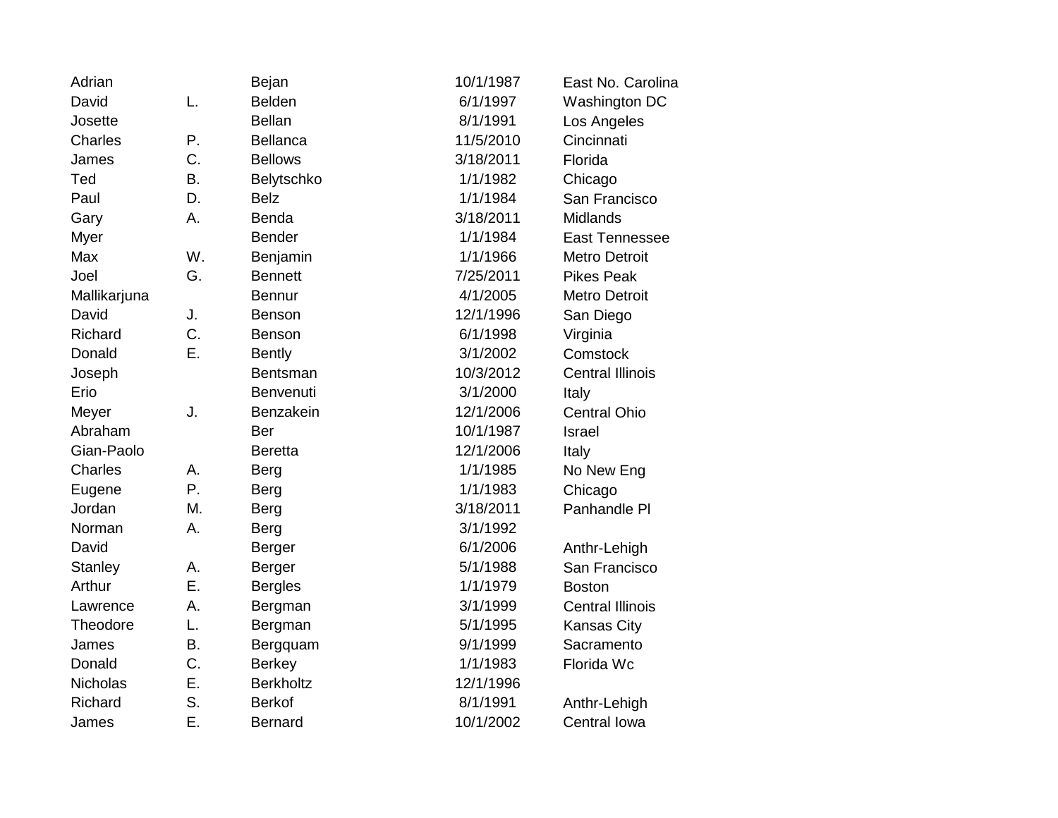| | | | | |
|---|---|---|---|---|
| Adrian | | Bejan | 10/1/1987 | East No. Carolina |
| David | L. | Belden | 6/1/1997 | Washington DC |
| Josette | | Bellan | 8/1/1991 | Los Angeles |
| Charles | P. | Bellanca | 11/5/2010 | Cincinnati |
| James | C. | Bellows | 3/18/2011 | Florida |
| Ted | B. | Belytschko | 1/1/1982 | Chicago |
| Paul | D. | Belz | 1/1/1984 | San Francisco |
| Gary | A. | Benda | 3/18/2011 | Midlands |
| Myer | | Bender | 1/1/1984 | East Tennessee |
| Max | W. | Benjamin | 1/1/1966 | Metro Detroit |
| Joel | G. | Bennett | 7/25/2011 | Pikes Peak |
| Mallikarjuna | | Bennur | 4/1/2005 | Metro Detroit |
| David | J. | Benson | 12/1/1996 | San Diego |
| Richard | C. | Benson | 6/1/1998 | Virginia |
| Donald | E. | Bently | 3/1/2002 | Comstock |
| Joseph | | Bentsman | 10/3/2012 | Central Illinois |
| Erio | | Benvenuti | 3/1/2000 | Italy |
| Meyer | J. | Benzakein | 12/1/2006 | Central Ohio |
| Abraham | | Ber | 10/1/1987 | Israel |
| Gian-Paolo | | Beretta | 12/1/2006 | Italy |
| Charles | A. | Berg | 1/1/1985 | No New Eng |
| Eugene | P. | Berg | 1/1/1983 | Chicago |
| Jordan | M. | Berg | 3/18/2011 | Panhandle Pl |
| Norman | A. | Berg | 3/1/1992 | |
| David | | Berger | 6/1/2006 | Anthr-Lehigh |
| Stanley | A. | Berger | 5/1/1988 | San Francisco |
| Arthur | E. | Bergles | 1/1/1979 | Boston |
| Lawrence | A. | Bergman | 3/1/1999 | Central Illinois |
| Theodore | L. | Bergman | 5/1/1995 | Kansas City |
| James | B. | Bergquam | 9/1/1999 | Sacramento |
| Donald | C. | Berkey | 1/1/1983 | Florida Wc |
| Nicholas | E. | Berkholtz | 12/1/1996 | |
| Richard | S. | Berkof | 8/1/1991 | Anthr-Lehigh |
| James | E. | Bernard | 10/1/2002 | Central Iowa |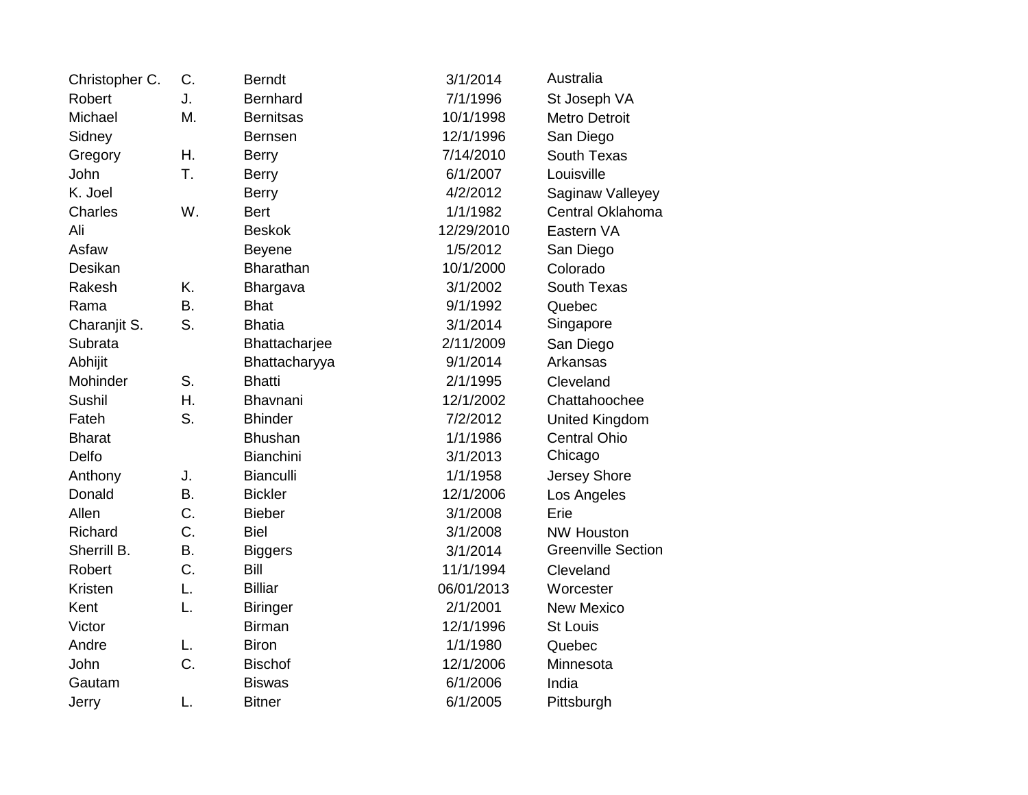| | | | | |
|---|---|---|---|---|
| Christopher C. | C. | Berndt | 3/1/2014 | Australia |
| Robert | J. | Bernhard | 7/1/1996 | St Joseph VA |
| Michael | M. | Bernitsas | 10/1/1998 | Metro Detroit |
| Sidney | | Bernsen | 12/1/1996 | San Diego |
| Gregory | H. | Berry | 7/14/2010 | South Texas |
| John | T. | Berry | 6/1/2007 | Louisville |
| K. Joel | | Berry | 4/2/2012 | Saginaw Valleyey |
| Charles | W. | Bert | 1/1/1982 | Central Oklahoma |
| Ali | | Beskok | 12/29/2010 | Eastern VA |
| Asfaw | | Beyene | 1/5/2012 | San Diego |
| Desikan | | Bharathan | 10/1/2000 | Colorado |
| Rakesh | K. | Bhargava | 3/1/2002 | South Texas |
| Rama | B. | Bhat | 9/1/1992 | Quebec |
| Charanjit S. | S. | Bhatia | 3/1/2014 | Singapore |
| Subrata | | Bhattacharjee | 2/11/2009 | San Diego |
| Abhijit | | Bhattacharyya | 9/1/2014 | Arkansas |
| Mohinder | S. | Bhatti | 2/1/1995 | Cleveland |
| Sushil | H. | Bhavnani | 12/1/2002 | Chattahoochee |
| Fateh | S. | Bhinder | 7/2/2012 | United Kingdom |
| Bharat | | Bhushan | 1/1/1986 | Central Ohio |
| Delfo | | Bianchini | 3/1/2013 | Chicago |
| Anthony | J. | Bianculli | 1/1/1958 | Jersey Shore |
| Donald | B. | Bickler | 12/1/2006 | Los Angeles |
| Allen | C. | Bieber | 3/1/2008 | Erie |
| Richard | C. | Biel | 3/1/2008 | NW Houston |
| Sherrill B. | B. | Biggers | 3/1/2014 | Greenville Section |
| Robert | C. | Bill | 11/1/1994 | Cleveland |
| Kristen | L. | Billiar | 06/01/2013 | Worcester |
| Kent | L. | Biringer | 2/1/2001 | New Mexico |
| Victor | | Birman | 12/1/1996 | St Louis |
| Andre | L. | Biron | 1/1/1980 | Quebec |
| John | C. | Bischof | 12/1/2006 | Minnesota |
| Gautam | | Biswas | 6/1/2006 | India |
| Jerry | L. | Bitner | 6/1/2005 | Pittsburgh |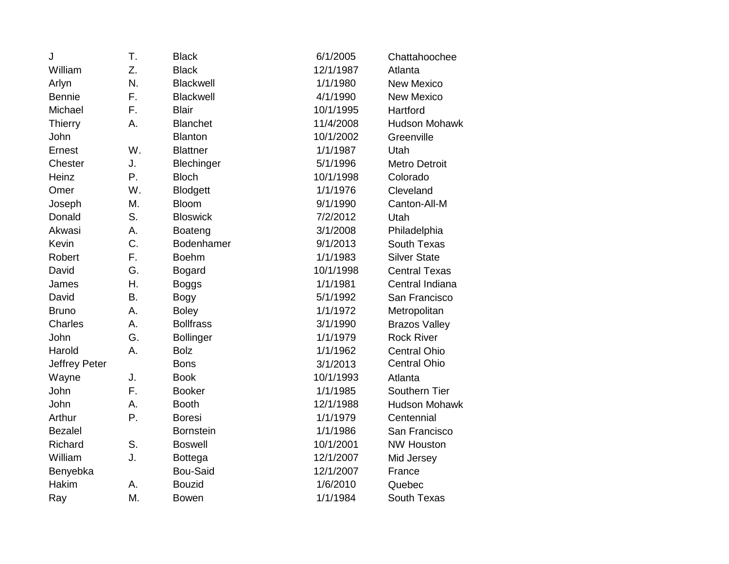| | | | | |
|---|---|---|---|---|
| J | T. | Black | 6/1/2005 | Chattahoochee |
| William | Z. | Black | 12/1/1987 | Atlanta |
| Arlyn | N. | Blackwell | 1/1/1980 | New Mexico |
| Bennie | F. | Blackwell | 4/1/1990 | New Mexico |
| Michael | F. | Blair | 10/1/1995 | Hartford |
| Thierry | A. | Blanchet | 11/4/2008 | Hudson Mohawk |
| John | | Blanton | 10/1/2002 | Greenville |
| Ernest | W. | Blattner | 1/1/1987 | Utah |
| Chester | J. | Blechinger | 5/1/1996 | Metro Detroit |
| Heinz | P. | Bloch | 10/1/1998 | Colorado |
| Omer | W. | Blodgett | 1/1/1976 | Cleveland |
| Joseph | M. | Bloom | 9/1/1990 | Canton-All-M |
| Donald | S. | Bloswick | 7/2/2012 | Utah |
| Akwasi | A. | Boateng | 3/1/2008 | Philadelphia |
| Kevin | C. | Bodenhamer | 9/1/2013 | South Texas |
| Robert | F. | Boehm | 1/1/1983 | Silver State |
| David | G. | Bogard | 10/1/1998 | Central Texas |
| James | H. | Boggs | 1/1/1981 | Central Indiana |
| David | B. | Bogy | 5/1/1992 | San Francisco |
| Bruno | A. | Boley | 1/1/1972 | Metropolitan |
| Charles | A. | Bollfrass | 3/1/1990 | Brazos Valley |
| John | G. | Bollinger | 1/1/1979 | Rock River |
| Harold | A. | Bolz | 1/1/1962 | Central Ohio |
| Jeffrey Peter | | Bons | 3/1/2013 | Central Ohio |
| Wayne | J. | Book | 10/1/1993 | Atlanta |
| John | F. | Booker | 1/1/1985 | Southern Tier |
| John | A. | Booth | 12/1/1988 | Hudson Mohawk |
| Arthur | P. | Boresi | 1/1/1979 | Centennial |
| Bezalel | | Bornstein | 1/1/1986 | San Francisco |
| Richard | S. | Boswell | 10/1/2001 | NW Houston |
| William | J. | Bottega | 12/1/2007 | Mid Jersey |
| Benyebka | | Bou-Said | 12/1/2007 | France |
| Hakim | A. | Bouzid | 1/6/2010 | Quebec |
| Ray | M. | Bowen | 1/1/1984 | South Texas |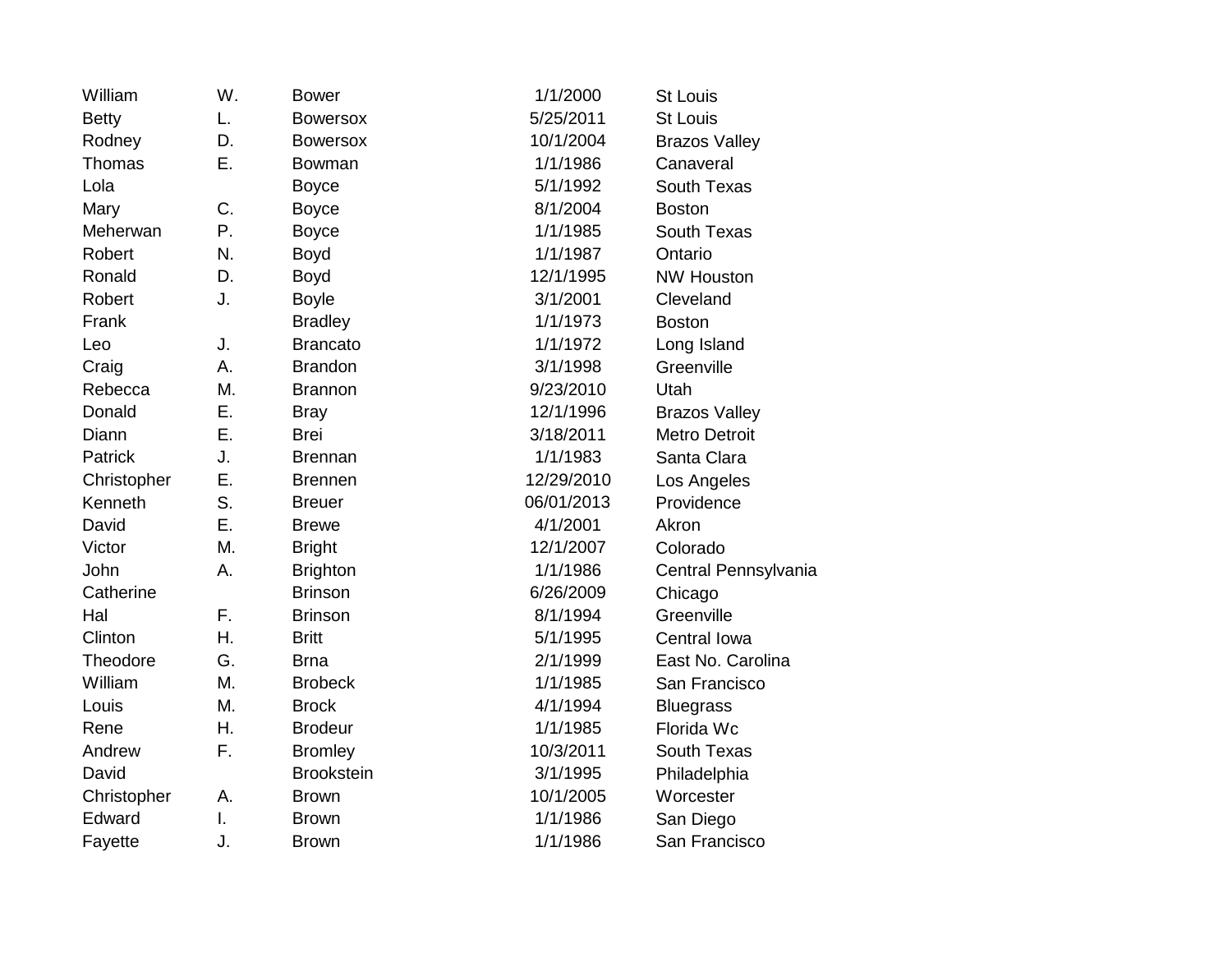| | | | | |
|---|---|---|---|---|
| William | W. | Bower | 1/1/2000 | St Louis |
| Betty | L. | Bowersox | 5/25/2011 | St Louis |
| Rodney | D. | Bowersox | 10/1/2004 | Brazos Valley |
| Thomas | E. | Bowman | 1/1/1986 | Canaveral |
| Lola | | Boyce | 5/1/1992 | South Texas |
| Mary | C. | Boyce | 8/1/2004 | Boston |
| Meherwan | P. | Boyce | 1/1/1985 | South Texas |
| Robert | N. | Boyd | 1/1/1987 | Ontario |
| Ronald | D. | Boyd | 12/1/1995 | NW Houston |
| Robert | J. | Boyle | 3/1/2001 | Cleveland |
| Frank | | Bradley | 1/1/1973 | Boston |
| Leo | J. | Brancato | 1/1/1972 | Long Island |
| Craig | A. | Brandon | 3/1/1998 | Greenville |
| Rebecca | M. | Brannon | 9/23/2010 | Utah |
| Donald | E. | Bray | 12/1/1996 | Brazos Valley |
| Diann | E. | Brei | 3/18/2011 | Metro Detroit |
| Patrick | J. | Brennan | 1/1/1983 | Santa Clara |
| Christopher | E. | Brennen | 12/29/2010 | Los Angeles |
| Kenneth | S. | Breuer | 06/01/2013 | Providence |
| David | E. | Brewe | 4/1/2001 | Akron |
| Victor | M. | Bright | 12/1/2007 | Colorado |
| John | A. | Brighton | 1/1/1986 | Central Pennsylvania |
| Catherine | | Brinson | 6/26/2009 | Chicago |
| Hal | F. | Brinson | 8/1/1994 | Greenville |
| Clinton | H. | Britt | 5/1/1995 | Central Iowa |
| Theodore | G. | Brna | 2/1/1999 | East No. Carolina |
| William | M. | Brobeck | 1/1/1985 | San Francisco |
| Louis | M. | Brock | 4/1/1994 | Bluegrass |
| Rene | H. | Brodeur | 1/1/1985 | Florida Wc |
| Andrew | F. | Bromley | 10/3/2011 | South Texas |
| David | | Brookstein | 3/1/1995 | Philadelphia |
| Christopher | A. | Brown | 10/1/2005 | Worcester |
| Edward | I. | Brown | 1/1/1986 | San Diego |
| Fayette | J. | Brown | 1/1/1986 | San Francisco |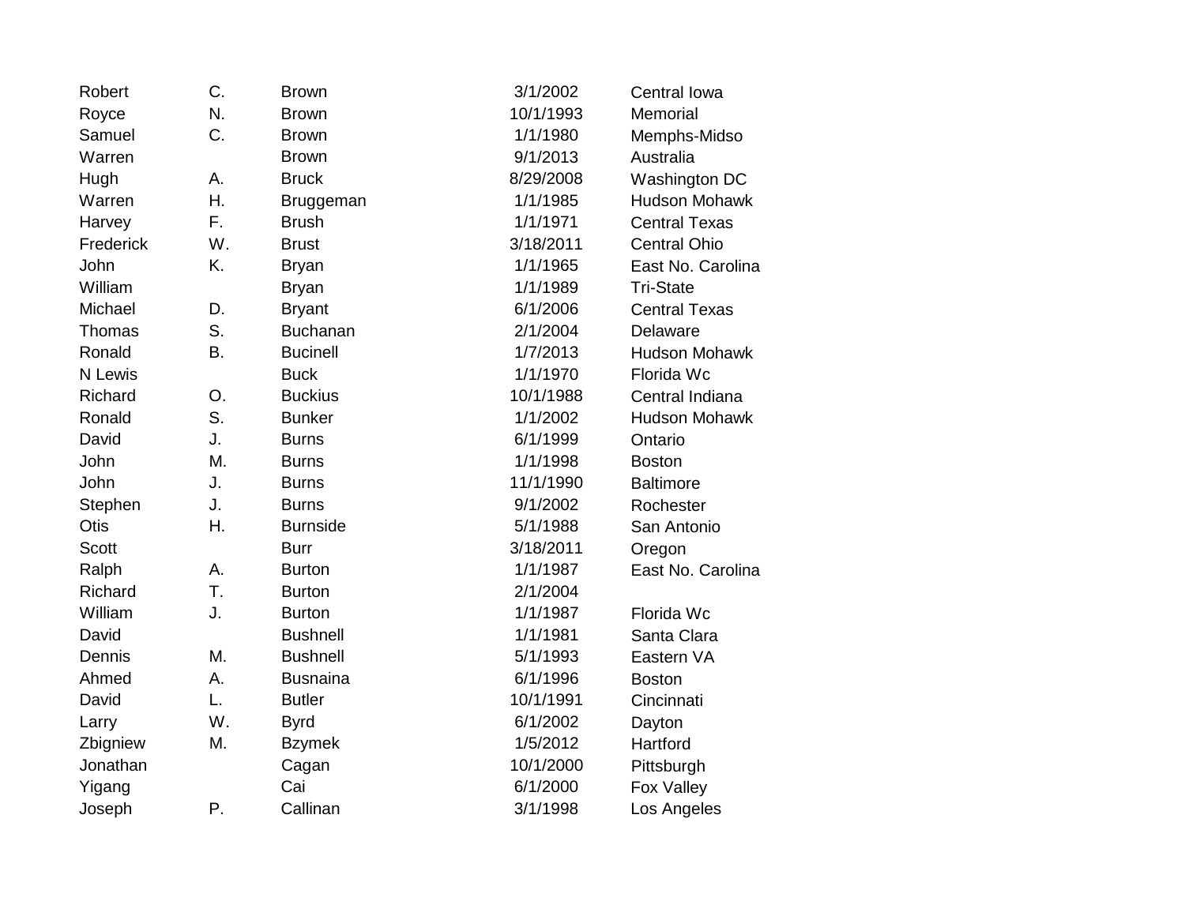| | | | | |
|---|---|---|---|---|
| Robert | C. | Brown | 3/1/2002 | Central Iowa |
| Royce | N. | Brown | 10/1/1993 | Memorial |
| Samuel | C. | Brown | 1/1/1980 | Memphs-Midso |
| Warren | | Brown | 9/1/2013 | Australia |
| Hugh | A. | Bruck | 8/29/2008 | Washington DC |
| Warren | H. | Bruggeman | 1/1/1985 | Hudson Mohawk |
| Harvey | F. | Brush | 1/1/1971 | Central Texas |
| Frederick | W. | Brust | 3/18/2011 | Central Ohio |
| John | K. | Bryan | 1/1/1965 | East No. Carolina |
| William | | Bryan | 1/1/1989 | Tri-State |
| Michael | D. | Bryant | 6/1/2006 | Central Texas |
| Thomas | S. | Buchanan | 2/1/2004 | Delaware |
| Ronald | B. | Bucinell | 1/7/2013 | Hudson Mohawk |
| N Lewis | | Buck | 1/1/1970 | Florida Wc |
| Richard | O. | Buckius | 10/1/1988 | Central Indiana |
| Ronald | S. | Bunker | 1/1/2002 | Hudson Mohawk |
| David | J. | Burns | 6/1/1999 | Ontario |
| John | M. | Burns | 1/1/1998 | Boston |
| John | J. | Burns | 11/1/1990 | Baltimore |
| Stephen | J. | Burns | 9/1/2002 | Rochester |
| Otis | H. | Burnside | 5/1/1988 | San Antonio |
| Scott | | Burr | 3/18/2011 | Oregon |
| Ralph | A. | Burton | 1/1/1987 | East No. Carolina |
| Richard | T. | Burton | 2/1/2004 | |
| William | J. | Burton | 1/1/1987 | Florida Wc |
| David | | Bushnell | 1/1/1981 | Santa Clara |
| Dennis | M. | Bushnell | 5/1/1993 | Eastern VA |
| Ahmed | A. | Busnaina | 6/1/1996 | Boston |
| David | L. | Butler | 10/1/1991 | Cincinnati |
| Larry | W. | Byrd | 6/1/2002 | Dayton |
| Zbigniew | M. | Bzymek | 1/5/2012 | Hartford |
| Jonathan | | Cagan | 10/1/2000 | Pittsburgh |
| Yigang | | Cai | 6/1/2000 | Fox Valley |
| Joseph | P. | Callinan | 3/1/1998 | Los Angeles |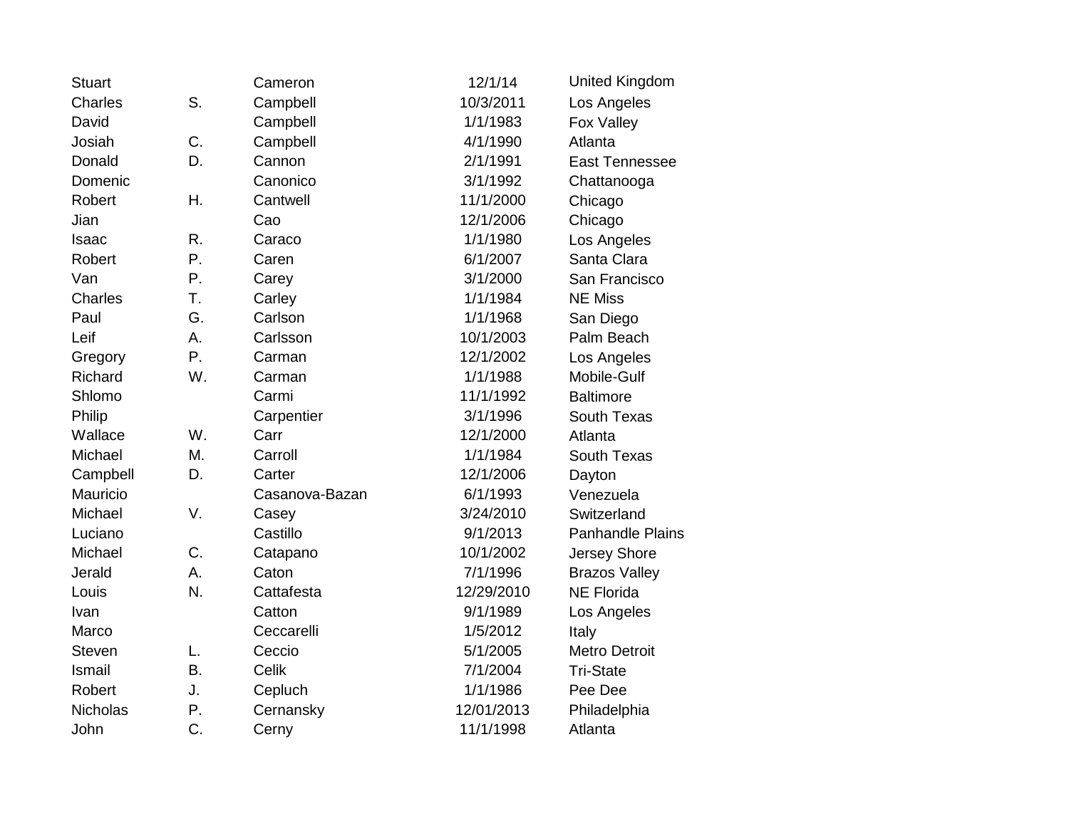| | | | | |
|---|---|---|---|---|
| Stuart | | Cameron | 12/1/14 | United Kingdom |
| Charles | S. | Campbell | 10/3/2011 | Los Angeles |
| David | | Campbell | 1/1/1983 | Fox Valley |
| Josiah | C. | Campbell | 4/1/1990 | Atlanta |
| Donald | D. | Cannon | 2/1/1991 | East Tennessee |
| Domenic | | Canonico | 3/1/1992 | Chattanooga |
| Robert | H. | Cantwell | 11/1/2000 | Chicago |
| Jian | | Cao | 12/1/2006 | Chicago |
| Isaac | R. | Caraco | 1/1/1980 | Los Angeles |
| Robert | P. | Caren | 6/1/2007 | Santa Clara |
| Van | P. | Carey | 3/1/2000 | San Francisco |
| Charles | T. | Carley | 1/1/1984 | NE Miss |
| Paul | G. | Carlson | 1/1/1968 | San Diego |
| Leif | A. | Carlsson | 10/1/2003 | Palm Beach |
| Gregory | P. | Carman | 12/1/2002 | Los Angeles |
| Richard | W. | Carman | 1/1/1988 | Mobile-Gulf |
| Shlomo | | Carmi | 11/1/1992 | Baltimore |
| Philip | | Carpentier | 3/1/1996 | South Texas |
| Wallace | W. | Carr | 12/1/2000 | Atlanta |
| Michael | M. | Carroll | 1/1/1984 | South Texas |
| Campbell | D. | Carter | 12/1/2006 | Dayton |
| Mauricio | | Casanova-Bazan | 6/1/1993 | Venezuela |
| Michael | V. | Casey | 3/24/2010 | Switzerland |
| Luciano | | Castillo | 9/1/2013 | Panhandle Plains |
| Michael | C. | Catapano | 10/1/2002 | Jersey Shore |
| Jerald | A. | Caton | 7/1/1996 | Brazos Valley |
| Louis | N. | Cattafesta | 12/29/2010 | NE Florida |
| Ivan | | Catton | 9/1/1989 | Los Angeles |
| Marco | | Ceccarelli | 1/5/2012 | Italy |
| Steven | L. | Ceccio | 5/1/2005 | Metro Detroit |
| Ismail | B. | Celik | 7/1/2004 | Tri-State |
| Robert | J. | Cepluch | 1/1/1986 | Pee Dee |
| Nicholas | P. | Cernansky | 12/01/2013 | Philadelphia |
| John | C. | Cerny | 11/1/1998 | Atlanta |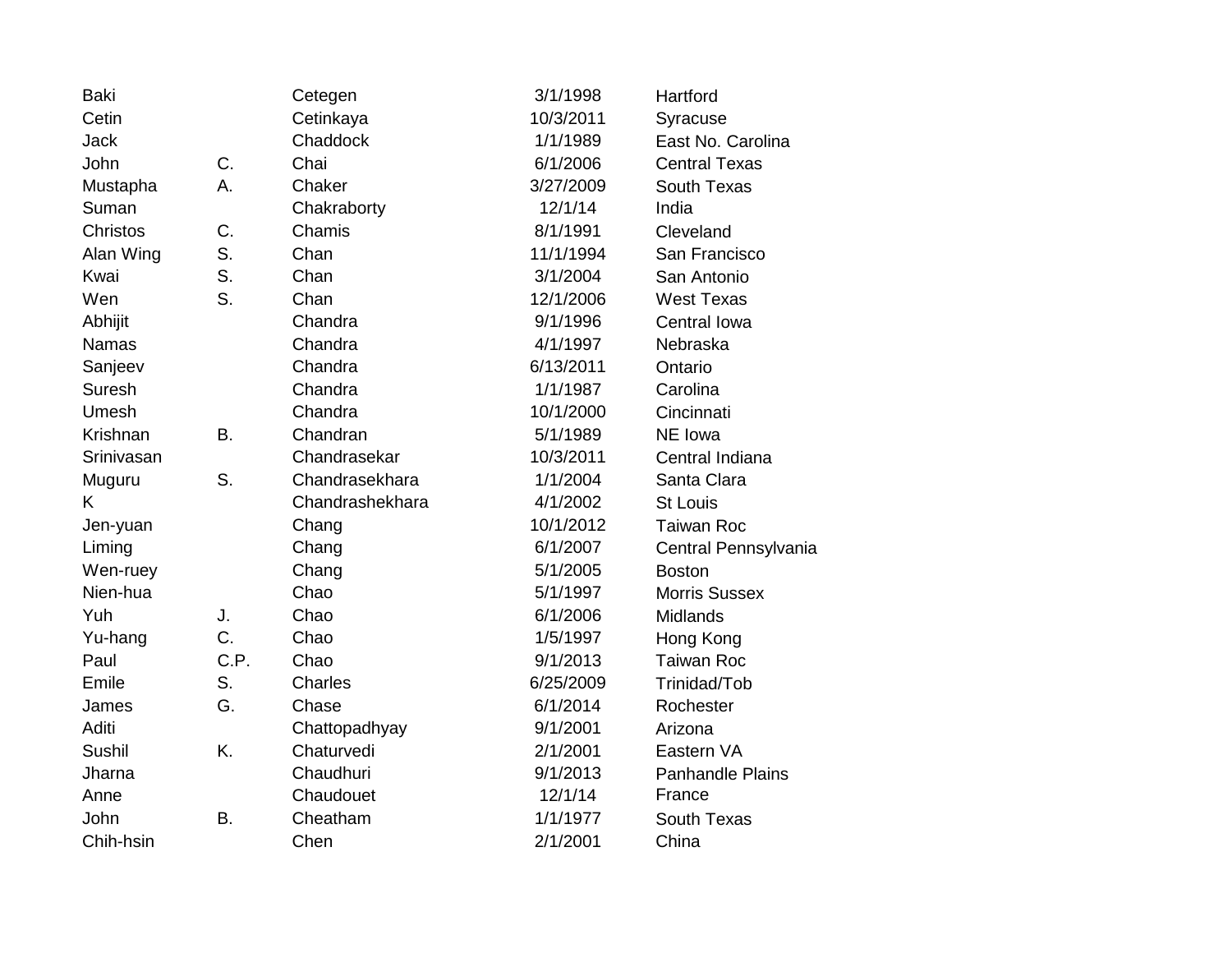| | | | | |
|---|---|---|---|---|
| Baki | | Cetegen | 3/1/1998 | Hartford |
| Cetin | | Cetinkaya | 10/3/2011 | Syracuse |
| Jack | | Chaddock | 1/1/1989 | East No. Carolina |
| John | C. | Chai | 6/1/2006 | Central Texas |
| Mustapha | A. | Chaker | 3/27/2009 | South Texas |
| Suman | | Chakraborty | 12/1/14 | India |
| Christos | C. | Chamis | 8/1/1991 | Cleveland |
| Alan Wing | S. | Chan | 11/1/1994 | San Francisco |
| Kwai | S. | Chan | 3/1/2004 | San Antonio |
| Wen | S. | Chan | 12/1/2006 | West Texas |
| Abhijit | | Chandra | 9/1/1996 | Central Iowa |
| Namas | | Chandra | 4/1/1997 | Nebraska |
| Sanjeev | | Chandra | 6/13/2011 | Ontario |
| Suresh | | Chandra | 1/1/1987 | Carolina |
| Umesh | | Chandra | 10/1/2000 | Cincinnati |
| Krishnan | B. | Chandran | 5/1/1989 | NE Iowa |
| Srinivasan | | Chandrasekar | 10/3/2011 | Central Indiana |
| Muguru | S. | Chandrasekhara | 1/1/2004 | Santa Clara |
| K | | Chandrashekhara | 4/1/2002 | St Louis |
| Jen-yuan | | Chang | 10/1/2012 | Taiwan Roc |
| Liming | | Chang | 6/1/2007 | Central Pennsylvania |
| Wen-ruey | | Chang | 5/1/2005 | Boston |
| Nien-hua | | Chao | 5/1/1997 | Morris Sussex |
| Yuh | J. | Chao | 6/1/2006 | Midlands |
| Yu-hang | C. | Chao | 1/5/1997 | Hong Kong |
| Paul | C.P. | Chao | 9/1/2013 | Taiwan Roc |
| Emile | S. | Charles | 6/25/2009 | Trinidad/Tob |
| James | G. | Chase | 6/1/2014 | Rochester |
| Aditi | | Chattopadhyay | 9/1/2001 | Arizona |
| Sushil | K. | Chaturvedi | 2/1/2001 | Eastern VA |
| Jharna | | Chaudhuri | 9/1/2013 | Panhandle Plains |
| Anne | | Chaudouet | 12/1/14 | France |
| John | B. | Cheatham | 1/1/1977 | South Texas |
| Chih-hsin | | Chen | 2/1/2001 | China |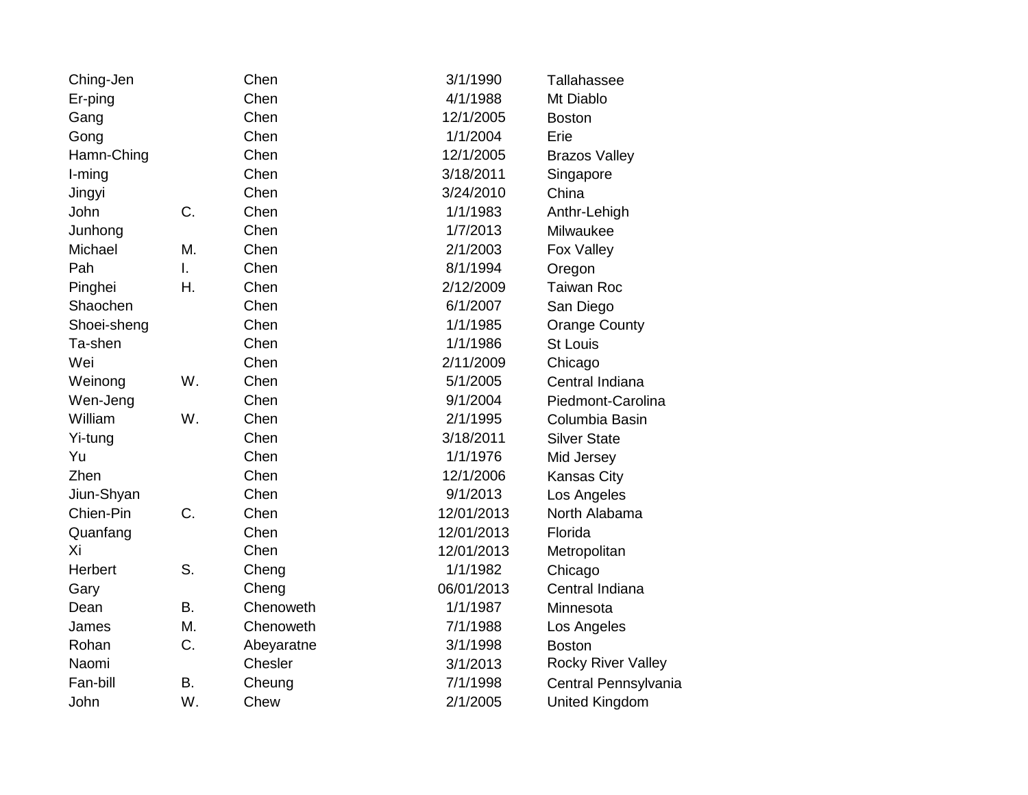| | | | | |
|---|---|---|---|---|
| Ching-Jen | | Chen | 3/1/1990 | Tallahassee |
| Er-ping | | Chen | 4/1/1988 | Mt Diablo |
| Gang | | Chen | 12/1/2005 | Boston |
| Gong | | Chen | 1/1/2004 | Erie |
| Hamn-Ching | | Chen | 12/1/2005 | Brazos Valley |
| I-ming | | Chen | 3/18/2011 | Singapore |
| Jingyi | | Chen | 3/24/2010 | China |
| John | C. | Chen | 1/1/1983 | Anthr-Lehigh |
| Junhong | | Chen | 1/7/2013 | Milwaukee |
| Michael | M. | Chen | 2/1/2003 | Fox Valley |
| Pah | I. | Chen | 8/1/1994 | Oregon |
| Pinghei | H. | Chen | 2/12/2009 | Taiwan Roc |
| Shaochen | | Chen | 6/1/2007 | San Diego |
| Shoei-sheng | | Chen | 1/1/1985 | Orange County |
| Ta-shen | | Chen | 1/1/1986 | St Louis |
| Wei | | Chen | 2/11/2009 | Chicago |
| Weinong | W. | Chen | 5/1/2005 | Central Indiana |
| Wen-Jeng | | Chen | 9/1/2004 | Piedmont-Carolina |
| William | W. | Chen | 2/1/1995 | Columbia Basin |
| Yi-tung | | Chen | 3/18/2011 | Silver State |
| Yu | | Chen | 1/1/1976 | Mid Jersey |
| Zhen | | Chen | 12/1/2006 | Kansas City |
| Jiun-Shyan | | Chen | 9/1/2013 | Los Angeles |
| Chien-Pin | C. | Chen | 12/01/2013 | North Alabama |
| Quanfang | | Chen | 12/01/2013 | Florida |
| Xi | | Chen | 12/01/2013 | Metropolitan |
| Herbert | S. | Cheng | 1/1/1982 | Chicago |
| Gary | | Cheng | 06/01/2013 | Central Indiana |
| Dean | B. | Chenoweth | 1/1/1987 | Minnesota |
| James | M. | Chenoweth | 7/1/1988 | Los Angeles |
| Rohan | C. | Abeyaratne | 3/1/1998 | Boston |
| Naomi | | Chesler | 3/1/2013 | Rocky River Valley |
| Fan-bill | B. | Cheung | 7/1/1998 | Central Pennsylvania |
| John | W. | Chew | 2/1/2005 | United Kingdom |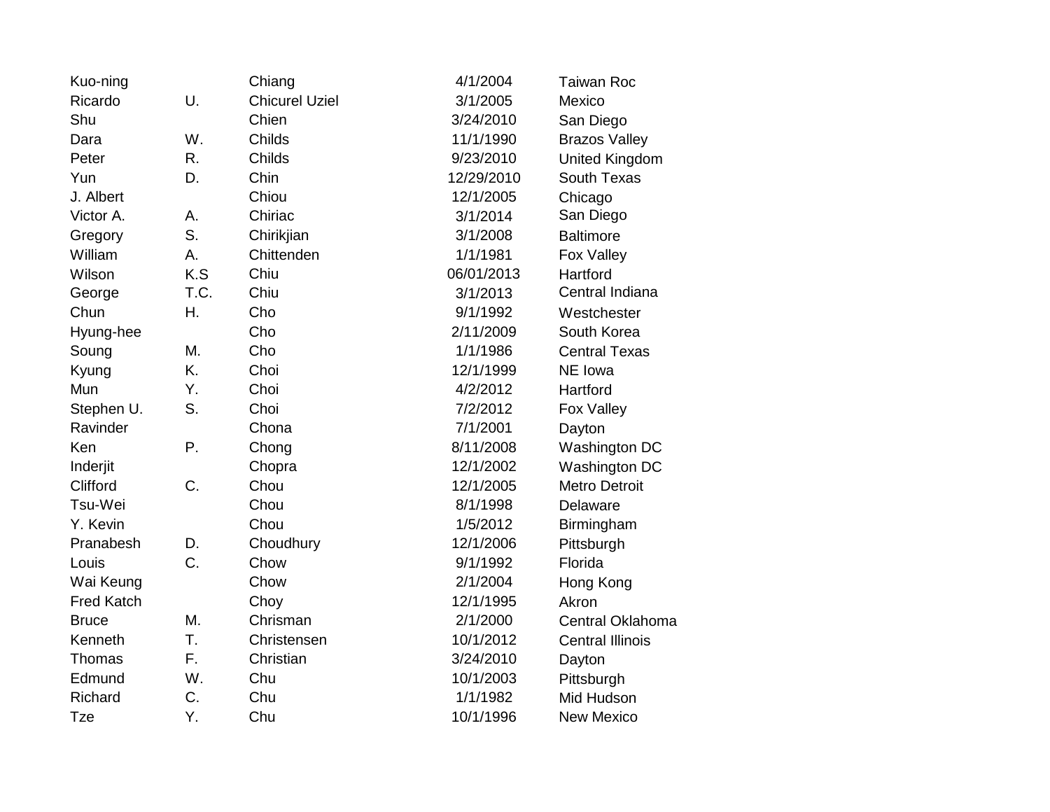| | | | | |
|---|---|---|---|---|
| Kuo-ning | | Chiang | 4/1/2004 | Taiwan Roc |
| Ricardo | U. | Chicurel Uziel | 3/1/2005 | Mexico |
| Shu | | Chien | 3/24/2010 | San Diego |
| Dara | W. | Childs | 11/1/1990 | Brazos Valley |
| Peter | R. | Childs | 9/23/2010 | United Kingdom |
| Yun | D. | Chin | 12/29/2010 | South Texas |
| J. Albert | | Chiou | 12/1/2005 | Chicago |
| Victor A. | A. | Chiriac | 3/1/2014 | San Diego |
| Gregory | S. | Chirikjian | 3/1/2008 | Baltimore |
| William | A. | Chittenden | 1/1/1981 | Fox Valley |
| Wilson | K.S | Chiu | 06/01/2013 | Hartford |
| George | T.C. | Chiu | 3/1/2013 | Central Indiana |
| Chun | H. | Cho | 9/1/1992 | Westchester |
| Hyung-hee | | Cho | 2/11/2009 | South Korea |
| Soung | M. | Cho | 1/1/1986 | Central Texas |
| Kyung | K. | Choi | 12/1/1999 | NE Iowa |
| Mun | Y. | Choi | 4/2/2012 | Hartford |
| Stephen U. | S. | Choi | 7/2/2012 | Fox Valley |
| Ravinder | | Chona | 7/1/2001 | Dayton |
| Ken | P. | Chong | 8/11/2008 | Washington DC |
| Inderjit | | Chopra | 12/1/2002 | Washington DC |
| Clifford | C. | Chou | 12/1/2005 | Metro Detroit |
| Tsu-Wei | | Chou | 8/1/1998 | Delaware |
| Y. Kevin | | Chou | 1/5/2012 | Birmingham |
| Pranabesh | D. | Choudhury | 12/1/2006 | Pittsburgh |
| Louis | C. | Chow | 9/1/1992 | Florida |
| Wai Keung | | Chow | 2/1/2004 | Hong Kong |
| Fred Katch | | Choy | 12/1/1995 | Akron |
| Bruce | M. | Chrisman | 2/1/2000 | Central Oklahoma |
| Kenneth | T. | Christensen | 10/1/2012 | Central Illinois |
| Thomas | F. | Christian | 3/24/2010 | Dayton |
| Edmund | W. | Chu | 10/1/2003 | Pittsburgh |
| Richard | C. | Chu | 1/1/1982 | Mid Hudson |
| Tze | Y. | Chu | 10/1/1996 | New Mexico |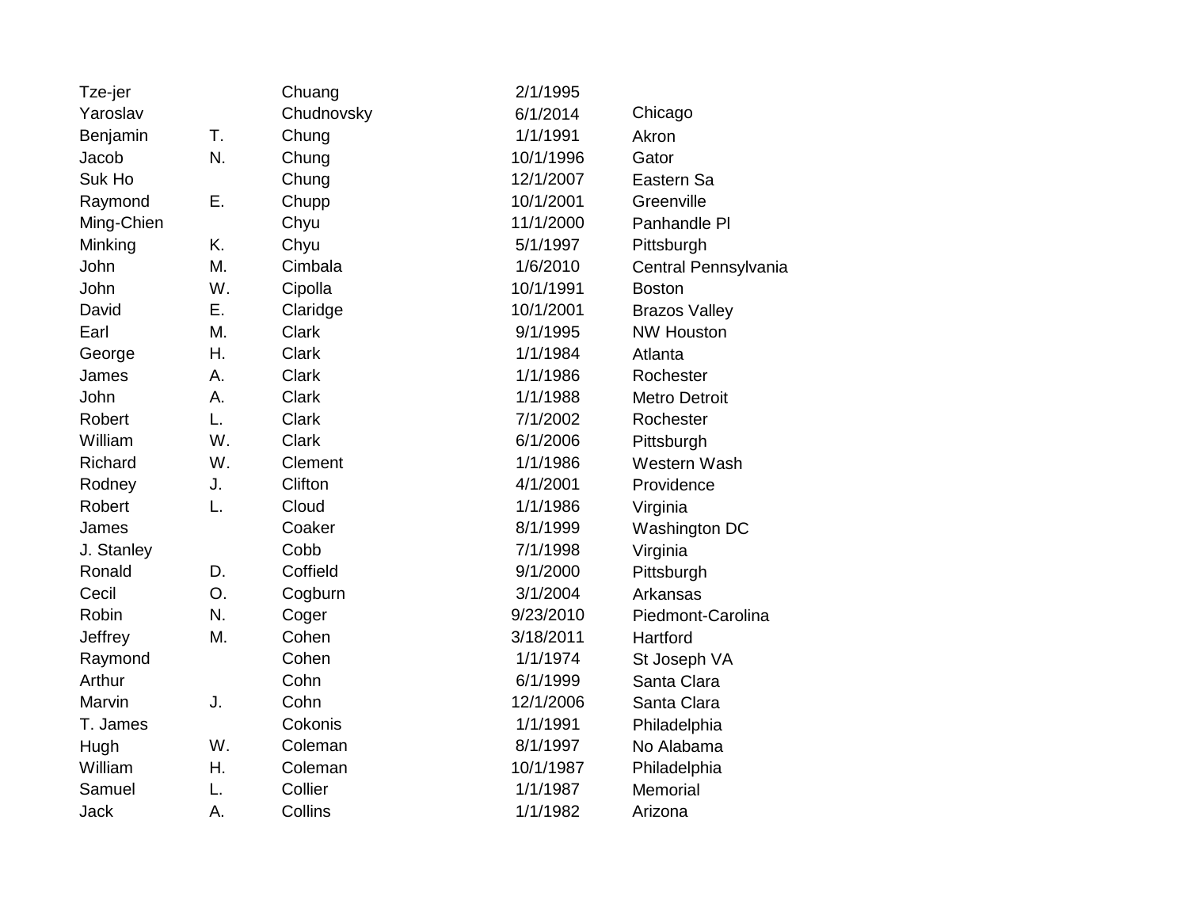| | | | | |
|---|---|---|---|---|
| Tze-jer | | Chuang | 2/1/1995 | |
| Yaroslav | | Chudnovsky | 6/1/2014 | Chicago |
| Benjamin | T. | Chung | 1/1/1991 | Akron |
| Jacob | N. | Chung | 10/1/1996 | Gator |
| Suk Ho | | Chung | 12/1/2007 | Eastern Sa |
| Raymond | E. | Chupp | 10/1/2001 | Greenville |
| Ming-Chien | | Chyu | 11/1/2000 | Panhandle Pl |
| Minking | K. | Chyu | 5/1/1997 | Pittsburgh |
| John | M. | Cimbala | 1/6/2010 | Central Pennsylvania |
| John | W. | Cipolla | 10/1/1991 | Boston |
| David | E. | Claridge | 10/1/2001 | Brazos Valley |
| Earl | M. | Clark | 9/1/1995 | NW Houston |
| George | H. | Clark | 1/1/1984 | Atlanta |
| James | A. | Clark | 1/1/1986 | Rochester |
| John | A. | Clark | 1/1/1988 | Metro Detroit |
| Robert | L. | Clark | 7/1/2002 | Rochester |
| William | W. | Clark | 6/1/2006 | Pittsburgh |
| Richard | W. | Clement | 1/1/1986 | Western Wash |
| Rodney | J. | Clifton | 4/1/2001 | Providence |
| Robert | L. | Cloud | 1/1/1986 | Virginia |
| James | | Coaker | 8/1/1999 | Washington DC |
| J. Stanley | | Cobb | 7/1/1998 | Virginia |
| Ronald | D. | Coffield | 9/1/2000 | Pittsburgh |
| Cecil | O. | Cogburn | 3/1/2004 | Arkansas |
| Robin | N. | Coger | 9/23/2010 | Piedmont-Carolina |
| Jeffrey | M. | Cohen | 3/18/2011 | Hartford |
| Raymond | | Cohen | 1/1/1974 | St Joseph VA |
| Arthur | | Cohn | 6/1/1999 | Santa Clara |
| Marvin | J. | Cohn | 12/1/2006 | Santa Clara |
| T. James | | Cokonis | 1/1/1991 | Philadelphia |
| Hugh | W. | Coleman | 8/1/1997 | No Alabama |
| William | H. | Coleman | 10/1/1987 | Philadelphia |
| Samuel | L. | Collier | 1/1/1987 | Memorial |
| Jack | A. | Collins | 1/1/1982 | Arizona |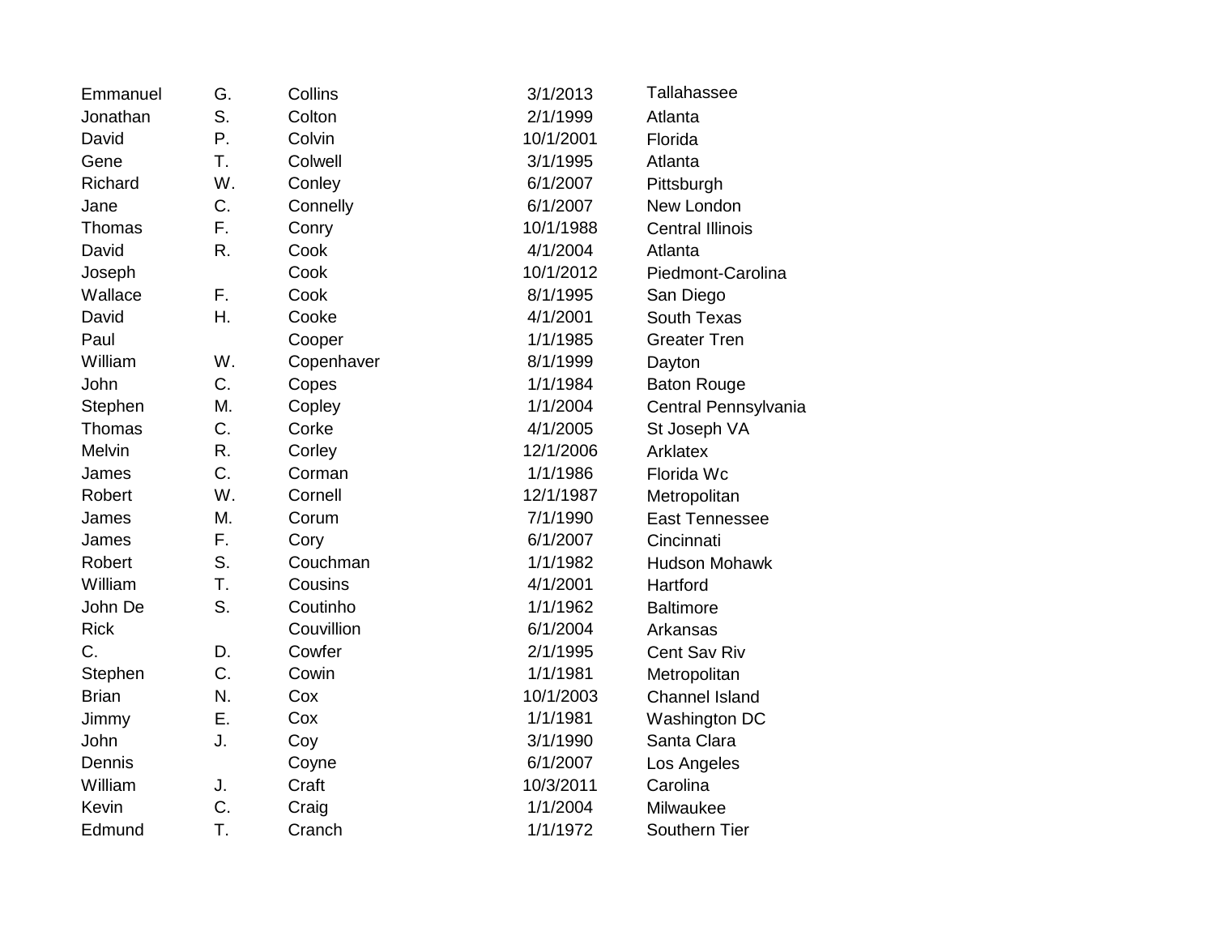| | | | | |
|---|---|---|---|---|
| Emmanuel | G. | Collins | 3/1/2013 | Tallahassee |
| Jonathan | S. | Colton | 2/1/1999 | Atlanta |
| David | P. | Colvin | 10/1/2001 | Florida |
| Gene | T. | Colwell | 3/1/1995 | Atlanta |
| Richard | W. | Conley | 6/1/2007 | Pittsburgh |
| Jane | C. | Connelly | 6/1/2007 | New London |
| Thomas | F. | Conry | 10/1/1988 | Central Illinois |
| David | R. | Cook | 4/1/2004 | Atlanta |
| Joseph | | Cook | 10/1/2012 | Piedmont-Carolina |
| Wallace | F. | Cook | 8/1/1995 | San Diego |
| David | H. | Cooke | 4/1/2001 | South Texas |
| Paul | | Cooper | 1/1/1985 | Greater Tren |
| William | W. | Copenhaver | 8/1/1999 | Dayton |
| John | C. | Copes | 1/1/1984 | Baton Rouge |
| Stephen | M. | Copley | 1/1/2004 | Central Pennsylvania |
| Thomas | C. | Corke | 4/1/2005 | St Joseph VA |
| Melvin | R. | Corley | 12/1/2006 | Arklatex |
| James | C. | Corman | 1/1/1986 | Florida Wc |
| Robert | W. | Cornell | 12/1/1987 | Metropolitan |
| James | M. | Corum | 7/1/1990 | East Tennessee |
| James | F. | Cory | 6/1/2007 | Cincinnati |
| Robert | S. | Couchman | 1/1/1982 | Hudson Mohawk |
| William | T. | Cousins | 4/1/2001 | Hartford |
| John De | S. | Coutinho | 1/1/1962 | Baltimore |
| Rick | | Couvillion | 6/1/2004 | Arkansas |
| C. | D. | Cowfer | 2/1/1995 | Cent Sav Riv |
| Stephen | C. | Cowin | 1/1/1981 | Metropolitan |
| Brian | N. | Cox | 10/1/2003 | Channel Island |
| Jimmy | E. | Cox | 1/1/1981 | Washington DC |
| John | J. | Coy | 3/1/1990 | Santa Clara |
| Dennis | | Coyne | 6/1/2007 | Los Angeles |
| William | J. | Craft | 10/3/2011 | Carolina |
| Kevin | C. | Craig | 1/1/2004 | Milwaukee |
| Edmund | T. | Cranch | 1/1/1972 | Southern Tier |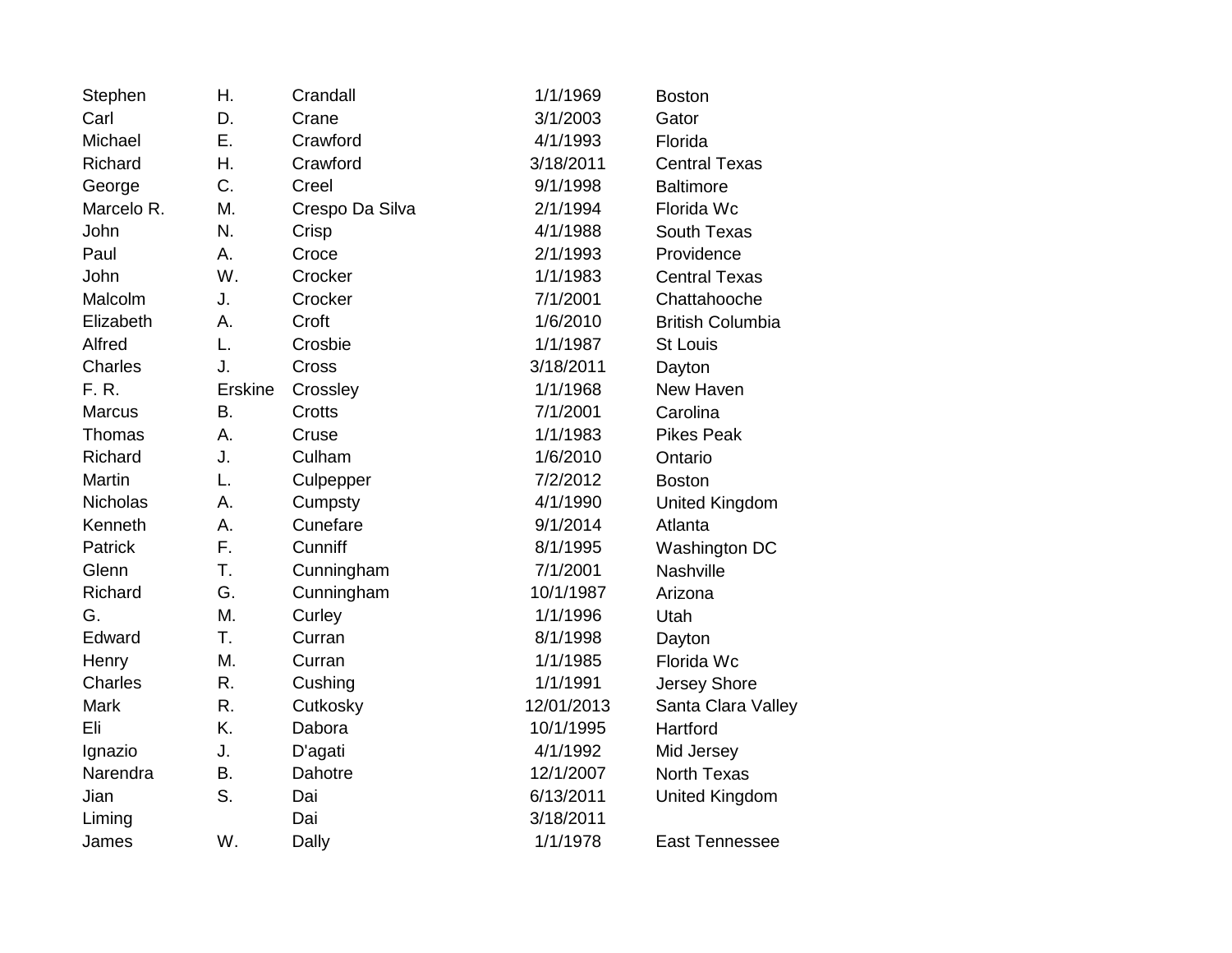| | | | | |
|---|---|---|---|---|
| Stephen | H. | Crandall | 1/1/1969 | Boston |
| Carl | D. | Crane | 3/1/2003 | Gator |
| Michael | E. | Crawford | 4/1/1993 | Florida |
| Richard | H. | Crawford | 3/18/2011 | Central Texas |
| George | C. | Creel | 9/1/1998 | Baltimore |
| Marcelo R. | M. | Crespo Da Silva | 2/1/1994 | Florida Wc |
| John | N. | Crisp | 4/1/1988 | South Texas |
| Paul | A. | Croce | 2/1/1993 | Providence |
| John | W. | Crocker | 1/1/1983 | Central Texas |
| Malcolm | J. | Crocker | 7/1/2001 | Chattahooche |
| Elizabeth | A. | Croft | 1/6/2010 | British Columbia |
| Alfred | L. | Crosbie | 1/1/1987 | St Louis |
| Charles | J. | Cross | 3/18/2011 | Dayton |
| F. R. | Erskine | Crossley | 1/1/1968 | New Haven |
| Marcus | B. | Crotts | 7/1/2001 | Carolina |
| Thomas | A. | Cruse | 1/1/1983 | Pikes Peak |
| Richard | J. | Culham | 1/6/2010 | Ontario |
| Martin | L. | Culpepper | 7/2/2012 | Boston |
| Nicholas | A. | Cumpsty | 4/1/1990 | United Kingdom |
| Kenneth | A. | Cunefare | 9/1/2014 | Atlanta |
| Patrick | F. | Cunniff | 8/1/1995 | Washington DC |
| Glenn | T. | Cunningham | 7/1/2001 | Nashville |
| Richard | G. | Cunningham | 10/1/1987 | Arizona |
| G. | M. | Curley | 1/1/1996 | Utah |
| Edward | T. | Curran | 8/1/1998 | Dayton |
| Henry | M. | Curran | 1/1/1985 | Florida Wc |
| Charles | R. | Cushing | 1/1/1991 | Jersey Shore |
| Mark | R. | Cutkosky | 12/01/2013 | Santa Clara Valley |
| Eli | K. | Dabora | 10/1/1995 | Hartford |
| Ignazio | J. | D'agati | 4/1/1992 | Mid Jersey |
| Narendra | B. | Dahotre | 12/1/2007 | North Texas |
| Jian | S. | Dai | 6/13/2011 | United Kingdom |
| Liming | | Dai | 3/18/2011 | |
| James | W. | Dally | 1/1/1978 | East Tennessee |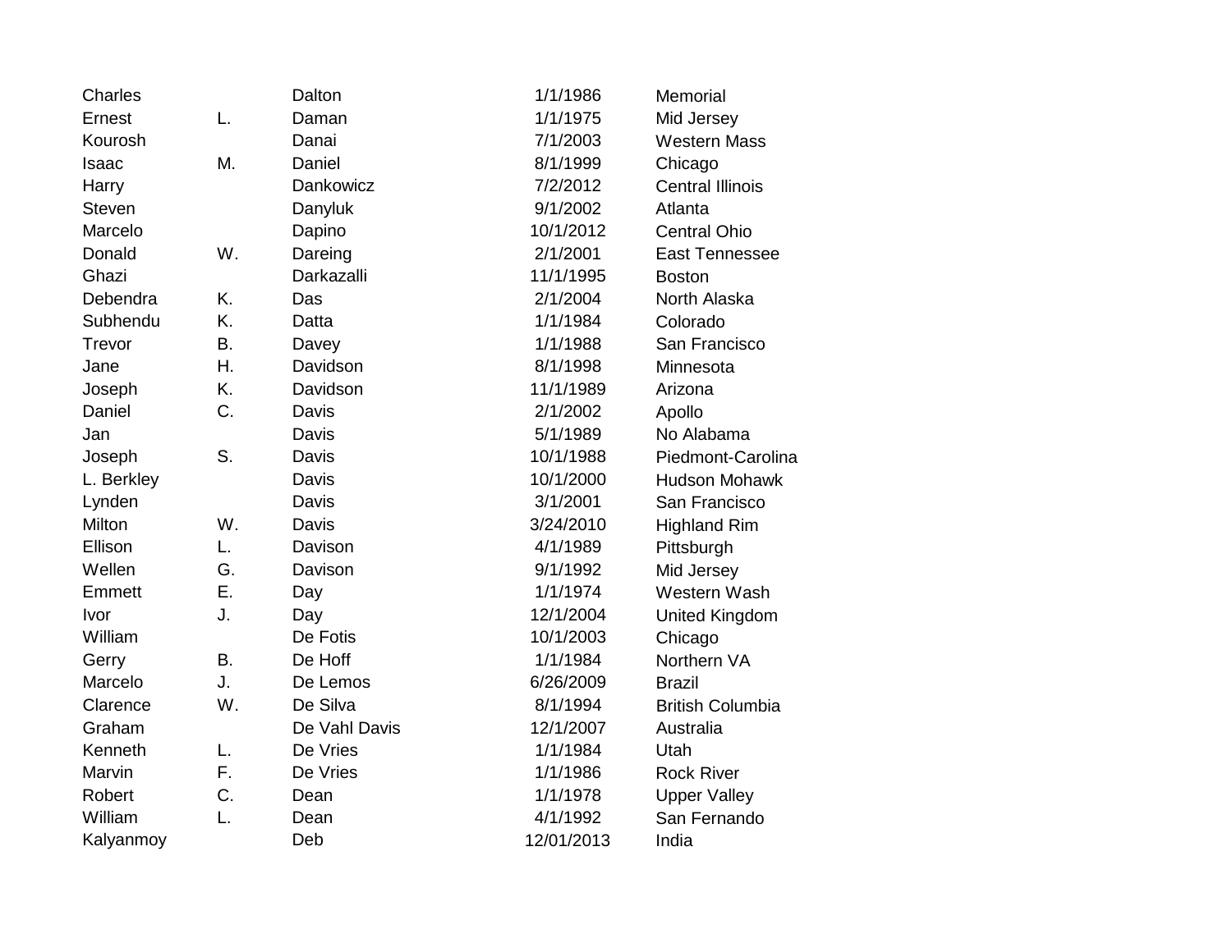| | | | | |
|---|---|---|---|---|
| Charles | | Dalton | 1/1/1986 | Memorial |
| Ernest | L. | Daman | 1/1/1975 | Mid Jersey |
| Kourosh | | Danai | 7/1/2003 | Western Mass |
| Isaac | M. | Daniel | 8/1/1999 | Chicago |
| Harry | | Dankowicz | 7/2/2012 | Central Illinois |
| Steven | | Danyluk | 9/1/2002 | Atlanta |
| Marcelo | | Dapino | 10/1/2012 | Central Ohio |
| Donald | W. | Dareing | 2/1/2001 | East Tennessee |
| Ghazi | | Darkazalli | 11/1/1995 | Boston |
| Debendra | K. | Das | 2/1/2004 | North Alaska |
| Subhendu | K. | Datta | 1/1/1984 | Colorado |
| Trevor | B. | Davey | 1/1/1988 | San Francisco |
| Jane | H. | Davidson | 8/1/1998 | Minnesota |
| Joseph | K. | Davidson | 11/1/1989 | Arizona |
| Daniel | C. | Davis | 2/1/2002 | Apollo |
| Jan | | Davis | 5/1/1989 | No Alabama |
| Joseph | S. | Davis | 10/1/1988 | Piedmont-Carolina |
| L. Berkley | | Davis | 10/1/2000 | Hudson Mohawk |
| Lynden | | Davis | 3/1/2001 | San Francisco |
| Milton | W. | Davis | 3/24/2010 | Highland Rim |
| Ellison | L. | Davison | 4/1/1989 | Pittsburgh |
| Wellen | G. | Davison | 9/1/1992 | Mid Jersey |
| Emmett | E. | Day | 1/1/1974 | Western Wash |
| Ivor | J. | Day | 12/1/2004 | United Kingdom |
| William | | De Fotis | 10/1/2003 | Chicago |
| Gerry | B. | De Hoff | 1/1/1984 | Northern VA |
| Marcelo | J. | De Lemos | 6/26/2009 | Brazil |
| Clarence | W. | De Silva | 8/1/1994 | British Columbia |
| Graham | | De Vahl Davis | 12/1/2007 | Australia |
| Kenneth | L. | De Vries | 1/1/1984 | Utah |
| Marvin | F. | De Vries | 1/1/1986 | Rock River |
| Robert | C. | Dean | 1/1/1978 | Upper Valley |
| William | L. | Dean | 4/1/1992 | San Fernando |
| Kalyanmoy | | Deb | 12/01/2013 | India |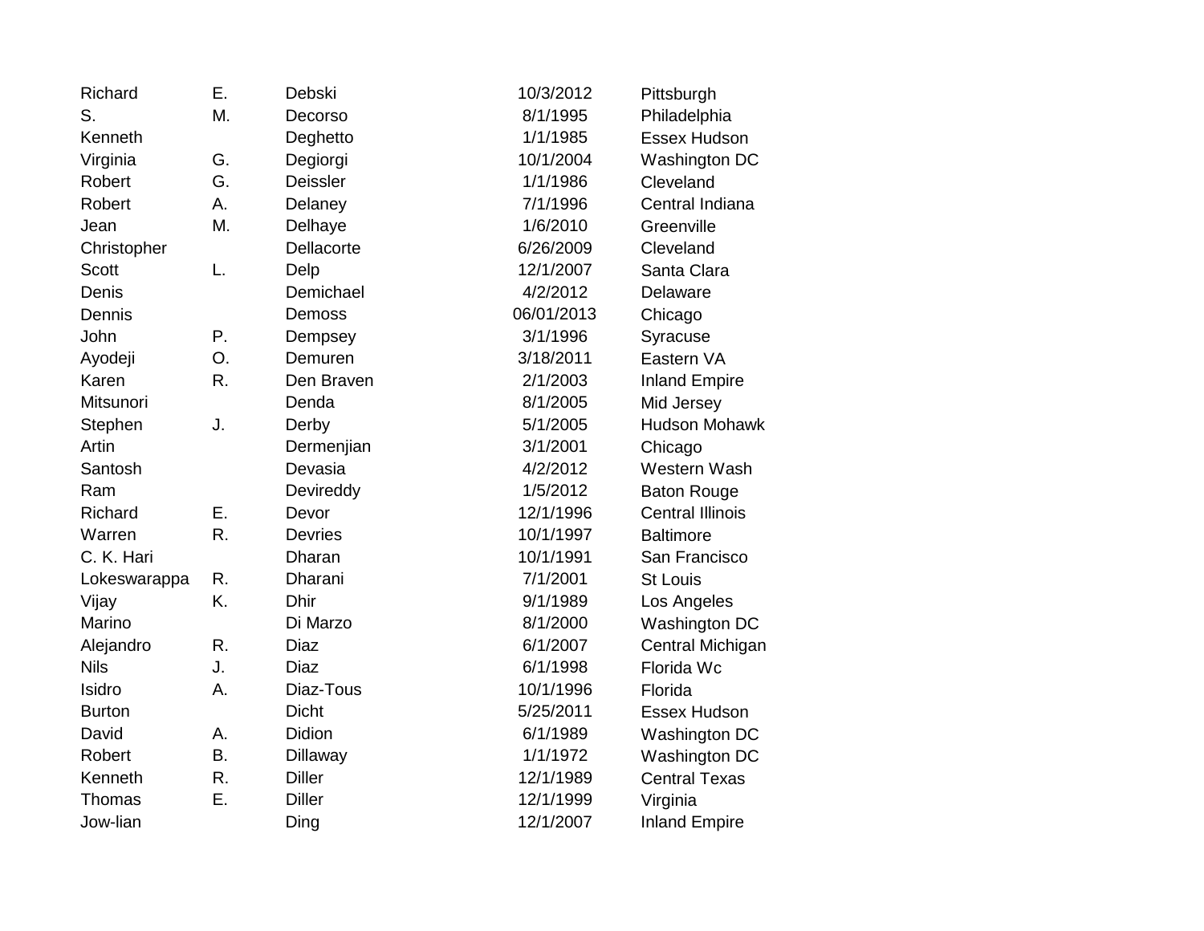| | | | | |
|---|---|---|---|---|
| Richard | E. | Debski | 10/3/2012 | Pittsburgh |
| S. | M. | Decorso | 8/1/1995 | Philadelphia |
| Kenneth | | Deghetto | 1/1/1985 | Essex Hudson |
| Virginia | G. | Degiorgi | 10/1/2004 | Washington DC |
| Robert | G. | Deissler | 1/1/1986 | Cleveland |
| Robert | A. | Delaney | 7/1/1996 | Central Indiana |
| Jean | M. | Delhaye | 1/6/2010 | Greenville |
| Christopher | | Dellacorte | 6/26/2009 | Cleveland |
| Scott | L. | Delp | 12/1/2007 | Santa Clara |
| Denis | | Demichael | 4/2/2012 | Delaware |
| Dennis | | Demoss | 06/01/2013 | Chicago |
| John | P. | Dempsey | 3/1/1996 | Syracuse |
| Ayodeji | O. | Demuren | 3/18/2011 | Eastern VA |
| Karen | R. | Den Braven | 2/1/2003 | Inland Empire |
| Mitsunori | | Denda | 8/1/2005 | Mid Jersey |
| Stephen | J. | Derby | 5/1/2005 | Hudson Mohawk |
| Artin | | Dermenjian | 3/1/2001 | Chicago |
| Santosh | | Devasia | 4/2/2012 | Western Wash |
| Ram | | Devireddy | 1/5/2012 | Baton Rouge |
| Richard | E. | Devor | 12/1/1996 | Central Illinois |
| Warren | R. | Devries | 10/1/1997 | Baltimore |
| C. K. Hari | | Dharan | 10/1/1991 | San Francisco |
| Lokeswarappa | R. | Dharani | 7/1/2001 | St Louis |
| Vijay | K. | Dhir | 9/1/1989 | Los Angeles |
| Marino | | Di Marzo | 8/1/2000 | Washington DC |
| Alejandro | R. | Diaz | 6/1/2007 | Central Michigan |
| Nils | J. | Diaz | 6/1/1998 | Florida Wc |
| Isidro | A. | Diaz-Tous | 10/1/1996 | Florida |
| Burton | | Dicht | 5/25/2011 | Essex Hudson |
| David | A. | Didion | 6/1/1989 | Washington DC |
| Robert | B. | Dillaway | 1/1/1972 | Washington DC |
| Kenneth | R. | Diller | 12/1/1989 | Central Texas |
| Thomas | E. | Diller | 12/1/1999 | Virginia |
| Jow-lian | | Ding | 12/1/2007 | Inland Empire |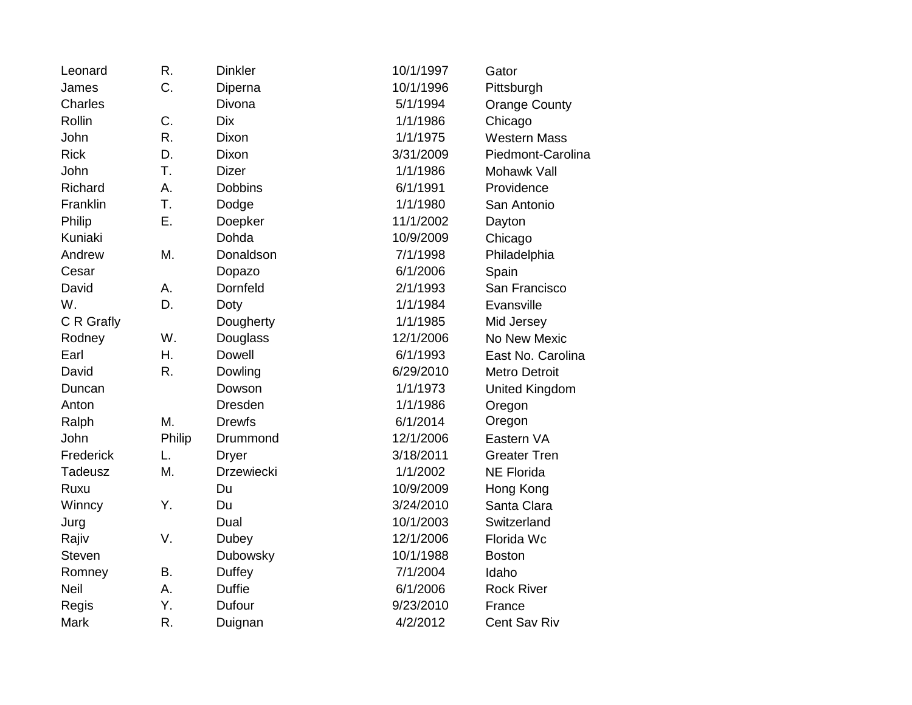| | | | | |
|---|---|---|---|---|
| Leonard | R. | Dinkler | 10/1/1997 | Gator |
| James | C. | Diperna | 10/1/1996 | Pittsburgh |
| Charles | | Divona | 5/1/1994 | Orange County |
| Rollin | C. | Dix | 1/1/1986 | Chicago |
| John | R. | Dixon | 1/1/1975 | Western Mass |
| Rick | D. | Dixon | 3/31/2009 | Piedmont-Carolina |
| John | T. | Dizer | 1/1/1986 | Mohawk Vall |
| Richard | A. | Dobbins | 6/1/1991 | Providence |
| Franklin | T. | Dodge | 1/1/1980 | San Antonio |
| Philip | E. | Doepker | 11/1/2002 | Dayton |
| Kuniaki | | Dohda | 10/9/2009 | Chicago |
| Andrew | M. | Donaldson | 7/1/1998 | Philadelphia |
| Cesar | | Dopazo | 6/1/2006 | Spain |
| David | A. | Dornfeld | 2/1/1993 | San Francisco |
| W. | D. | Doty | 1/1/1984 | Evansville |
| C R Grafly | | Dougherty | 1/1/1985 | Mid Jersey |
| Rodney | W. | Douglass | 12/1/2006 | No New Mexic |
| Earl | H. | Dowell | 6/1/1993 | East No. Carolina |
| David | R. | Dowling | 6/29/2010 | Metro Detroit |
| Duncan | | Dowson | 1/1/1973 | United Kingdom |
| Anton | | Dresden | 1/1/1986 | Oregon |
| Ralph | M. | Drewfs | 6/1/2014 | Oregon |
| John | Philip | Drummond | 12/1/2006 | Eastern VA |
| Frederick | L. | Dryer | 3/18/2011 | Greater Tren |
| Tadeusz | M. | Drzewiecki | 1/1/2002 | NE Florida |
| Ruxu | | Du | 10/9/2009 | Hong Kong |
| Winncy | Y. | Du | 3/24/2010 | Santa Clara |
| Jurg | | Dual | 10/1/2003 | Switzerland |
| Rajiv | V. | Dubey | 12/1/2006 | Florida Wc |
| Steven | | Dubowsky | 10/1/1988 | Boston |
| Romney | B. | Duffey | 7/1/2004 | Idaho |
| Neil | A. | Duffie | 6/1/2006 | Rock River |
| Regis | Y. | Dufour | 9/23/2010 | France |
| Mark | R. | Duignan | 4/2/2012 | Cent Sav Riv |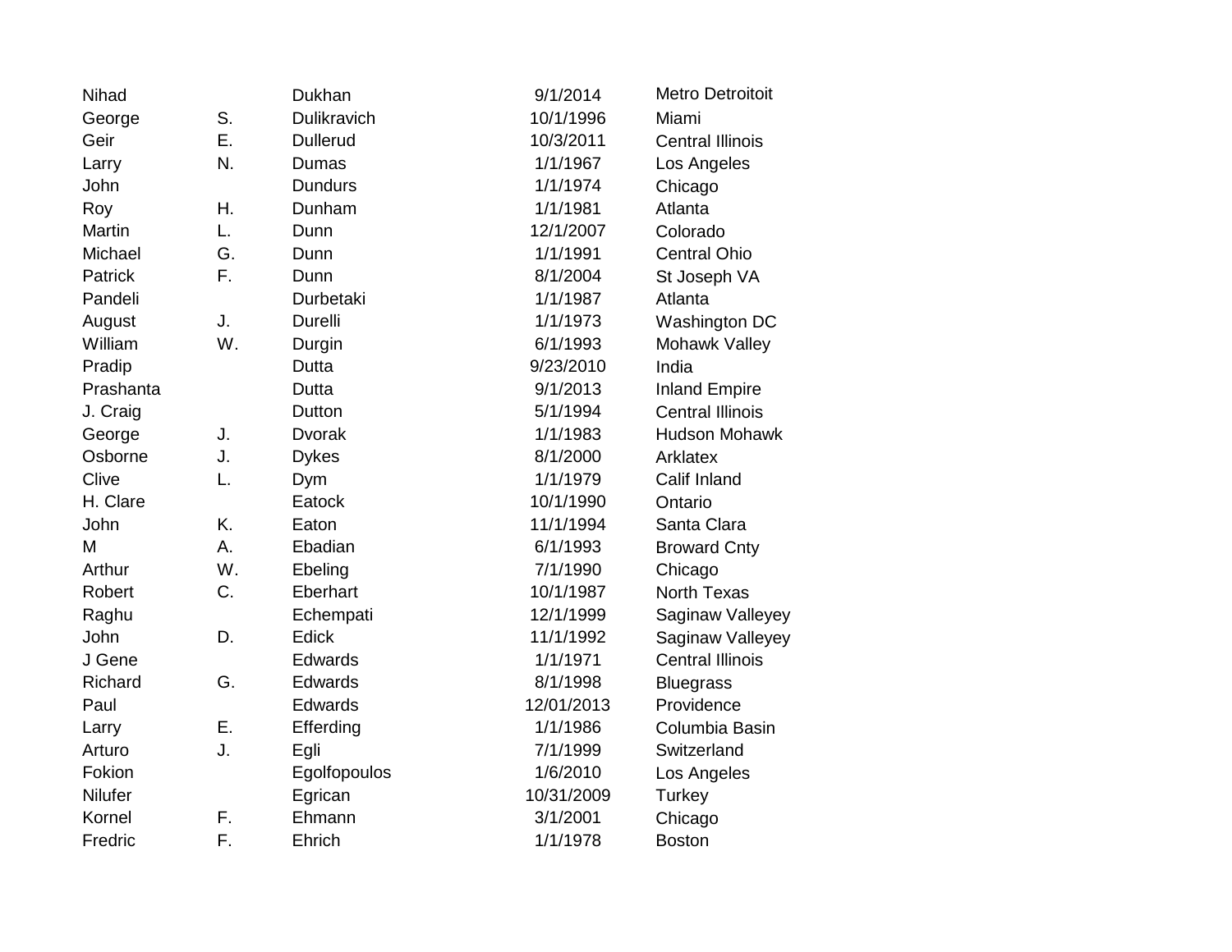| | | | | |
|---|---|---|---|---|
| Nihad | | Dukhan | 9/1/2014 | Metro Detroitoit |
| George | S. | Dulikravich | 10/1/1996 | Miami |
| Geir | E. | Dullerud | 10/3/2011 | Central Illinois |
| Larry | N. | Dumas | 1/1/1967 | Los Angeles |
| John | | Dundurs | 1/1/1974 | Chicago |
| Roy | H. | Dunham | 1/1/1981 | Atlanta |
| Martin | L. | Dunn | 12/1/2007 | Colorado |
| Michael | G. | Dunn | 1/1/1991 | Central Ohio |
| Patrick | F. | Dunn | 8/1/2004 | St Joseph VA |
| Pandeli | | Durbetaki | 1/1/1987 | Atlanta |
| August | J. | Durelli | 1/1/1973 | Washington DC |
| William | W. | Durgin | 6/1/1993 | Mohawk Valley |
| Pradip | | Dutta | 9/23/2010 | India |
| Prashanta | | Dutta | 9/1/2013 | Inland Empire |
| J. Craig | | Dutton | 5/1/1994 | Central Illinois |
| George | J. | Dvorak | 1/1/1983 | Hudson Mohawk |
| Osborne | J. | Dykes | 8/1/2000 | Arklatex |
| Clive | L. | Dym | 1/1/1979 | Calif Inland |
| H. Clare | | Eatock | 10/1/1990 | Ontario |
| John | K. | Eaton | 11/1/1994 | Santa Clara |
| M | A. | Ebadian | 6/1/1993 | Broward Cnty |
| Arthur | W. | Ebeling | 7/1/1990 | Chicago |
| Robert | C. | Eberhart | 10/1/1987 | North Texas |
| Raghu | | Echempati | 12/1/1999 | Saginaw Valleyey |
| John | D. | Edick | 11/1/1992 | Saginaw Valleyey |
| J Gene | | Edwards | 1/1/1971 | Central Illinois |
| Richard | G. | Edwards | 8/1/1998 | Bluegrass |
| Paul | | Edwards | 12/01/2013 | Providence |
| Larry | E. | Efferding | 1/1/1986 | Columbia Basin |
| Arturo | J. | Egli | 7/1/1999 | Switzerland |
| Fokion | | Egolfopoulos | 1/6/2010 | Los Angeles |
| Nilufer | | Egrican | 10/31/2009 | Turkey |
| Kornel | F. | Ehmann | 3/1/2001 | Chicago |
| Fredric | F. | Ehrich | 1/1/1978 | Boston |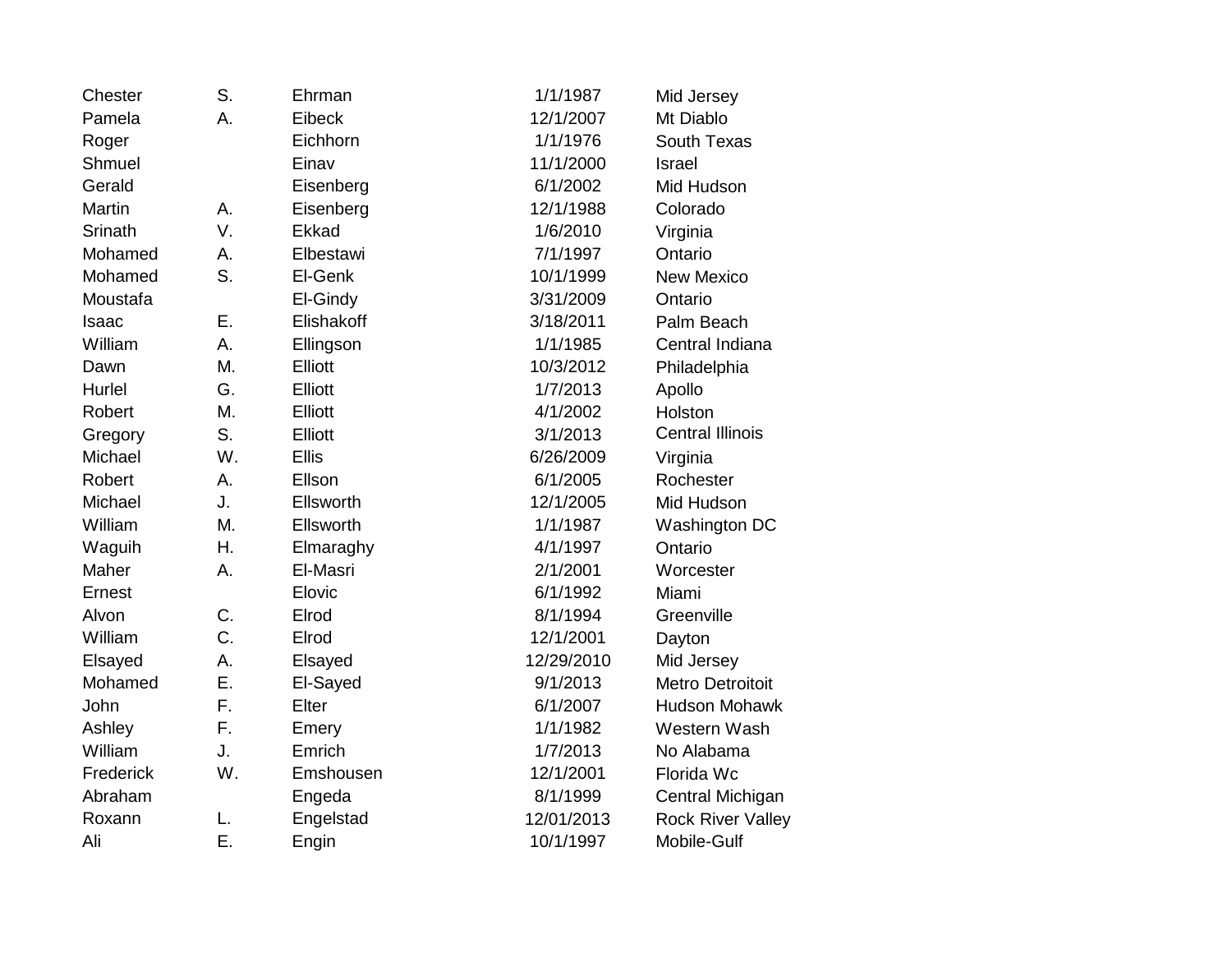| | | | | |
|---|---|---|---|---|
| Chester | S. | Ehrman | 1/1/1987 | Mid Jersey |
| Pamela | A. | Eibeck | 12/1/2007 | Mt Diablo |
| Roger | | Eichhorn | 1/1/1976 | South Texas |
| Shmuel | | Einav | 11/1/2000 | Israel |
| Gerald | | Eisenberg | 6/1/2002 | Mid Hudson |
| Martin | A. | Eisenberg | 12/1/1988 | Colorado |
| Srinath | V. | Ekkad | 1/6/2010 | Virginia |
| Mohamed | A. | Elbestawi | 7/1/1997 | Ontario |
| Mohamed | S. | El-Genk | 10/1/1999 | New Mexico |
| Moustafa | | El-Gindy | 3/31/2009 | Ontario |
| Isaac | E. | Elishakoff | 3/18/2011 | Palm Beach |
| William | A. | Ellingson | 1/1/1985 | Central Indiana |
| Dawn | M. | Elliott | 10/3/2012 | Philadelphia |
| Hurlel | G. | Elliott | 1/7/2013 | Apollo |
| Robert | M. | Elliott | 4/1/2002 | Holston |
| Gregory | S. | Elliott | 3/1/2013 | Central Illinois |
| Michael | W. | Ellis | 6/26/2009 | Virginia |
| Robert | A. | Ellson | 6/1/2005 | Rochester |
| Michael | J. | Ellsworth | 12/1/2005 | Mid Hudson |
| William | M. | Ellsworth | 1/1/1987 | Washington DC |
| Waguih | H. | Elmaraghy | 4/1/1997 | Ontario |
| Maher | A. | El-Masri | 2/1/2001 | Worcester |
| Ernest | | Elovic | 6/1/1992 | Miami |
| Alvon | C. | Elrod | 8/1/1994 | Greenville |
| William | C. | Elrod | 12/1/2001 | Dayton |
| Elsayed | A. | Elsayed | 12/29/2010 | Mid Jersey |
| Mohamed | E. | El-Sayed | 9/1/2013 | Metro Detroitoit |
| John | F. | Elter | 6/1/2007 | Hudson Mohawk |
| Ashley | F. | Emery | 1/1/1982 | Western Wash |
| William | J. | Emrich | 1/7/2013 | No Alabama |
| Frederick | W. | Emshousen | 12/1/2001 | Florida Wc |
| Abraham | | Engeda | 8/1/1999 | Central Michigan |
| Roxann | L. | Engelstad | 12/01/2013 | Rock River Valley |
| Ali | E. | Engin | 10/1/1997 | Mobile-Gulf |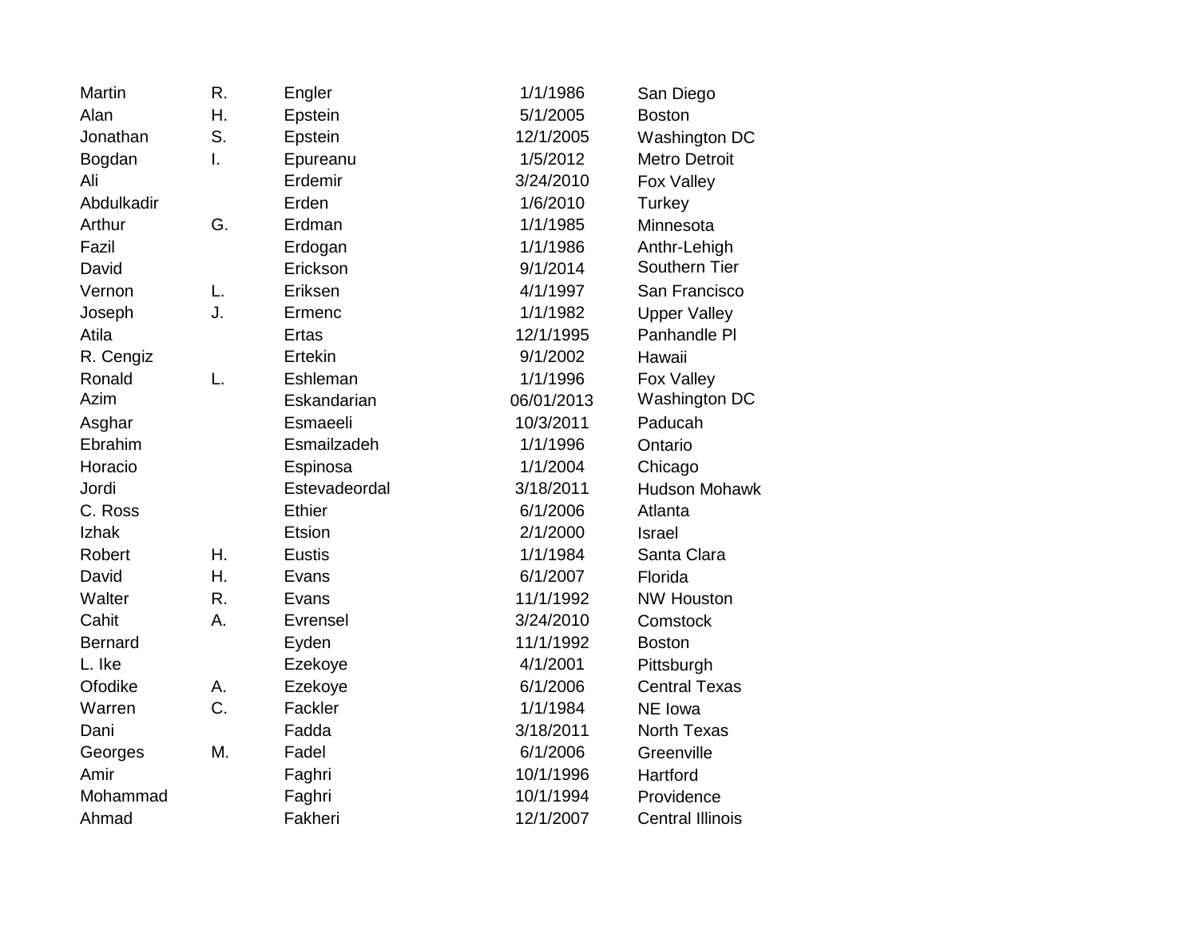| | | | | |
|---|---|---|---|---|
| Martin | R. | Engler | 1/1/1986 | San Diego |
| Alan | H. | Epstein | 5/1/2005 | Boston |
| Jonathan | S. | Epstein | 12/1/2005 | Washington DC |
| Bogdan | I. | Epureanu | 1/5/2012 | Metro Detroit |
| Ali | | Erdemir | 3/24/2010 | Fox Valley |
| Abdulkadir | | Erden | 1/6/2010 | Turkey |
| Arthur | G. | Erdman | 1/1/1985 | Minnesota |
| Fazil | | Erdogan | 1/1/1986 | Anthr-Lehigh |
| David | | Erickson | 9/1/2014 | Southern Tier |
| Vernon | L. | Eriksen | 4/1/1997 | San Francisco |
| Joseph | J. | Ermenc | 1/1/1982 | Upper Valley |
| Atila | | Ertas | 12/1/1995 | Panhandle Pl |
| R. Cengiz | | Ertekin | 9/1/2002 | Hawaii |
| Ronald | L. | Eshleman | 1/1/1996 | Fox Valley |
| Azim | | Eskandarian | 06/01/2013 | Washington DC |
| Asghar | | Esmaeeli | 10/3/2011 | Paducah |
| Ebrahim | | Esmailzadeh | 1/1/1996 | Ontario |
| Horacio | | Espinosa | 1/1/2004 | Chicago |
| Jordi | | Estevadeordal | 3/18/2011 | Hudson Mohawk |
| C. Ross | | Ethier | 6/1/2006 | Atlanta |
| Izhak | | Etsion | 2/1/2000 | Israel |
| Robert | H. | Eustis | 1/1/1984 | Santa Clara |
| David | H. | Evans | 6/1/2007 | Florida |
| Walter | R. | Evans | 11/1/1992 | NW Houston |
| Cahit | A. | Evrensel | 3/24/2010 | Comstock |
| Bernard | | Eyden | 11/1/1992 | Boston |
| L. Ike | | Ezekoye | 4/1/2001 | Pittsburgh |
| Ofodike | A. | Ezekoye | 6/1/2006 | Central Texas |
| Warren | C. | Fackler | 1/1/1984 | NE Iowa |
| Dani | | Fadda | 3/18/2011 | North Texas |
| Georges | M. | Fadel | 6/1/2006 | Greenville |
| Amir | | Faghri | 10/1/1996 | Hartford |
| Mohammad | | Faghri | 10/1/1994 | Providence |
| Ahmad | | Fakheri | 12/1/2007 | Central Illinois |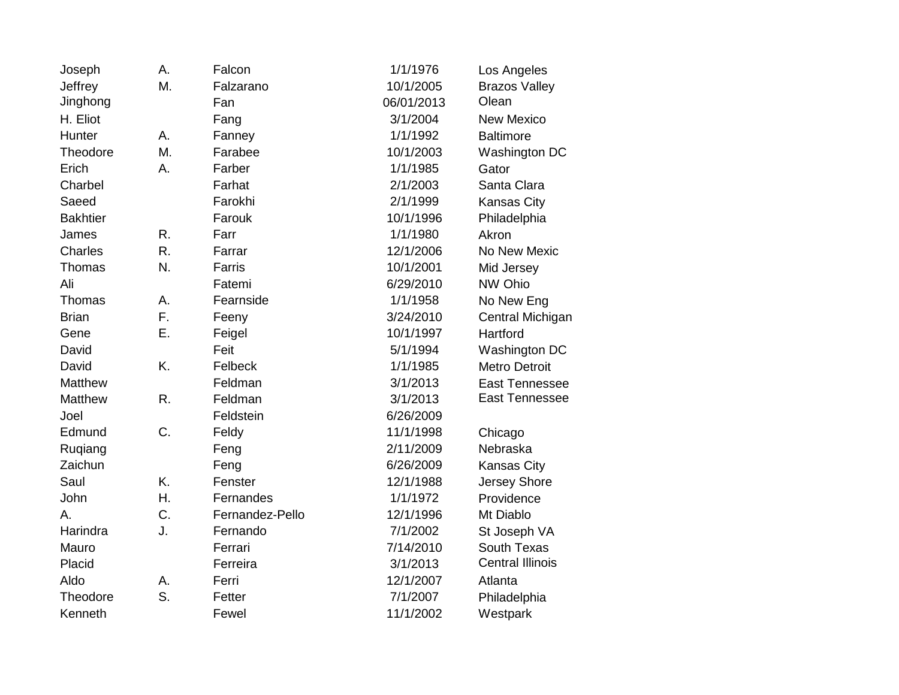| | | | | |
|---|---|---|---|---|
| Joseph | A. | Falcon | 1/1/1976 | Los Angeles |
| Jeffrey | M. | Falzarano | 10/1/2005 | Brazos Valley |
| Jinghong | | Fan | 06/01/2013 | Olean |
| H. Eliot | | Fang | 3/1/2004 | New Mexico |
| Hunter | A. | Fanney | 1/1/1992 | Baltimore |
| Theodore | M. | Farabee | 10/1/2003 | Washington DC |
| Erich | A. | Farber | 1/1/1985 | Gator |
| Charbel | | Farhat | 2/1/2003 | Santa Clara |
| Saeed | | Farokhi | 2/1/1999 | Kansas City |
| Bakhtier | | Farouk | 10/1/1996 | Philadelphia |
| James | R. | Farr | 1/1/1980 | Akron |
| Charles | R. | Farrar | 12/1/2006 | No New Mexic |
| Thomas | N. | Farris | 10/1/2001 | Mid Jersey |
| Ali | | Fatemi | 6/29/2010 | NW Ohio |
| Thomas | A. | Fearnside | 1/1/1958 | No New Eng |
| Brian | F. | Feeny | 3/24/2010 | Central Michigan |
| Gene | E. | Feigel | 10/1/1997 | Hartford |
| David | | Feit | 5/1/1994 | Washington DC |
| David | K. | Felbeck | 1/1/1985 | Metro Detroit |
| Matthew | | Feldman | 3/1/2013 | East Tennessee |
| Matthew | R. | Feldman | 3/1/2013 | East Tennessee |
| Joel | | Feldstein | 6/26/2009 | |
| Edmund | C. | Feldy | 11/1/1998 | Chicago |
| Ruqiang | | Feng | 2/11/2009 | Nebraska |
| Zaichun | | Feng | 6/26/2009 | Kansas City |
| Saul | K. | Fenster | 12/1/1988 | Jersey Shore |
| John | H. | Fernandes | 1/1/1972 | Providence |
| A. | C. | Fernandez-Pello | 12/1/1996 | Mt Diablo |
| Harindra | J. | Fernando | 7/1/2002 | St Joseph VA |
| Mauro | | Ferrari | 7/14/2010 | South Texas |
| Placid | | Ferreira | 3/1/2013 | Central Illinois |
| Aldo | A. | Ferri | 12/1/2007 | Atlanta |
| Theodore | S. | Fetter | 7/1/2007 | Philadelphia |
| Kenneth | | Fewel | 11/1/2002 | Westpark |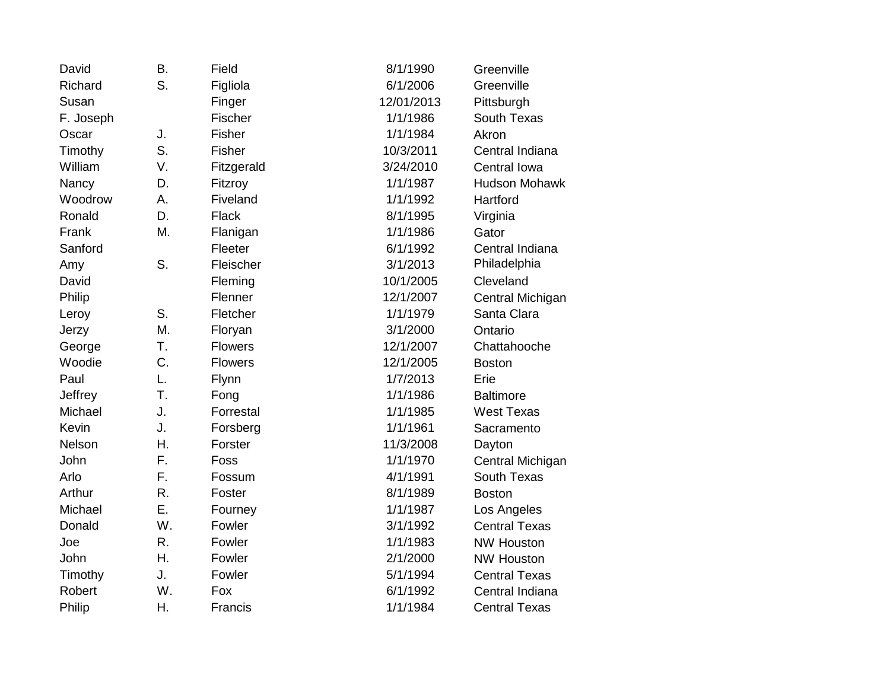| | | | | |
|---|---|---|---|---|
| David | B. | Field | 8/1/1990 | Greenville |
| Richard | S. | Figliola | 6/1/2006 | Greenville |
| Susan | | Finger | 12/01/2013 | Pittsburgh |
| F. Joseph | | Fischer | 1/1/1986 | South Texas |
| Oscar | J. | Fisher | 1/1/1984 | Akron |
| Timothy | S. | Fisher | 10/3/2011 | Central Indiana |
| William | V. | Fitzgerald | 3/24/2010 | Central Iowa |
| Nancy | D. | Fitzroy | 1/1/1987 | Hudson Mohawk |
| Woodrow | A. | Fiveland | 1/1/1992 | Hartford |
| Ronald | D. | Flack | 8/1/1995 | Virginia |
| Frank | M. | Flanigan | 1/1/1986 | Gator |
| Sanford | | Fleeter | 6/1/1992 | Central Indiana |
| Amy | S. | Fleischer | 3/1/2013 | Philadelphia |
| David | | Fleming | 10/1/2005 | Cleveland |
| Philip | | Flenner | 12/1/2007 | Central Michigan |
| Leroy | S. | Fletcher | 1/1/1979 | Santa Clara |
| Jerzy | M. | Floryan | 3/1/2000 | Ontario |
| George | T. | Flowers | 12/1/2007 | Chattahooche |
| Woodie | C. | Flowers | 12/1/2005 | Boston |
| Paul | L. | Flynn | 1/7/2013 | Erie |
| Jeffrey | T. | Fong | 1/1/1986 | Baltimore |
| Michael | J. | Forrestal | 1/1/1985 | West Texas |
| Kevin | J. | Forsberg | 1/1/1961 | Sacramento |
| Nelson | H. | Forster | 11/3/2008 | Dayton |
| John | F. | Foss | 1/1/1970 | Central Michigan |
| Arlo | F. | Fossum | 4/1/1991 | South Texas |
| Arthur | R. | Foster | 8/1/1989 | Boston |
| Michael | E. | Fourney | 1/1/1987 | Los Angeles |
| Donald | W. | Fowler | 3/1/1992 | Central Texas |
| Joe | R. | Fowler | 1/1/1983 | NW Houston |
| John | H. | Fowler | 2/1/2000 | NW Houston |
| Timothy | J. | Fowler | 5/1/1994 | Central Texas |
| Robert | W. | Fox | 6/1/1992 | Central Indiana |
| Philip | H. | Francis | 1/1/1984 | Central Texas |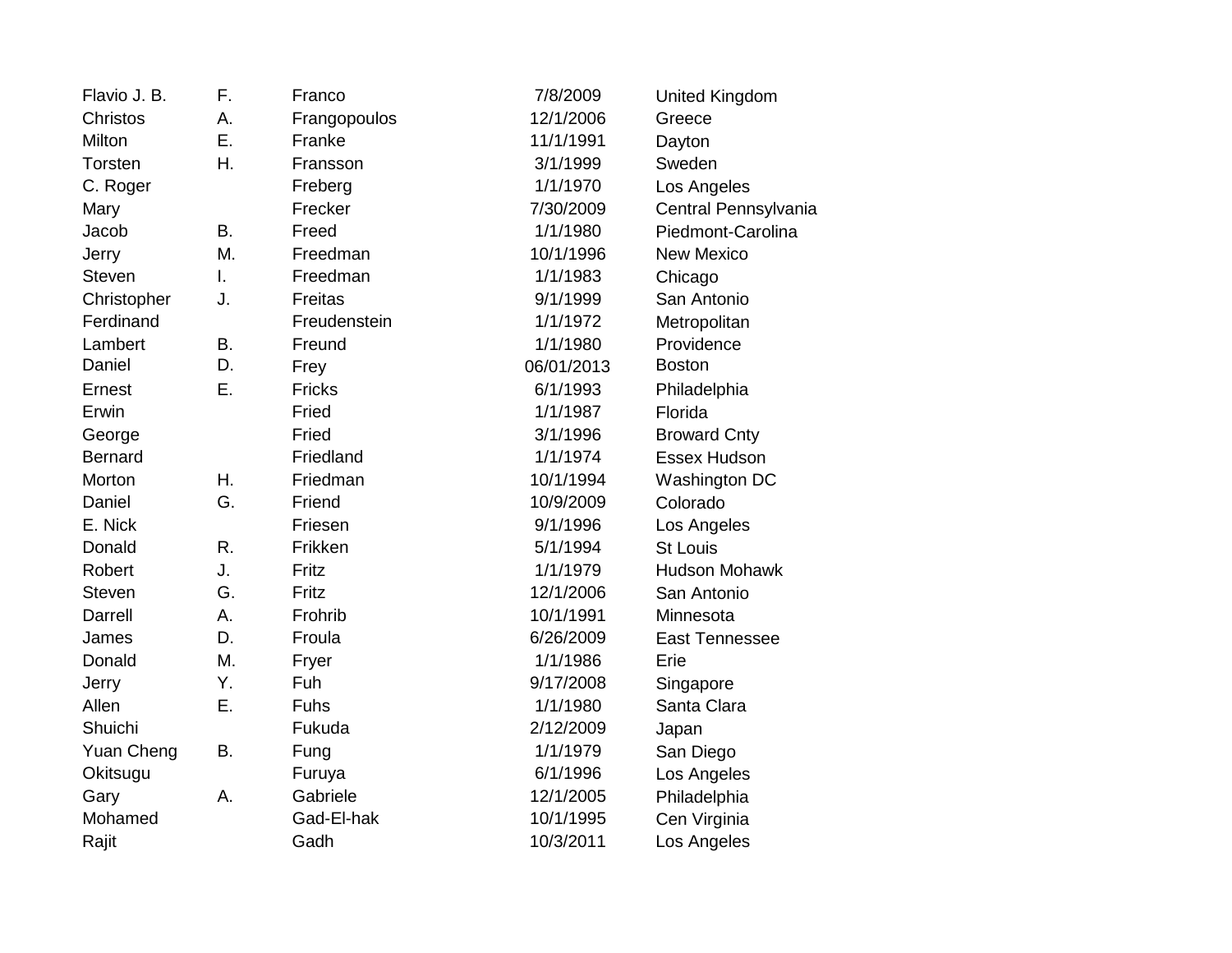| | | | | |
|---|---|---|---|---|
| Flavio J. B. | F. | Franco | 7/8/2009 | United Kingdom |
| Christos | A. | Frangopoulos | 12/1/2006 | Greece |
| Milton | E. | Franke | 11/1/1991 | Dayton |
| Torsten | H. | Fransson | 3/1/1999 | Sweden |
| C. Roger | | Freberg | 1/1/1970 | Los Angeles |
| Mary | | Frecker | 7/30/2009 | Central Pennsylvania |
| Jacob | B. | Freed | 1/1/1980 | Piedmont-Carolina |
| Jerry | M. | Freedman | 10/1/1996 | New Mexico |
| Steven | I. | Freedman | 1/1/1983 | Chicago |
| Christopher | J. | Freitas | 9/1/1999 | San Antonio |
| Ferdinand | | Freudenstein | 1/1/1972 | Metropolitan |
| Lambert | B. | Freund | 1/1/1980 | Providence |
| Daniel | D. | Frey | 06/01/2013 | Boston |
| Ernest | E. | Fricks | 6/1/1993 | Philadelphia |
| Erwin | | Fried | 1/1/1987 | Florida |
| George | | Fried | 3/1/1996 | Broward Cnty |
| Bernard | | Friedland | 1/1/1974 | Essex Hudson |
| Morton | H. | Friedman | 10/1/1994 | Washington DC |
| Daniel | G. | Friend | 10/9/2009 | Colorado |
| E. Nick | | Friesen | 9/1/1996 | Los Angeles |
| Donald | R. | Frikken | 5/1/1994 | St Louis |
| Robert | J. | Fritz | 1/1/1979 | Hudson Mohawk |
| Steven | G. | Fritz | 12/1/2006 | San Antonio |
| Darrell | A. | Frohrib | 10/1/1991 | Minnesota |
| James | D. | Froula | 6/26/2009 | East Tennessee |
| Donald | M. | Fryer | 1/1/1986 | Erie |
| Jerry | Y. | Fuh | 9/17/2008 | Singapore |
| Allen | E. | Fuhs | 1/1/1980 | Santa Clara |
| Shuichi | | Fukuda | 2/12/2009 | Japan |
| Yuan Cheng | B. | Fung | 1/1/1979 | San Diego |
| Okitsugu | | Furuya | 6/1/1996 | Los Angeles |
| Gary | A. | Gabriele | 12/1/2005 | Philadelphia |
| Mohamed | | Gad-El-hak | 10/1/1995 | Cen Virginia |
| Rajit | | Gadh | 10/3/2011 | Los Angeles |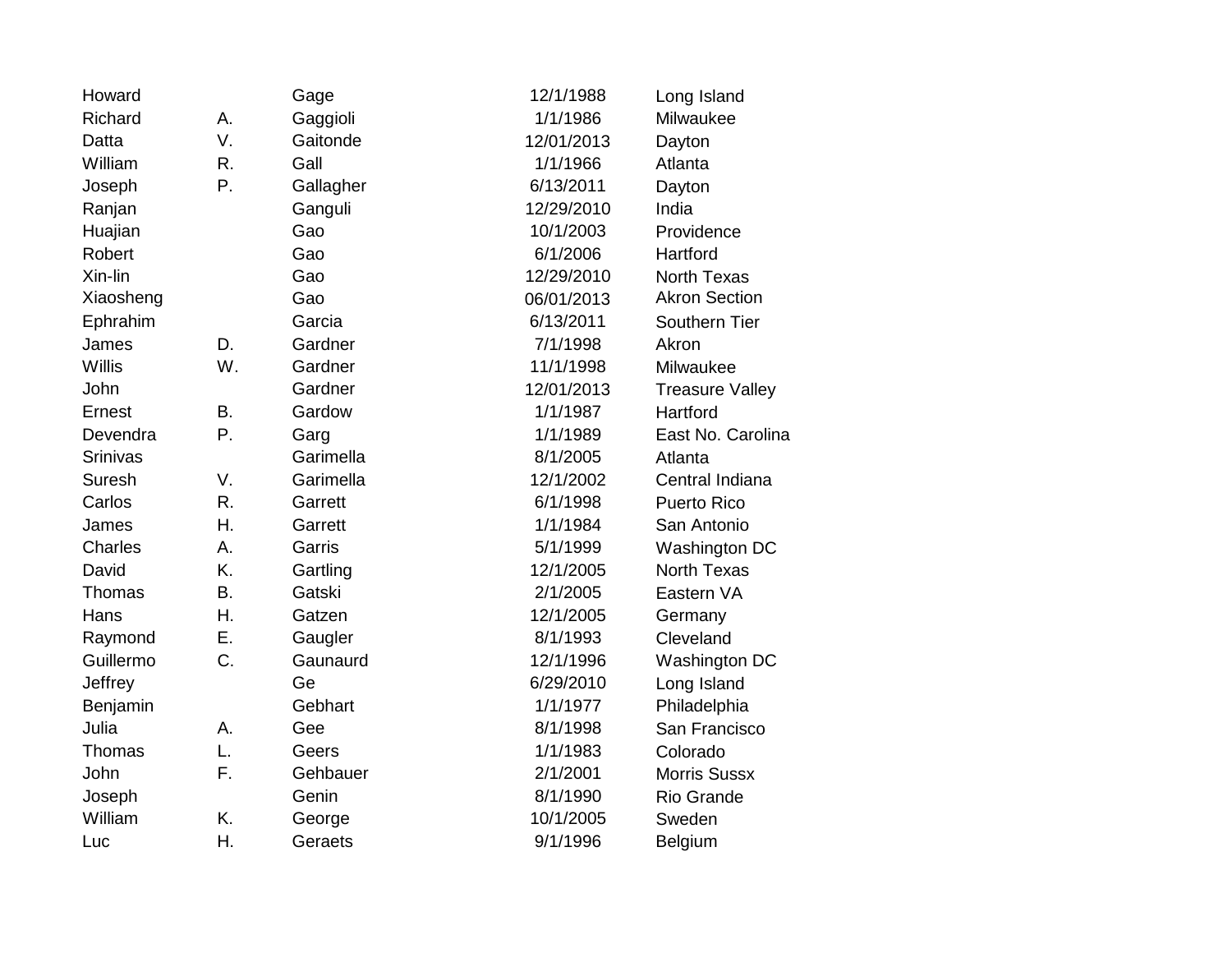| | | | | |
|---|---|---|---|---|
| Howard | | Gage | 12/1/1988 | Long Island |
| Richard | A. | Gaggioli | 1/1/1986 | Milwaukee |
| Datta | V. | Gaitonde | 12/01/2013 | Dayton |
| William | R. | Gall | 1/1/1966 | Atlanta |
| Joseph | P. | Gallagher | 6/13/2011 | Dayton |
| Ranjan | | Ganguli | 12/29/2010 | India |
| Huajian | | Gao | 10/1/2003 | Providence |
| Robert | | Gao | 6/1/2006 | Hartford |
| Xin-lin | | Gao | 12/29/2010 | North Texas |
| Xiaosheng | | Gao | 06/01/2013 | Akron Section |
| Ephrahim | | Garcia | 6/13/2011 | Southern Tier |
| James | D. | Gardner | 7/1/1998 | Akron |
| Willis | W. | Gardner | 11/1/1998 | Milwaukee |
| John | | Gardner | 12/01/2013 | Treasure Valley |
| Ernest | B. | Gardow | 1/1/1987 | Hartford |
| Devendra | P. | Garg | 1/1/1989 | East No. Carolina |
| Srinivas | | Garimella | 8/1/2005 | Atlanta |
| Suresh | V. | Garimella | 12/1/2002 | Central Indiana |
| Carlos | R. | Garrett | 6/1/1998 | Puerto Rico |
| James | H. | Garrett | 1/1/1984 | San Antonio |
| Charles | A. | Garris | 5/1/1999 | Washington DC |
| David | K. | Gartling | 12/1/2005 | North Texas |
| Thomas | B. | Gatski | 2/1/2005 | Eastern VA |
| Hans | H. | Gatzen | 12/1/2005 | Germany |
| Raymond | E. | Gaugler | 8/1/1993 | Cleveland |
| Guillermo | C. | Gaunaurd | 12/1/1996 | Washington DC |
| Jeffrey | | Ge | 6/29/2010 | Long Island |
| Benjamin | | Gebhart | 1/1/1977 | Philadelphia |
| Julia | A. | Gee | 8/1/1998 | San Francisco |
| Thomas | L. | Geers | 1/1/1983 | Colorado |
| John | F. | Gehbauer | 2/1/2001 | Morris Sussx |
| Joseph | | Genin | 8/1/1990 | Rio Grande |
| William | K. | George | 10/1/2005 | Sweden |
| Luc | H. | Geraets | 9/1/1996 | Belgium |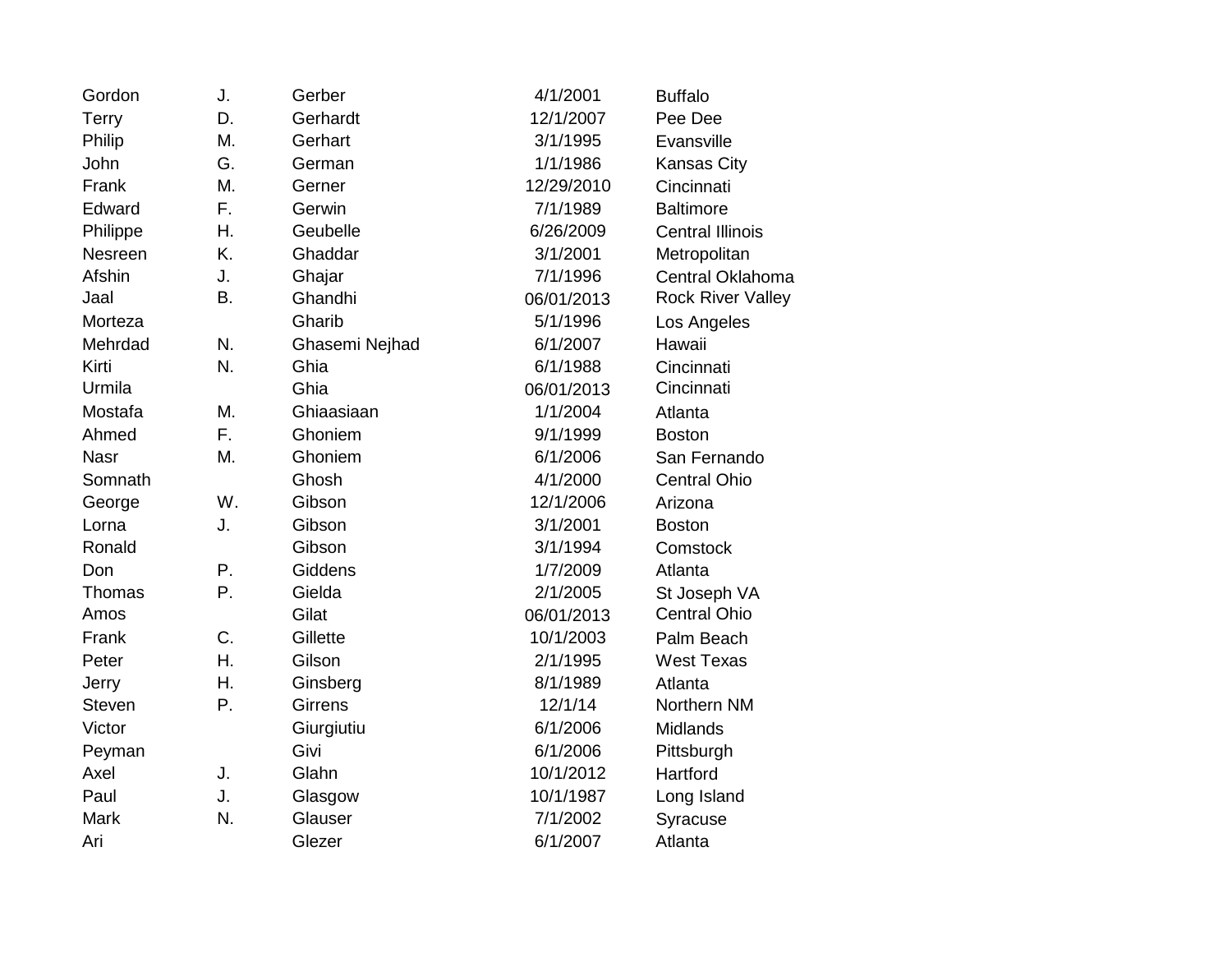| | | | | |
|---|---|---|---|---|
| Gordon | J. | Gerber | 4/1/2001 | Buffalo |
| Terry | D. | Gerhardt | 12/1/2007 | Pee Dee |
| Philip | M. | Gerhart | 3/1/1995 | Evansville |
| John | G. | German | 1/1/1986 | Kansas City |
| Frank | M. | Gerner | 12/29/2010 | Cincinnati |
| Edward | F. | Gerwin | 7/1/1989 | Baltimore |
| Philippe | H. | Geubelle | 6/26/2009 | Central Illinois |
| Nesreen | K. | Ghaddar | 3/1/2001 | Metropolitan |
| Afshin | J. | Ghajar | 7/1/1996 | Central Oklahoma |
| Jaal | B. | Ghandhi | 06/01/2013 | Rock River Valley |
| Morteza | | Gharib | 5/1/1996 | Los Angeles |
| Mehrdad | N. | Ghasemi Nejhad | 6/1/2007 | Hawaii |
| Kirti | N. | Ghia | 6/1/1988 | Cincinnati |
| Urmila | | Ghia | 06/01/2013 | Cincinnati |
| Mostafa | M. | Ghiaasiaan | 1/1/2004 | Atlanta |
| Ahmed | F. | Ghoniem | 9/1/1999 | Boston |
| Nasr | M. | Ghoniem | 6/1/2006 | San Fernando |
| Somnath | | Ghosh | 4/1/2000 | Central Ohio |
| George | W. | Gibson | 12/1/2006 | Arizona |
| Lorna | J. | Gibson | 3/1/2001 | Boston |
| Ronald | | Gibson | 3/1/1994 | Comstock |
| Don | P. | Giddens | 1/7/2009 | Atlanta |
| Thomas | P. | Gielda | 2/1/2005 | St Joseph VA |
| Amos | | Gilat | 06/01/2013 | Central Ohio |
| Frank | C. | Gillette | 10/1/2003 | Palm Beach |
| Peter | H. | Gilson | 2/1/1995 | West Texas |
| Jerry | H. | Ginsberg | 8/1/1989 | Atlanta |
| Steven | P. | Girrens | 12/1/14 | Northern NM |
| Victor | | Giurgiutiu | 6/1/2006 | Midlands |
| Peyman | | Givi | 6/1/2006 | Pittsburgh |
| Axel | J. | Glahn | 10/1/2012 | Hartford |
| Paul | J. | Glasgow | 10/1/1987 | Long Island |
| Mark | N. | Glauser | 7/1/2002 | Syracuse |
| Ari | | Glezer | 6/1/2007 | Atlanta |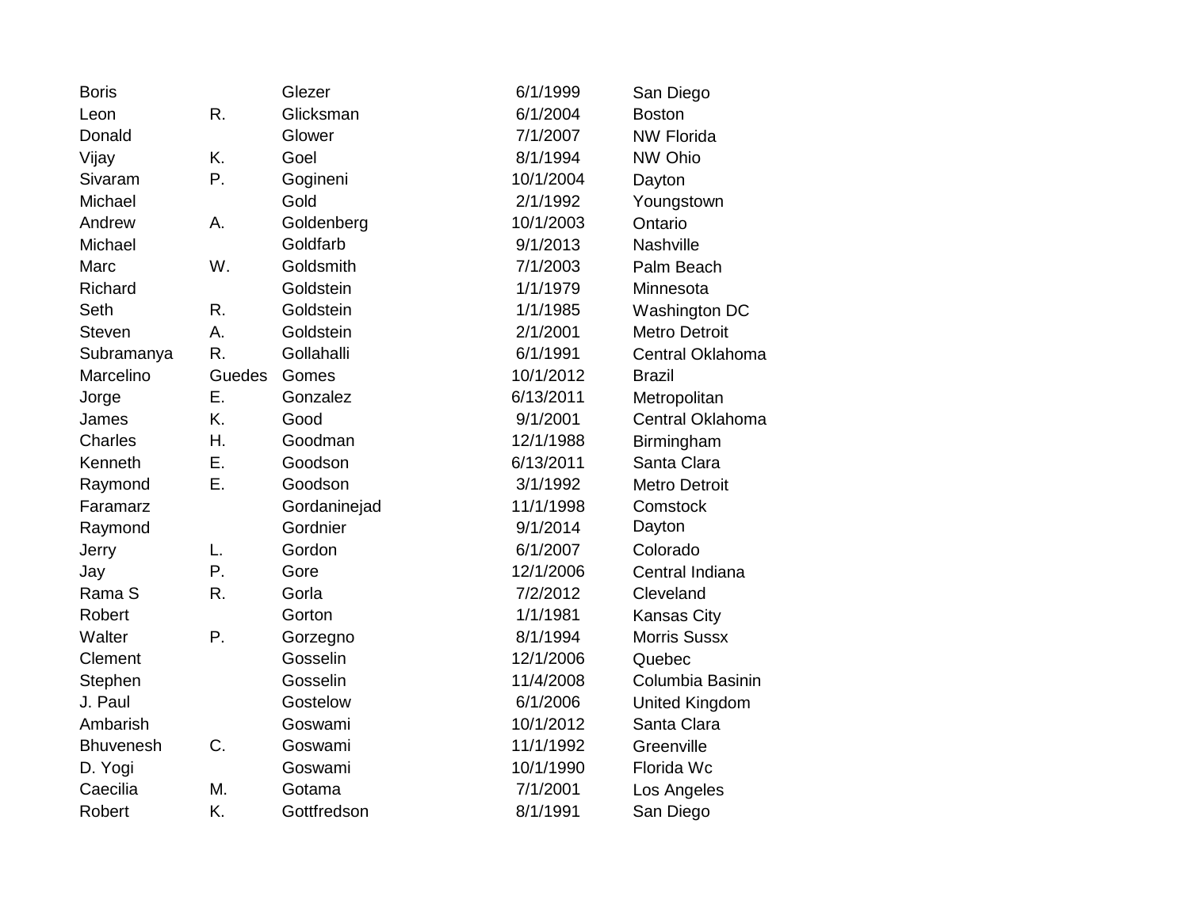| | | | | |
|---|---|---|---|---|
| Boris | | Glezer | 6/1/1999 | San Diego |
| Leon | R. | Glicksman | 6/1/2004 | Boston |
| Donald | | Glower | 7/1/2007 | NW Florida |
| Vijay | K. | Goel | 8/1/1994 | NW Ohio |
| Sivaram | P. | Gogineni | 10/1/2004 | Dayton |
| Michael | | Gold | 2/1/1992 | Youngstown |
| Andrew | A. | Goldenberg | 10/1/2003 | Ontario |
| Michael | | Goldfarb | 9/1/2013 | Nashville |
| Marc | W. | Goldsmith | 7/1/2003 | Palm Beach |
| Richard | | Goldstein | 1/1/1979 | Minnesota |
| Seth | R. | Goldstein | 1/1/1985 | Washington DC |
| Steven | A. | Goldstein | 2/1/2001 | Metro Detroit |
| Subramanya | R. | Gollahalli | 6/1/1991 | Central Oklahoma |
| Marcelino | Guedes | Gomes | 10/1/2012 | Brazil |
| Jorge | E. | Gonzalez | 6/13/2011 | Metropolitan |
| James | K. | Good | 9/1/2001 | Central Oklahoma |
| Charles | H. | Goodman | 12/1/1988 | Birmingham |
| Kenneth | E. | Goodson | 6/13/2011 | Santa Clara |
| Raymond | E. | Goodson | 3/1/1992 | Metro Detroit |
| Faramarz | | Gordaninejad | 11/1/1998 | Comstock |
| Raymond | | Gordnier | 9/1/2014 | Dayton |
| Jerry | L. | Gordon | 6/1/2007 | Colorado |
| Jay | P. | Gore | 12/1/2006 | Central Indiana |
| Rama S | R. | Gorla | 7/2/2012 | Cleveland |
| Robert | | Gorton | 1/1/1981 | Kansas City |
| Walter | P. | Gorzegno | 8/1/1994 | Morris Sussx |
| Clement | | Gosselin | 12/1/2006 | Quebec |
| Stephen | | Gosselin | 11/4/2008 | Columbia Basinin |
| J. Paul | | Gostelow | 6/1/2006 | United Kingdom |
| Ambarish | | Goswami | 10/1/2012 | Santa Clara |
| Bhuvenesh | C. | Goswami | 11/1/1992 | Greenville |
| D. Yogi | | Goswami | 10/1/1990 | Florida Wc |
| Caecilia | M. | Gotama | 7/1/2001 | Los Angeles |
| Robert | K. | Gottfredson | 8/1/1991 | San Diego |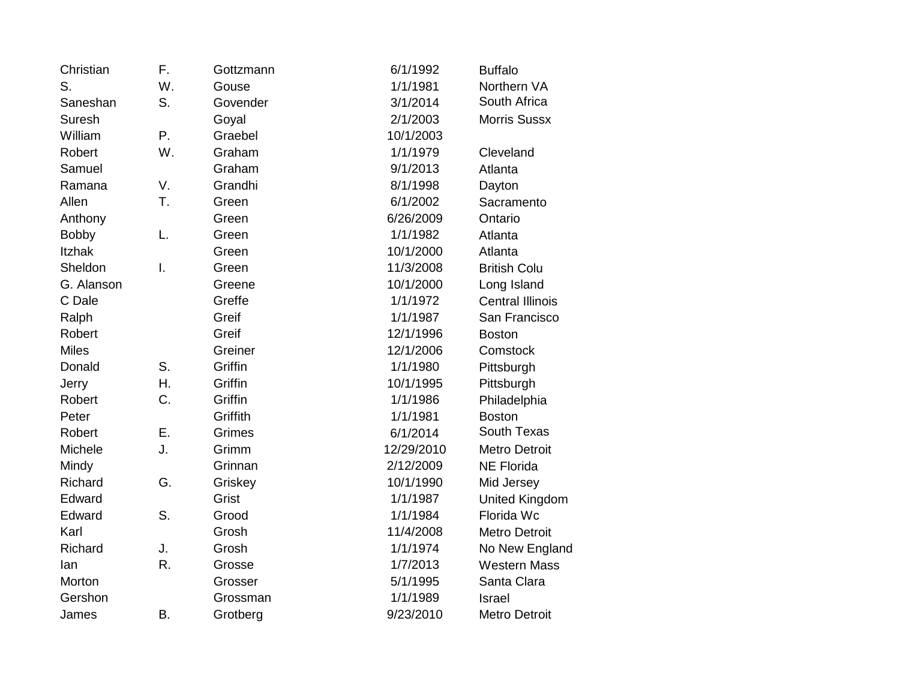| | | | | |
|---|---|---|---|---|
| Christian | F. | Gottzmann | 6/1/1992 | Buffalo |
| S. | W. | Gouse | 1/1/1981 | Northern VA |
| Saneshan | S. | Govender | 3/1/2014 | South Africa |
| Suresh | | Goyal | 2/1/2003 | Morris Sussx |
| William | P. | Graebel | 10/1/2003 | |
| Robert | W. | Graham | 1/1/1979 | Cleveland |
| Samuel | | Graham | 9/1/2013 | Atlanta |
| Ramana | V. | Grandhi | 8/1/1998 | Dayton |
| Allen | T. | Green | 6/1/2002 | Sacramento |
| Anthony | | Green | 6/26/2009 | Ontario |
| Bobby | L. | Green | 1/1/1982 | Atlanta |
| Itzhak | | Green | 10/1/2000 | Atlanta |
| Sheldon | I. | Green | 11/3/2008 | British Colu |
| G. Alanson | | Greene | 10/1/2000 | Long Island |
| C Dale | | Greffe | 1/1/1972 | Central Illinois |
| Ralph | | Greif | 1/1/1987 | San Francisco |
| Robert | | Greif | 12/1/1996 | Boston |
| Miles | | Greiner | 12/1/2006 | Comstock |
| Donald | S. | Griffin | 1/1/1980 | Pittsburgh |
| Jerry | H. | Griffin | 10/1/1995 | Pittsburgh |
| Robert | C. | Griffin | 1/1/1986 | Philadelphia |
| Peter | | Griffith | 1/1/1981 | Boston |
| Robert | E. | Grimes | 6/1/2014 | South Texas |
| Michele | J. | Grimm | 12/29/2010 | Metro Detroit |
| Mindy | | Grinnan | 2/12/2009 | NE Florida |
| Richard | G. | Griskey | 10/1/1990 | Mid Jersey |
| Edward | | Grist | 1/1/1987 | United Kingdom |
| Edward | S. | Grood | 1/1/1984 | Florida Wc |
| Karl | | Grosh | 11/4/2008 | Metro Detroit |
| Richard | J. | Grosh | 1/1/1974 | No New England |
| Ian | R. | Grosse | 1/7/2013 | Western Mass |
| Morton | | Grosser | 5/1/1995 | Santa Clara |
| Gershon | | Grossman | 1/1/1989 | Israel |
| James | B. | Grotberg | 9/23/2010 | Metro Detroit |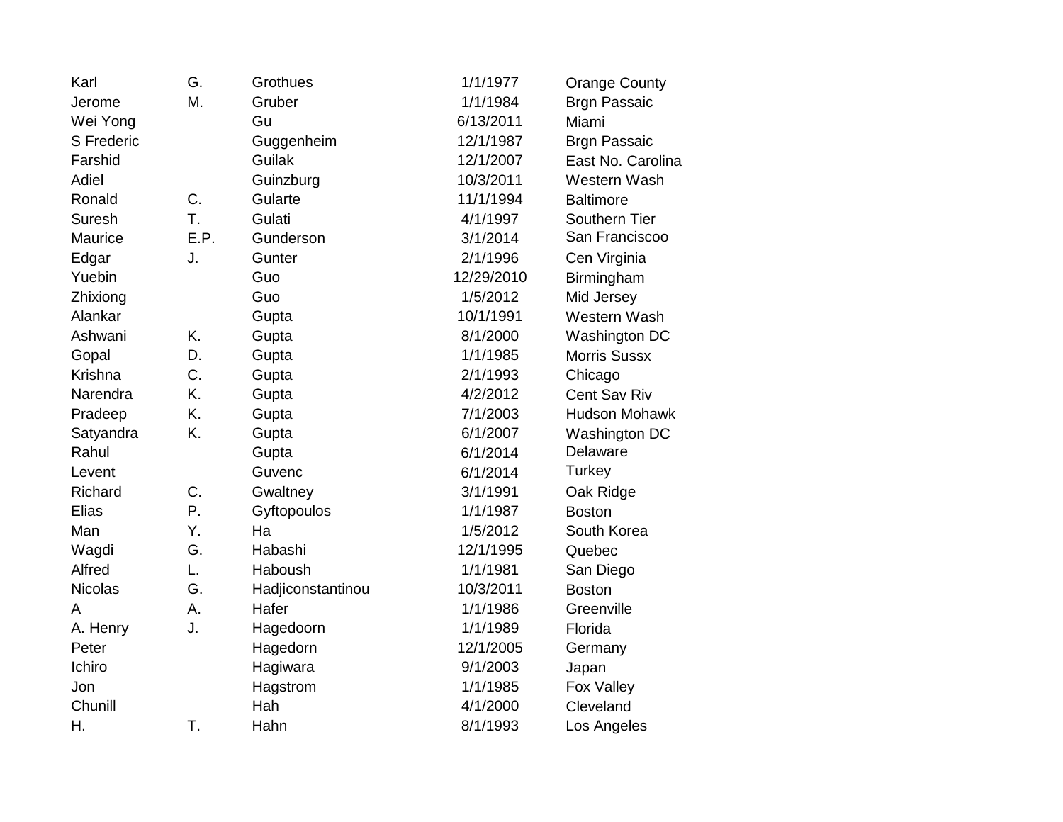| | | | | |
|---|---|---|---|---|
| Karl | G. | Grothues | 1/1/1977 | Orange County |
| Jerome | M. | Gruber | 1/1/1984 | Brgn Passaic |
| Wei Yong | | Gu | 6/13/2011 | Miami |
| S Frederic | | Guggenheim | 12/1/1987 | Brgn Passaic |
| Farshid | | Guilak | 12/1/2007 | East No. Carolina |
| Adiel | | Guinzburg | 10/3/2011 | Western Wash |
| Ronald | C. | Gularte | 11/1/1994 | Baltimore |
| Suresh | T. | Gulati | 4/1/1997 | Southern Tier |
| Maurice | E.P. | Gunderson | 3/1/2014 | San Franciscoo |
| Edgar | J. | Gunter | 2/1/1996 | Cen Virginia |
| Yuebin | | Guo | 12/29/2010 | Birmingham |
| Zhixiong | | Guo | 1/5/2012 | Mid Jersey |
| Alankar | | Gupta | 10/1/1991 | Western Wash |
| Ashwani | K. | Gupta | 8/1/2000 | Washington DC |
| Gopal | D. | Gupta | 1/1/1985 | Morris Sussx |
| Krishna | C. | Gupta | 2/1/1993 | Chicago |
| Narendra | K. | Gupta | 4/2/2012 | Cent Sav Riv |
| Pradeep | K. | Gupta | 7/1/2003 | Hudson Mohawk |
| Satyandra | K. | Gupta | 6/1/2007 | Washington DC |
| Rahul | | Gupta | 6/1/2014 | Delaware |
| Levent | | Guvenc | 6/1/2014 | Turkey |
| Richard | C. | Gwaltney | 3/1/1991 | Oak Ridge |
| Elias | P. | Gyftopoulos | 1/1/1987 | Boston |
| Man | Y. | Ha | 1/5/2012 | South Korea |
| Wagdi | G. | Habashi | 12/1/1995 | Quebec |
| Alfred | L. | Haboush | 1/1/1981 | San Diego |
| Nicolas | G. | Hadjiconstantinou | 10/3/2011 | Boston |
| A | A. | Hafer | 1/1/1986 | Greenville |
| A. Henry | J. | Hagedoorn | 1/1/1989 | Florida |
| Peter | | Hagedorn | 12/1/2005 | Germany |
| Ichiro | | Hagiwara | 9/1/2003 | Japan |
| Jon | | Hagstrom | 1/1/1985 | Fox Valley |
| Chunill | | Hah | 4/1/2000 | Cleveland |
| H. | T. | Hahn | 8/1/1993 | Los Angeles |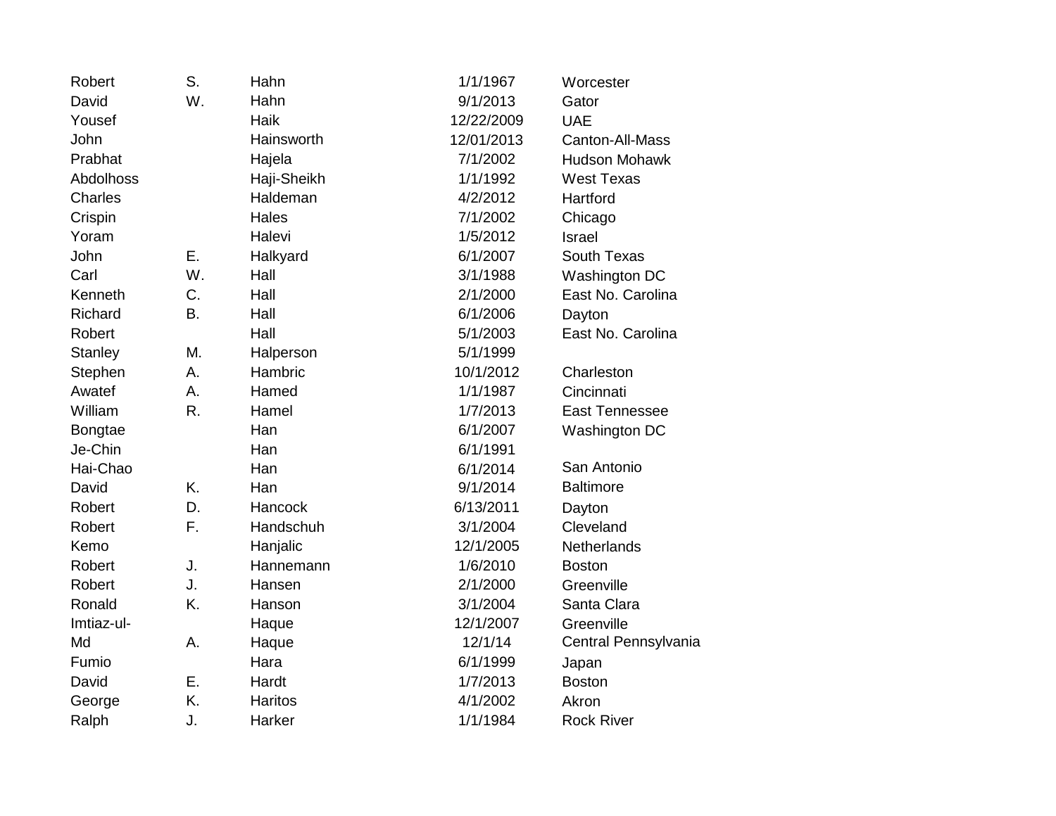| | | | | |
|---|---|---|---|---|
| Robert | S. | Hahn | 1/1/1967 | Worcester |
| David | W. | Hahn | 9/1/2013 | Gator |
| Yousef | | Haik | 12/22/2009 | UAE |
| John | | Hainsworth | 12/01/2013 | Canton-All-Mass |
| Prabhat | | Hajela | 7/1/2002 | Hudson Mohawk |
| Abdolhoss | | Haji-Sheikh | 1/1/1992 | West Texas |
| Charles | | Haldeman | 4/2/2012 | Hartford |
| Crispin | | Hales | 7/1/2002 | Chicago |
| Yoram | | Halevi | 1/5/2012 | Israel |
| John | E. | Halkyard | 6/1/2007 | South Texas |
| Carl | W. | Hall | 3/1/1988 | Washington DC |
| Kenneth | C. | Hall | 2/1/2000 | East No. Carolina |
| Richard | B. | Hall | 6/1/2006 | Dayton |
| Robert | | Hall | 5/1/2003 | East No. Carolina |
| Stanley | M. | Halperson | 5/1/1999 | |
| Stephen | A. | Hambric | 10/1/2012 | Charleston |
| Awatef | A. | Hamed | 1/1/1987 | Cincinnati |
| William | R. | Hamel | 1/7/2013 | East Tennessee |
| Bongtae | | Han | 6/1/2007 | Washington DC |
| Je-Chin | | Han | 6/1/1991 | |
| Hai-Chao | | Han | 6/1/2014 | San Antonio |
| David | K. | Han | 9/1/2014 | Baltimore |
| Robert | D. | Hancock | 6/13/2011 | Dayton |
| Robert | F. | Handschuh | 3/1/2004 | Cleveland |
| Kemo | | Hanjalic | 12/1/2005 | Netherlands |
| Robert | J. | Hannemann | 1/6/2010 | Boston |
| Robert | J. | Hansen | 2/1/2000 | Greenville |
| Ronald | K. | Hanson | 3/1/2004 | Santa Clara |
| Imtiaz-ul- | | Haque | 12/1/2007 | Greenville |
| Md | A. | Haque | 12/1/14 | Central Pennsylvania |
| Fumio | | Hara | 6/1/1999 | Japan |
| David | E. | Hardt | 1/7/2013 | Boston |
| George | K. | Haritos | 4/1/2002 | Akron |
| Ralph | J. | Harker | 1/1/1984 | Rock River |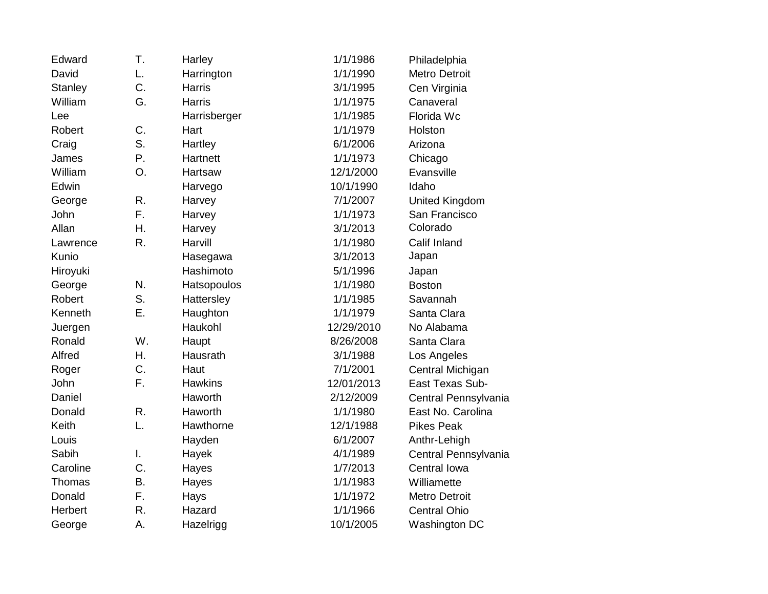| | | | | |
|---|---|---|---|---|
| Edward | T. | Harley | 1/1/1986 | Philadelphia |
| David | L. | Harrington | 1/1/1990 | Metro Detroit |
| Stanley | C. | Harris | 3/1/1995 | Cen Virginia |
| William | G. | Harris | 1/1/1975 | Canaveral |
| Lee | | Harrisberger | 1/1/1985 | Florida Wc |
| Robert | C. | Hart | 1/1/1979 | Holston |
| Craig | S. | Hartley | 6/1/2006 | Arizona |
| James | P. | Hartnett | 1/1/1973 | Chicago |
| William | O. | Hartsaw | 12/1/2000 | Evansville |
| Edwin | | Harvego | 10/1/1990 | Idaho |
| George | R. | Harvey | 7/1/2007 | United Kingdom |
| John | F. | Harvey | 1/1/1973 | San Francisco |
| Allan | H. | Harvey | 3/1/2013 | Colorado |
| Lawrence | R. | Harvill | 1/1/1980 | Calif Inland |
| Kunio | | Hasegawa | 3/1/2013 | Japan |
| Hiroyuki | | Hashimoto | 5/1/1996 | Japan |
| George | N. | Hatsopoulos | 1/1/1980 | Boston |
| Robert | S. | Hattersley | 1/1/1985 | Savannah |
| Kenneth | E. | Haughton | 1/1/1979 | Santa Clara |
| Juergen | | Haukohl | 12/29/2010 | No Alabama |
| Ronald | W. | Haupt | 8/26/2008 | Santa Clara |
| Alfred | H. | Hausrath | 3/1/1988 | Los Angeles |
| Roger | C. | Haut | 7/1/2001 | Central Michigan |
| John | F. | Hawkins | 12/01/2013 | East Texas Sub- |
| Daniel | | Haworth | 2/12/2009 | Central Pennsylvania |
| Donald | R. | Haworth | 1/1/1980 | East No. Carolina |
| Keith | L. | Hawthorne | 12/1/1988 | Pikes Peak |
| Louis | | Hayden | 6/1/2007 | Anthr-Lehigh |
| Sabih | I. | Hayek | 4/1/1989 | Central Pennsylvania |
| Caroline | C. | Hayes | 1/7/2013 | Central Iowa |
| Thomas | B. | Hayes | 1/1/1983 | Williamette |
| Donald | F. | Hays | 1/1/1972 | Metro Detroit |
| Herbert | R. | Hazard | 1/1/1966 | Central Ohio |
| George | A. | Hazelrigg | 10/1/2005 | Washington DC |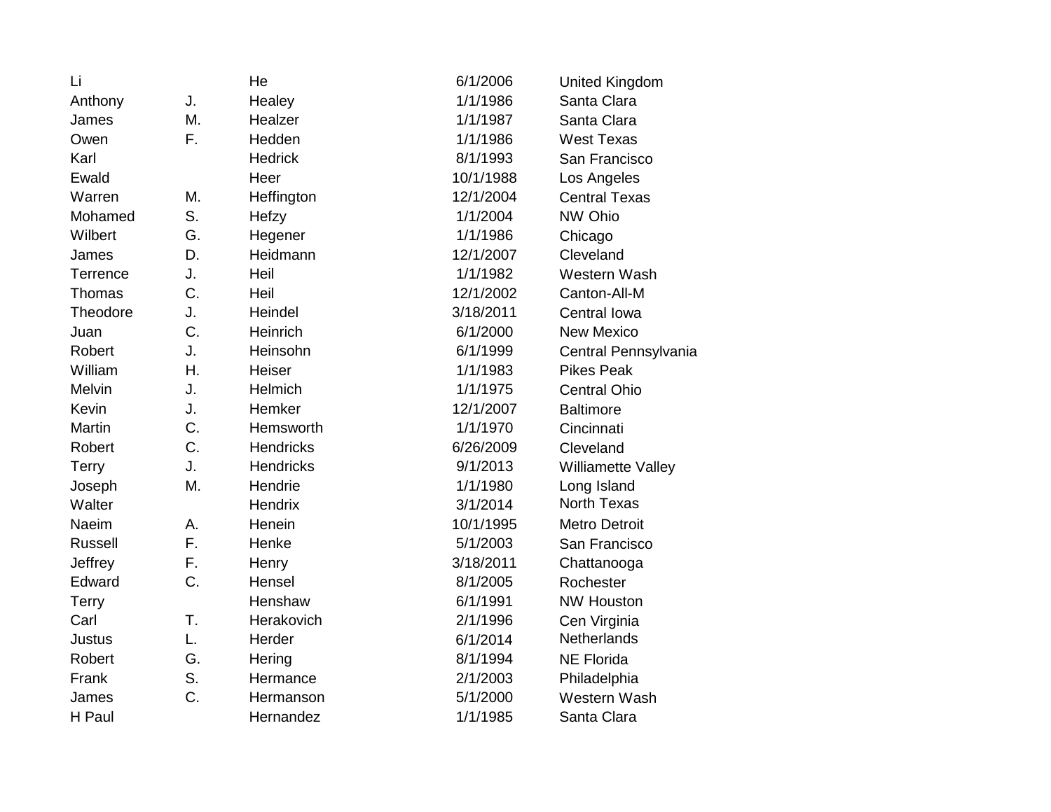| | | | | |
|---|---|---|---|---|
| Li | | He | 6/1/2006 | United Kingdom |
| Anthony | J. | Healey | 1/1/1986 | Santa Clara |
| James | M. | Healzer | 1/1/1987 | Santa Clara |
| Owen | F. | Hedden | 1/1/1986 | West Texas |
| Karl | | Hedrick | 8/1/1993 | San Francisco |
| Ewald | | Heer | 10/1/1988 | Los Angeles |
| Warren | M. | Heffington | 12/1/2004 | Central Texas |
| Mohamed | S. | Hefzy | 1/1/2004 | NW Ohio |
| Wilbert | G. | Hegener | 1/1/1986 | Chicago |
| James | D. | Heidmann | 12/1/2007 | Cleveland |
| Terrence | J. | Heil | 1/1/1982 | Western Wash |
| Thomas | C. | Heil | 12/1/2002 | Canton-All-M |
| Theodore | J. | Heindel | 3/18/2011 | Central Iowa |
| Juan | C. | Heinrich | 6/1/2000 | New Mexico |
| Robert | J. | Heinsohn | 6/1/1999 | Central Pennsylvania |
| William | H. | Heiser | 1/1/1983 | Pikes Peak |
| Melvin | J. | Helmich | 1/1/1975 | Central Ohio |
| Kevin | J. | Hemker | 12/1/2007 | Baltimore |
| Martin | C. | Hemsworth | 1/1/1970 | Cincinnati |
| Robert | C. | Hendricks | 6/26/2009 | Cleveland |
| Terry | J. | Hendricks | 9/1/2013 | Williamette Valley |
| Joseph | M. | Hendrie | 1/1/1980 | Long Island |
| Walter | | Hendrix | 3/1/2014 | North Texas |
| Naeim | A. | Henein | 10/1/1995 | Metro Detroit |
| Russell | F. | Henke | 5/1/2003 | San Francisco |
| Jeffrey | F. | Henry | 3/18/2011 | Chattanooga |
| Edward | C. | Hensel | 8/1/2005 | Rochester |
| Terry | | Henshaw | 6/1/1991 | NW Houston |
| Carl | T. | Herakovich | 2/1/1996 | Cen Virginia |
| Justus | L. | Herder | 6/1/2014 | Netherlands |
| Robert | G. | Hering | 8/1/1994 | NE Florida |
| Frank | S. | Hermance | 2/1/2003 | Philadelphia |
| James | C. | Hermanson | 5/1/2000 | Western Wash |
| H Paul | | Hernandez | 1/1/1985 | Santa Clara |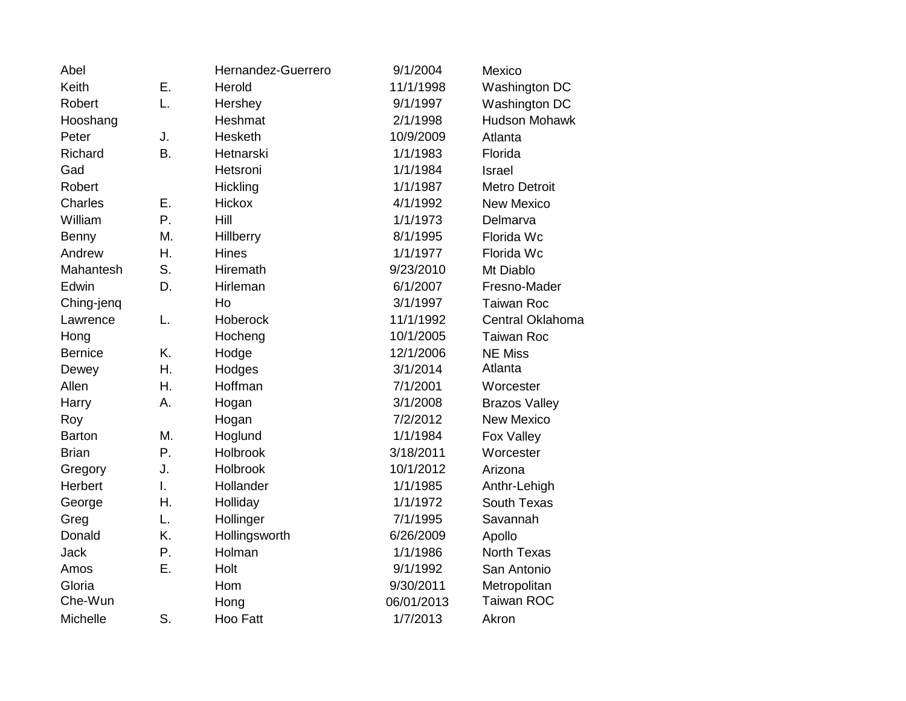| | | | | |
|---|---|---|---|---|
| Abel | | Hernandez-Guerrero | 9/1/2004 | Mexico |
| Keith | E. | Herold | 11/1/1998 | Washington DC |
| Robert | L. | Hershey | 9/1/1997 | Washington DC |
| Hooshang | | Heshmat | 2/1/1998 | Hudson Mohawk |
| Peter | J. | Hesketh | 10/9/2009 | Atlanta |
| Richard | B. | Hetnarski | 1/1/1983 | Florida |
| Gad | | Hetsroni | 1/1/1984 | Israel |
| Robert | | Hickling | 1/1/1987 | Metro Detroit |
| Charles | E. | Hickox | 4/1/1992 | New Mexico |
| William | P. | Hill | 1/1/1973 | Delmarva |
| Benny | M. | Hillberry | 8/1/1995 | Florida Wc |
| Andrew | H. | Hines | 1/1/1977 | Florida Wc |
| Mahantesh | S. | Hiremath | 9/23/2010 | Mt Diablo |
| Edwin | D. | Hirleman | 6/1/2007 | Fresno-Mader |
| Ching-jenq | | Ho | 3/1/1997 | Taiwan Roc |
| Lawrence | L. | Hoberock | 11/1/1992 | Central Oklahoma |
| Hong | | Hocheng | 10/1/2005 | Taiwan Roc |
| Bernice | K. | Hodge | 12/1/2006 | NE Miss |
| Dewey | H. | Hodges | 3/1/2014 | Atlanta |
| Allen | H. | Hoffman | 7/1/2001 | Worcester |
| Harry | A. | Hogan | 3/1/2008 | Brazos Valley |
| Roy | | Hogan | 7/2/2012 | New Mexico |
| Barton | M. | Hoglund | 1/1/1984 | Fox Valley |
| Brian | P. | Holbrook | 3/18/2011 | Worcester |
| Gregory | J. | Holbrook | 10/1/2012 | Arizona |
| Herbert | I. | Hollander | 1/1/1985 | Anthr-Lehigh |
| George | H. | Holliday | 1/1/1972 | South Texas |
| Greg | L. | Hollinger | 7/1/1995 | Savannah |
| Donald | K. | Hollingsworth | 6/26/2009 | Apollo |
| Jack | P. | Holman | 1/1/1986 | North Texas |
| Amos | E. | Holt | 9/1/1992 | San Antonio |
| Gloria | | Hom | 9/30/2011 | Metropolitan |
| Che-Wun | | Hong | 06/01/2013 | Taiwan ROC |
| Michelle | S. | Hoo Fatt | 1/7/2013 | Akron |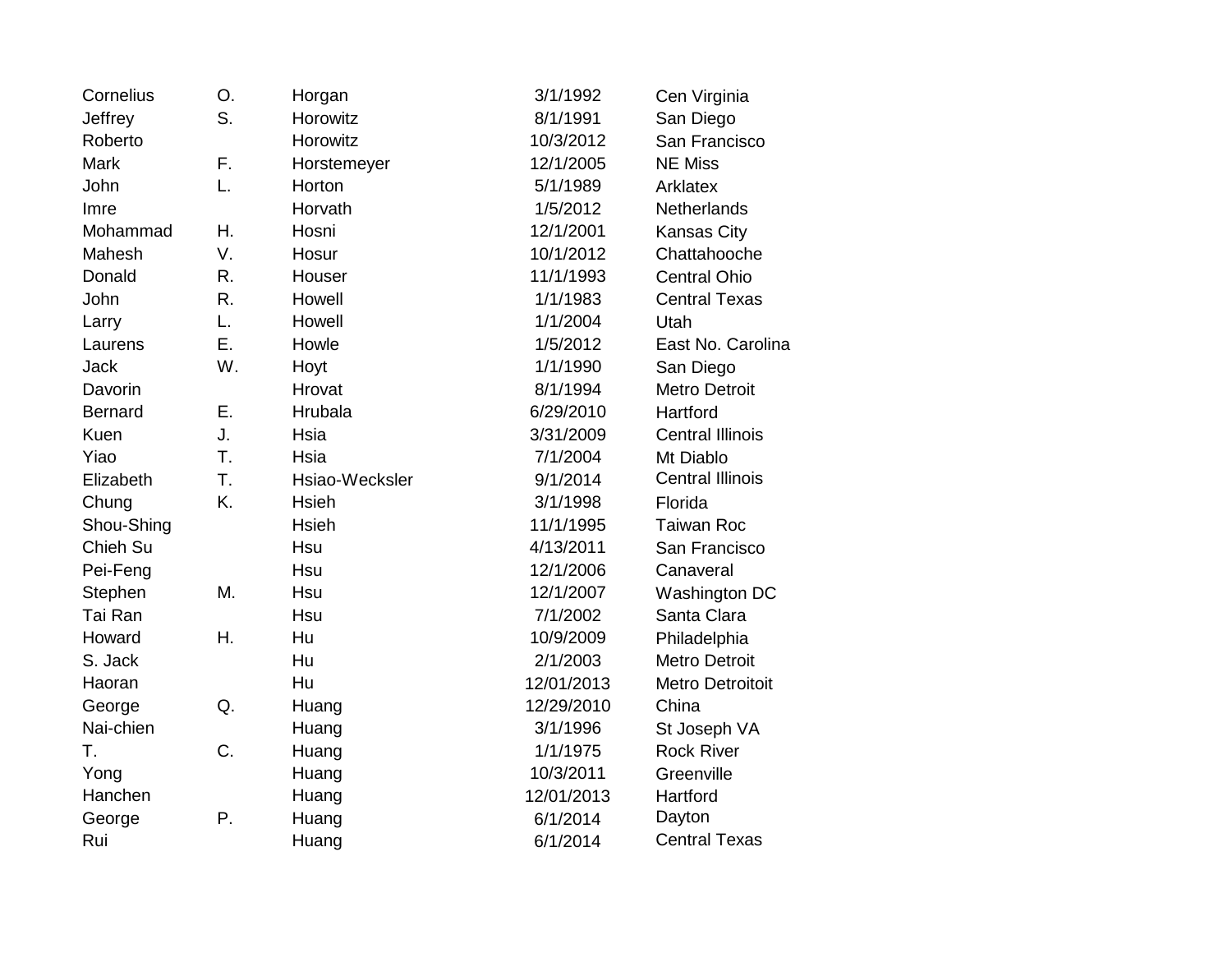| | | | | |
|---|---|---|---|---|
| Cornelius | O. | Horgan | 3/1/1992 | Cen Virginia |
| Jeffrey | S. | Horowitz | 8/1/1991 | San Diego |
| Roberto | | Horowitz | 10/3/2012 | San Francisco |
| Mark | F. | Horstemeyer | 12/1/2005 | NE Miss |
| John | L. | Horton | 5/1/1989 | Arklatex |
| Imre | | Horvath | 1/5/2012 | Netherlands |
| Mohammad | H. | Hosni | 12/1/2001 | Kansas City |
| Mahesh | V. | Hosur | 10/1/2012 | Chattahooche |
| Donald | R. | Houser | 11/1/1993 | Central Ohio |
| John | R. | Howell | 1/1/1983 | Central Texas |
| Larry | L. | Howell | 1/1/2004 | Utah |
| Laurens | E. | Howle | 1/5/2012 | East No. Carolina |
| Jack | W. | Hoyt | 1/1/1990 | San Diego |
| Davorin | | Hrovat | 8/1/1994 | Metro Detroit |
| Bernard | E. | Hrubala | 6/29/2010 | Hartford |
| Kuen | J. | Hsia | 3/31/2009 | Central Illinois |
| Yiao | T. | Hsia | 7/1/2004 | Mt Diablo |
| Elizabeth | T. | Hsiao-Wecksler | 9/1/2014 | Central Illinois |
| Chung | K. | Hsieh | 3/1/1998 | Florida |
| Shou-Shing | | Hsieh | 11/1/1995 | Taiwan Roc |
| Chieh Su | | Hsu | 4/13/2011 | San Francisco |
| Pei-Feng | | Hsu | 12/1/2006 | Canaveral |
| Stephen | M. | Hsu | 12/1/2007 | Washington DC |
| Tai Ran | | Hsu | 7/1/2002 | Santa Clara |
| Howard | H. | Hu | 10/9/2009 | Philadelphia |
| S. Jack | | Hu | 2/1/2003 | Metro Detroit |
| Haoran | | Hu | 12/01/2013 | Metro Detroitoit |
| George | Q. | Huang | 12/29/2010 | China |
| Nai-chien | | Huang | 3/1/1996 | St Joseph VA |
| T. | C. | Huang | 1/1/1975 | Rock River |
| Yong | | Huang | 10/3/2011 | Greenville |
| Hanchen | | Huang | 12/01/2013 | Hartford |
| George | P. | Huang | 6/1/2014 | Dayton |
| Rui | | Huang | 6/1/2014 | Central Texas |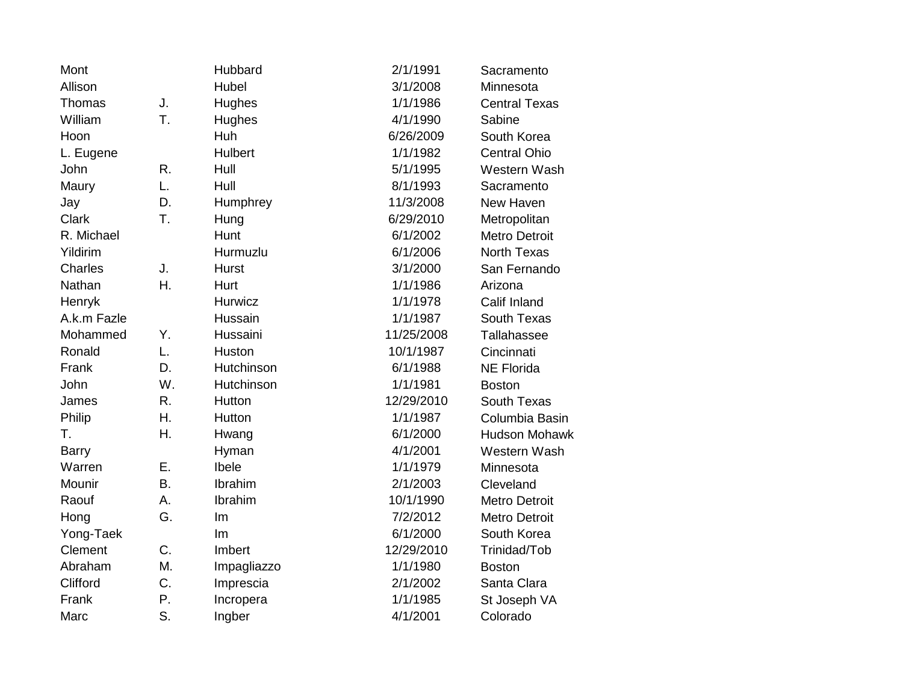| | | | | |
|---|---|---|---|---|
| Mont | | Hubbard | 2/1/1991 | Sacramento |
| Allison | | Hubel | 3/1/2008 | Minnesota |
| Thomas | J. | Hughes | 1/1/1986 | Central Texas |
| William | T. | Hughes | 4/1/1990 | Sabine |
| Hoon | | Huh | 6/26/2009 | South Korea |
| L. Eugene | | Hulbert | 1/1/1982 | Central Ohio |
| John | R. | Hull | 5/1/1995 | Western Wash |
| Maury | L. | Hull | 8/1/1993 | Sacramento |
| Jay | D. | Humphrey | 11/3/2008 | New Haven |
| Clark | T. | Hung | 6/29/2010 | Metropolitan |
| R. Michael | | Hunt | 6/1/2002 | Metro Detroit |
| Yildirim | | Hurmuzlu | 6/1/2006 | North Texas |
| Charles | J. | Hurst | 3/1/2000 | San Fernando |
| Nathan | H. | Hurt | 1/1/1986 | Arizona |
| Henryk | | Hurwicz | 1/1/1978 | Calif Inland |
| A.k.m Fazle | | Hussain | 1/1/1987 | South Texas |
| Mohammed | Y. | Hussaini | 11/25/2008 | Tallahassee |
| Ronald | L. | Huston | 10/1/1987 | Cincinnati |
| Frank | D. | Hutchinson | 6/1/1988 | NE Florida |
| John | W. | Hutchinson | 1/1/1981 | Boston |
| James | R. | Hutton | 12/29/2010 | South Texas |
| Philip | H. | Hutton | 1/1/1987 | Columbia Basin |
| T. | H. | Hwang | 6/1/2000 | Hudson Mohawk |
| Barry | | Hyman | 4/1/2001 | Western Wash |
| Warren | E. | Ibele | 1/1/1979 | Minnesota |
| Mounir | B. | Ibrahim | 2/1/2003 | Cleveland |
| Raouf | A. | Ibrahim | 10/1/1990 | Metro Detroit |
| Hong | G. | Im | 7/2/2012 | Metro Detroit |
| Yong-Taek | | Im | 6/1/2000 | South Korea |
| Clement | C. | Imbert | 12/29/2010 | Trinidad/Tob |
| Abraham | M. | Impagliazzo | 1/1/1980 | Boston |
| Clifford | C. | Imprescia | 2/1/2002 | Santa Clara |
| Frank | P. | Incropera | 1/1/1985 | St Joseph VA |
| Marc | S. | Ingber | 4/1/2001 | Colorado |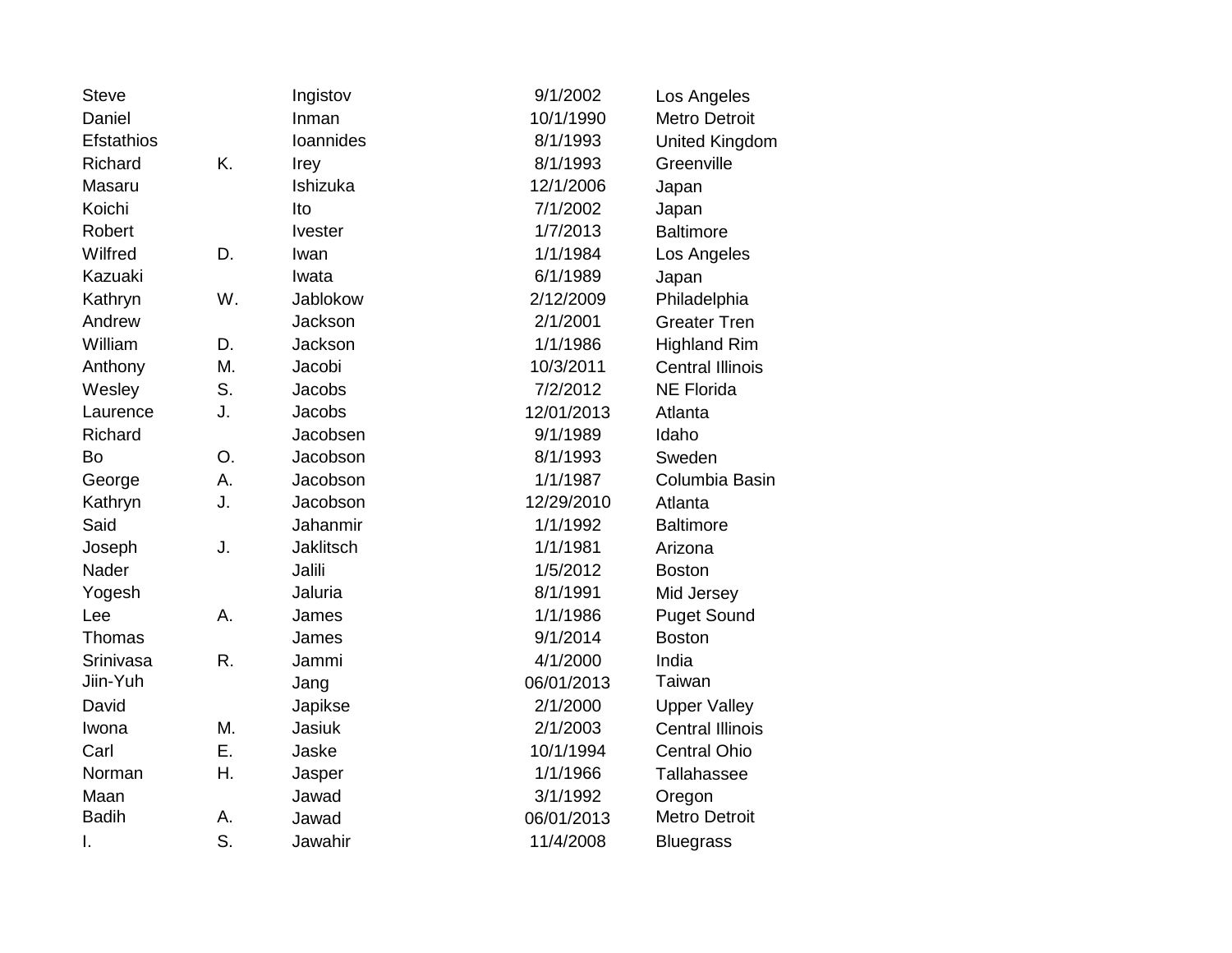| | | | | |
|---|---|---|---|---|
| Steve | | Ingistov | 9/1/2002 | Los Angeles |
| Daniel | | Inman | 10/1/1990 | Metro Detroit |
| Efstathios | | Ioannides | 8/1/1993 | United Kingdom |
| Richard | K. | Irey | 8/1/1993 | Greenville |
| Masaru | | Ishizuka | 12/1/2006 | Japan |
| Koichi | | Ito | 7/1/2002 | Japan |
| Robert | | Ivester | 1/7/2013 | Baltimore |
| Wilfred | D. | Iwan | 1/1/1984 | Los Angeles |
| Kazuaki | | Iwata | 6/1/1989 | Japan |
| Kathryn | W. | Jablokow | 2/12/2009 | Philadelphia |
| Andrew | | Jackson | 2/1/2001 | Greater Tren |
| William | D. | Jackson | 1/1/1986 | Highland Rim |
| Anthony | M. | Jacobi | 10/3/2011 | Central Illinois |
| Wesley | S. | Jacobs | 7/2/2012 | NE Florida |
| Laurence | J. | Jacobs | 12/01/2013 | Atlanta |
| Richard | | Jacobsen | 9/1/1989 | Idaho |
| Bo | O. | Jacobson | 8/1/1993 | Sweden |
| George | A. | Jacobson | 1/1/1987 | Columbia Basin |
| Kathryn | J. | Jacobson | 12/29/2010 | Atlanta |
| Said | | Jahanmir | 1/1/1992 | Baltimore |
| Joseph | J. | Jaklitsch | 1/1/1981 | Arizona |
| Nader | | Jalili | 1/5/2012 | Boston |
| Yogesh | | Jaluria | 8/1/1991 | Mid Jersey |
| Lee | A. | James | 1/1/1986 | Puget Sound |
| Thomas | | James | 9/1/2014 | Boston |
| Srinivasa | R. | Jammi | 4/1/2000 | India |
| Jiin-Yuh | | Jang | 06/01/2013 | Taiwan |
| David | | Japikse | 2/1/2000 | Upper Valley |
| Iwona | M. | Jasiuk | 2/1/2003 | Central Illinois |
| Carl | E. | Jaske | 10/1/1994 | Central Ohio |
| Norman | H. | Jasper | 1/1/1966 | Tallahassee |
| Maan | | Jawad | 3/1/1992 | Oregon |
| Badih | A. | Jawad | 06/01/2013 | Metro Detroit |
| I. | S. | Jawahir | 11/4/2008 | Bluegrass |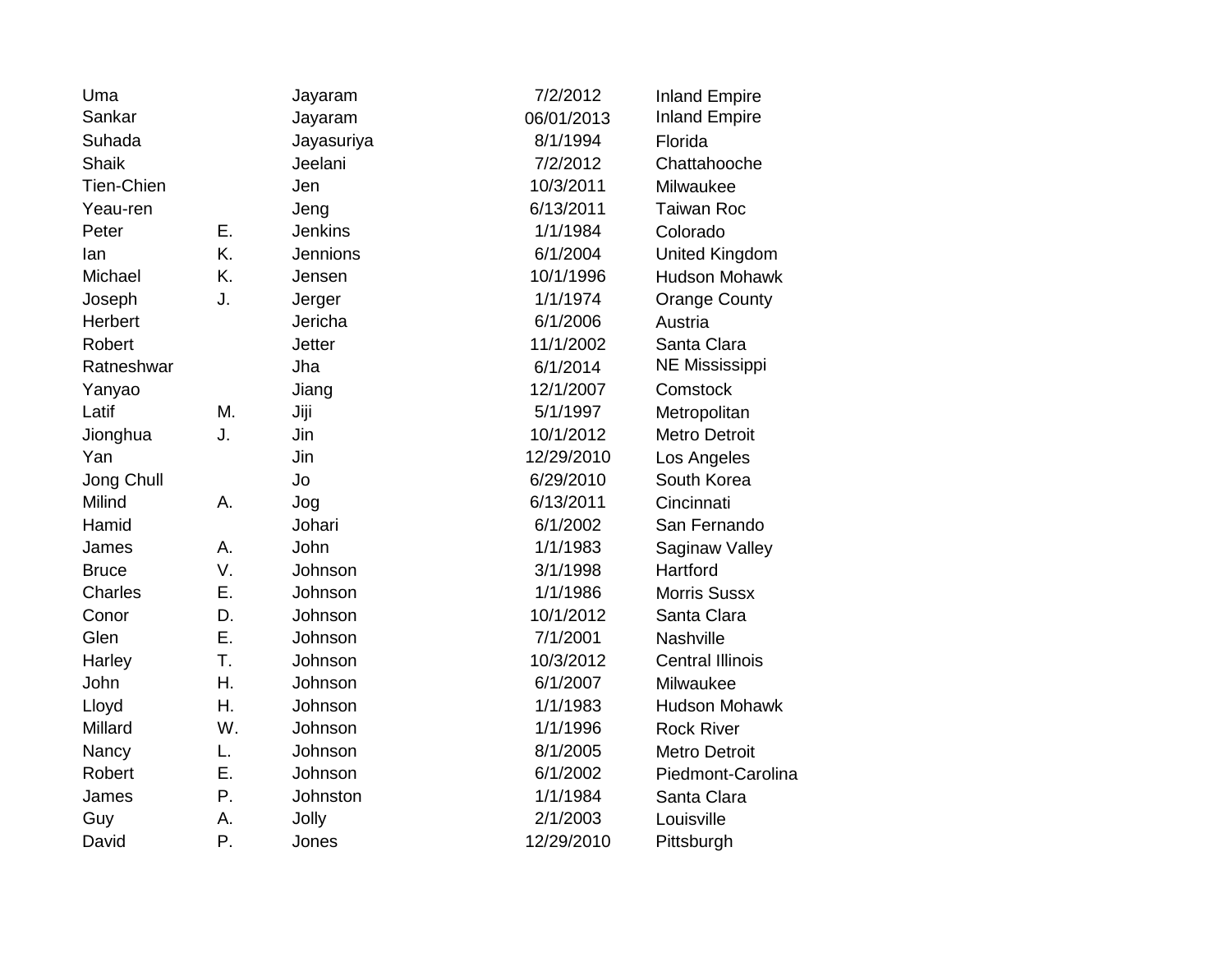| | | | | |
|---|---|---|---|---|
| Uma | | Jayaram | 7/2/2012 | Inland Empire |
| Sankar | | Jayaram | 06/01/2013 | Inland Empire |
| Suhada | | Jayasuriya | 8/1/1994 | Florida |
| Shaik | | Jeelani | 7/2/2012 | Chattahooche |
| Tien-Chien | | Jen | 10/3/2011 | Milwaukee |
| Yeau-ren | | Jeng | 6/13/2011 | Taiwan Roc |
| Peter | E. | Jenkins | 1/1/1984 | Colorado |
| Ian | K. | Jennions | 6/1/2004 | United Kingdom |
| Michael | K. | Jensen | 10/1/1996 | Hudson Mohawk |
| Joseph | J. | Jerger | 1/1/1974 | Orange County |
| Herbert | | Jericha | 6/1/2006 | Austria |
| Robert | | Jetter | 11/1/2002 | Santa Clara |
| Ratneshwar | | Jha | 6/1/2014 | NE Mississippi |
| Yanyao | | Jiang | 12/1/2007 | Comstock |
| Latif | M. | Jiji | 5/1/1997 | Metropolitan |
| Jionghua | J. | Jin | 10/1/2012 | Metro Detroit |
| Yan | | Jin | 12/29/2010 | Los Angeles |
| Jong Chull | | Jo | 6/29/2010 | South Korea |
| Milind | A. | Jog | 6/13/2011 | Cincinnati |
| Hamid | | Johari | 6/1/2002 | San Fernando |
| James | A. | John | 1/1/1983 | Saginaw Valley |
| Bruce | V. | Johnson | 3/1/1998 | Hartford |
| Charles | E. | Johnson | 1/1/1986 | Morris Sussx |
| Conor | D. | Johnson | 10/1/2012 | Santa Clara |
| Glen | E. | Johnson | 7/1/2001 | Nashville |
| Harley | T. | Johnson | 10/3/2012 | Central Illinois |
| John | H. | Johnson | 6/1/2007 | Milwaukee |
| Lloyd | H. | Johnson | 1/1/1983 | Hudson Mohawk |
| Millard | W. | Johnson | 1/1/1996 | Rock River |
| Nancy | L. | Johnson | 8/1/2005 | Metro Detroit |
| Robert | E. | Johnson | 6/1/2002 | Piedmont-Carolina |
| James | P. | Johnston | 1/1/1984 | Santa Clara |
| Guy | A. | Jolly | 2/1/2003 | Louisville |
| David | P. | Jones | 12/29/2010 | Pittsburgh |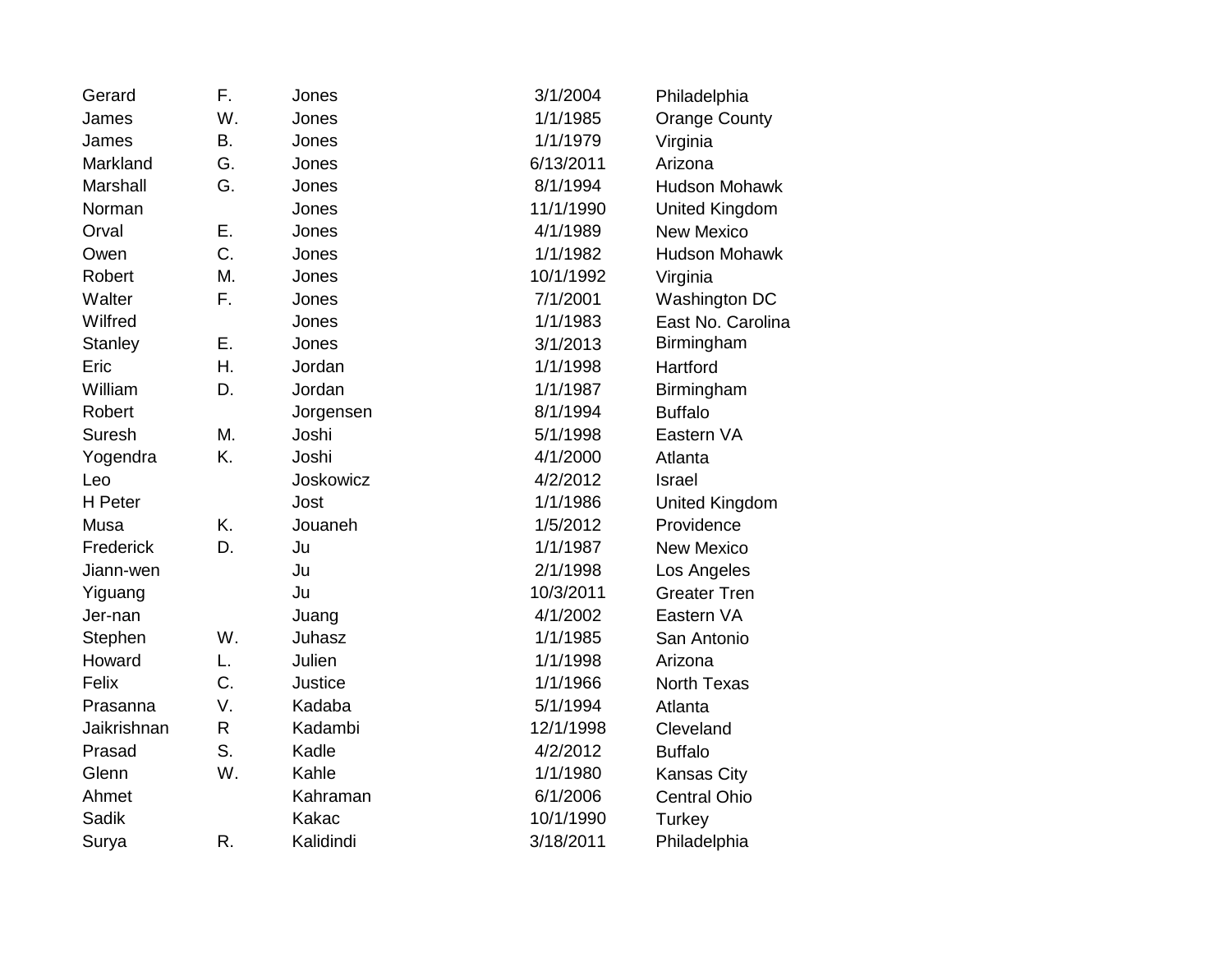| | | | | |
|---|---|---|---|---|
| Gerard | F. | Jones | 3/1/2004 | Philadelphia |
| James | W. | Jones | 1/1/1985 | Orange County |
| James | B. | Jones | 1/1/1979 | Virginia |
| Markland | G. | Jones | 6/13/2011 | Arizona |
| Marshall | G. | Jones | 8/1/1994 | Hudson Mohawk |
| Norman | | Jones | 11/1/1990 | United Kingdom |
| Orval | E. | Jones | 4/1/1989 | New Mexico |
| Owen | C. | Jones | 1/1/1982 | Hudson Mohawk |
| Robert | M. | Jones | 10/1/1992 | Virginia |
| Walter | F. | Jones | 7/1/2001 | Washington DC |
| Wilfred | | Jones | 1/1/1983 | East No. Carolina |
| Stanley | E. | Jones | 3/1/2013 | Birmingham |
| Eric | H. | Jordan | 1/1/1998 | Hartford |
| William | D. | Jordan | 1/1/1987 | Birmingham |
| Robert | | Jorgensen | 8/1/1994 | Buffalo |
| Suresh | M. | Joshi | 5/1/1998 | Eastern VA |
| Yogendra | K. | Joshi | 4/1/2000 | Atlanta |
| Leo | | Joskowicz | 4/2/2012 | Israel |
| H Peter | | Jost | 1/1/1986 | United Kingdom |
| Musa | K. | Jouaneh | 1/5/2012 | Providence |
| Frederick | D. | Ju | 1/1/1987 | New Mexico |
| Jiann-wen | | Ju | 2/1/1998 | Los Angeles |
| Yiguang | | Ju | 10/3/2011 | Greater Tren |
| Jer-nan | | Juang | 4/1/2002 | Eastern VA |
| Stephen | W. | Juhasz | 1/1/1985 | San Antonio |
| Howard | L. | Julien | 1/1/1998 | Arizona |
| Felix | C. | Justice | 1/1/1966 | North Texas |
| Prasanna | V. | Kadaba | 5/1/1994 | Atlanta |
| Jaikrishnan | R | Kadambi | 12/1/1998 | Cleveland |
| Prasad | S. | Kadle | 4/2/2012 | Buffalo |
| Glenn | W. | Kahle | 1/1/1980 | Kansas City |
| Ahmet | | Kahraman | 6/1/2006 | Central Ohio |
| Sadik | | Kakac | 10/1/1990 | Turkey |
| Surya | R. | Kalidindi | 3/18/2011 | Philadelphia |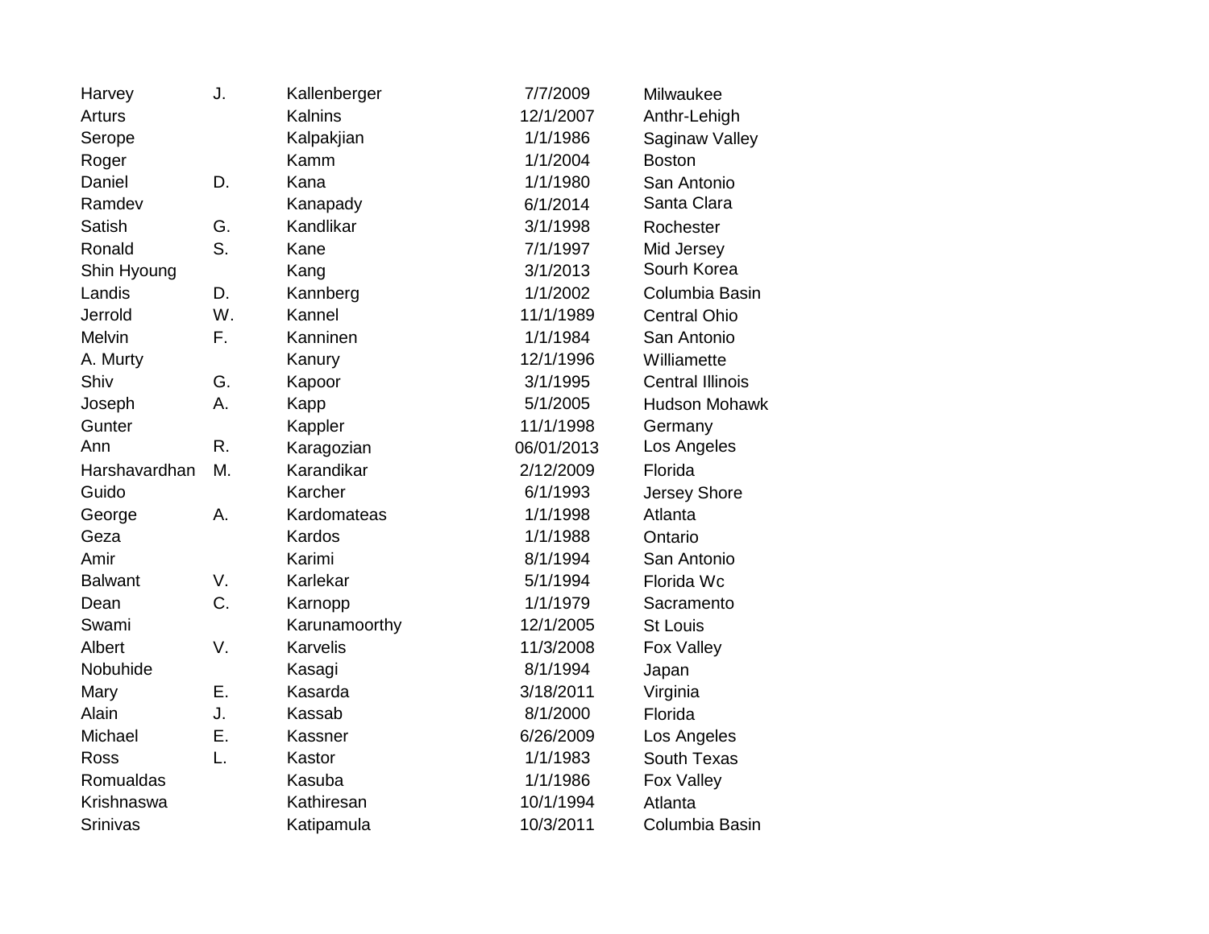| | | | | |
|---|---|---|---|---|
| Harvey | J. | Kallenberger | 7/7/2009 | Milwaukee |
| Arturs | | Kalnins | 12/1/2007 | Anthr-Lehigh |
| Serope | | Kalpakjian | 1/1/1986 | Saginaw Valley |
| Roger | | Kamm | 1/1/2004 | Boston |
| Daniel | D. | Kana | 1/1/1980 | San Antonio |
| Ramdev | | Kanapady | 6/1/2014 | Santa Clara |
| Satish | G. | Kandlikar | 3/1/1998 | Rochester |
| Ronald | S. | Kane | 7/1/1997 | Mid Jersey |
| Shin Hyoung | | Kang | 3/1/2013 | Sourh Korea |
| Landis | D. | Kannberg | 1/1/2002 | Columbia Basin |
| Jerrold | W. | Kannel | 11/1/1989 | Central Ohio |
| Melvin | F. | Kanninen | 1/1/1984 | San Antonio |
| A. Murty | | Kanury | 12/1/1996 | Williamette |
| Shiv | G. | Kapoor | 3/1/1995 | Central Illinois |
| Joseph | A. | Kapp | 5/1/2005 | Hudson Mohawk |
| Gunter | | Kappler | 11/1/1998 | Germany |
| Ann | R. | Karagozian | 06/01/2013 | Los Angeles |
| Harshavardhan | M. | Karandikar | 2/12/2009 | Florida |
| Guido | | Karcher | 6/1/1993 | Jersey Shore |
| George | A. | Kardomateas | 1/1/1998 | Atlanta |
| Geza | | Kardos | 1/1/1988 | Ontario |
| Amir | | Karimi | 8/1/1994 | San Antonio |
| Balwant | V. | Karlekar | 5/1/1994 | Florida Wc |
| Dean | C. | Karnopp | 1/1/1979 | Sacramento |
| Swami | | Karunamoorthy | 12/1/2005 | St Louis |
| Albert | V. | Karvelis | 11/3/2008 | Fox Valley |
| Nobuhide | | Kasagi | 8/1/1994 | Japan |
| Mary | E. | Kasarda | 3/18/2011 | Virginia |
| Alain | J. | Kassab | 8/1/2000 | Florida |
| Michael | E. | Kassner | 6/26/2009 | Los Angeles |
| Ross | L. | Kastor | 1/1/1983 | South Texas |
| Romualdas | | Kasuba | 1/1/1986 | Fox Valley |
| Krishnaswa | | Kathiresan | 10/1/1994 | Atlanta |
| Srinivas | | Katipamula | 10/3/2011 | Columbia Basin |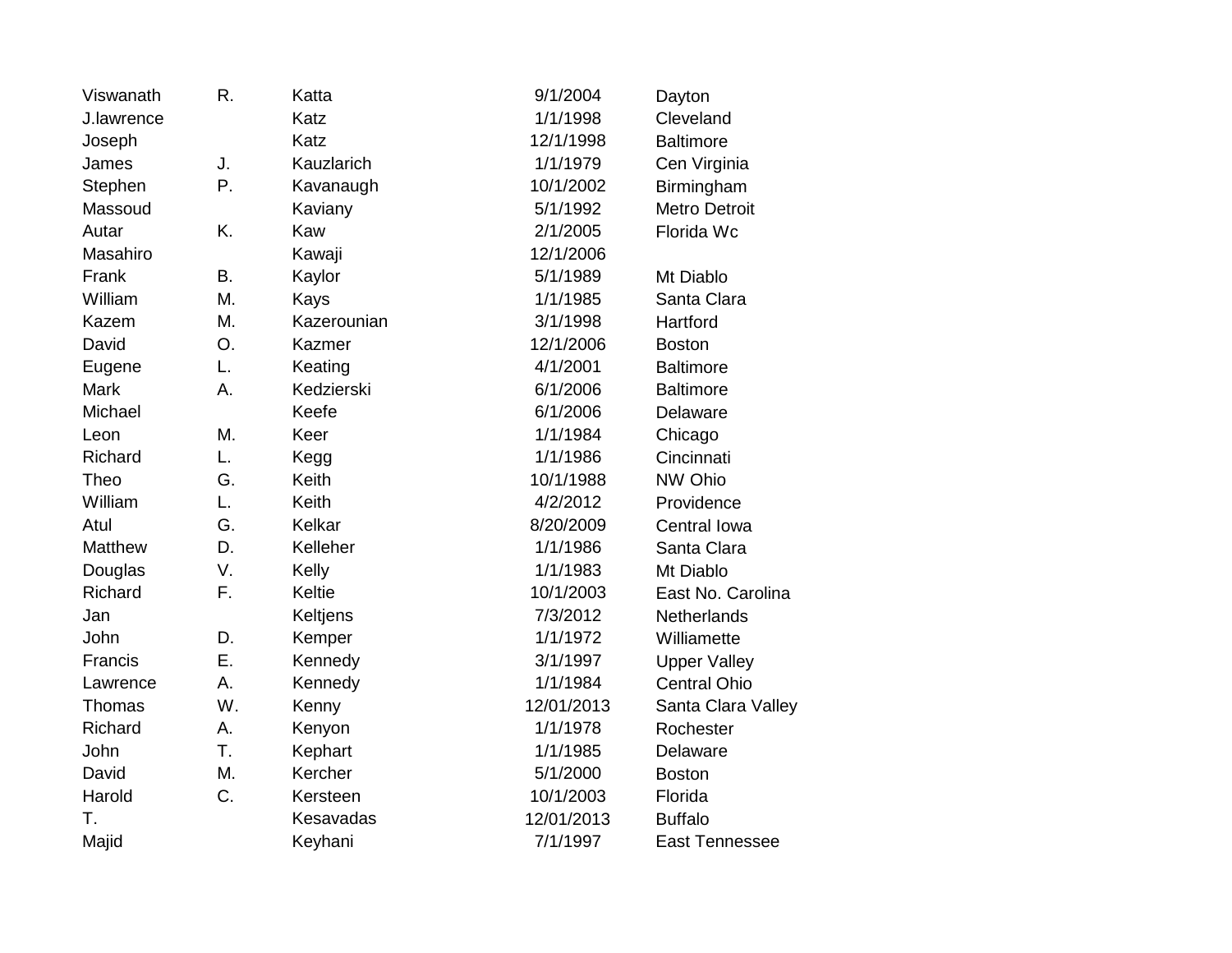| | | | | |
|---|---|---|---|---|
| Viswanath | R. | Katta | 9/1/2004 | Dayton |
| J.lawrence | | Katz | 1/1/1998 | Cleveland |
| Joseph | | Katz | 12/1/1998 | Baltimore |
| James | J. | Kauzlarich | 1/1/1979 | Cen Virginia |
| Stephen | P. | Kavanaugh | 10/1/2002 | Birmingham |
| Massoud | | Kaviany | 5/1/1992 | Metro Detroit |
| Autar | K. | Kaw | 2/1/2005 | Florida Wc |
| Masahiro | | Kawaji | 12/1/2006 | |
| Frank | B. | Kaylor | 5/1/1989 | Mt Diablo |
| William | M. | Kays | 1/1/1985 | Santa Clara |
| Kazem | M. | Kazerounian | 3/1/1998 | Hartford |
| David | O. | Kazmer | 12/1/2006 | Boston |
| Eugene | L. | Keating | 4/1/2001 | Baltimore |
| Mark | A. | Kedzierski | 6/1/2006 | Baltimore |
| Michael | | Keefe | 6/1/2006 | Delaware |
| Leon | M. | Keer | 1/1/1984 | Chicago |
| Richard | L. | Kegg | 1/1/1986 | Cincinnati |
| Theo | G. | Keith | 10/1/1988 | NW Ohio |
| William | L. | Keith | 4/2/2012 | Providence |
| Atul | G. | Kelkar | 8/20/2009 | Central Iowa |
| Matthew | D. | Kelleher | 1/1/1986 | Santa Clara |
| Douglas | V. | Kelly | 1/1/1983 | Mt Diablo |
| Richard | F. | Keltie | 10/1/2003 | East No. Carolina |
| Jan | | Keltjens | 7/3/2012 | Netherlands |
| John | D. | Kemper | 1/1/1972 | Williamette |
| Francis | E. | Kennedy | 3/1/1997 | Upper Valley |
| Lawrence | A. | Kennedy | 1/1/1984 | Central Ohio |
| Thomas | W. | Kenny | 12/01/2013 | Santa Clara Valley |
| Richard | A. | Kenyon | 1/1/1978 | Rochester |
| John | T. | Kephart | 1/1/1985 | Delaware |
| David | M. | Kercher | 5/1/2000 | Boston |
| Harold | C. | Kersteen | 10/1/2003 | Florida |
| T. | | Kesavadas | 12/01/2013 | Buffalo |
| Majid | | Keyhani | 7/1/1997 | East Tennessee |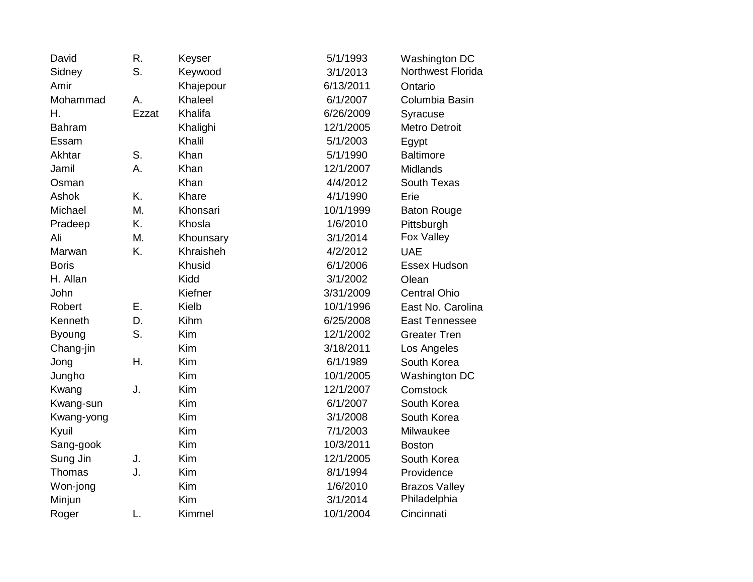| | | | | |
|---|---|---|---|---|
| David | R. | Keyser | 5/1/1993 | Washington DC |
| Sidney | S. | Keywood | 3/1/2013 | Northwest Florida |
| Amir | | Khajepour | 6/13/2011 | Ontario |
| Mohammad | A. | Khaleel | 6/1/2007 | Columbia Basin |
| H. | Ezzat | Khalifa | 6/26/2009 | Syracuse |
| Bahram | | Khalighi | 12/1/2005 | Metro Detroit |
| Essam | | Khalil | 5/1/2003 | Egypt |
| Akhtar | S. | Khan | 5/1/1990 | Baltimore |
| Jamil | A. | Khan | 12/1/2007 | Midlands |
| Osman | | Khan | 4/4/2012 | South Texas |
| Ashok | K. | Khare | 4/1/1990 | Erie |
| Michael | M. | Khonsari | 10/1/1999 | Baton Rouge |
| Pradeep | K. | Khosla | 1/6/2010 | Pittsburgh |
| Ali | M. | Khounsary | 3/1/2014 | Fox Valley |
| Marwan | K. | Khraisheh | 4/2/2012 | UAE |
| Boris | | Khusid | 6/1/2006 | Essex Hudson |
| H. Allan | | Kidd | 3/1/2002 | Olean |
| John | | Kiefner | 3/31/2009 | Central Ohio |
| Robert | E. | Kielb | 10/1/1996 | East No. Carolina |
| Kenneth | D. | Kihm | 6/25/2008 | East Tennessee |
| Byoung | S. | Kim | 12/1/2002 | Greater Tren |
| Chang-jin | | Kim | 3/18/2011 | Los Angeles |
| Jong | H. | Kim | 6/1/1989 | South Korea |
| Jungho | | Kim | 10/1/2005 | Washington DC |
| Kwang | J. | Kim | 12/1/2007 | Comstock |
| Kwang-sun | | Kim | 6/1/2007 | South Korea |
| Kwang-yong | | Kim | 3/1/2008 | South Korea |
| Kyuil | | Kim | 7/1/2003 | Milwaukee |
| Sang-gook | | Kim | 10/3/2011 | Boston |
| Sung Jin | J. | Kim | 12/1/2005 | South Korea |
| Thomas | J. | Kim | 8/1/1994 | Providence |
| Won-jong | | Kim | 1/6/2010 | Brazos Valley |
| Minjun | | Kim | 3/1/2014 | Philadelphia |
| Roger | L. | Kimmel | 10/1/2004 | Cincinnati |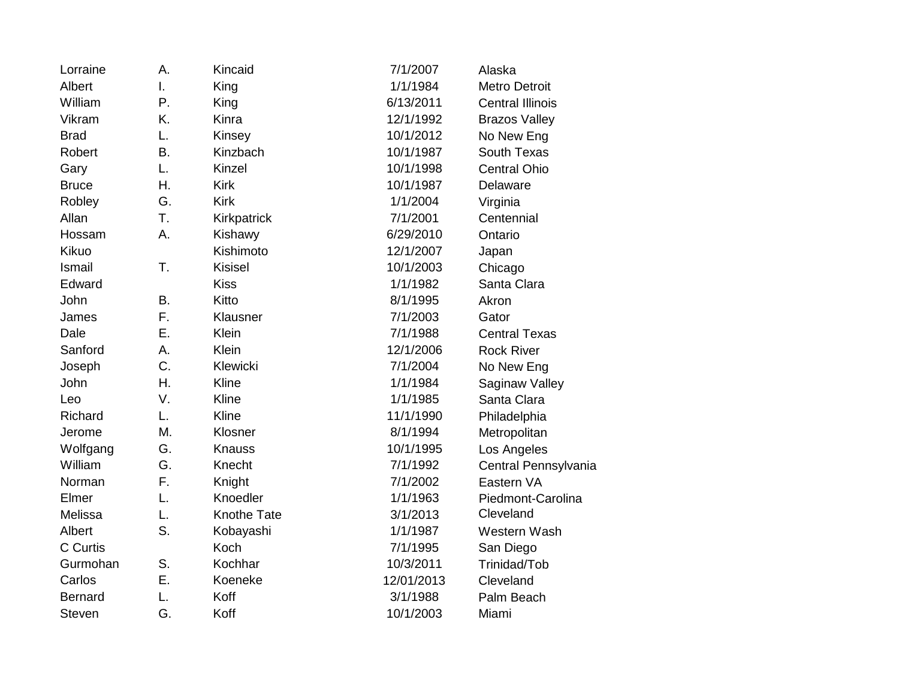| | | | | |
|---|---|---|---|---|
| Lorraine | A. | Kincaid | 7/1/2007 | Alaska |
| Albert | I. | King | 1/1/1984 | Metro Detroit |
| William | P. | King | 6/13/2011 | Central Illinois |
| Vikram | K. | Kinra | 12/1/1992 | Brazos Valley |
| Brad | L. | Kinsey | 10/1/2012 | No New Eng |
| Robert | B. | Kinzbach | 10/1/1987 | South Texas |
| Gary | L. | Kinzel | 10/1/1998 | Central Ohio |
| Bruce | H. | Kirk | 10/1/1987 | Delaware |
| Robley | G. | Kirk | 1/1/2004 | Virginia |
| Allan | T. | Kirkpatrick | 7/1/2001 | Centennial |
| Hossam | A. | Kishawy | 6/29/2010 | Ontario |
| Kikuo | | Kishimoto | 12/1/2007 | Japan |
| Ismail | T. | Kisisel | 10/1/2003 | Chicago |
| Edward | | Kiss | 1/1/1982 | Santa Clara |
| John | B. | Kitto | 8/1/1995 | Akron |
| James | F. | Klausner | 7/1/2003 | Gator |
| Dale | E. | Klein | 7/1/1988 | Central Texas |
| Sanford | A. | Klein | 12/1/2006 | Rock River |
| Joseph | C. | Klewicki | 7/1/2004 | No New Eng |
| John | H. | Kline | 1/1/1984 | Saginaw Valley |
| Leo | V. | Kline | 1/1/1985 | Santa Clara |
| Richard | L. | Kline | 11/1/1990 | Philadelphia |
| Jerome | M. | Klosner | 8/1/1994 | Metropolitan |
| Wolfgang | G. | Knauss | 10/1/1995 | Los Angeles |
| William | G. | Knecht | 7/1/1992 | Central Pennsylvania |
| Norman | F. | Knight | 7/1/2002 | Eastern VA |
| Elmer | L. | Knoedler | 1/1/1963 | Piedmont-Carolina |
| Melissa | L. | Knothe Tate | 3/1/2013 | Cleveland |
| Albert | S. | Kobayashi | 1/1/1987 | Western Wash |
| C Curtis | | Koch | 7/1/1995 | San Diego |
| Gurmohan | S. | Kochhar | 10/3/2011 | Trinidad/Tob |
| Carlos | E. | Koeneke | 12/01/2013 | Cleveland |
| Bernard | L. | Koff | 3/1/1988 | Palm Beach |
| Steven | G. | Koff | 10/1/2003 | Miami |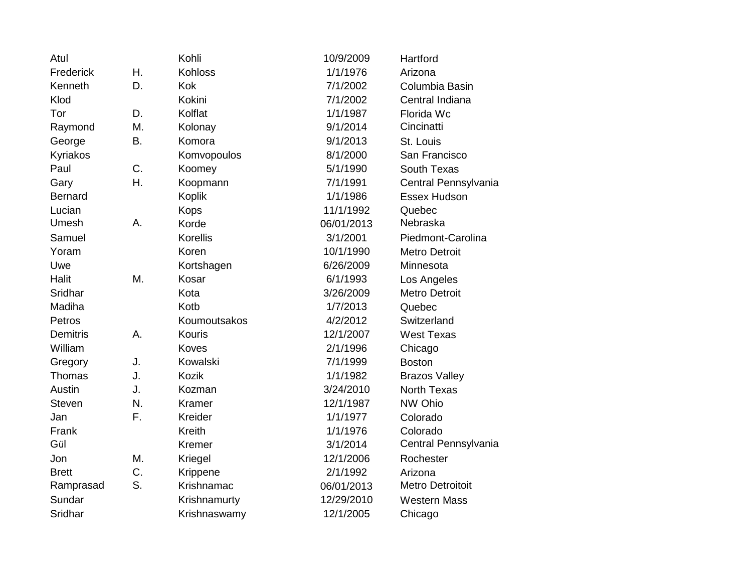| | | | | |
|---|---|---|---|---|
| Atul | | Kohli | 10/9/2009 | Hartford |
| Frederick | H. | Kohloss | 1/1/1976 | Arizona |
| Kenneth | D. | Kok | 7/1/2002 | Columbia Basin |
| Klod | | Kokini | 7/1/2002 | Central Indiana |
| Tor | D. | Kolflat | 1/1/1987 | Florida Wc |
| Raymond | M. | Kolonay | 9/1/2014 | Cincinatti |
| George | B. | Komora | 9/1/2013 | St. Louis |
| Kyriakos | | Komvopoulos | 8/1/2000 | San Francisco |
| Paul | C. | Koomey | 5/1/1990 | South Texas |
| Gary | H. | Koopmann | 7/1/1991 | Central Pennsylvania |
| Bernard | | Koplik | 1/1/1986 | Essex Hudson |
| Lucian | | Kops | 11/1/1992 | Quebec |
| Umesh | A. | Korde | 06/01/2013 | Nebraska |
| Samuel | | Korellis | 3/1/2001 | Piedmont-Carolina |
| Yoram | | Koren | 10/1/1990 | Metro Detroit |
| Uwe | | Kortshagen | 6/26/2009 | Minnesota |
| Halit | M. | Kosar | 6/1/1993 | Los Angeles |
| Sridhar | | Kota | 3/26/2009 | Metro Detroit |
| Madiha | | Kotb | 1/7/2013 | Quebec |
| Petros | | Koumoutsakos | 4/2/2012 | Switzerland |
| Demitris | A. | Kouris | 12/1/2007 | West Texas |
| William | | Koves | 2/1/1996 | Chicago |
| Gregory | J. | Kowalski | 7/1/1999 | Boston |
| Thomas | J. | Kozik | 1/1/1982 | Brazos Valley |
| Austin | J. | Kozman | 3/24/2010 | North Texas |
| Steven | N. | Kramer | 12/1/1987 | NW Ohio |
| Jan | F. | Kreider | 1/1/1977 | Colorado |
| Frank | | Kreith | 1/1/1976 | Colorado |
| Gül | | Kremer | 3/1/2014 | Central Pennsylvania |
| Jon | M. | Kriegel | 12/1/2006 | Rochester |
| Brett | C. | Krippene | 2/1/1992 | Arizona |
| Ramprasad | S. | Krishnamac | 06/01/2013 | Metro Detroitoit |
| Sundar | | Krishnamurty | 12/29/2010 | Western Mass |
| Sridhar | | Krishnaswamy | 12/1/2005 | Chicago |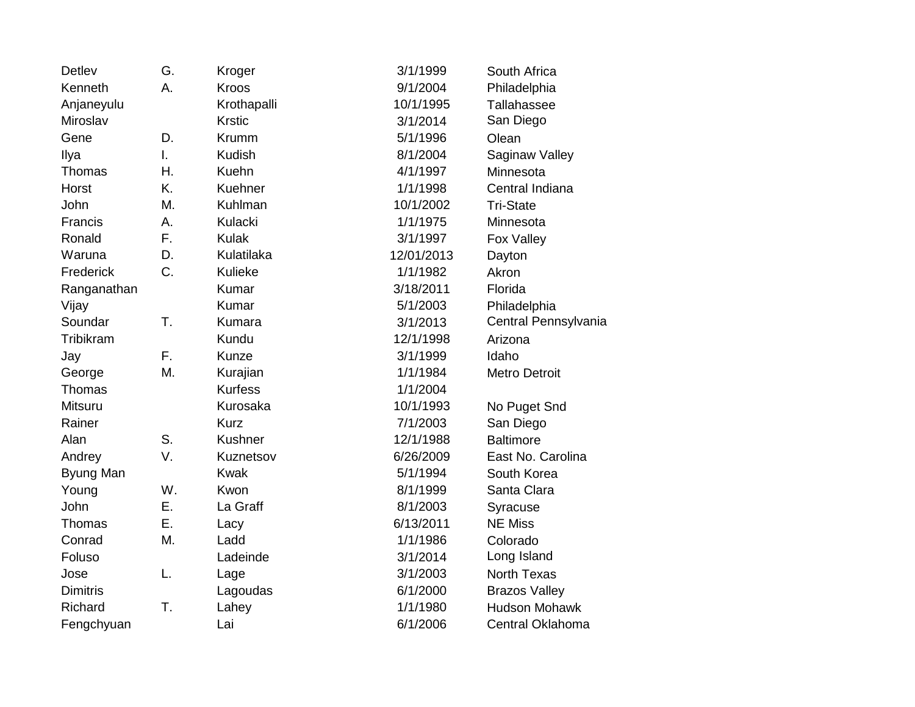| | | | | |
|---|---|---|---|---|
| Detlev | G. | Kroger | 3/1/1999 | South Africa |
| Kenneth | A. | Kroos | 9/1/2004 | Philadelphia |
| Anjaneyulu | | Krothapalli | 10/1/1995 | Tallahassee |
| Miroslav | | Krstic | 3/1/2014 | San Diego |
| Gene | D. | Krumm | 5/1/1996 | Olean |
| Ilya | I. | Kudish | 8/1/2004 | Saginaw Valley |
| Thomas | H. | Kuehn | 4/1/1997 | Minnesota |
| Horst | K. | Kuehner | 1/1/1998 | Central Indiana |
| John | M. | Kuhlman | 10/1/2002 | Tri-State |
| Francis | A. | Kulacki | 1/1/1975 | Minnesota |
| Ronald | F. | Kulak | 3/1/1997 | Fox Valley |
| Waruna | D. | Kulatilaka | 12/01/2013 | Dayton |
| Frederick | C. | Kulieke | 1/1/1982 | Akron |
| Ranganathan | | Kumar | 3/18/2011 | Florida |
| Vijay | | Kumar | 5/1/2003 | Philadelphia |
| Soundar | T. | Kumara | 3/1/2013 | Central Pennsylvania |
| Tribikram | | Kundu | 12/1/1998 | Arizona |
| Jay | F. | Kunze | 3/1/1999 | Idaho |
| George | M. | Kurajian | 1/1/1984 | Metro Detroit |
| Thomas | | Kurfess | 1/1/2004 | |
| Mitsuru | | Kurosaka | 10/1/1993 | No Puget Snd |
| Rainer | | Kurz | 7/1/2003 | San Diego |
| Alan | S. | Kushner | 12/1/1988 | Baltimore |
| Andrey | V. | Kuznetsov | 6/26/2009 | East No. Carolina |
| Byung Man | | Kwak | 5/1/1994 | South Korea |
| Young | W. | Kwon | 8/1/1999 | Santa Clara |
| John | E. | La Graff | 8/1/2003 | Syracuse |
| Thomas | E. | Lacy | 6/13/2011 | NE Miss |
| Conrad | M. | Ladd | 1/1/1986 | Colorado |
| Foluso | | Ladeinde | 3/1/2014 | Long Island |
| Jose | L. | Lage | 3/1/2003 | North Texas |
| Dimitris | | Lagoudas | 6/1/2000 | Brazos Valley |
| Richard | T. | Lahey | 1/1/1980 | Hudson Mohawk |
| Fengchyuan | | Lai | 6/1/2006 | Central Oklahoma |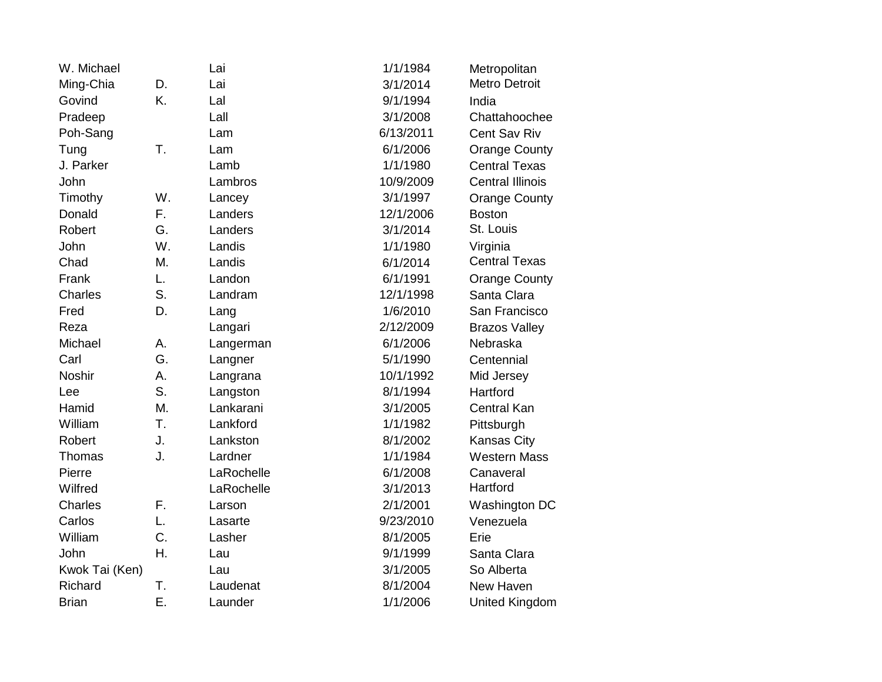| | | | | |
|---|---|---|---|---|
| W. Michael | | Lai | 1/1/1984 | Metropolitan |
| Ming-Chia | D. | Lai | 3/1/2014 | Metro Detroit |
| Govind | K. | Lal | 9/1/1994 | India |
| Pradeep | | Lall | 3/1/2008 | Chattahoochee |
| Poh-Sang | | Lam | 6/13/2011 | Cent Sav Riv |
| Tung | T. | Lam | 6/1/2006 | Orange County |
| J. Parker | | Lamb | 1/1/1980 | Central Texas |
| John | | Lambros | 10/9/2009 | Central Illinois |
| Timothy | W. | Lancey | 3/1/1997 | Orange County |
| Donald | F. | Landers | 12/1/2006 | Boston |
| Robert | G. | Landers | 3/1/2014 | St. Louis |
| John | W. | Landis | 1/1/1980 | Virginia |
| Chad | M. | Landis | 6/1/2014 | Central Texas |
| Frank | L. | Landon | 6/1/1991 | Orange County |
| Charles | S. | Landram | 12/1/1998 | Santa Clara |
| Fred | D. | Lang | 1/6/2010 | San Francisco |
| Reza | | Langari | 2/12/2009 | Brazos Valley |
| Michael | A. | Langerman | 6/1/2006 | Nebraska |
| Carl | G. | Langner | 5/1/1990 | Centennial |
| Noshir | A. | Langrana | 10/1/1992 | Mid Jersey |
| Lee | S. | Langston | 8/1/1994 | Hartford |
| Hamid | M. | Lankarani | 3/1/2005 | Central Kan |
| William | T. | Lankford | 1/1/1982 | Pittsburgh |
| Robert | J. | Lankston | 8/1/2002 | Kansas City |
| Thomas | J. | Lardner | 1/1/1984 | Western Mass |
| Pierre | | LaRochelle | 6/1/2008 | Canaveral |
| Wilfred | | LaRochelle | 3/1/2013 | Hartford |
| Charles | F. | Larson | 2/1/2001 | Washington DC |
| Carlos | L. | Lasarte | 9/23/2010 | Venezuela |
| William | C. | Lasher | 8/1/2005 | Erie |
| John | H. | Lau | 9/1/1999 | Santa Clara |
| Kwok Tai (Ken) | | Lau | 3/1/2005 | So Alberta |
| Richard | T. | Laudenat | 8/1/2004 | New Haven |
| Brian | E. | Launder | 1/1/2006 | United Kingdom |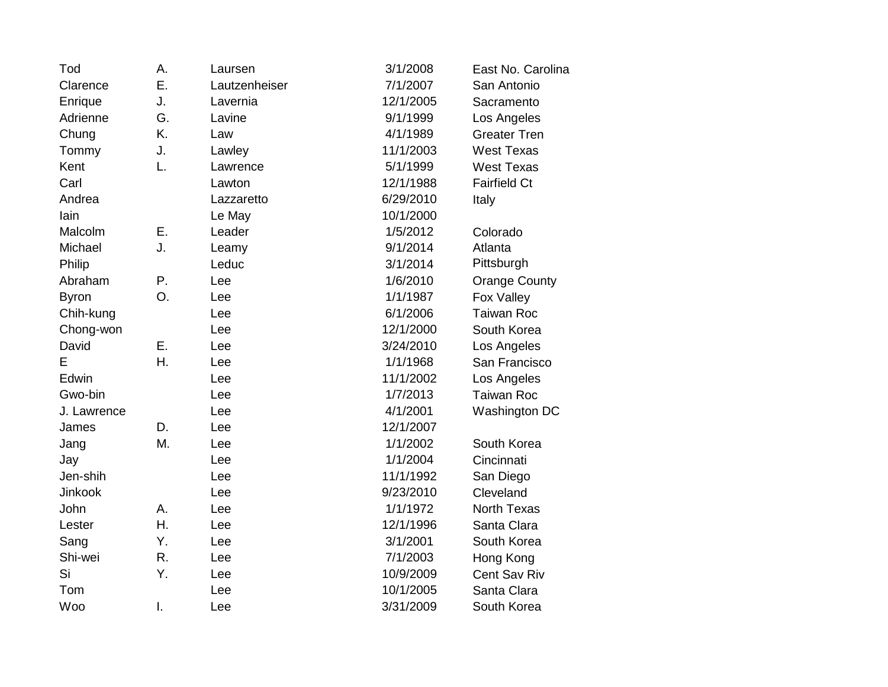| | | | | |
|---|---|---|---|---|
| Tod | A. | Laursen | 3/1/2008 | East No. Carolina |
| Clarence | E. | Lautzenheiser | 7/1/2007 | San Antonio |
| Enrique | J. | Lavernia | 12/1/2005 | Sacramento |
| Adrienne | G. | Lavine | 9/1/1999 | Los Angeles |
| Chung | K. | Law | 4/1/1989 | Greater Tren |
| Tommy | J. | Lawley | 11/1/2003 | West Texas |
| Kent | L. | Lawrence | 5/1/1999 | West Texas |
| Carl | | Lawton | 12/1/1988 | Fairfield Ct |
| Andrea | | Lazzaretto | 6/29/2010 | Italy |
| Iain | | Le May | 10/1/2000 | |
| Malcolm | E. | Leader | 1/5/2012 | Colorado |
| Michael | J. | Leamy | 9/1/2014 | Atlanta |
| Philip | | Leduc | 3/1/2014 | Pittsburgh |
| Abraham | P. | Lee | 1/6/2010 | Orange County |
| Byron | O. | Lee | 1/1/1987 | Fox Valley |
| Chih-kung | | Lee | 6/1/2006 | Taiwan Roc |
| Chong-won | | Lee | 12/1/2000 | South Korea |
| David | E. | Lee | 3/24/2010 | Los Angeles |
| E | H. | Lee | 1/1/1968 | San Francisco |
| Edwin | | Lee | 11/1/2002 | Los Angeles |
| Gwo-bin | | Lee | 1/7/2013 | Taiwan Roc |
| J. Lawrence | | Lee | 4/1/2001 | Washington DC |
| James | D. | Lee | 12/1/2007 | |
| Jang | M. | Lee | 1/1/2002 | South Korea |
| Jay | | Lee | 1/1/2004 | Cincinnati |
| Jen-shih | | Lee | 11/1/1992 | San Diego |
| Jinkook | | Lee | 9/23/2010 | Cleveland |
| John | A. | Lee | 1/1/1972 | North Texas |
| Lester | H. | Lee | 12/1/1996 | Santa Clara |
| Sang | Y. | Lee | 3/1/2001 | South Korea |
| Shi-wei | R. | Lee | 7/1/2003 | Hong Kong |
| Si | Y. | Lee | 10/9/2009 | Cent Sav Riv |
| Tom | | Lee | 10/1/2005 | Santa Clara |
| Woo | I. | Lee | 3/31/2009 | South Korea |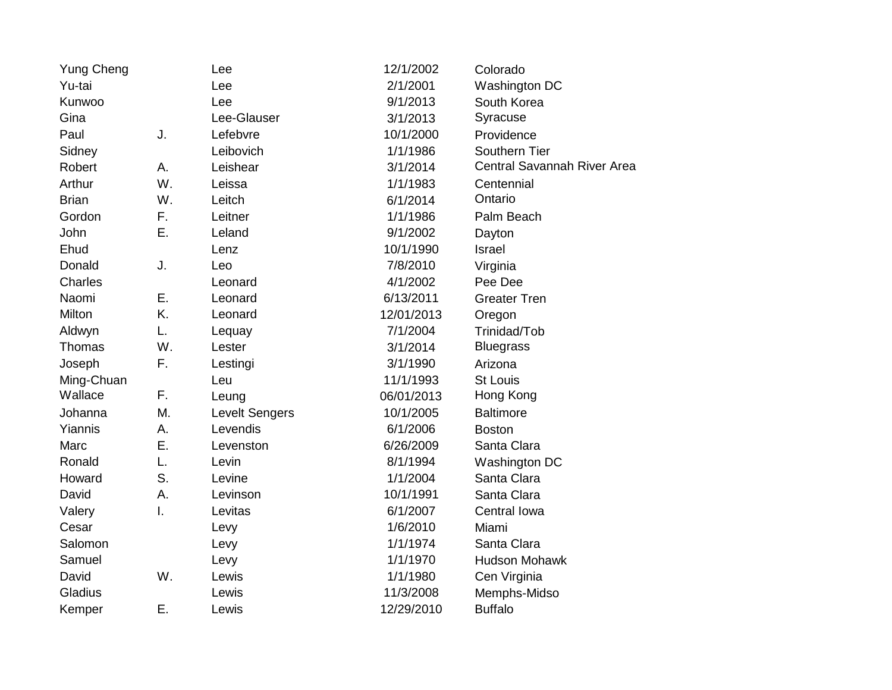| | | | | |
|---|---|---|---|---|
| Yung Cheng | | Lee | 12/1/2002 | Colorado |
| Yu-tai | | Lee | 2/1/2001 | Washington DC |
| Kunwoo | | Lee | 9/1/2013 | South Korea |
| Gina | | Lee-Glauser | 3/1/2013 | Syracuse |
| Paul | J. | Lefebvre | 10/1/2000 | Providence |
| Sidney | | Leibovich | 1/1/1986 | Southern Tier |
| Robert | A. | Leishear | 3/1/2014 | Central Savannah River Area |
| Arthur | W. | Leissa | 1/1/1983 | Centennial |
| Brian | W. | Leitch | 6/1/2014 | Ontario |
| Gordon | F. | Leitner | 1/1/1986 | Palm Beach |
| John | E. | Leland | 9/1/2002 | Dayton |
| Ehud | | Lenz | 10/1/1990 | Israel |
| Donald | J. | Leo | 7/8/2010 | Virginia |
| Charles | | Leonard | 4/1/2002 | Pee Dee |
| Naomi | E. | Leonard | 6/13/2011 | Greater Tren |
| Milton | K. | Leonard | 12/01/2013 | Oregon |
| Aldwyn | L. | Lequay | 7/1/2004 | Trinidad/Tob |
| Thomas | W. | Lester | 3/1/2014 | Bluegrass |
| Joseph | F. | Lestingi | 3/1/1990 | Arizona |
| Ming-Chuan | | Leu | 11/1/1993 | St Louis |
| Wallace | F. | Leung | 06/01/2013 | Hong Kong |
| Johanna | M. | Levelt Sengers | 10/1/2005 | Baltimore |
| Yiannis | A. | Levendis | 6/1/2006 | Boston |
| Marc | E. | Levenston | 6/26/2009 | Santa Clara |
| Ronald | L. | Levin | 8/1/1994 | Washington DC |
| Howard | S. | Levine | 1/1/2004 | Santa Clara |
| David | A. | Levinson | 10/1/1991 | Santa Clara |
| Valery | I. | Levitas | 6/1/2007 | Central Iowa |
| Cesar | | Levy | 1/6/2010 | Miami |
| Salomon | | Levy | 1/1/1974 | Santa Clara |
| Samuel | | Levy | 1/1/1970 | Hudson Mohawk |
| David | W. | Lewis | 1/1/1980 | Cen Virginia |
| Gladius | | Lewis | 11/3/2008 | Memphs-Midso |
| Kemper | E. | Lewis | 12/29/2010 | Buffalo |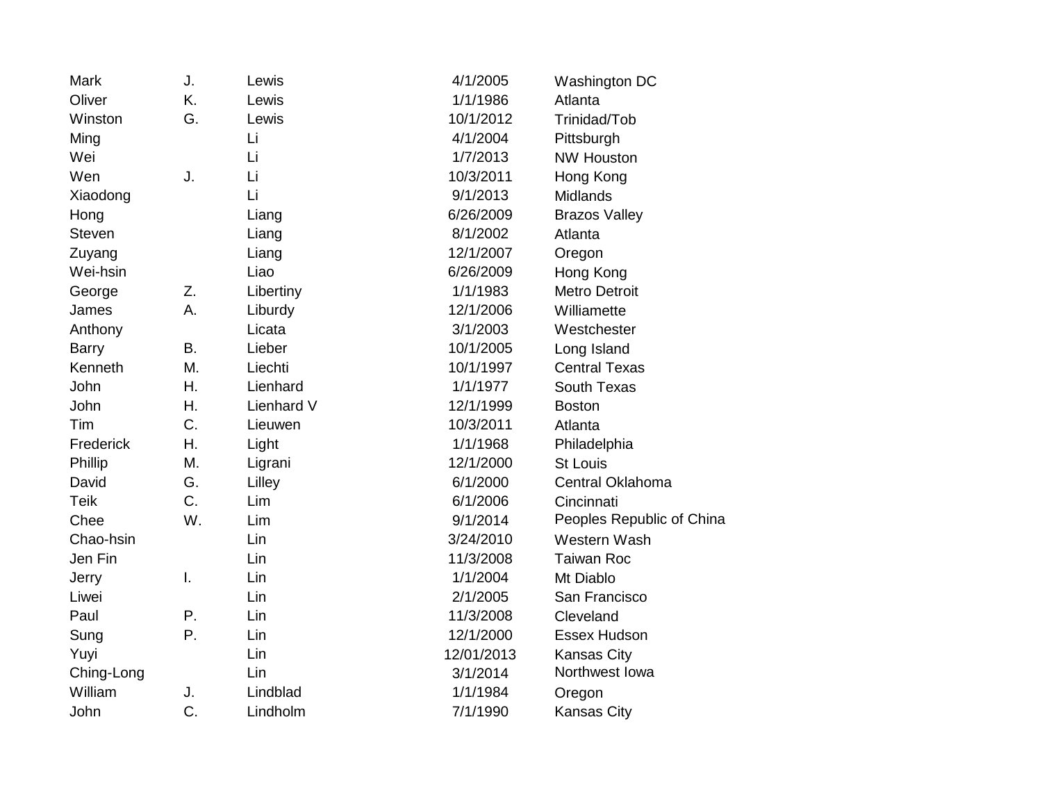| | | | | |
|---|---|---|---|---|
| Mark | J. | Lewis | 4/1/2005 | Washington DC |
| Oliver | K. | Lewis | 1/1/1986 | Atlanta |
| Winston | G. | Lewis | 10/1/2012 | Trinidad/Tob |
| Ming | | Li | 4/1/2004 | Pittsburgh |
| Wei | | Li | 1/7/2013 | NW Houston |
| Wen | J. | Li | 10/3/2011 | Hong Kong |
| Xiaodong | | Li | 9/1/2013 | Midlands |
| Hong | | Liang | 6/26/2009 | Brazos Valley |
| Steven | | Liang | 8/1/2002 | Atlanta |
| Zuyang | | Liang | 12/1/2007 | Oregon |
| Wei-hsin | | Liao | 6/26/2009 | Hong Kong |
| George | Z. | Libertiny | 1/1/1983 | Metro Detroit |
| James | A. | Liburdy | 12/1/2006 | Williamette |
| Anthony | | Licata | 3/1/2003 | Westchester |
| Barry | B. | Lieber | 10/1/2005 | Long Island |
| Kenneth | M. | Liechti | 10/1/1997 | Central Texas |
| John | H. | Lienhard | 1/1/1977 | South Texas |
| John | H. | Lienhard V | 12/1/1999 | Boston |
| Tim | C. | Lieuwen | 10/3/2011 | Atlanta |
| Frederick | H. | Light | 1/1/1968 | Philadelphia |
| Phillip | M. | Ligrani | 12/1/2000 | St Louis |
| David | G. | Lilley | 6/1/2000 | Central Oklahoma |
| Teik | C. | Lim | 6/1/2006 | Cincinnati |
| Chee | W. | Lim | 9/1/2014 | Peoples Republic of China |
| Chao-hsin | | Lin | 3/24/2010 | Western Wash |
| Jen Fin | | Lin | 11/3/2008 | Taiwan Roc |
| Jerry | I. | Lin | 1/1/2004 | Mt Diablo |
| Liwei | | Lin | 2/1/2005 | San Francisco |
| Paul | P. | Lin | 11/3/2008 | Cleveland |
| Sung | P. | Lin | 12/1/2000 | Essex Hudson |
| Yuyi | | Lin | 12/01/2013 | Kansas City |
| Ching-Long | | Lin | 3/1/2014 | Northwest Iowa |
| William | J. | Lindblad | 1/1/1984 | Oregon |
| John | C. | Lindholm | 7/1/1990 | Kansas City |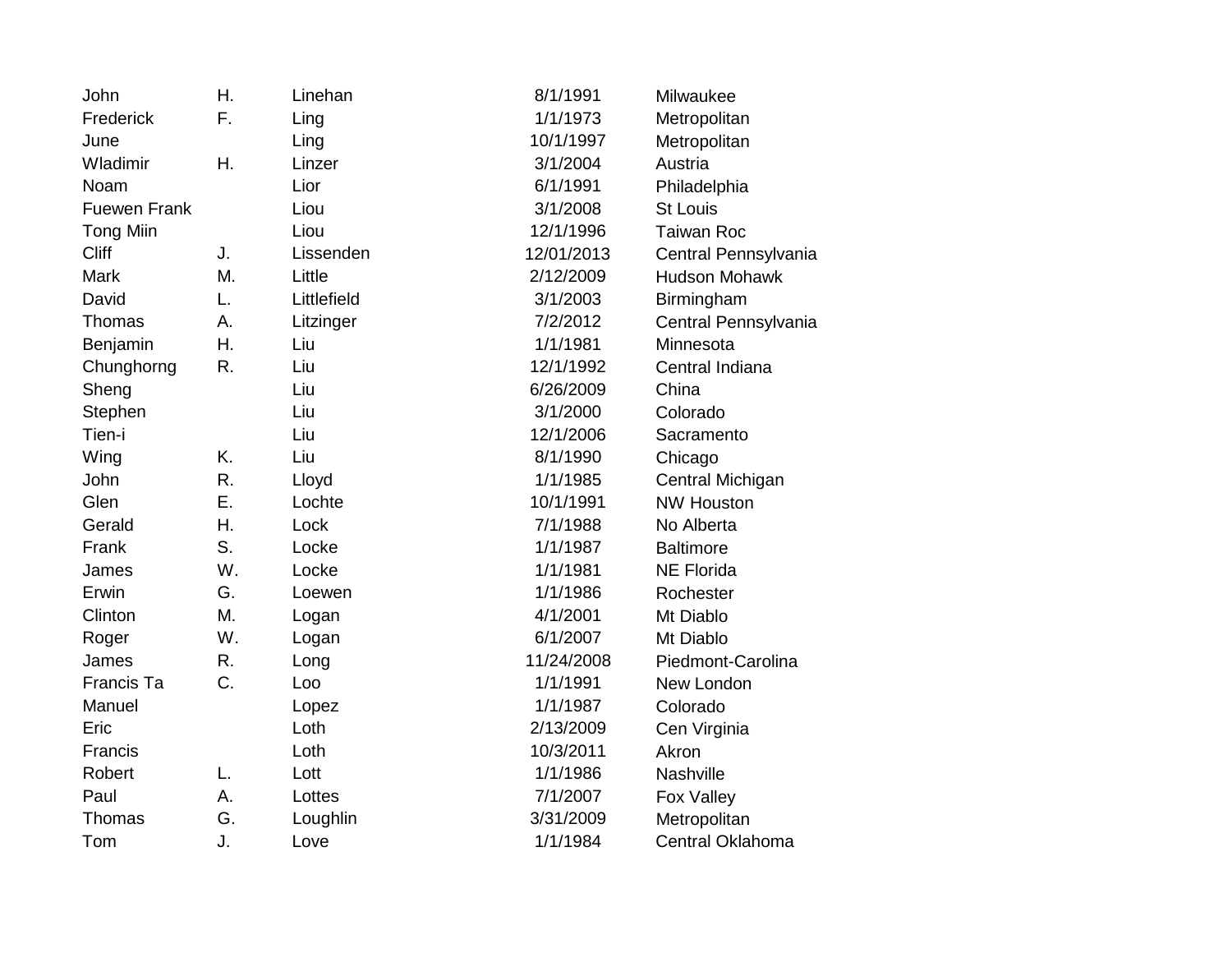| | | | | |
|---|---|---|---|---|
| John | H. | Linehan | 8/1/1991 | Milwaukee |
| Frederick | F. | Ling | 1/1/1973 | Metropolitan |
| June | | Ling | 10/1/1997 | Metropolitan |
| Wladimir | H. | Linzer | 3/1/2004 | Austria |
| Noam | | Lior | 6/1/1991 | Philadelphia |
| Fuewen Frank | | Liou | 3/1/2008 | St Louis |
| Tong Miin | | Liou | 12/1/1996 | Taiwan Roc |
| Cliff | J. | Lissenden | 12/01/2013 | Central Pennsylvania |
| Mark | M. | Little | 2/12/2009 | Hudson Mohawk |
| David | L. | Littlefield | 3/1/2003 | Birmingham |
| Thomas | A. | Litzinger | 7/2/2012 | Central Pennsylvania |
| Benjamin | H. | Liu | 1/1/1981 | Minnesota |
| Chunghorng | R. | Liu | 12/1/1992 | Central Indiana |
| Sheng | | Liu | 6/26/2009 | China |
| Stephen | | Liu | 3/1/2000 | Colorado |
| Tien-i | | Liu | 12/1/2006 | Sacramento |
| Wing | K. | Liu | 8/1/1990 | Chicago |
| John | R. | Lloyd | 1/1/1985 | Central Michigan |
| Glen | E. | Lochte | 10/1/1991 | NW Houston |
| Gerald | H. | Lock | 7/1/1988 | No Alberta |
| Frank | S. | Locke | 1/1/1987 | Baltimore |
| James | W. | Locke | 1/1/1981 | NE Florida |
| Erwin | G. | Loewen | 1/1/1986 | Rochester |
| Clinton | M. | Logan | 4/1/2001 | Mt Diablo |
| Roger | W. | Logan | 6/1/2007 | Mt Diablo |
| James | R. | Long | 11/24/2008 | Piedmont-Carolina |
| Francis Ta | C. | Loo | 1/1/1991 | New London |
| Manuel | | Lopez | 1/1/1987 | Colorado |
| Eric | | Loth | 2/13/2009 | Cen Virginia |
| Francis | | Loth | 10/3/2011 | Akron |
| Robert | L. | Lott | 1/1/1986 | Nashville |
| Paul | A. | Lottes | 7/1/2007 | Fox Valley |
| Thomas | G. | Loughlin | 3/31/2009 | Metropolitan |
| Tom | J. | Love | 1/1/1984 | Central Oklahoma |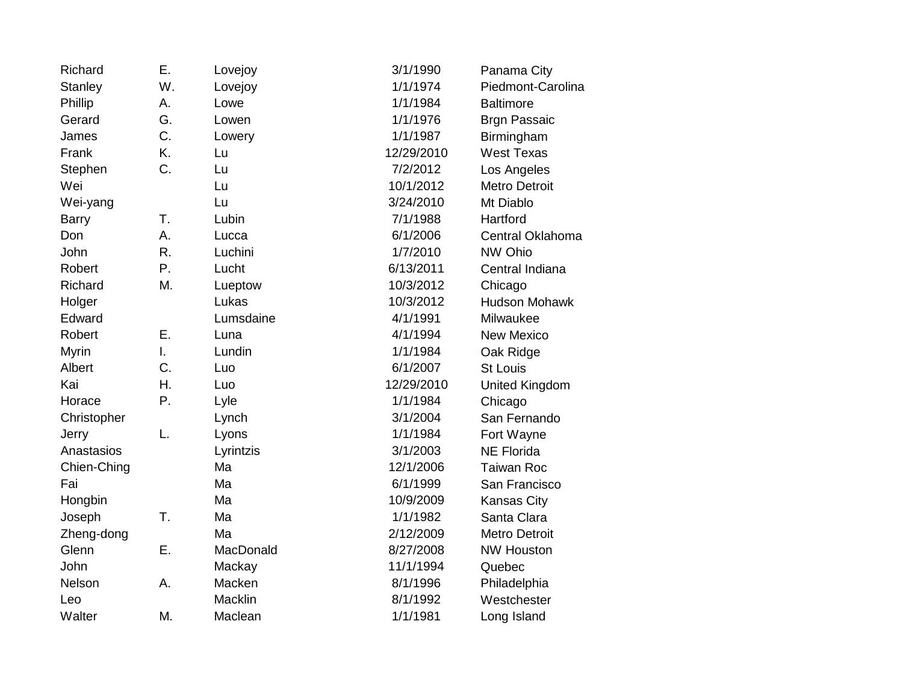| | | | | |
|---|---|---|---|---|
| Richard | E. | Lovejoy | 3/1/1990 | Panama City |
| Stanley | W. | Lovejoy | 1/1/1974 | Piedmont-Carolina |
| Phillip | A. | Lowe | 1/1/1984 | Baltimore |
| Gerard | G. | Lowen | 1/1/1976 | Brgn Passaic |
| James | C. | Lowery | 1/1/1987 | Birmingham |
| Frank | K. | Lu | 12/29/2010 | West Texas |
| Stephen | C. | Lu | 7/2/2012 | Los Angeles |
| Wei | | Lu | 10/1/2012 | Metro Detroit |
| Wei-yang | | Lu | 3/24/2010 | Mt Diablo |
| Barry | T. | Lubin | 7/1/1988 | Hartford |
| Don | A. | Lucca | 6/1/2006 | Central Oklahoma |
| John | R. | Luchini | 1/7/2010 | NW Ohio |
| Robert | P. | Lucht | 6/13/2011 | Central Indiana |
| Richard | M. | Lueptow | 10/3/2012 | Chicago |
| Holger | | Lukas | 10/3/2012 | Hudson Mohawk |
| Edward | | Lumsdaine | 4/1/1991 | Milwaukee |
| Robert | E. | Luna | 4/1/1994 | New Mexico |
| Myrin | I. | Lundin | 1/1/1984 | Oak Ridge |
| Albert | C. | Luo | 6/1/2007 | St Louis |
| Kai | H. | Luo | 12/29/2010 | United Kingdom |
| Horace | P. | Lyle | 1/1/1984 | Chicago |
| Christopher | | Lynch | 3/1/2004 | San Fernando |
| Jerry | L. | Lyons | 1/1/1984 | Fort Wayne |
| Anastasios | | Lyrintzis | 3/1/2003 | NE Florida |
| Chien-Ching | | Ma | 12/1/2006 | Taiwan Roc |
| Fai | | Ma | 6/1/1999 | San Francisco |
| Hongbin | | Ma | 10/9/2009 | Kansas City |
| Joseph | T. | Ma | 1/1/1982 | Santa Clara |
| Zheng-dong | | Ma | 2/12/2009 | Metro Detroit |
| Glenn | E. | MacDonald | 8/27/2008 | NW Houston |
| John | | Mackay | 11/1/1994 | Quebec |
| Nelson | A. | Macken | 8/1/1996 | Philadelphia |
| Leo | | Macklin | 8/1/1992 | Westchester |
| Walter | M. | Maclean | 1/1/1981 | Long Island |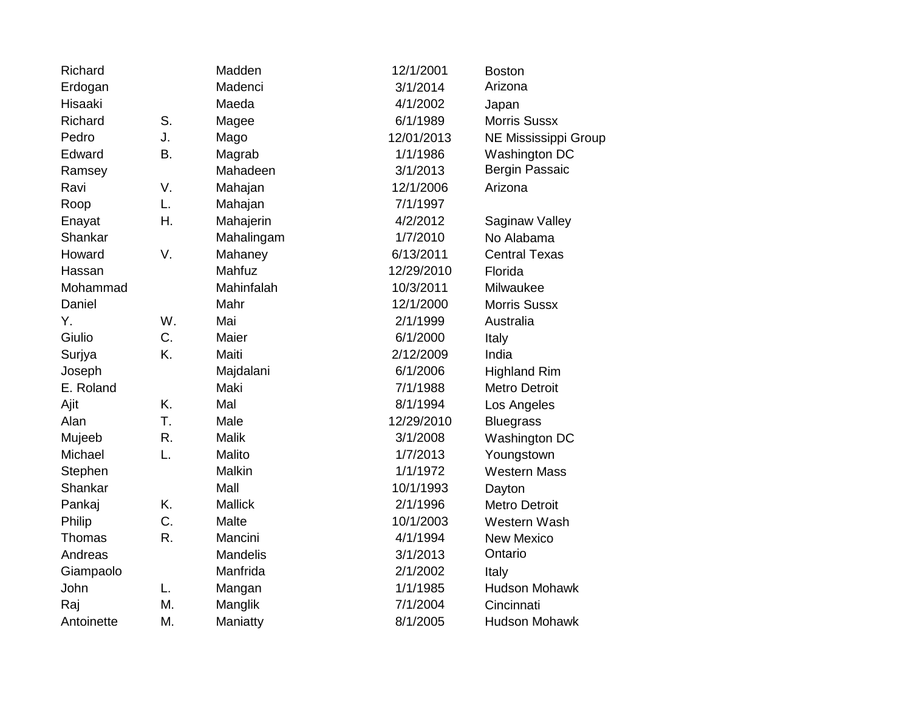| | | | | |
|---|---|---|---|---|
| Richard | | Madden | 12/1/2001 | Boston |
| Erdogan | | Madenci | 3/1/2014 | Arizona |
| Hisaaki | | Maeda | 4/1/2002 | Japan |
| Richard | S. | Magee | 6/1/1989 | Morris Sussx |
| Pedro | J. | Mago | 12/01/2013 | NE Mississippi Group |
| Edward | B. | Magrab | 1/1/1986 | Washington DC |
| Ramsey | | Mahadeen | 3/1/2013 | Bergin Passaic |
| Ravi | V. | Mahajan | 12/1/2006 | Arizona |
| Roop | L. | Mahajan | 7/1/1997 | |
| Enayat | H. | Mahajerin | 4/2/2012 | Saginaw Valley |
| Shankar | | Mahalingam | 1/7/2010 | No Alabama |
| Howard | V. | Mahaney | 6/13/2011 | Central Texas |
| Hassan | | Mahfuz | 12/29/2010 | Florida |
| Mohammad | | Mahinfalah | 10/3/2011 | Milwaukee |
| Daniel | | Mahr | 12/1/2000 | Morris Sussx |
| Y. | W. | Mai | 2/1/1999 | Australia |
| Giulio | C. | Maier | 6/1/2000 | Italy |
| Surjya | K. | Maiti | 2/12/2009 | India |
| Joseph | | Majdalani | 6/1/2006 | Highland Rim |
| E. Roland | | Maki | 7/1/1988 | Metro Detroit |
| Ajit | K. | Mal | 8/1/1994 | Los Angeles |
| Alan | T. | Male | 12/29/2010 | Bluegrass |
| Mujeeb | R. | Malik | 3/1/2008 | Washington DC |
| Michael | L. | Malito | 1/7/2013 | Youngstown |
| Stephen | | Malkin | 1/1/1972 | Western Mass |
| Shankar | | Mall | 10/1/1993 | Dayton |
| Pankaj | K. | Mallick | 2/1/1996 | Metro Detroit |
| Philip | C. | Malte | 10/1/2003 | Western Wash |
| Thomas | R. | Mancini | 4/1/1994 | New Mexico |
| Andreas | | Mandelis | 3/1/2013 | Ontario |
| Giampaolo | | Manfrida | 2/1/2002 | Italy |
| John | L. | Mangan | 1/1/1985 | Hudson Mohawk |
| Raj | M. | Manglik | 7/1/2004 | Cincinnati |
| Antoinette | M. | Maniatty | 8/1/2005 | Hudson Mohawk |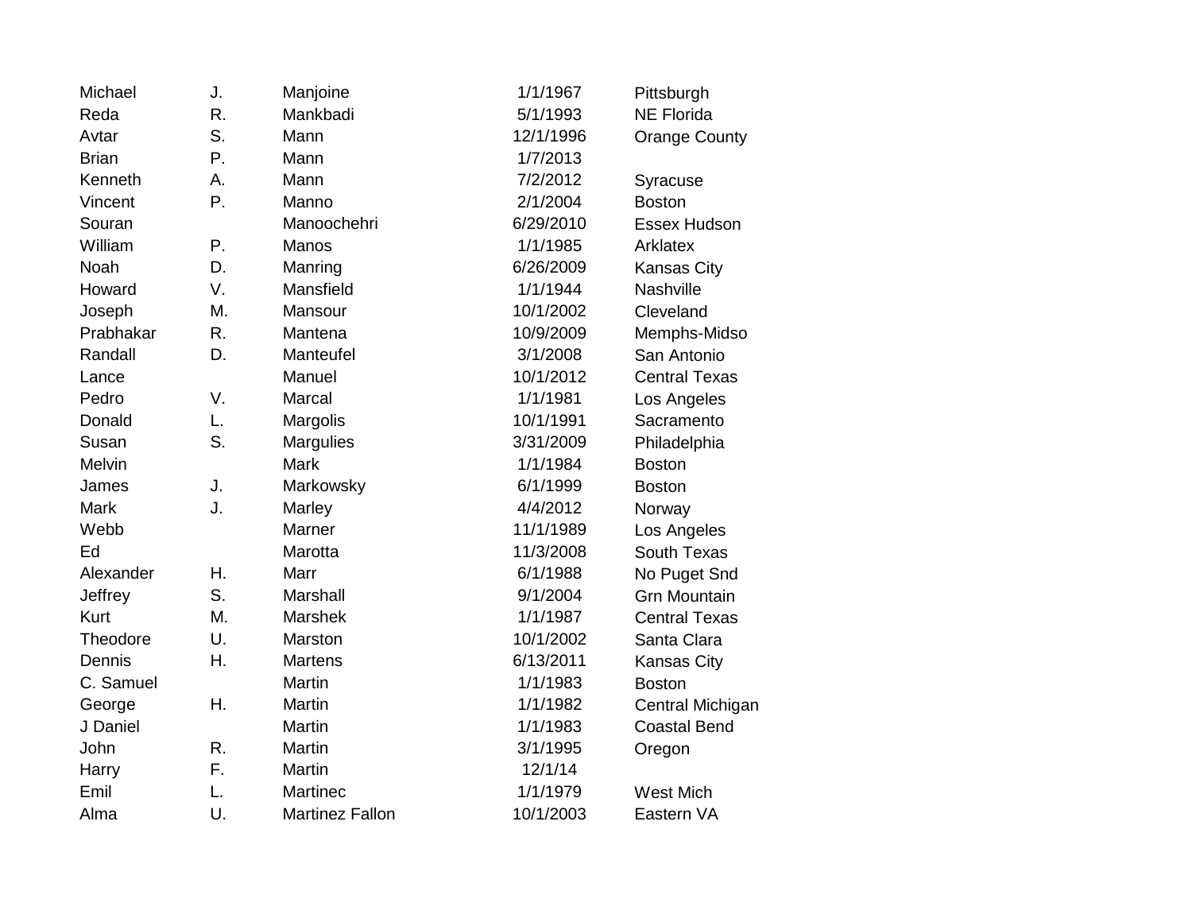| | | | | |
|---|---|---|---|---|
| Michael | J. | Manjoine | 1/1/1967 | Pittsburgh |
| Reda | R. | Mankbadi | 5/1/1993 | NE Florida |
| Avtar | S. | Mann | 12/1/1996 | Orange County |
| Brian | P. | Mann | 1/7/2013 | |
| Kenneth | A. | Mann | 7/2/2012 | Syracuse |
| Vincent | P. | Manno | 2/1/2004 | Boston |
| Souran | | Manoochehri | 6/29/2010 | Essex Hudson |
| William | P. | Manos | 1/1/1985 | Arklatex |
| Noah | D. | Manring | 6/26/2009 | Kansas City |
| Howard | V. | Mansfield | 1/1/1944 | Nashville |
| Joseph | M. | Mansour | 10/1/2002 | Cleveland |
| Prabhakar | R. | Mantena | 10/9/2009 | Memphs-Midso |
| Randall | D. | Manteufel | 3/1/2008 | San Antonio |
| Lance | | Manuel | 10/1/2012 | Central Texas |
| Pedro | V. | Marcal | 1/1/1981 | Los Angeles |
| Donald | L. | Margolis | 10/1/1991 | Sacramento |
| Susan | S. | Margulies | 3/31/2009 | Philadelphia |
| Melvin | | Mark | 1/1/1984 | Boston |
| James | J. | Markowsky | 6/1/1999 | Boston |
| Mark | J. | Marley | 4/4/2012 | Norway |
| Webb | | Marner | 11/1/1989 | Los Angeles |
| Ed | | Marotta | 11/3/2008 | South Texas |
| Alexander | H. | Marr | 6/1/1988 | No Puget Snd |
| Jeffrey | S. | Marshall | 9/1/2004 | Grn Mountain |
| Kurt | M. | Marshek | 1/1/1987 | Central Texas |
| Theodore | U. | Marston | 10/1/2002 | Santa Clara |
| Dennis | H. | Martens | 6/13/2011 | Kansas City |
| C. Samuel | | Martin | 1/1/1983 | Boston |
| George | H. | Martin | 1/1/1982 | Central Michigan |
| J Daniel | | Martin | 1/1/1983 | Coastal Bend |
| John | R. | Martin | 3/1/1995 | Oregon |
| Harry | F. | Martin | 12/1/14 | |
| Emil | L. | Martinec | 1/1/1979 | West Mich |
| Alma | U. | Martinez Fallon | 10/1/2003 | Eastern VA |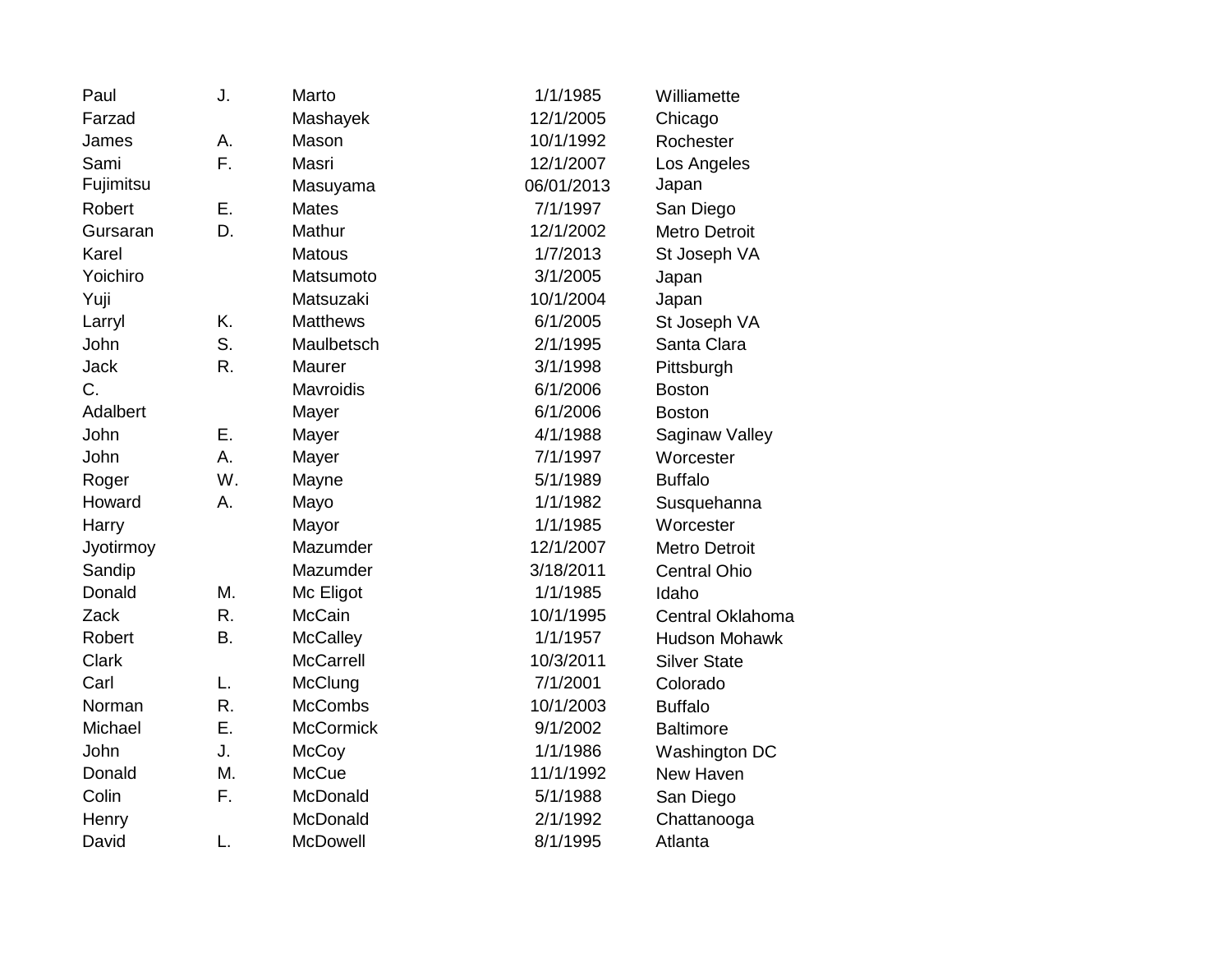| | | | | |
|---|---|---|---|---|
| Paul | J. | Marto | 1/1/1985 | Williamette |
| Farzad | | Mashayek | 12/1/2005 | Chicago |
| James | A. | Mason | 10/1/1992 | Rochester |
| Sami | F. | Masri | 12/1/2007 | Los Angeles |
| Fujimitsu | | Masuyama | 06/01/2013 | Japan |
| Robert | E. | Mates | 7/1/1997 | San Diego |
| Gursaran | D. | Mathur | 12/1/2002 | Metro Detroit |
| Karel | | Matous | 1/7/2013 | St Joseph VA |
| Yoichiro | | Matsumoto | 3/1/2005 | Japan |
| Yuji | | Matsuzaki | 10/1/2004 | Japan |
| Larryl | K. | Matthews | 6/1/2005 | St Joseph VA |
| John | S. | Maulbetsch | 2/1/1995 | Santa Clara |
| Jack | R. | Maurer | 3/1/1998 | Pittsburgh |
| C. | | Mavroidis | 6/1/2006 | Boston |
| Adalbert | | Mayer | 6/1/2006 | Boston |
| John | E. | Mayer | 4/1/1988 | Saginaw Valley |
| John | A. | Mayer | 7/1/1997 | Worcester |
| Roger | W. | Mayne | 5/1/1989 | Buffalo |
| Howard | A. | Mayo | 1/1/1982 | Susquehanna |
| Harry | | Mayor | 1/1/1985 | Worcester |
| Jyotirmoy | | Mazumder | 12/1/2007 | Metro Detroit |
| Sandip | | Mazumder | 3/18/2011 | Central Ohio |
| Donald | M. | Mc Eligot | 1/1/1985 | Idaho |
| Zack | R. | McCain | 10/1/1995 | Central Oklahoma |
| Robert | B. | McCalley | 1/1/1957 | Hudson Mohawk |
| Clark | | McCarrell | 10/3/2011 | Silver State |
| Carl | L. | McClung | 7/1/2001 | Colorado |
| Norman | R. | McCombs | 10/1/2003 | Buffalo |
| Michael | E. | McCormick | 9/1/2002 | Baltimore |
| John | J. | McCoy | 1/1/1986 | Washington DC |
| Donald | M. | McCue | 11/1/1992 | New Haven |
| Colin | F. | McDonald | 5/1/1988 | San Diego |
| Henry | | McDonald | 2/1/1992 | Chattanooga |
| David | L. | McDowell | 8/1/1995 | Atlanta |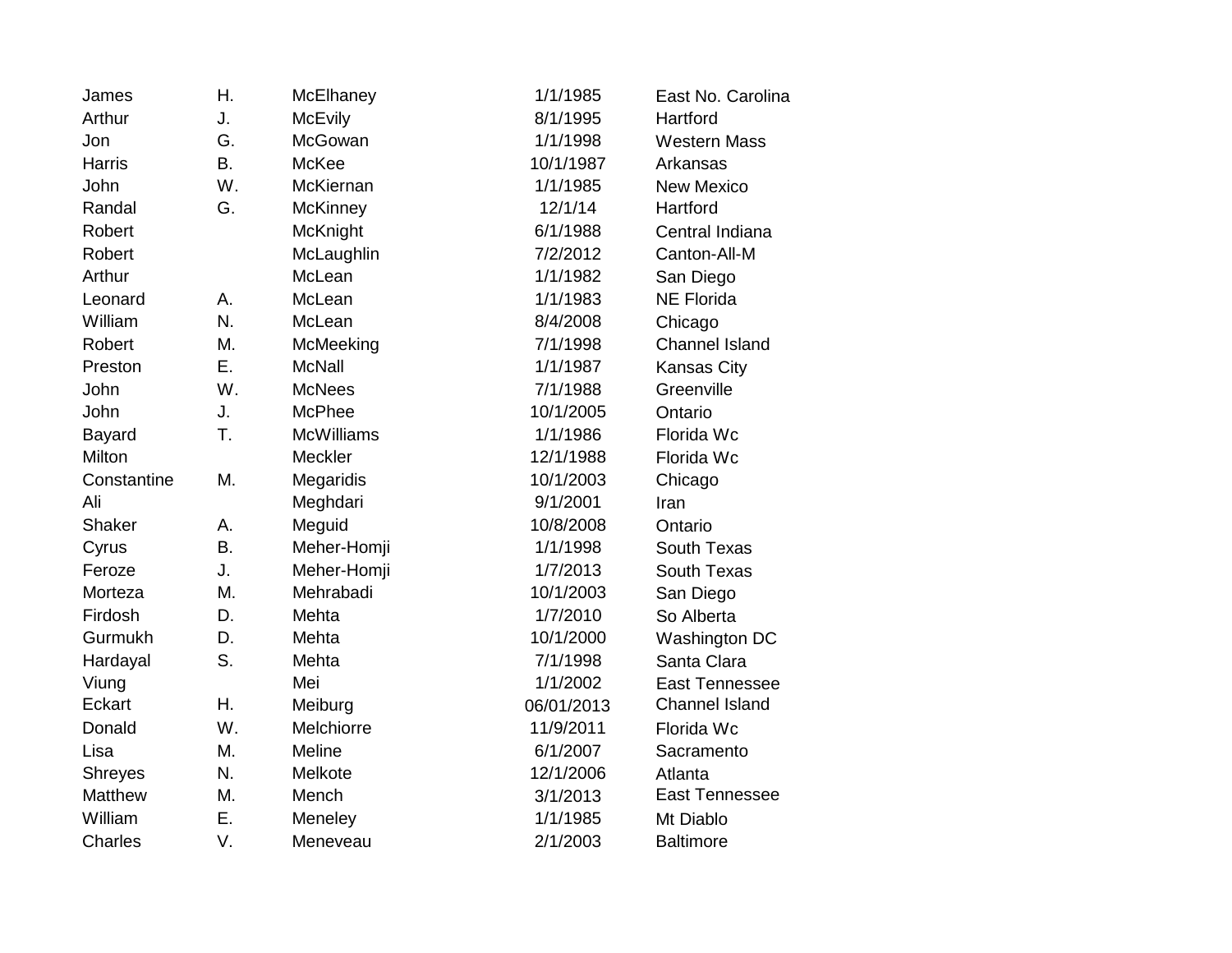| | | | | |
|---|---|---|---|---|
| James | H. | McElhaney | 1/1/1985 | East No. Carolina |
| Arthur | J. | McEvily | 8/1/1995 | Hartford |
| Jon | G. | McGowan | 1/1/1998 | Western Mass |
| Harris | B. | McKee | 10/1/1987 | Arkansas |
| John | W. | McKiernan | 1/1/1985 | New Mexico |
| Randal | G. | McKinney | 12/1/14 | Hartford |
| Robert | | McKnight | 6/1/1988 | Central Indiana |
| Robert | | McLaughlin | 7/2/2012 | Canton-All-M |
| Arthur | | McLean | 1/1/1982 | San Diego |
| Leonard | A. | McLean | 1/1/1983 | NE Florida |
| William | N. | McLean | 8/4/2008 | Chicago |
| Robert | M. | McMeeking | 7/1/1998 | Channel Island |
| Preston | E. | McNall | 1/1/1987 | Kansas City |
| John | W. | McNees | 7/1/1988 | Greenville |
| John | J. | McPhee | 10/1/2005 | Ontario |
| Bayard | T. | McWilliams | 1/1/1986 | Florida Wc |
| Milton | | Meckler | 12/1/1988 | Florida Wc |
| Constantine | M. | Megaridis | 10/1/2003 | Chicago |
| Ali | | Meghdari | 9/1/2001 | Iran |
| Shaker | A. | Meguid | 10/8/2008 | Ontario |
| Cyrus | B. | Meher-Homji | 1/1/1998 | South Texas |
| Feroze | J. | Meher-Homji | 1/7/2013 | South Texas |
| Morteza | M. | Mehrabadi | 10/1/2003 | San Diego |
| Firdosh | D. | Mehta | 1/7/2010 | So Alberta |
| Gurmukh | D. | Mehta | 10/1/2000 | Washington DC |
| Hardayal | S. | Mehta | 7/1/1998 | Santa Clara |
| Viung | | Mei | 1/1/2002 | East Tennessee |
| Eckart | H. | Meiburg | 06/01/2013 | Channel Island |
| Donald | W. | Melchiorre | 11/9/2011 | Florida Wc |
| Lisa | M. | Meline | 6/1/2007 | Sacramento |
| Shreyes | N. | Melkote | 12/1/2006 | Atlanta |
| Matthew | M. | Mench | 3/1/2013 | East Tennessee |
| William | E. | Meneley | 1/1/1985 | Mt Diablo |
| Charles | V. | Meneveau | 2/1/2003 | Baltimore |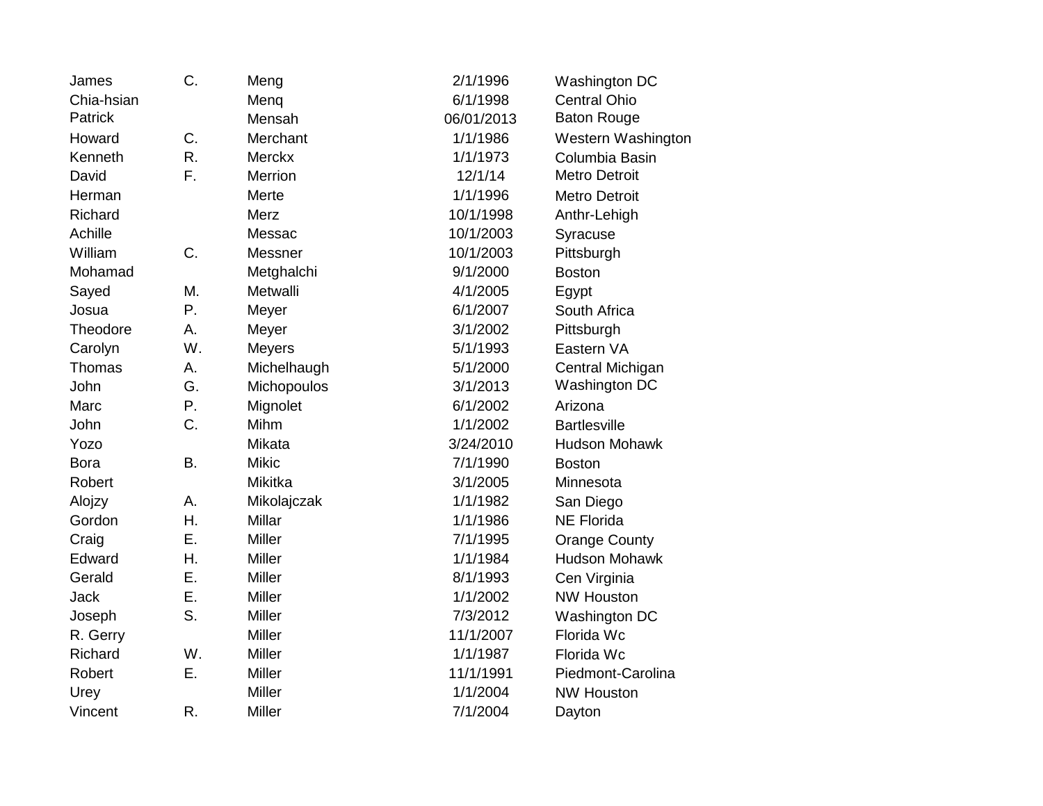| | | | | |
|---|---|---|---|---|
| James | C. | Meng | 2/1/1996 | Washington DC |
| Chia-hsian | | Menq | 6/1/1998 | Central Ohio |
| Patrick | | Mensah | 06/01/2013 | Baton Rouge |
| Howard | C. | Merchant | 1/1/1986 | Western Washington |
| Kenneth | R. | Merckx | 1/1/1973 | Columbia Basin |
| David | F. | Merrion | 12/1/14 | Metro Detroit |
| Herman | | Merte | 1/1/1996 | Metro Detroit |
| Richard | | Merz | 10/1/1998 | Anthr-Lehigh |
| Achille | | Messac | 10/1/2003 | Syracuse |
| William | C. | Messner | 10/1/2003 | Pittsburgh |
| Mohamad | | Metghalchi | 9/1/2000 | Boston |
| Sayed | M. | Metwalli | 4/1/2005 | Egypt |
| Josua | P. | Meyer | 6/1/2007 | South Africa |
| Theodore | A. | Meyer | 3/1/2002 | Pittsburgh |
| Carolyn | W. | Meyers | 5/1/1993 | Eastern VA |
| Thomas | A. | Michelhaugh | 5/1/2000 | Central Michigan |
| John | G. | Michopoulos | 3/1/2013 | Washington DC |
| Marc | P. | Mignolet | 6/1/2002 | Arizona |
| John | C. | Mihm | 1/1/2002 | Bartlesville |
| Yozo | | Mikata | 3/24/2010 | Hudson Mohawk |
| Bora | B. | Mikic | 7/1/1990 | Boston |
| Robert | | Mikitka | 3/1/2005 | Minnesota |
| Alojzy | A. | Mikolajczak | 1/1/1982 | San Diego |
| Gordon | H. | Millar | 1/1/1986 | NE Florida |
| Craig | E. | Miller | 7/1/1995 | Orange County |
| Edward | H. | Miller | 1/1/1984 | Hudson Mohawk |
| Gerald | E. | Miller | 8/1/1993 | Cen Virginia |
| Jack | E. | Miller | 1/1/2002 | NW Houston |
| Joseph | S. | Miller | 7/3/2012 | Washington DC |
| R. Gerry | | Miller | 11/1/2007 | Florida Wc |
| Richard | W. | Miller | 1/1/1987 | Florida Wc |
| Robert | E. | Miller | 11/1/1991 | Piedmont-Carolina |
| Urey | | Miller | 1/1/2004 | NW Houston |
| Vincent | R. | Miller | 7/1/2004 | Dayton |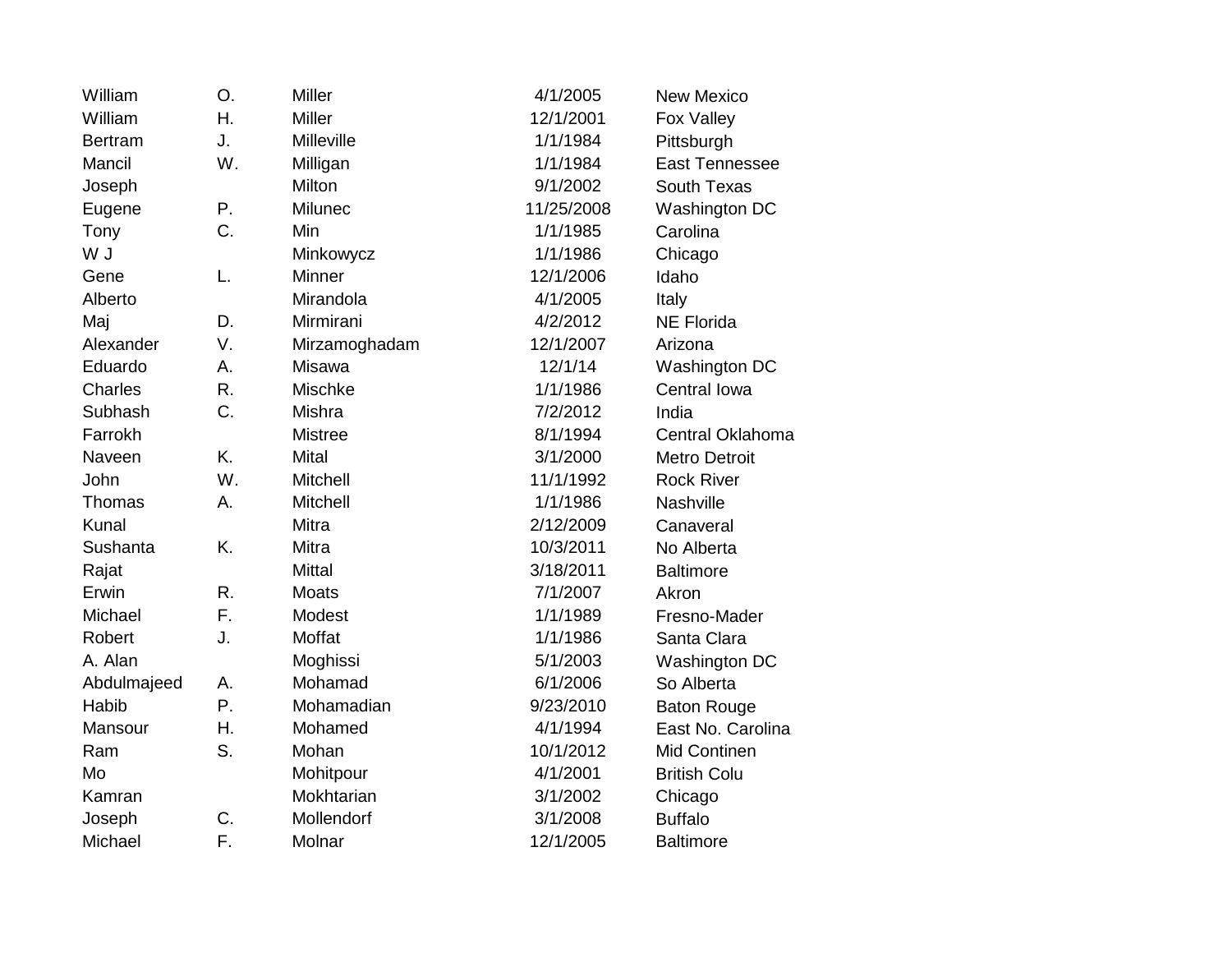| | | | | |
|---|---|---|---|---|
| William | O. | Miller | 4/1/2005 | New Mexico |
| William | H. | Miller | 12/1/2001 | Fox Valley |
| Bertram | J. | Milleville | 1/1/1984 | Pittsburgh |
| Mancil | W. | Milligan | 1/1/1984 | East Tennessee |
| Joseph | | Milton | 9/1/2002 | South Texas |
| Eugene | P. | Milunec | 11/25/2008 | Washington DC |
| Tony | C. | Min | 1/1/1985 | Carolina |
| W J | | Minkowycz | 1/1/1986 | Chicago |
| Gene | L. | Minner | 12/1/2006 | Idaho |
| Alberto | | Mirandola | 4/1/2005 | Italy |
| Maj | D. | Mirmirani | 4/2/2012 | NE Florida |
| Alexander | V. | Mirzamoghadam | 12/1/2007 | Arizona |
| Eduardo | A. | Misawa | 12/1/14 | Washington DC |
| Charles | R. | Mischke | 1/1/1986 | Central Iowa |
| Subhash | C. | Mishra | 7/2/2012 | India |
| Farrokh | | Mistree | 8/1/1994 | Central Oklahoma |
| Naveen | K. | Mital | 3/1/2000 | Metro Detroit |
| John | W. | Mitchell | 11/1/1992 | Rock River |
| Thomas | A. | Mitchell | 1/1/1986 | Nashville |
| Kunal | | Mitra | 2/12/2009 | Canaveral |
| Sushanta | K. | Mitra | 10/3/2011 | No Alberta |
| Rajat | | Mittal | 3/18/2011 | Baltimore |
| Erwin | R. | Moats | 7/1/2007 | Akron |
| Michael | F. | Modest | 1/1/1989 | Fresno-Mader |
| Robert | J. | Moffat | 1/1/1986 | Santa Clara |
| A. Alan | | Moghissi | 5/1/2003 | Washington DC |
| Abdulmajeed | A. | Mohamad | 6/1/2006 | So Alberta |
| Habib | P. | Mohamadian | 9/23/2010 | Baton Rouge |
| Mansour | H. | Mohamed | 4/1/1994 | East No. Carolina |
| Ram | S. | Mohan | 10/1/2012 | Mid Continen |
| Mo | | Mohitpour | 4/1/2001 | British Colu |
| Kamran | | Mokhtarian | 3/1/2002 | Chicago |
| Joseph | C. | Mollendorf | 3/1/2008 | Buffalo |
| Michael | F. | Molnar | 12/1/2005 | Baltimore |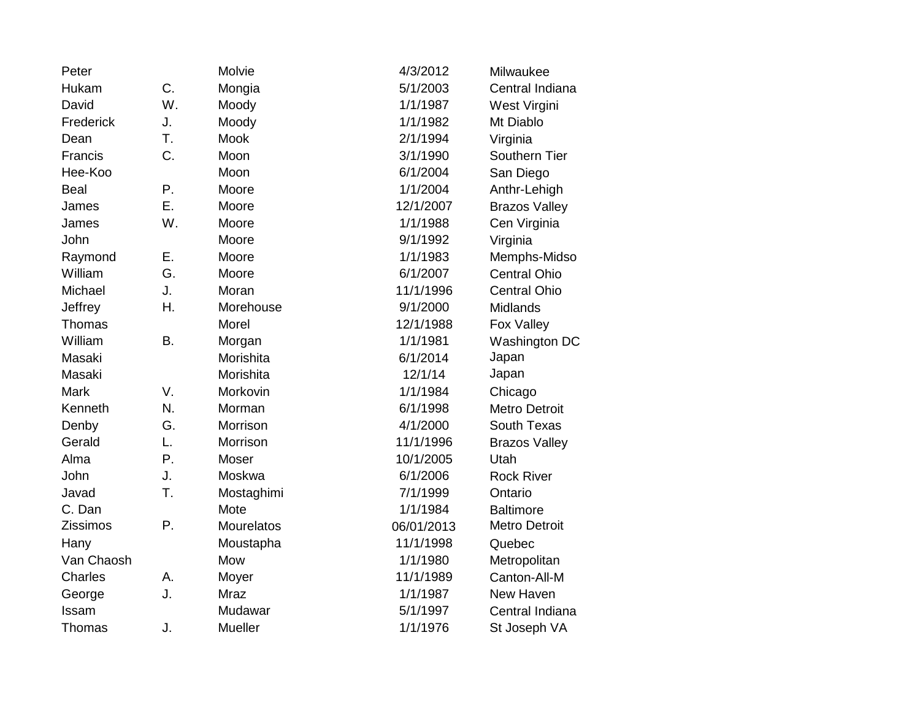| | | | | |
|---|---|---|---|---|
| Peter | | Molvie | 4/3/2012 | Milwaukee |
| Hukam | C. | Mongia | 5/1/2003 | Central Indiana |
| David | W. | Moody | 1/1/1987 | West Virgini |
| Frederick | J. | Moody | 1/1/1982 | Mt Diablo |
| Dean | T. | Mook | 2/1/1994 | Virginia |
| Francis | C. | Moon | 3/1/1990 | Southern Tier |
| Hee-Koo | | Moon | 6/1/2004 | San Diego |
| Beal | P. | Moore | 1/1/2004 | Anthr-Lehigh |
| James | E. | Moore | 12/1/2007 | Brazos Valley |
| James | W. | Moore | 1/1/1988 | Cen Virginia |
| John | | Moore | 9/1/1992 | Virginia |
| Raymond | E. | Moore | 1/1/1983 | Memphs-Midso |
| William | G. | Moore | 6/1/2007 | Central Ohio |
| Michael | J. | Moran | 11/1/1996 | Central Ohio |
| Jeffrey | H. | Morehouse | 9/1/2000 | Midlands |
| Thomas | | Morel | 12/1/1988 | Fox Valley |
| William | B. | Morgan | 1/1/1981 | Washington DC |
| Masaki | | Morishita | 6/1/2014 | Japan |
| Masaki | | Morishita | 12/1/14 | Japan |
| Mark | V. | Morkovin | 1/1/1984 | Chicago |
| Kenneth | N. | Morman | 6/1/1998 | Metro Detroit |
| Denby | G. | Morrison | 4/1/2000 | South Texas |
| Gerald | L. | Morrison | 11/1/1996 | Brazos Valley |
| Alma | P. | Moser | 10/1/2005 | Utah |
| John | J. | Moskwa | 6/1/2006 | Rock River |
| Javad | T. | Mostaghimi | 7/1/1999 | Ontario |
| C. Dan | | Mote | 1/1/1984 | Baltimore |
| Zissimos | P. | Mourelatos | 06/01/2013 | Metro Detroit |
| Hany | | Moustapha | 11/1/1998 | Quebec |
| Van Chaosh | | Mow | 1/1/1980 | Metropolitan |
| Charles | A. | Moyer | 11/1/1989 | Canton-All-M |
| George | J. | Mraz | 1/1/1987 | New Haven |
| Issam | | Mudawar | 5/1/1997 | Central Indiana |
| Thomas | J. | Mueller | 1/1/1976 | St Joseph VA |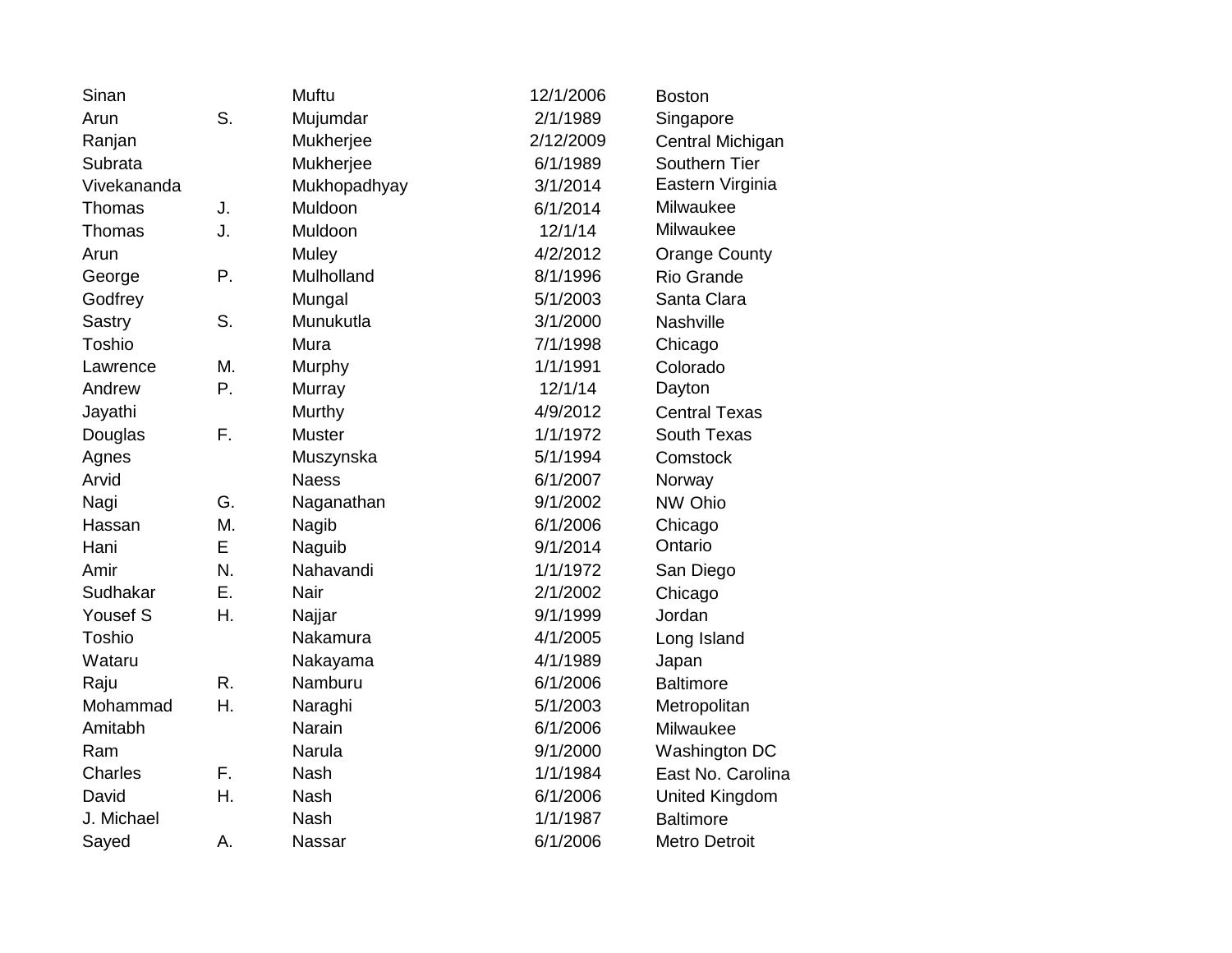| | | | | |
|---|---|---|---|---|
| Sinan | | Muftu | 12/1/2006 | Boston |
| Arun | S. | Mujumdar | 2/1/1989 | Singapore |
| Ranjan | | Mukherjee | 2/12/2009 | Central Michigan |
| Subrata | | Mukherjee | 6/1/1989 | Southern Tier |
| Vivekananda | | Mukhopadhyay | 3/1/2014 | Eastern Virginia |
| Thomas | J. | Muldoon | 6/1/2014 | Milwaukee |
| Thomas | J. | Muldoon | 12/1/14 | Milwaukee |
| Arun | | Muley | 4/2/2012 | Orange County |
| George | P. | Mulholland | 8/1/1996 | Rio Grande |
| Godfrey | | Mungal | 5/1/2003 | Santa Clara |
| Sastry | S. | Munukutla | 3/1/2000 | Nashville |
| Toshio | | Mura | 7/1/1998 | Chicago |
| Lawrence | M. | Murphy | 1/1/1991 | Colorado |
| Andrew | P. | Murray | 12/1/14 | Dayton |
| Jayathi | | Murthy | 4/9/2012 | Central Texas |
| Douglas | F. | Muster | 1/1/1972 | South Texas |
| Agnes | | Muszynska | 5/1/1994 | Comstock |
| Arvid | | Naess | 6/1/2007 | Norway |
| Nagi | G. | Naganathan | 9/1/2002 | NW Ohio |
| Hassan | M. | Nagib | 6/1/2006 | Chicago |
| Hani | E | Naguib | 9/1/2014 | Ontario |
| Amir | N. | Nahavandi | 1/1/1972 | San Diego |
| Sudhakar | E. | Nair | 2/1/2002 | Chicago |
| Yousef S | H. | Najjar | 9/1/1999 | Jordan |
| Toshio | | Nakamura | 4/1/2005 | Long Island |
| Wataru | | Nakayama | 4/1/1989 | Japan |
| Raju | R. | Namburu | 6/1/2006 | Baltimore |
| Mohammad | H. | Naraghi | 5/1/2003 | Metropolitan |
| Amitabh | | Narain | 6/1/2006 | Milwaukee |
| Ram | | Narula | 9/1/2000 | Washington DC |
| Charles | F. | Nash | 1/1/1984 | East No. Carolina |
| David | H. | Nash | 6/1/2006 | United Kingdom |
| J. Michael | | Nash | 1/1/1987 | Baltimore |
| Sayed | A. | Nassar | 6/1/2006 | Metro Detroit |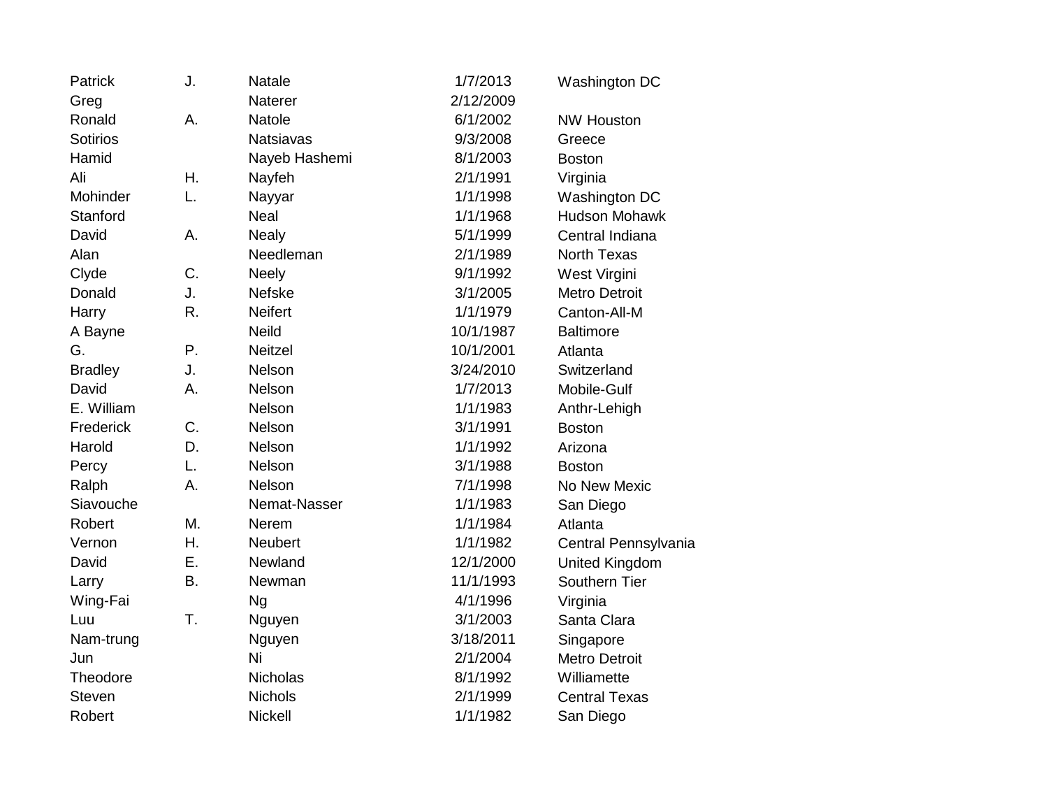| | | | | |
|---|---|---|---|---|
| Patrick | J. | Natale | 1/7/2013 | Washington DC |
| Greg | | Naterer | 2/12/2009 | |
| Ronald | A. | Natole | 6/1/2002 | NW Houston |
| Sotirios | | Natsiavas | 9/3/2008 | Greece |
| Hamid | | Nayeb Hashemi | 8/1/2003 | Boston |
| Ali | H. | Nayfeh | 2/1/1991 | Virginia |
| Mohinder | L. | Nayyar | 1/1/1998 | Washington DC |
| Stanford | | Neal | 1/1/1968 | Hudson Mohawk |
| David | A. | Nealy | 5/1/1999 | Central Indiana |
| Alan | | Needleman | 2/1/1989 | North Texas |
| Clyde | C. | Neely | 9/1/1992 | West Virgini |
| Donald | J. | Nefske | 3/1/2005 | Metro Detroit |
| Harry | R. | Neifert | 1/1/1979 | Canton-All-M |
| A Bayne | | Neild | 10/1/1987 | Baltimore |
| G. | P. | Neitzel | 10/1/2001 | Atlanta |
| Bradley | J. | Nelson | 3/24/2010 | Switzerland |
| David | A. | Nelson | 1/7/2013 | Mobile-Gulf |
| E. William | | Nelson | 1/1/1983 | Anthr-Lehigh |
| Frederick | C. | Nelson | 3/1/1991 | Boston |
| Harold | D. | Nelson | 1/1/1992 | Arizona |
| Percy | L. | Nelson | 3/1/1988 | Boston |
| Ralph | A. | Nelson | 7/1/1998 | No New Mexic |
| Siavouche | | Nemat-Nasser | 1/1/1983 | San Diego |
| Robert | M. | Nerem | 1/1/1984 | Atlanta |
| Vernon | H. | Neubert | 1/1/1982 | Central Pennsylvania |
| David | E. | Newland | 12/1/2000 | United Kingdom |
| Larry | B. | Newman | 11/1/1993 | Southern Tier |
| Wing-Fai | | Ng | 4/1/1996 | Virginia |
| Luu | T. | Nguyen | 3/1/2003 | Santa Clara |
| Nam-trung | | Nguyen | 3/18/2011 | Singapore |
| Jun | | Ni | 2/1/2004 | Metro Detroit |
| Theodore | | Nicholas | 8/1/1992 | Williamette |
| Steven | | Nichols | 2/1/1999 | Central Texas |
| Robert | | Nickell | 1/1/1982 | San Diego |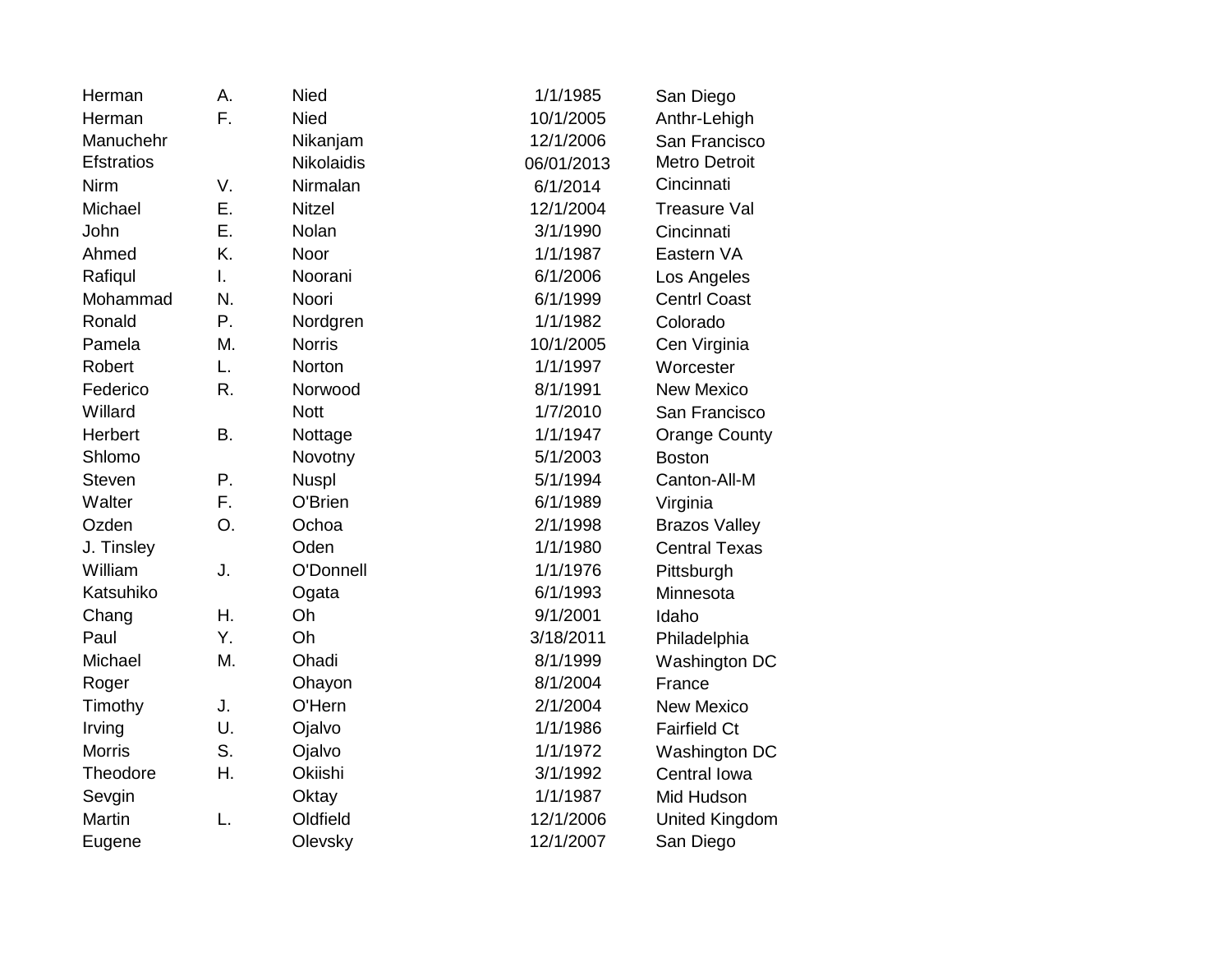| | | | | |
|---|---|---|---|---|
| Herman | A. | Nied | 1/1/1985 | San Diego |
| Herman | F. | Nied | 10/1/2005 | Anthr-Lehigh |
| Manuchehr | | Nikanjam | 12/1/2006 | San Francisco |
| Efstratios | | Nikolaidis | 06/01/2013 | Metro Detroit |
| Nirm | V. | Nirmalan | 6/1/2014 | Cincinnati |
| Michael | E. | Nitzel | 12/1/2004 | Treasure Val |
| John | E. | Nolan | 3/1/1990 | Cincinnati |
| Ahmed | K. | Noor | 1/1/1987 | Eastern VA |
| Rafiqul | I. | Noorani | 6/1/2006 | Los Angeles |
| Mohammad | N. | Noori | 6/1/1999 | Centrl Coast |
| Ronald | P. | Nordgren | 1/1/1982 | Colorado |
| Pamela | M. | Norris | 10/1/2005 | Cen Virginia |
| Robert | L. | Norton | 1/1/1997 | Worcester |
| Federico | R. | Norwood | 8/1/1991 | New Mexico |
| Willard | | Nott | 1/7/2010 | San Francisco |
| Herbert | B. | Nottage | 1/1/1947 | Orange County |
| Shlomo | | Novotny | 5/1/2003 | Boston |
| Steven | P. | Nuspl | 5/1/1994 | Canton-All-M |
| Walter | F. | O'Brien | 6/1/1989 | Virginia |
| Ozden | O. | Ochoa | 2/1/1998 | Brazos Valley |
| J. Tinsley | | Oden | 1/1/1980 | Central Texas |
| William | J. | O'Donnell | 1/1/1976 | Pittsburgh |
| Katsuhiko | | Ogata | 6/1/1993 | Minnesota |
| Chang | H. | Oh | 9/1/2001 | Idaho |
| Paul | Y. | Oh | 3/18/2011 | Philadelphia |
| Michael | M. | Ohadi | 8/1/1999 | Washington DC |
| Roger | | Ohayon | 8/1/2004 | France |
| Timothy | J. | O'Hern | 2/1/2004 | New Mexico |
| Irving | U. | Ojalvo | 1/1/1986 | Fairfield Ct |
| Morris | S. | Ojalvo | 1/1/1972 | Washington DC |
| Theodore | H. | Okiishi | 3/1/1992 | Central Iowa |
| Sevgin | | Oktay | 1/1/1987 | Mid Hudson |
| Martin | L. | Oldfield | 12/1/2006 | United Kingdom |
| Eugene | | Olevsky | 12/1/2007 | San Diego |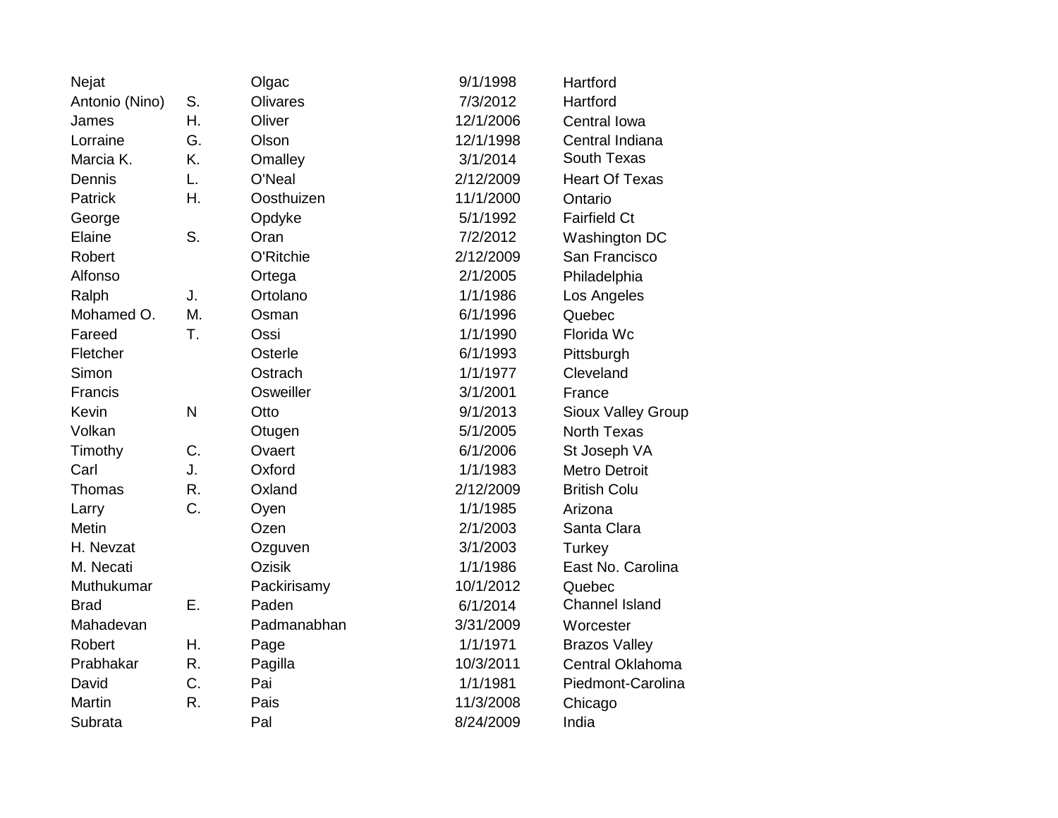| | | | | |
|---|---|---|---|---|
| Nejat | | Olgac | 9/1/1998 | Hartford |
| Antonio (Nino) | S. | Olivares | 7/3/2012 | Hartford |
| James | H. | Oliver | 12/1/2006 | Central Iowa |
| Lorraine | G. | Olson | 12/1/1998 | Central Indiana |
| Marcia K. | K. | Omalley | 3/1/2014 | South Texas |
| Dennis | L. | O'Neal | 2/12/2009 | Heart Of Texas |
| Patrick | H. | Oosthuizen | 11/1/2000 | Ontario |
| George | | Opdyke | 5/1/1992 | Fairfield Ct |
| Elaine | S. | Oran | 7/2/2012 | Washington DC |
| Robert | | O'Ritchie | 2/12/2009 | San Francisco |
| Alfonso | | Ortega | 2/1/2005 | Philadelphia |
| Ralph | J. | Ortolano | 1/1/1986 | Los Angeles |
| Mohamed O. | M. | Osman | 6/1/1996 | Quebec |
| Fareed | T. | Ossi | 1/1/1990 | Florida Wc |
| Fletcher | | Osterle | 6/1/1993 | Pittsburgh |
| Simon | | Ostrach | 1/1/1977 | Cleveland |
| Francis | | Osweiller | 3/1/2001 | France |
| Kevin | N | Otto | 9/1/2013 | Sioux Valley Group |
| Volkan | | Otugen | 5/1/2005 | North Texas |
| Timothy | C. | Ovaert | 6/1/2006 | St Joseph VA |
| Carl | J. | Oxford | 1/1/1983 | Metro Detroit |
| Thomas | R. | Oxland | 2/12/2009 | British Colu |
| Larry | C. | Oyen | 1/1/1985 | Arizona |
| Metin | | Ozen | 2/1/2003 | Santa Clara |
| H. Nevzat | | Ozguven | 3/1/2003 | Turkey |
| M. Necati | | Ozisik | 1/1/1986 | East No. Carolina |
| Muthukumar | | Packirisamy | 10/1/2012 | Quebec |
| Brad | E. | Paden | 6/1/2014 | Channel Island |
| Mahadevan | | Padmanabhan | 3/31/2009 | Worcester |
| Robert | H. | Page | 1/1/1971 | Brazos Valley |
| Prabhakar | R. | Pagilla | 10/3/2011 | Central Oklahoma |
| David | C. | Pai | 1/1/1981 | Piedmont-Carolina |
| Martin | R. | Pais | 11/3/2008 | Chicago |
| Subrata | | Pal | 8/24/2009 | India |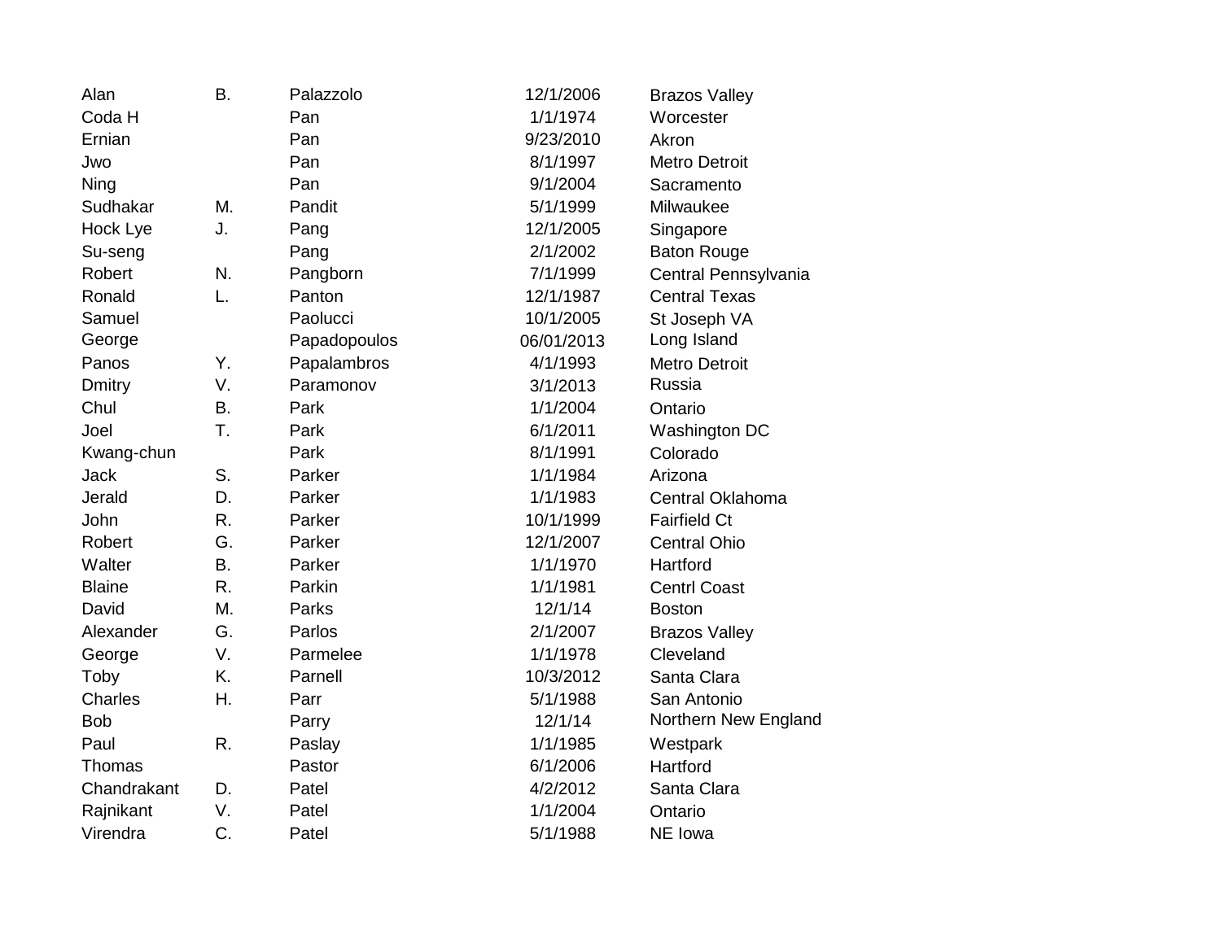| | | | | |
|---|---|---|---|---|
| Alan | B. | Palazzolo | 12/1/2006 | Brazos Valley |
| Coda H | | Pan | 1/1/1974 | Worcester |
| Ernian | | Pan | 9/23/2010 | Akron |
| Jwo | | Pan | 8/1/1997 | Metro Detroit |
| Ning | | Pan | 9/1/2004 | Sacramento |
| Sudhakar | M. | Pandit | 5/1/1999 | Milwaukee |
| Hock Lye | J. | Pang | 12/1/2005 | Singapore |
| Su-seng | | Pang | 2/1/2002 | Baton Rouge |
| Robert | N. | Pangborn | 7/1/1999 | Central Pennsylvania |
| Ronald | L. | Panton | 12/1/1987 | Central Texas |
| Samuel | | Paolucci | 10/1/2005 | St Joseph VA |
| George | | Papadopoulos | 06/01/2013 | Long Island |
| Panos | Y. | Papalambros | 4/1/1993 | Metro Detroit |
| Dmitry | V. | Paramonov | 3/1/2013 | Russia |
| Chul | B. | Park | 1/1/2004 | Ontario |
| Joel | T. | Park | 6/1/2011 | Washington DC |
| Kwang-chun | | Park | 8/1/1991 | Colorado |
| Jack | S. | Parker | 1/1/1984 | Arizona |
| Jerald | D. | Parker | 1/1/1983 | Central Oklahoma |
| John | R. | Parker | 10/1/1999 | Fairfield Ct |
| Robert | G. | Parker | 12/1/2007 | Central Ohio |
| Walter | B. | Parker | 1/1/1970 | Hartford |
| Blaine | R. | Parkin | 1/1/1981 | Centrl Coast |
| David | M. | Parks | 12/1/14 | Boston |
| Alexander | G. | Parlos | 2/1/2007 | Brazos Valley |
| George | V. | Parmelee | 1/1/1978 | Cleveland |
| Toby | K. | Parnell | 10/3/2012 | Santa Clara |
| Charles | H. | Parr | 5/1/1988 | San Antonio |
| Bob | | Parry | 12/1/14 | Northern New England |
| Paul | R. | Paslay | 1/1/1985 | Westpark |
| Thomas | | Pastor | 6/1/2006 | Hartford |
| Chandrakant | D. | Patel | 4/2/2012 | Santa Clara |
| Rajnikant | V. | Patel | 1/1/2004 | Ontario |
| Virendra | C. | Patel | 5/1/1988 | NE Iowa |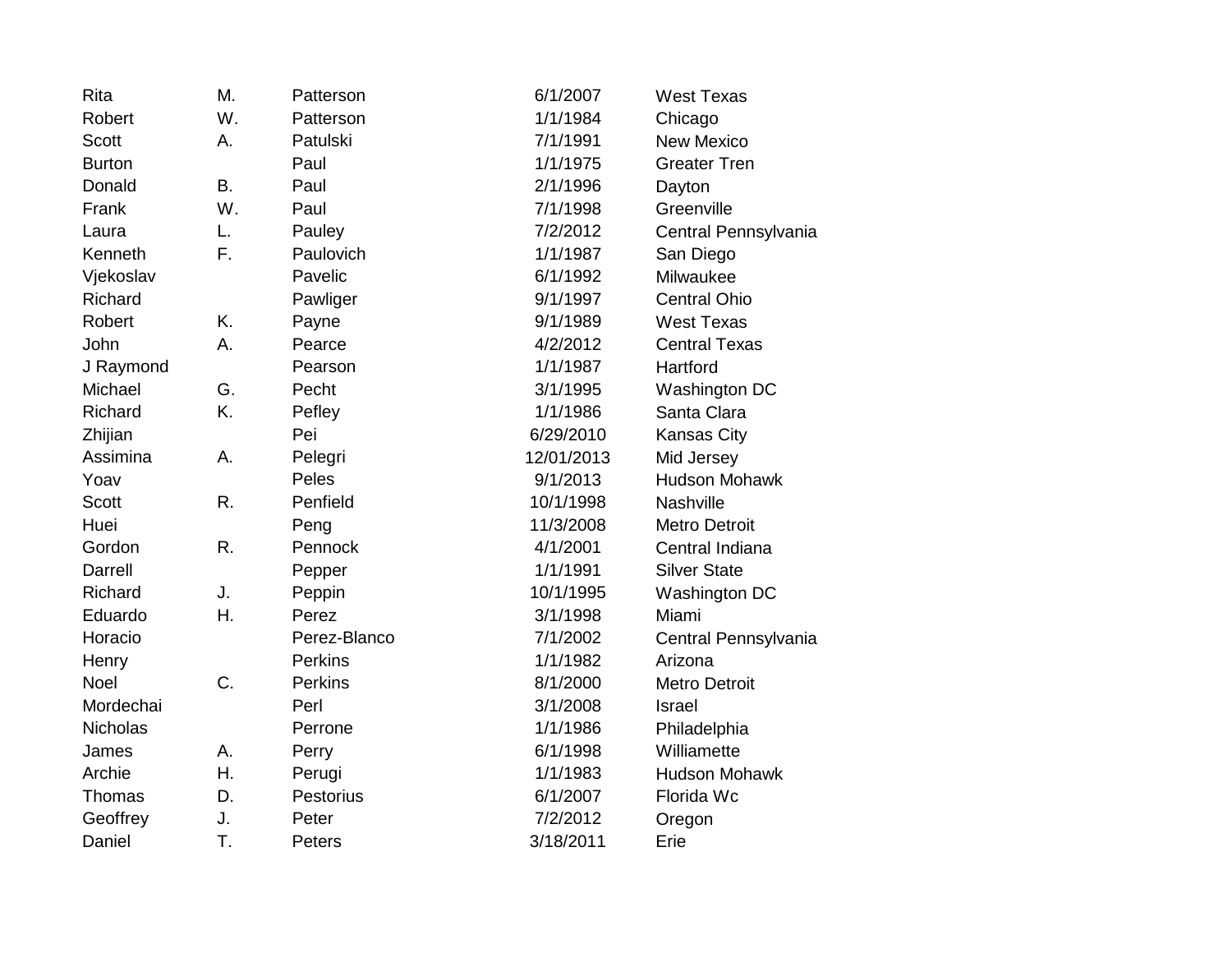| | | | | |
|---|---|---|---|---|
| Rita | M. | Patterson | 6/1/2007 | West Texas |
| Robert | W. | Patterson | 1/1/1984 | Chicago |
| Scott | A. | Patulski | 7/1/1991 | New Mexico |
| Burton | | Paul | 1/1/1975 | Greater Tren |
| Donald | B. | Paul | 2/1/1996 | Dayton |
| Frank | W. | Paul | 7/1/1998 | Greenville |
| Laura | L. | Pauley | 7/2/2012 | Central Pennsylvania |
| Kenneth | F. | Paulovich | 1/1/1987 | San Diego |
| Vjekoslav | | Pavelic | 6/1/1992 | Milwaukee |
| Richard | | Pawliger | 9/1/1997 | Central Ohio |
| Robert | K. | Payne | 9/1/1989 | West Texas |
| John | A. | Pearce | 4/2/2012 | Central Texas |
| J Raymond | | Pearson | 1/1/1987 | Hartford |
| Michael | G. | Pecht | 3/1/1995 | Washington DC |
| Richard | K. | Pefley | 1/1/1986 | Santa Clara |
| Zhijian | | Pei | 6/29/2010 | Kansas City |
| Assimina | A. | Pelegri | 12/01/2013 | Mid Jersey |
| Yoav | | Peles | 9/1/2013 | Hudson Mohawk |
| Scott | R. | Penfield | 10/1/1998 | Nashville |
| Huei | | Peng | 11/3/2008 | Metro Detroit |
| Gordon | R. | Pennock | 4/1/2001 | Central Indiana |
| Darrell | | Pepper | 1/1/1991 | Silver State |
| Richard | J. | Peppin | 10/1/1995 | Washington DC |
| Eduardo | H. | Perez | 3/1/1998 | Miami |
| Horacio | | Perez-Blanco | 7/1/2002 | Central Pennsylvania |
| Henry | | Perkins | 1/1/1982 | Arizona |
| Noel | C. | Perkins | 8/1/2000 | Metro Detroit |
| Mordechai | | Perl | 3/1/2008 | Israel |
| Nicholas | | Perrone | 1/1/1986 | Philadelphia |
| James | A. | Perry | 6/1/1998 | Williamette |
| Archie | H. | Perugi | 1/1/1983 | Hudson Mohawk |
| Thomas | D. | Pestorius | 6/1/2007 | Florida Wc |
| Geoffrey | J. | Peter | 7/2/2012 | Oregon |
| Daniel | T. | Peters | 3/18/2011 | Erie |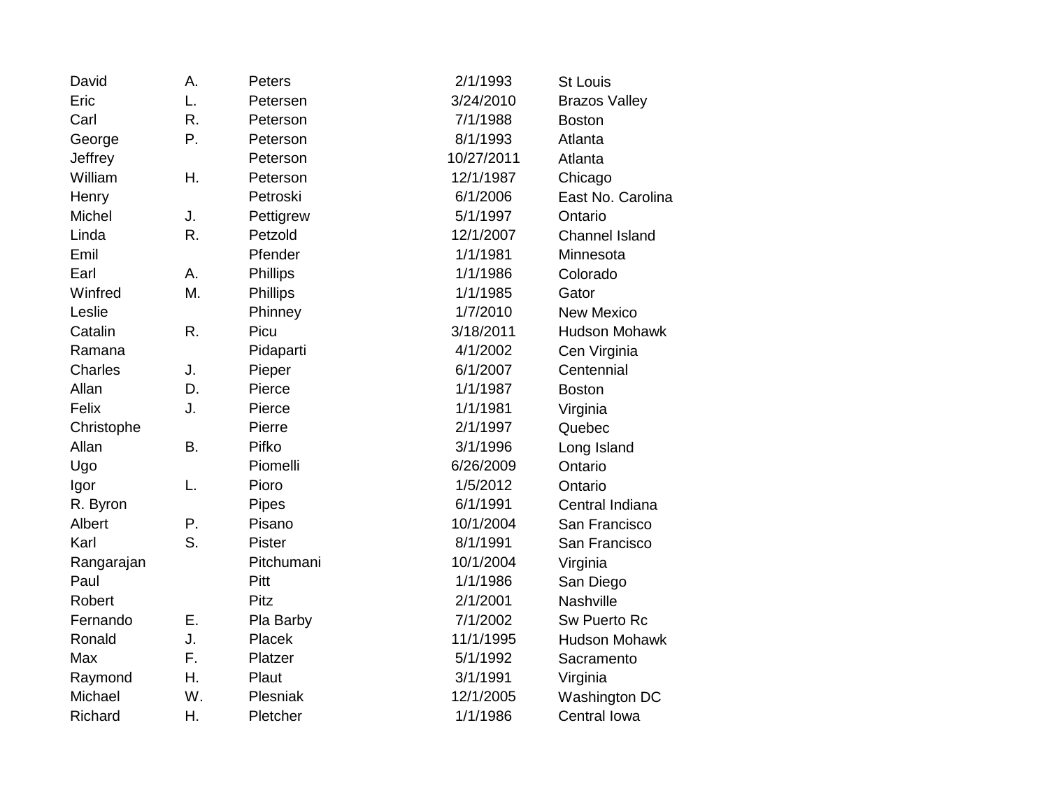| | | | | |
|---|---|---|---|---|
| David | A. | Peters | 2/1/1993 | St Louis |
| Eric | L. | Petersen | 3/24/2010 | Brazos Valley |
| Carl | R. | Peterson | 7/1/1988 | Boston |
| George | P. | Peterson | 8/1/1993 | Atlanta |
| Jeffrey | | Peterson | 10/27/2011 | Atlanta |
| William | H. | Peterson | 12/1/1987 | Chicago |
| Henry | | Petroski | 6/1/2006 | East No. Carolina |
| Michel | J. | Pettigrew | 5/1/1997 | Ontario |
| Linda | R. | Petzold | 12/1/2007 | Channel Island |
| Emil | | Pfender | 1/1/1981 | Minnesota |
| Earl | A. | Phillips | 1/1/1986 | Colorado |
| Winfred | M. | Phillips | 1/1/1985 | Gator |
| Leslie | | Phinney | 1/7/2010 | New Mexico |
| Catalin | R. | Picu | 3/18/2011 | Hudson Mohawk |
| Ramana | | Pidaparti | 4/1/2002 | Cen Virginia |
| Charles | J. | Pieper | 6/1/2007 | Centennial |
| Allan | D. | Pierce | 1/1/1987 | Boston |
| Felix | J. | Pierce | 1/1/1981 | Virginia |
| Christophe | | Pierre | 2/1/1997 | Quebec |
| Allan | B. | Pifko | 3/1/1996 | Long Island |
| Ugo | | Piomelli | 6/26/2009 | Ontario |
| Igor | L. | Pioro | 1/5/2012 | Ontario |
| R. Byron | | Pipes | 6/1/1991 | Central Indiana |
| Albert | P. | Pisano | 10/1/2004 | San Francisco |
| Karl | S. | Pister | 8/1/1991 | San Francisco |
| Rangarajan | | Pitchumani | 10/1/2004 | Virginia |
| Paul | | Pitt | 1/1/1986 | San Diego |
| Robert | | Pitz | 2/1/2001 | Nashville |
| Fernando | E. | Pla Barby | 7/1/2002 | Sw Puerto Rc |
| Ronald | J. | Placek | 11/1/1995 | Hudson Mohawk |
| Max | F. | Platzer | 5/1/1992 | Sacramento |
| Raymond | H. | Plaut | 3/1/1991 | Virginia |
| Michael | W. | Plesniak | 12/1/2005 | Washington DC |
| Richard | H. | Pletcher | 1/1/1986 | Central Iowa |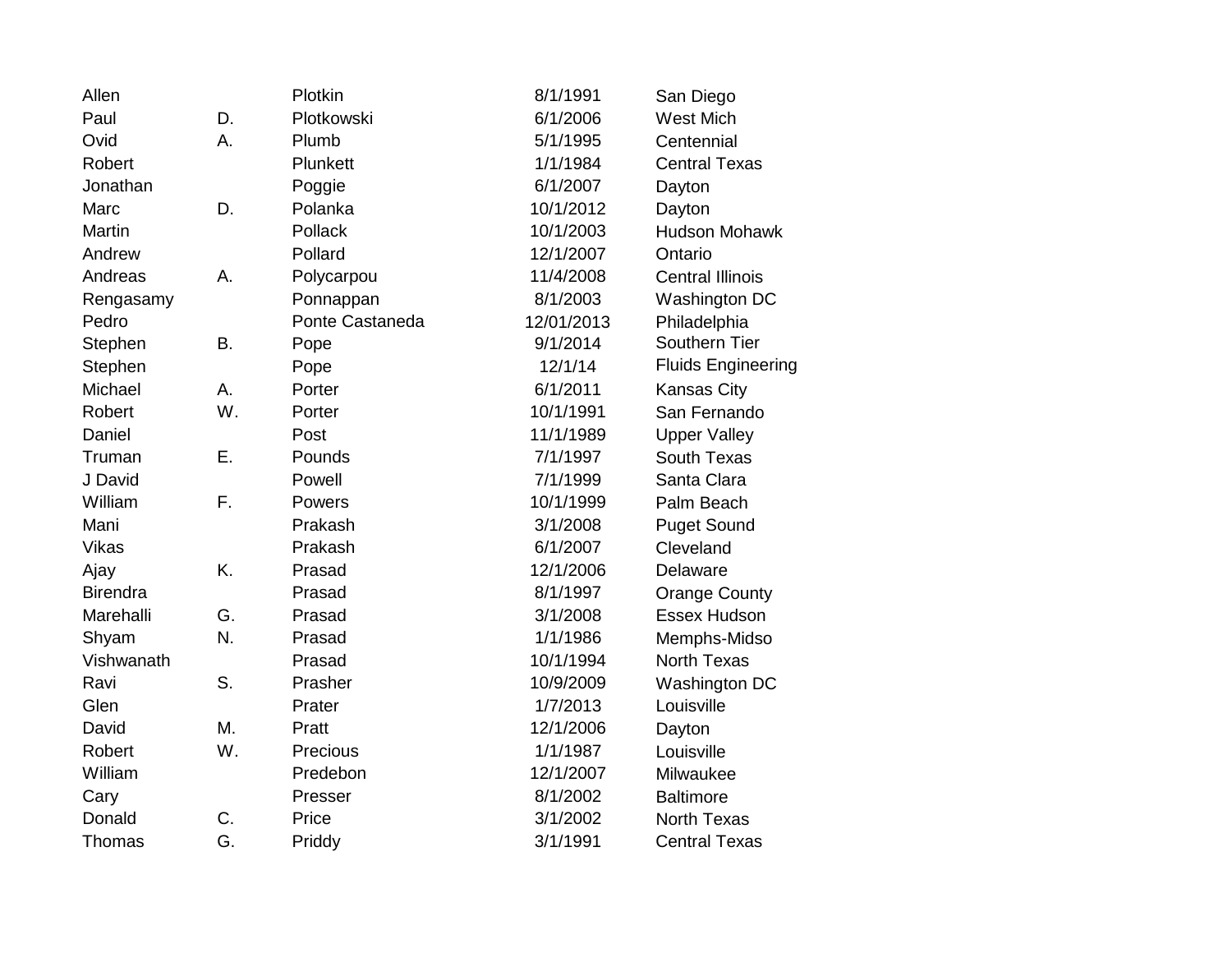| | | | | |
|---|---|---|---|---|
| Allen | | Plotkin | 8/1/1991 | San Diego |
| Paul | D. | Plotkowski | 6/1/2006 | West Mich |
| Ovid | A. | Plumb | 5/1/1995 | Centennial |
| Robert | | Plunkett | 1/1/1984 | Central Texas |
| Jonathan | | Poggie | 6/1/2007 | Dayton |
| Marc | D. | Polanka | 10/1/2012 | Dayton |
| Martin | | Pollack | 10/1/2003 | Hudson Mohawk |
| Andrew | | Pollard | 12/1/2007 | Ontario |
| Andreas | A. | Polycarpou | 11/4/2008 | Central Illinois |
| Rengasamy | | Ponnappan | 8/1/2003 | Washington DC |
| Pedro | | Ponte Castaneda | 12/01/2013 | Philadelphia |
| Stephen | B. | Pope | 9/1/2014 | Southern Tier |
| Stephen | | Pope | 12/1/14 | Fluids Engineering |
| Michael | A. | Porter | 6/1/2011 | Kansas City |
| Robert | W. | Porter | 10/1/1991 | San Fernando |
| Daniel | | Post | 11/1/1989 | Upper Valley |
| Truman | E. | Pounds | 7/1/1997 | South Texas |
| J David | | Powell | 7/1/1999 | Santa Clara |
| William | F. | Powers | 10/1/1999 | Palm Beach |
| Mani | | Prakash | 3/1/2008 | Puget Sound |
| Vikas | | Prakash | 6/1/2007 | Cleveland |
| Ajay | K. | Prasad | 12/1/2006 | Delaware |
| Birendra | | Prasad | 8/1/1997 | Orange County |
| Marehalli | G. | Prasad | 3/1/2008 | Essex Hudson |
| Shyam | N. | Prasad | 1/1/1986 | Memphs-Midso |
| Vishwanath | | Prasad | 10/1/1994 | North Texas |
| Ravi | S. | Prasher | 10/9/2009 | Washington DC |
| Glen | | Prater | 1/7/2013 | Louisville |
| David | M. | Pratt | 12/1/2006 | Dayton |
| Robert | W. | Precious | 1/1/1987 | Louisville |
| William | | Predebon | 12/1/2007 | Milwaukee |
| Cary | | Presser | 8/1/2002 | Baltimore |
| Donald | C. | Price | 3/1/2002 | North Texas |
| Thomas | G. | Priddy | 3/1/1991 | Central Texas |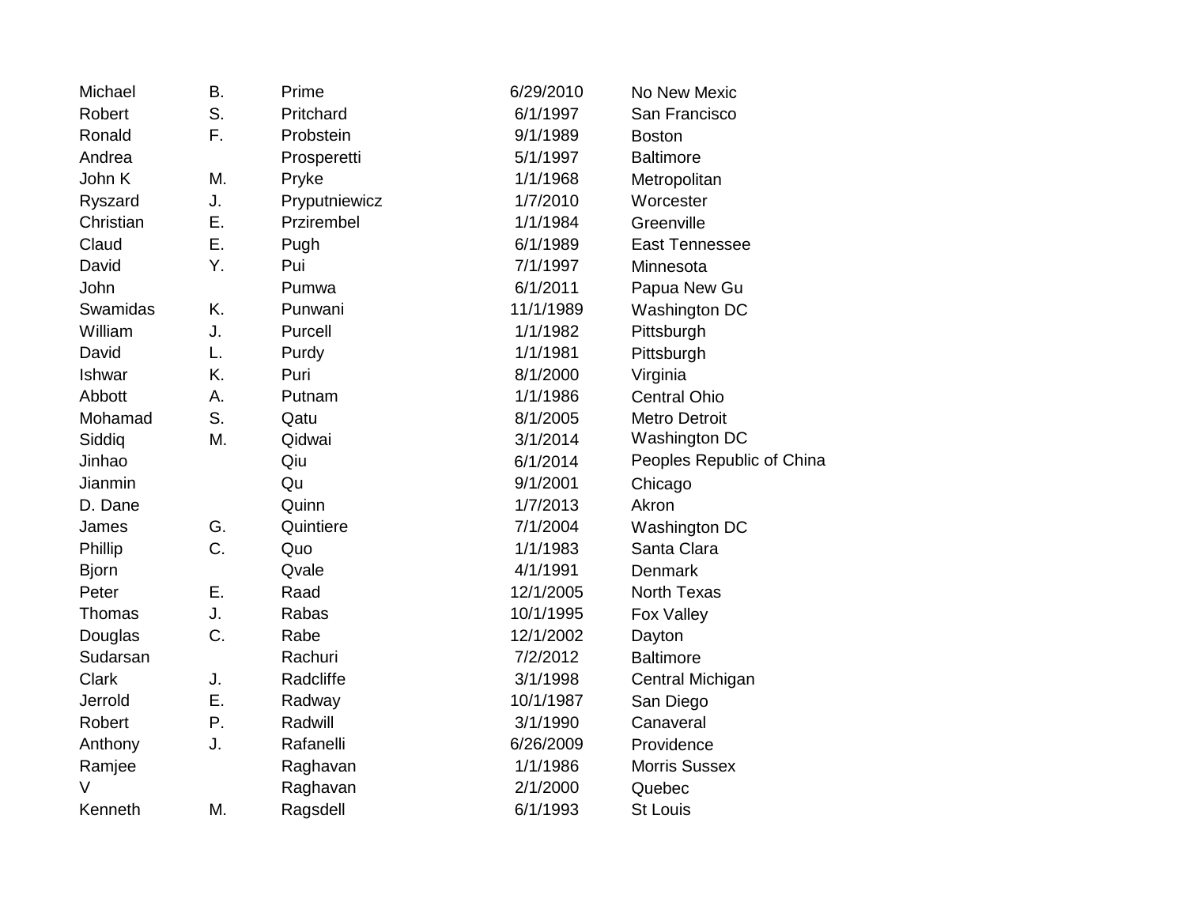| | | | | |
|---|---|---|---|---|
| Michael | B. | Prime | 6/29/2010 | No New Mexic |
| Robert | S. | Pritchard | 6/1/1997 | San Francisco |
| Ronald | F. | Probstein | 9/1/1989 | Boston |
| Andrea | | Prosperetti | 5/1/1997 | Baltimore |
| John K | M. | Pryke | 1/1/1968 | Metropolitan |
| Ryszard | J. | Pryputniewicz | 1/7/2010 | Worcester |
| Christian | E. | Przirembel | 1/1/1984 | Greenville |
| Claud | E. | Pugh | 6/1/1989 | East Tennessee |
| David | Y. | Pui | 7/1/1997 | Minnesota |
| John | | Pumwa | 6/1/2011 | Papua New Gu |
| Swamidas | K. | Punwani | 11/1/1989 | Washington DC |
| William | J. | Purcell | 1/1/1982 | Pittsburgh |
| David | L. | Purdy | 1/1/1981 | Pittsburgh |
| Ishwar | K. | Puri | 8/1/2000 | Virginia |
| Abbott | A. | Putnam | 1/1/1986 | Central Ohio |
| Mohamad | S. | Qatu | 8/1/2005 | Metro Detroit |
| Siddiq | M. | Qidwai | 3/1/2014 | Washington DC |
| Jinhao | | Qiu | 6/1/2014 | Peoples Republic of China |
| Jianmin | | Qu | 9/1/2001 | Chicago |
| D. Dane | | Quinn | 1/7/2013 | Akron |
| James | G. | Quintiere | 7/1/2004 | Washington DC |
| Phillip | C. | Quo | 1/1/1983 | Santa Clara |
| Bjorn | | Qvale | 4/1/1991 | Denmark |
| Peter | E. | Raad | 12/1/2005 | North Texas |
| Thomas | J. | Rabas | 10/1/1995 | Fox Valley |
| Douglas | C. | Rabe | 12/1/2002 | Dayton |
| Sudarsan | | Rachuri | 7/2/2012 | Baltimore |
| Clark | J. | Radcliffe | 3/1/1998 | Central Michigan |
| Jerrold | E. | Radway | 10/1/1987 | San Diego |
| Robert | P. | Radwill | 3/1/1990 | Canaveral |
| Anthony | J. | Rafanelli | 6/26/2009 | Providence |
| Ramjee | | Raghavan | 1/1/1986 | Morris Sussex |
| V | | Raghavan | 2/1/2000 | Quebec |
| Kenneth | M. | Ragsdell | 6/1/1993 | St Louis |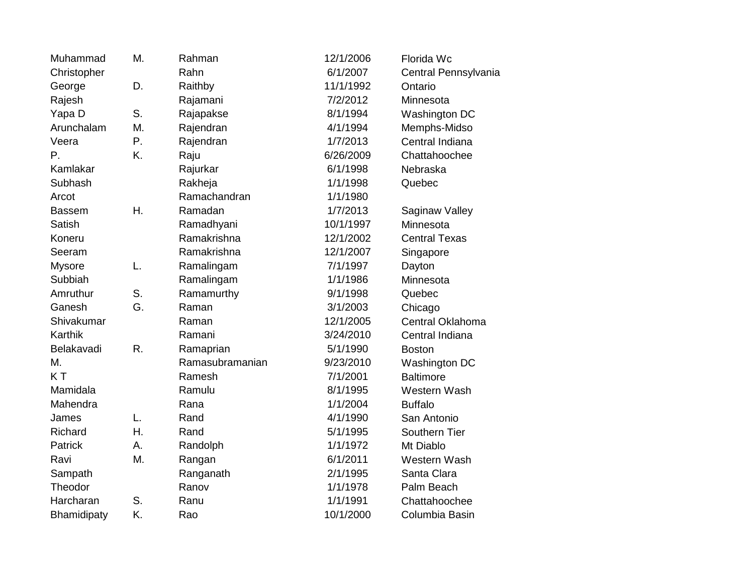| | | | | |
|---|---|---|---|---|
| Muhammad | M. | Rahman | 12/1/2006 | Florida Wc |
| Christopher | | Rahn | 6/1/2007 | Central Pennsylvania |
| George | D. | Raithby | 11/1/1992 | Ontario |
| Rajesh | | Rajamani | 7/2/2012 | Minnesota |
| Yapa D | S. | Rajapakse | 8/1/1994 | Washington DC |
| Arunchalam | M. | Rajendran | 4/1/1994 | Memphs-Midso |
| Veera | P. | Rajendran | 1/7/2013 | Central Indiana |
| P. | K. | Raju | 6/26/2009 | Chattahoochee |
| Kamlakar | | Rajurkar | 6/1/1998 | Nebraska |
| Subhash | | Rakheja | 1/1/1998 | Quebec |
| Arcot | | Ramachandran | 1/1/1980 | |
| Bassem | H. | Ramadan | 1/7/2013 | Saginaw Valley |
| Satish | | Ramadhyani | 10/1/1997 | Minnesota |
| Koneru | | Ramakrishna | 12/1/2002 | Central Texas |
| Seeram | | Ramakrishna | 12/1/2007 | Singapore |
| Mysore | L. | Ramalingam | 7/1/1997 | Dayton |
| Subbiah | | Ramalingam | 1/1/1986 | Minnesota |
| Amruthur | S. | Ramamurthy | 9/1/1998 | Quebec |
| Ganesh | G. | Raman | 3/1/2003 | Chicago |
| Shivakumar | | Raman | 12/1/2005 | Central Oklahoma |
| Karthik | | Ramani | 3/24/2010 | Central Indiana |
| Belakavadi | R. | Ramaprian | 5/1/1990 | Boston |
| M. | | Ramasubramanian | 9/23/2010 | Washington DC |
| K T | | Ramesh | 7/1/2001 | Baltimore |
| Mamidala | | Ramulu | 8/1/1995 | Western Wash |
| Mahendra | | Rana | 1/1/2004 | Buffalo |
| James | L. | Rand | 4/1/1990 | San Antonio |
| Richard | H. | Rand | 5/1/1995 | Southern Tier |
| Patrick | A. | Randolph | 1/1/1972 | Mt Diablo |
| Ravi | M. | Rangan | 6/1/2011 | Western Wash |
| Sampath | | Ranganath | 2/1/1995 | Santa Clara |
| Theodor | | Ranov | 1/1/1978 | Palm Beach |
| Harcharan | S. | Ranu | 1/1/1991 | Chattahoochee |
| Bhamidipaty | K. | Rao | 10/1/2000 | Columbia Basin |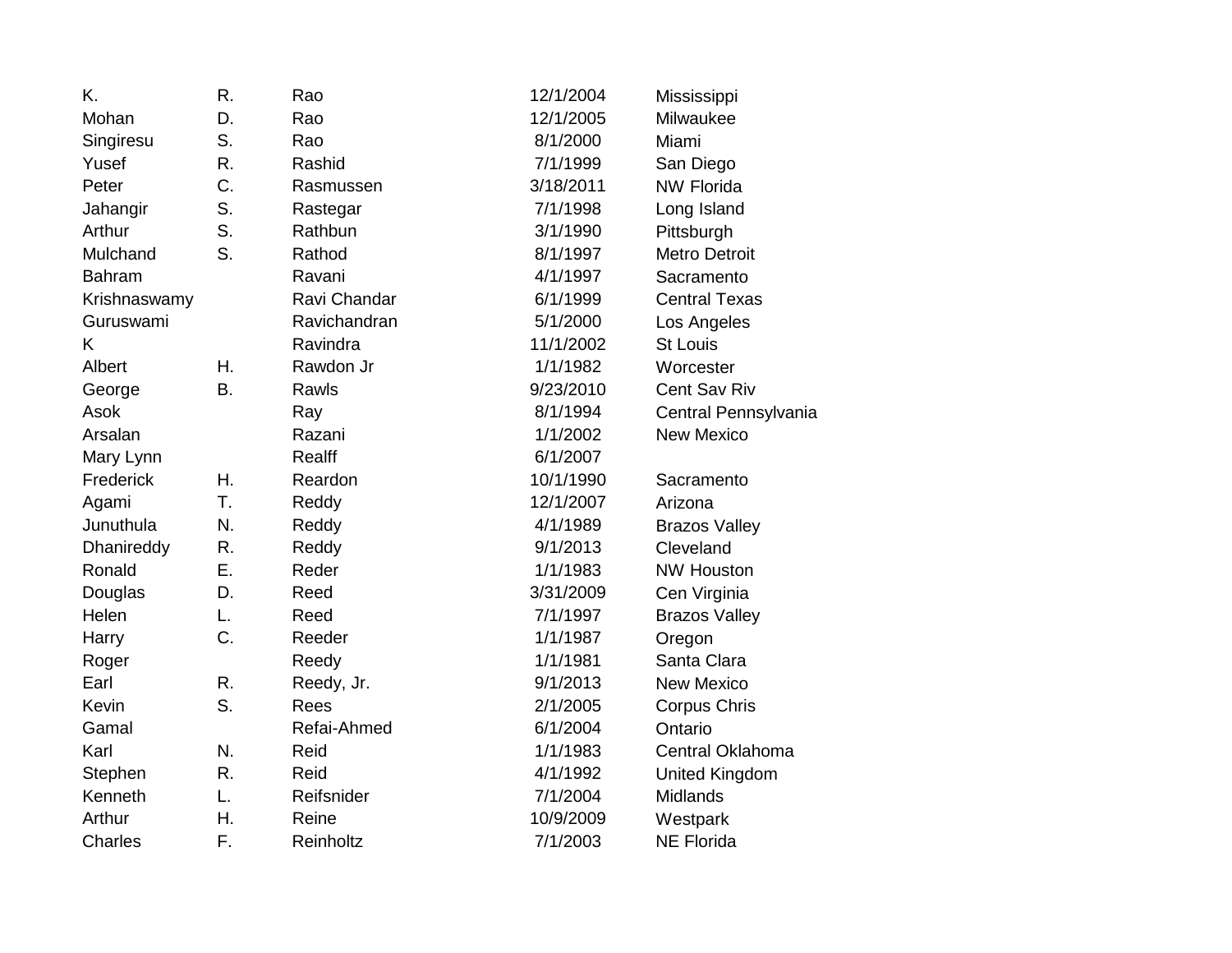| | | | | |
|---|---|---|---|---|
| K. | R. | Rao | 12/1/2004 | Mississippi |
| Mohan | D. | Rao | 12/1/2005 | Milwaukee |
| Singiresu | S. | Rao | 8/1/2000 | Miami |
| Yusef | R. | Rashid | 7/1/1999 | San Diego |
| Peter | C. | Rasmussen | 3/18/2011 | NW Florida |
| Jahangir | S. | Rastegar | 7/1/1998 | Long Island |
| Arthur | S. | Rathbun | 3/1/1990 | Pittsburgh |
| Mulchand | S. | Rathod | 8/1/1997 | Metro Detroit |
| Bahram | | Ravani | 4/1/1997 | Sacramento |
| Krishnaswamy | | Ravi Chandar | 6/1/1999 | Central Texas |
| Guruswami | | Ravichandran | 5/1/2000 | Los Angeles |
| K | | Ravindra | 11/1/2002 | St Louis |
| Albert | H. | Rawdon Jr | 1/1/1982 | Worcester |
| George | B. | Rawls | 9/23/2010 | Cent Sav Riv |
| Asok | | Ray | 8/1/1994 | Central Pennsylvania |
| Arsalan | | Razani | 1/1/2002 | New Mexico |
| Mary Lynn | | Realff | 6/1/2007 | |
| Frederick | H. | Reardon | 10/1/1990 | Sacramento |
| Agami | T. | Reddy | 12/1/2007 | Arizona |
| Junuthula | N. | Reddy | 4/1/1989 | Brazos Valley |
| Dhanireddy | R. | Reddy | 9/1/2013 | Cleveland |
| Ronald | E. | Reder | 1/1/1983 | NW Houston |
| Douglas | D. | Reed | 3/31/2009 | Cen Virginia |
| Helen | L. | Reed | 7/1/1997 | Brazos Valley |
| Harry | C. | Reeder | 1/1/1987 | Oregon |
| Roger | | Reedy | 1/1/1981 | Santa Clara |
| Earl | R. | Reedy, Jr. | 9/1/2013 | New Mexico |
| Kevin | S. | Rees | 2/1/2005 | Corpus Chris |
| Gamal | | Refai-Ahmed | 6/1/2004 | Ontario |
| Karl | N. | Reid | 1/1/1983 | Central Oklahoma |
| Stephen | R. | Reid | 4/1/1992 | United Kingdom |
| Kenneth | L. | Reifsnider | 7/1/2004 | Midlands |
| Arthur | H. | Reine | 10/9/2009 | Westpark |
| Charles | F. | Reinholtz | 7/1/2003 | NE Florida |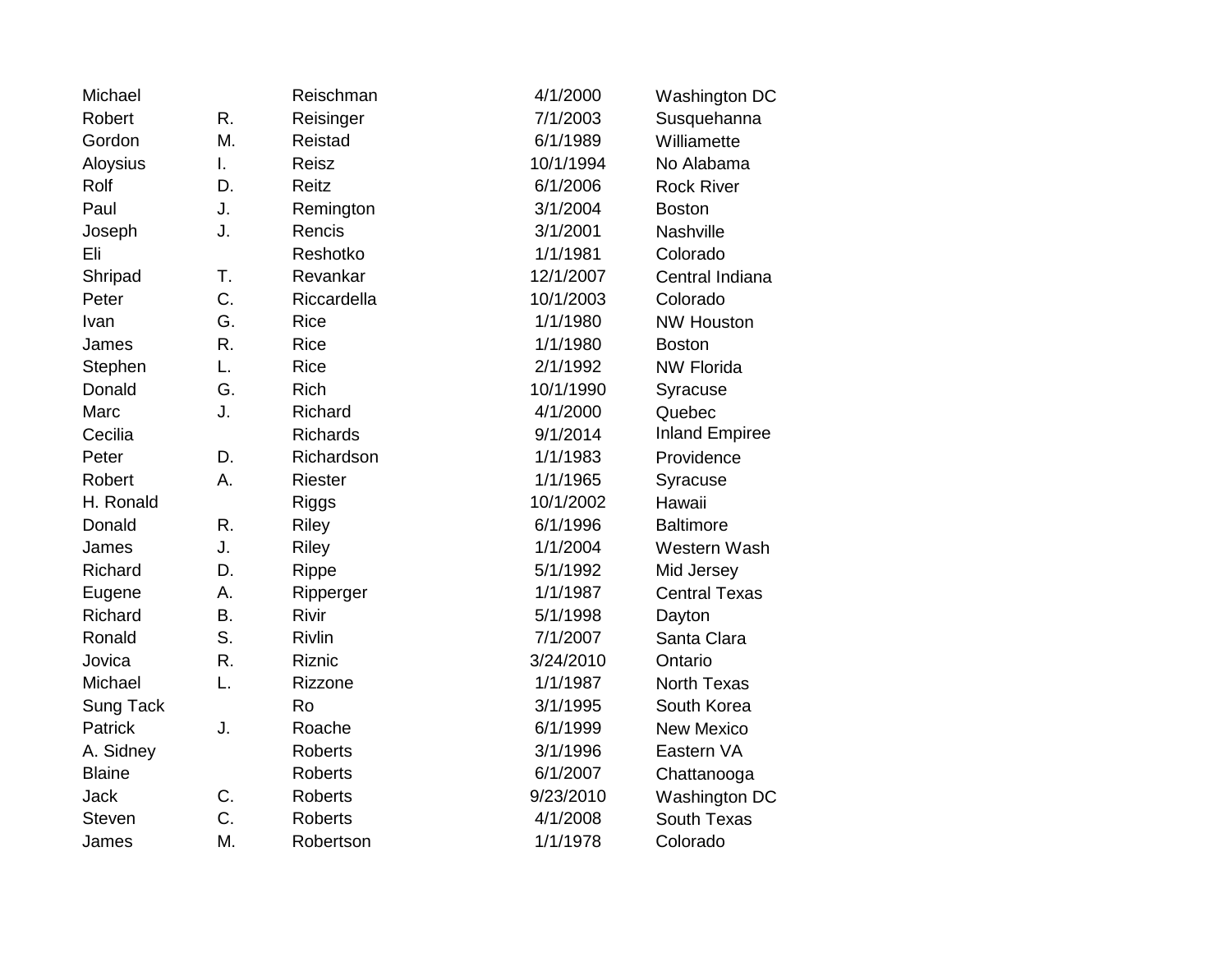| | | | | |
|---|---|---|---|---|
| Michael | | Reischman | 4/1/2000 | Washington DC |
| Robert | R. | Reisinger | 7/1/2003 | Susquehanna |
| Gordon | M. | Reistad | 6/1/1989 | Williamette |
| Aloysius | I. | Reisz | 10/1/1994 | No Alabama |
| Rolf | D. | Reitz | 6/1/2006 | Rock River |
| Paul | J. | Remington | 3/1/2004 | Boston |
| Joseph | J. | Rencis | 3/1/2001 | Nashville |
| Eli | | Reshotko | 1/1/1981 | Colorado |
| Shripad | T. | Revankar | 12/1/2007 | Central Indiana |
| Peter | C. | Riccardella | 10/1/2003 | Colorado |
| Ivan | G. | Rice | 1/1/1980 | NW Houston |
| James | R. | Rice | 1/1/1980 | Boston |
| Stephen | L. | Rice | 2/1/1992 | NW Florida |
| Donald | G. | Rich | 10/1/1990 | Syracuse |
| Marc | J. | Richard | 4/1/2000 | Quebec |
| Cecilia | | Richards | 9/1/2014 | Inland Empiree |
| Peter | D. | Richardson | 1/1/1983 | Providence |
| Robert | A. | Riester | 1/1/1965 | Syracuse |
| H. Ronald | | Riggs | 10/1/2002 | Hawaii |
| Donald | R. | Riley | 6/1/1996 | Baltimore |
| James | J. | Riley | 1/1/2004 | Western Wash |
| Richard | D. | Rippe | 5/1/1992 | Mid Jersey |
| Eugene | A. | Ripperger | 1/1/1987 | Central Texas |
| Richard | B. | Rivir | 5/1/1998 | Dayton |
| Ronald | S. | Rivlin | 7/1/2007 | Santa Clara |
| Jovica | R. | Riznic | 3/24/2010 | Ontario |
| Michael | L. | Rizzone | 1/1/1987 | North Texas |
| Sung Tack | | Ro | 3/1/1995 | South Korea |
| Patrick | J. | Roache | 6/1/1999 | New Mexico |
| A. Sidney | | Roberts | 3/1/1996 | Eastern VA |
| Blaine | | Roberts | 6/1/2007 | Chattanooga |
| Jack | C. | Roberts | 9/23/2010 | Washington DC |
| Steven | C. | Roberts | 4/1/2008 | South Texas |
| James | M. | Robertson | 1/1/1978 | Colorado |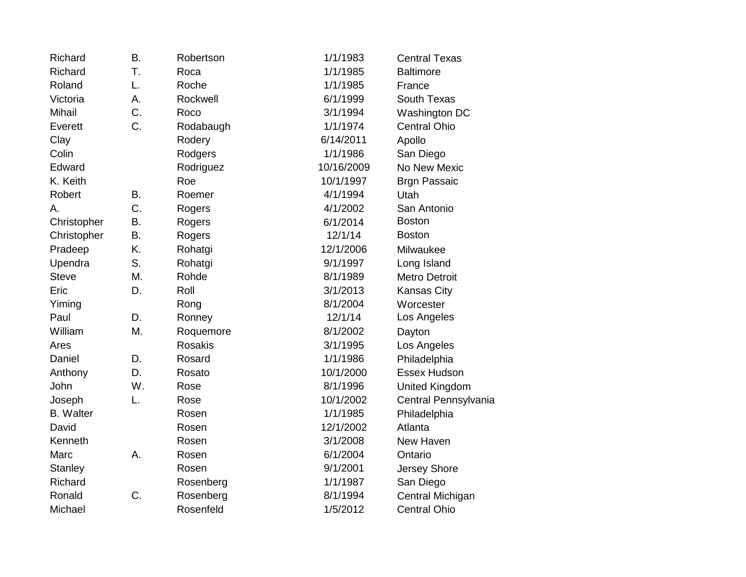| | | | | |
|---|---|---|---|---|
| Richard | B. | Robertson | 1/1/1983 | Central Texas |
| Richard | T. | Roca | 1/1/1985 | Baltimore |
| Roland | L. | Roche | 1/1/1985 | France |
| Victoria | A. | Rockwell | 6/1/1999 | South Texas |
| Mihail | C. | Roco | 3/1/1994 | Washington DC |
| Everett | C. | Rodabaugh | 1/1/1974 | Central Ohio |
| Clay | | Rodery | 6/14/2011 | Apollo |
| Colin | | Rodgers | 1/1/1986 | San Diego |
| Edward | | Rodriguez | 10/16/2009 | No New Mexic |
| K. Keith | | Roe | 10/1/1997 | Brgn Passaic |
| Robert | B. | Roemer | 4/1/1994 | Utah |
| A. | C. | Rogers | 4/1/2002 | San Antonio |
| Christopher | B. | Rogers | 6/1/2014 | Boston |
| Christopher | B. | Rogers | 12/1/14 | Boston |
| Pradeep | K. | Rohatgi | 12/1/2006 | Milwaukee |
| Upendra | S. | Rohatgi | 9/1/1997 | Long Island |
| Steve | M. | Rohde | 8/1/1989 | Metro Detroit |
| Eric | D. | Roll | 3/1/2013 | Kansas City |
| Yiming | | Rong | 8/1/2004 | Worcester |
| Paul | D. | Ronney | 12/1/14 | Los Angeles |
| William | M. | Roquemore | 8/1/2002 | Dayton |
| Ares | | Rosakis | 3/1/1995 | Los Angeles |
| Daniel | D. | Rosard | 1/1/1986 | Philadelphia |
| Anthony | D. | Rosato | 10/1/2000 | Essex Hudson |
| John | W. | Rose | 8/1/1996 | United Kingdom |
| Joseph | L. | Rose | 10/1/2002 | Central Pennsylvania |
| B. Walter | | Rosen | 1/1/1985 | Philadelphia |
| David | | Rosen | 12/1/2002 | Atlanta |
| Kenneth | | Rosen | 3/1/2008 | New Haven |
| Marc | A. | Rosen | 6/1/2004 | Ontario |
| Stanley | | Rosen | 9/1/2001 | Jersey Shore |
| Richard | | Rosenberg | 1/1/1987 | San Diego |
| Ronald | C. | Rosenberg | 8/1/1994 | Central Michigan |
| Michael | | Rosenfeld | 1/5/2012 | Central Ohio |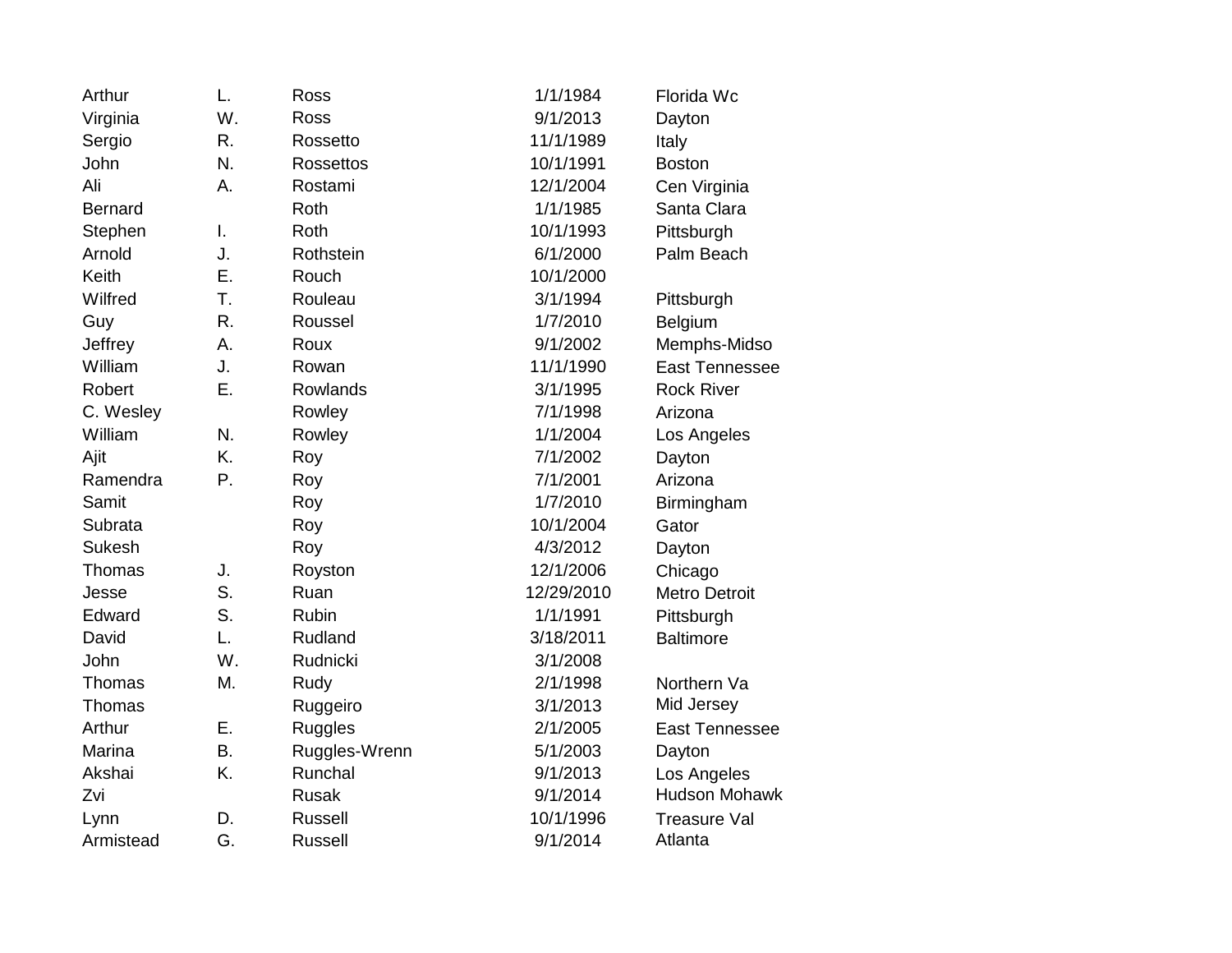| | | | | |
|---|---|---|---|---|
| Arthur | L. | Ross | 1/1/1984 | Florida Wc |
| Virginia | W. | Ross | 9/1/2013 | Dayton |
| Sergio | R. | Rossetto | 11/1/1989 | Italy |
| John | N. | Rossettos | 10/1/1991 | Boston |
| Ali | A. | Rostami | 12/1/2004 | Cen Virginia |
| Bernard | | Roth | 1/1/1985 | Santa Clara |
| Stephen | I. | Roth | 10/1/1993 | Pittsburgh |
| Arnold | J. | Rothstein | 6/1/2000 | Palm Beach |
| Keith | E. | Rouch | 10/1/2000 | |
| Wilfred | T. | Rouleau | 3/1/1994 | Pittsburgh |
| Guy | R. | Roussel | 1/7/2010 | Belgium |
| Jeffrey | A. | Roux | 9/1/2002 | Memphs-Midso |
| William | J. | Rowan | 11/1/1990 | East Tennessee |
| Robert | E. | Rowlands | 3/1/1995 | Rock River |
| C. Wesley | | Rowley | 7/1/1998 | Arizona |
| William | N. | Rowley | 1/1/2004 | Los Angeles |
| Ajit | K. | Roy | 7/1/2002 | Dayton |
| Ramendra | P. | Roy | 7/1/2001 | Arizona |
| Samit | | Roy | 1/7/2010 | Birmingham |
| Subrata | | Roy | 10/1/2004 | Gator |
| Sukesh | | Roy | 4/3/2012 | Dayton |
| Thomas | J. | Royston | 12/1/2006 | Chicago |
| Jesse | S. | Ruan | 12/29/2010 | Metro Detroit |
| Edward | S. | Rubin | 1/1/1991 | Pittsburgh |
| David | L. | Rudland | 3/18/2011 | Baltimore |
| John | W. | Rudnicki | 3/1/2008 | |
| Thomas | M. | Rudy | 2/1/1998 | Northern Va |
| Thomas | | Ruggeiro | 3/1/2013 | Mid Jersey |
| Arthur | E. | Ruggles | 2/1/2005 | East Tennessee |
| Marina | B. | Ruggles-Wrenn | 5/1/2003 | Dayton |
| Akshai | K. | Runchal | 9/1/2013 | Los Angeles |
| Zvi | | Rusak | 9/1/2014 | Hudson Mohawk |
| Lynn | D. | Russell | 10/1/1996 | Treasure Val |
| Armistead | G. | Russell | 9/1/2014 | Atlanta |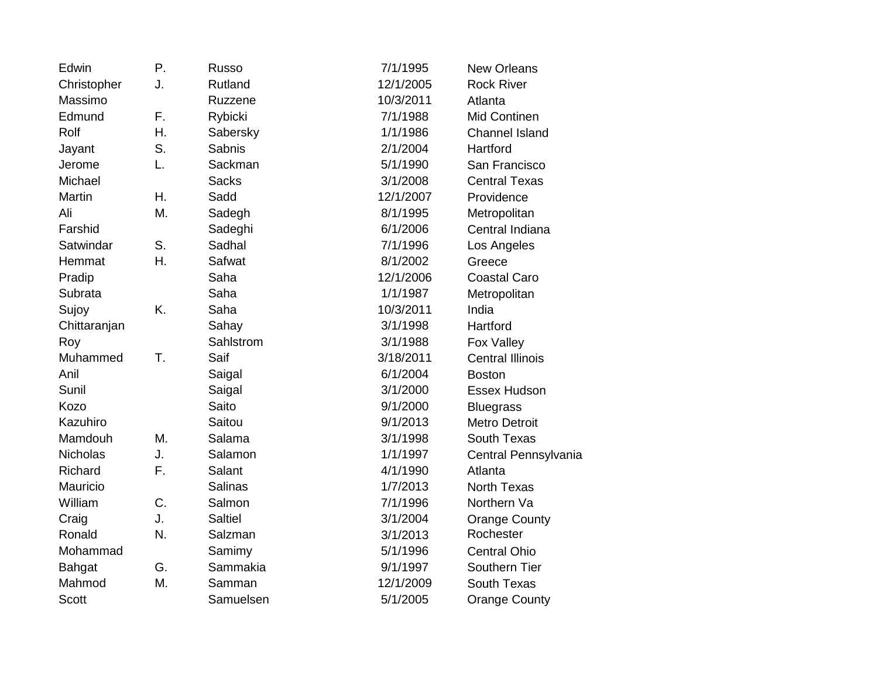| | | | | |
|---|---|---|---|---|
| Edwin | P. | Russo | 7/1/1995 | New Orleans |
| Christopher | J. | Rutland | 12/1/2005 | Rock River |
| Massimo | | Ruzzene | 10/3/2011 | Atlanta |
| Edmund | F. | Rybicki | 7/1/1988 | Mid Continen |
| Rolf | H. | Sabersky | 1/1/1986 | Channel Island |
| Jayant | S. | Sabnis | 2/1/2004 | Hartford |
| Jerome | L. | Sackman | 5/1/1990 | San Francisco |
| Michael | | Sacks | 3/1/2008 | Central Texas |
| Martin | H. | Sadd | 12/1/2007 | Providence |
| Ali | M. | Sadegh | 8/1/1995 | Metropolitan |
| Farshid | | Sadeghi | 6/1/2006 | Central Indiana |
| Satwindar | S. | Sadhal | 7/1/1996 | Los Angeles |
| Hemmat | H. | Safwat | 8/1/2002 | Greece |
| Pradip | | Saha | 12/1/2006 | Coastal Caro |
| Subrata | | Saha | 1/1/1987 | Metropolitan |
| Sujoy | K. | Saha | 10/3/2011 | India |
| Chittaranjan | | Sahay | 3/1/1998 | Hartford |
| Roy | | Sahlstrom | 3/1/1988 | Fox Valley |
| Muhammed | T. | Saif | 3/18/2011 | Central Illinois |
| Anil | | Saigal | 6/1/2004 | Boston |
| Sunil | | Saigal | 3/1/2000 | Essex Hudson |
| Kozo | | Saito | 9/1/2000 | Bluegrass |
| Kazuhiro | | Saitou | 9/1/2013 | Metro Detroit |
| Mamdouh | M. | Salama | 3/1/1998 | South Texas |
| Nicholas | J. | Salamon | 1/1/1997 | Central Pennsylvania |
| Richard | F. | Salant | 4/1/1990 | Atlanta |
| Mauricio | | Salinas | 1/7/2013 | North Texas |
| William | C. | Salmon | 7/1/1996 | Northern Va |
| Craig | J. | Saltiel | 3/1/2004 | Orange County |
| Ronald | N. | Salzman | 3/1/2013 | Rochester |
| Mohammad | | Samimy | 5/1/1996 | Central Ohio |
| Bahgat | G. | Sammakia | 9/1/1997 | Southern Tier |
| Mahmod | M. | Samman | 12/1/2009 | South Texas |
| Scott | | Samuelsen | 5/1/2005 | Orange County |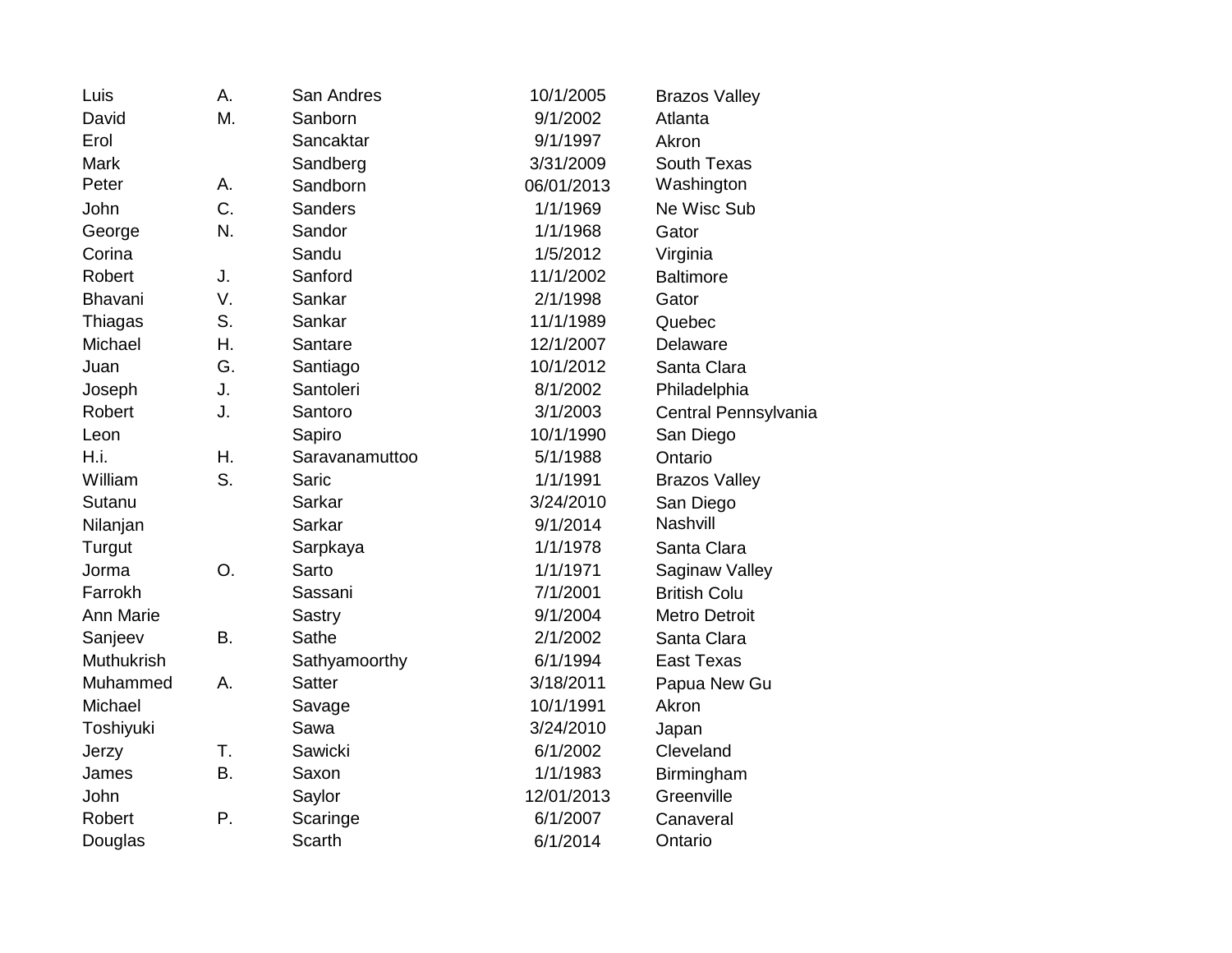| | | | | |
|---|---|---|---|---|
| Luis | A. | San Andres | 10/1/2005 | Brazos Valley |
| David | M. | Sanborn | 9/1/2002 | Atlanta |
| Erol | | Sancaktar | 9/1/1997 | Akron |
| Mark | | Sandberg | 3/31/2009 | South Texas |
| Peter | A. | Sandborn | 06/01/2013 | Washington |
| John | C. | Sanders | 1/1/1969 | Ne Wisc Sub |
| George | N. | Sandor | 1/1/1968 | Gator |
| Corina | | Sandu | 1/5/2012 | Virginia |
| Robert | J. | Sanford | 11/1/2002 | Baltimore |
| Bhavani | V. | Sankar | 2/1/1998 | Gator |
| Thiagas | S. | Sankar | 11/1/1989 | Quebec |
| Michael | H. | Santare | 12/1/2007 | Delaware |
| Juan | G. | Santiago | 10/1/2012 | Santa Clara |
| Joseph | J. | Santoleri | 8/1/2002 | Philadelphia |
| Robert | J. | Santoro | 3/1/2003 | Central Pennsylvania |
| Leon | | Sapiro | 10/1/1990 | San Diego |
| H.i. | H. | Saravanamuttoo | 5/1/1988 | Ontario |
| William | S. | Saric | 1/1/1991 | Brazos Valley |
| Sutanu | | Sarkar | 3/24/2010 | San Diego |
| Nilanjan | | Sarkar | 9/1/2014 | Nashvill |
| Turgut | | Sarpkaya | 1/1/1978 | Santa Clara |
| Jorma | O. | Sarto | 1/1/1971 | Saginaw Valley |
| Farrokh | | Sassani | 7/1/2001 | British Colu |
| Ann Marie | | Sastry | 9/1/2004 | Metro Detroit |
| Sanjeev | B. | Sathe | 2/1/2002 | Santa Clara |
| Muthukrish | | Sathyamoorthy | 6/1/1994 | East Texas |
| Muhammed | A. | Satter | 3/18/2011 | Papua New Gu |
| Michael | | Savage | 10/1/1991 | Akron |
| Toshiyuki | | Sawa | 3/24/2010 | Japan |
| Jerzy | T. | Sawicki | 6/1/2002 | Cleveland |
| James | B. | Saxon | 1/1/1983 | Birmingham |
| John | | Saylor | 12/01/2013 | Greenville |
| Robert | P. | Scaringe | 6/1/2007 | Canaveral |
| Douglas | | Scarth | 6/1/2014 | Ontario |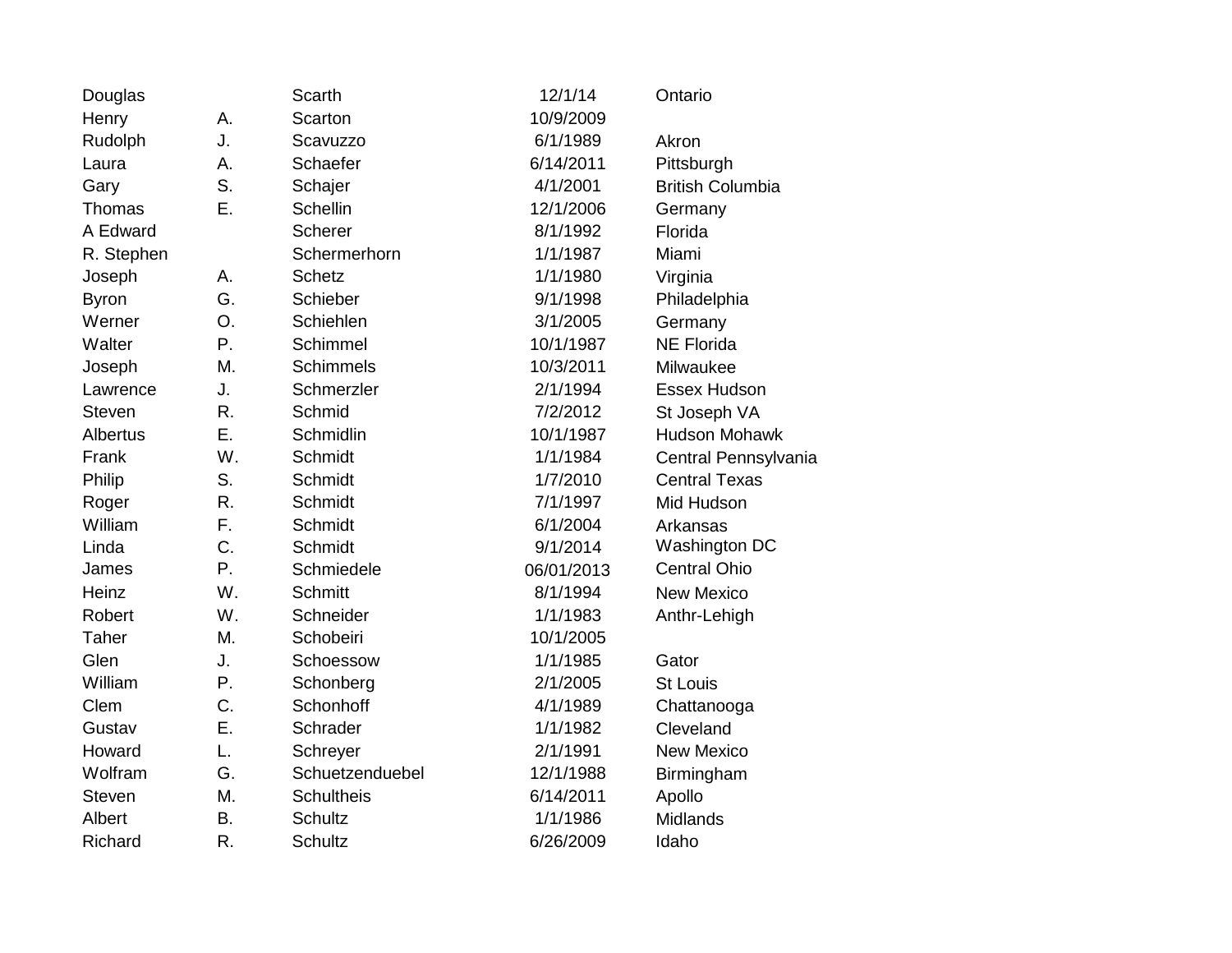| | | | | |
|---|---|---|---|---|
| Douglas | | Scarth | 12/1/14 | Ontario |
| Henry | A. | Scarton | 10/9/2009 | |
| Rudolph | J. | Scavuzzo | 6/1/1989 | Akron |
| Laura | A. | Schaefer | 6/14/2011 | Pittsburgh |
| Gary | S. | Schajer | 4/1/2001 | British Columbia |
| Thomas | E. | Schellin | 12/1/2006 | Germany |
| A Edward | | Scherer | 8/1/1992 | Florida |
| R. Stephen | | Schermerhorn | 1/1/1987 | Miami |
| Joseph | A. | Schetz | 1/1/1980 | Virginia |
| Byron | G. | Schieber | 9/1/1998 | Philadelphia |
| Werner | O. | Schiehlen | 3/1/2005 | Germany |
| Walter | P. | Schimmel | 10/1/1987 | NE Florida |
| Joseph | M. | Schimmels | 10/3/2011 | Milwaukee |
| Lawrence | J. | Schmerzler | 2/1/1994 | Essex Hudson |
| Steven | R. | Schmid | 7/2/2012 | St Joseph VA |
| Albertus | E. | Schmidlin | 10/1/1987 | Hudson Mohawk |
| Frank | W. | Schmidt | 1/1/1984 | Central Pennsylvania |
| Philip | S. | Schmidt | 1/7/2010 | Central Texas |
| Roger | R. | Schmidt | 7/1/1997 | Mid Hudson |
| William | F. | Schmidt | 6/1/2004 | Arkansas |
| Linda | C. | Schmidt | 9/1/2014 | Washington DC |
| James | P. | Schmiedele | 06/01/2013 | Central Ohio |
| Heinz | W. | Schmitt | 8/1/1994 | New Mexico |
| Robert | W. | Schneider | 1/1/1983 | Anthr-Lehigh |
| Taher | M. | Schobeiri | 10/1/2005 | |
| Glen | J. | Schoessow | 1/1/1985 | Gator |
| William | P. | Schonberg | 2/1/2005 | St Louis |
| Clem | C. | Schonhoff | 4/1/1989 | Chattanooga |
| Gustav | E. | Schrader | 1/1/1982 | Cleveland |
| Howard | L. | Schreyer | 2/1/1991 | New Mexico |
| Wolfram | G. | Schuetzenduebel | 12/1/1988 | Birmingham |
| Steven | M. | Schultheis | 6/14/2011 | Apollo |
| Albert | B. | Schultz | 1/1/1986 | Midlands |
| Richard | R. | Schultz | 6/26/2009 | Idaho |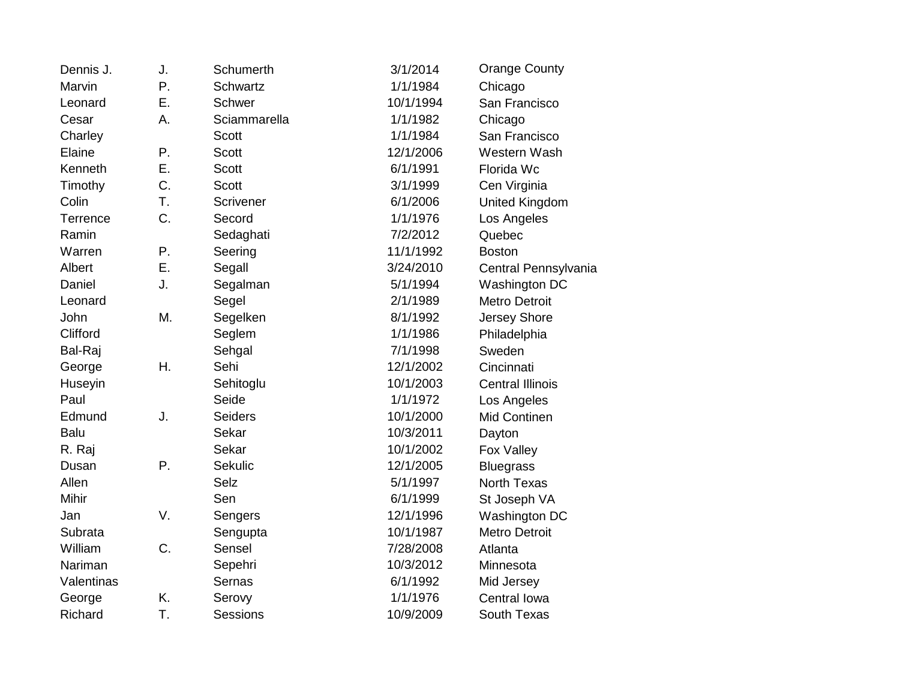| | | | | |
|---|---|---|---|---|
| Dennis J. | J. | Schumerth | 3/1/2014 | Orange County |
| Marvin | P. | Schwartz | 1/1/1984 | Chicago |
| Leonard | E. | Schwer | 10/1/1994 | San Francisco |
| Cesar | A. | Sciammarella | 1/1/1982 | Chicago |
| Charley | | Scott | 1/1/1984 | San Francisco |
| Elaine | P. | Scott | 12/1/2006 | Western Wash |
| Kenneth | E. | Scott | 6/1/1991 | Florida Wc |
| Timothy | C. | Scott | 3/1/1999 | Cen Virginia |
| Colin | T. | Scrivener | 6/1/2006 | United Kingdom |
| Terrence | C. | Secord | 1/1/1976 | Los Angeles |
| Ramin | | Sedaghati | 7/2/2012 | Quebec |
| Warren | P. | Seering | 11/1/1992 | Boston |
| Albert | E. | Segall | 3/24/2010 | Central Pennsylvania |
| Daniel | J. | Segalman | 5/1/1994 | Washington DC |
| Leonard | | Segel | 2/1/1989 | Metro Detroit |
| John | M. | Segelken | 8/1/1992 | Jersey Shore |
| Clifford | | Seglem | 1/1/1986 | Philadelphia |
| Bal-Raj | | Sehgal | 7/1/1998 | Sweden |
| George | H. | Sehi | 12/1/2002 | Cincinnati |
| Huseyin | | Sehitoglu | 10/1/2003 | Central Illinois |
| Paul | | Seide | 1/1/1972 | Los Angeles |
| Edmund | J. | Seiders | 10/1/2000 | Mid Continen |
| Balu | | Sekar | 10/3/2011 | Dayton |
| R. Raj | | Sekar | 10/1/2002 | Fox Valley |
| Dusan | P. | Sekulic | 12/1/2005 | Bluegrass |
| Allen | | Selz | 5/1/1997 | North Texas |
| Mihir | | Sen | 6/1/1999 | St Joseph VA |
| Jan | V. | Sengers | 12/1/1996 | Washington DC |
| Subrata | | Sengupta | 10/1/1987 | Metro Detroit |
| William | C. | Sensel | 7/28/2008 | Atlanta |
| Nariman | | Sepehri | 10/3/2012 | Minnesota |
| Valentinas | | Sernas | 6/1/1992 | Mid Jersey |
| George | K. | Serovy | 1/1/1976 | Central Iowa |
| Richard | T. | Sessions | 10/9/2009 | South Texas |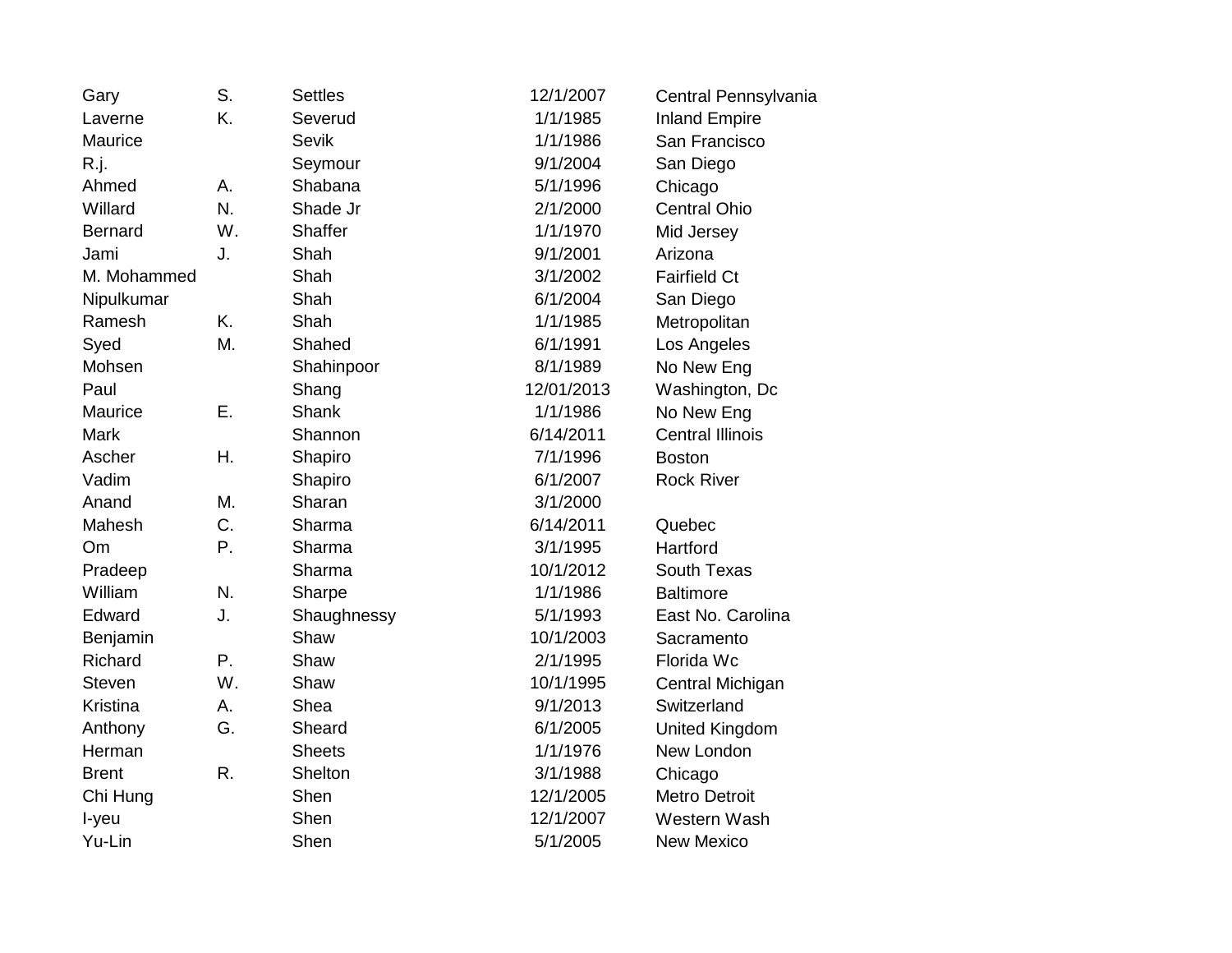| | | | | |
|---|---|---|---|---|
| Gary | S. | Settles | 12/1/2007 | Central Pennsylvania |
| Laverne | K. | Severud | 1/1/1985 | Inland Empire |
| Maurice | | Sevik | 1/1/1986 | San Francisco |
| R.j. | | Seymour | 9/1/2004 | San Diego |
| Ahmed | A. | Shabana | 5/1/1996 | Chicago |
| Willard | N. | Shade Jr | 2/1/2000 | Central Ohio |
| Bernard | W. | Shaffer | 1/1/1970 | Mid Jersey |
| Jami | J. | Shah | 9/1/2001 | Arizona |
| M. Mohammed | | Shah | 3/1/2002 | Fairfield Ct |
| Nipulkumar | | Shah | 6/1/2004 | San Diego |
| Ramesh | K. | Shah | 1/1/1985 | Metropolitan |
| Syed | M. | Shahed | 6/1/1991 | Los Angeles |
| Mohsen | | Shahinpoor | 8/1/1989 | No New Eng |
| Paul | | Shang | 12/01/2013 | Washington, Dc |
| Maurice | E. | Shank | 1/1/1986 | No New Eng |
| Mark | | Shannon | 6/14/2011 | Central Illinois |
| Ascher | H. | Shapiro | 7/1/1996 | Boston |
| Vadim | | Shapiro | 6/1/2007 | Rock River |
| Anand | M. | Sharan | 3/1/2000 | |
| Mahesh | C. | Sharma | 6/14/2011 | Quebec |
| Om | P. | Sharma | 3/1/1995 | Hartford |
| Pradeep | | Sharma | 10/1/2012 | South Texas |
| William | N. | Sharpe | 1/1/1986 | Baltimore |
| Edward | J. | Shaughnessy | 5/1/1993 | East No. Carolina |
| Benjamin | | Shaw | 10/1/2003 | Sacramento |
| Richard | P. | Shaw | 2/1/1995 | Florida Wc |
| Steven | W. | Shaw | 10/1/1995 | Central Michigan |
| Kristina | A. | Shea | 9/1/2013 | Switzerland |
| Anthony | G. | Sheard | 6/1/2005 | United Kingdom |
| Herman | | Sheets | 1/1/1976 | New London |
| Brent | R. | Shelton | 3/1/1988 | Chicago |
| Chi Hung | | Shen | 12/1/2005 | Metro Detroit |
| I-yeu | | Shen | 12/1/2007 | Western Wash |
| Yu-Lin | | Shen | 5/1/2005 | New Mexico |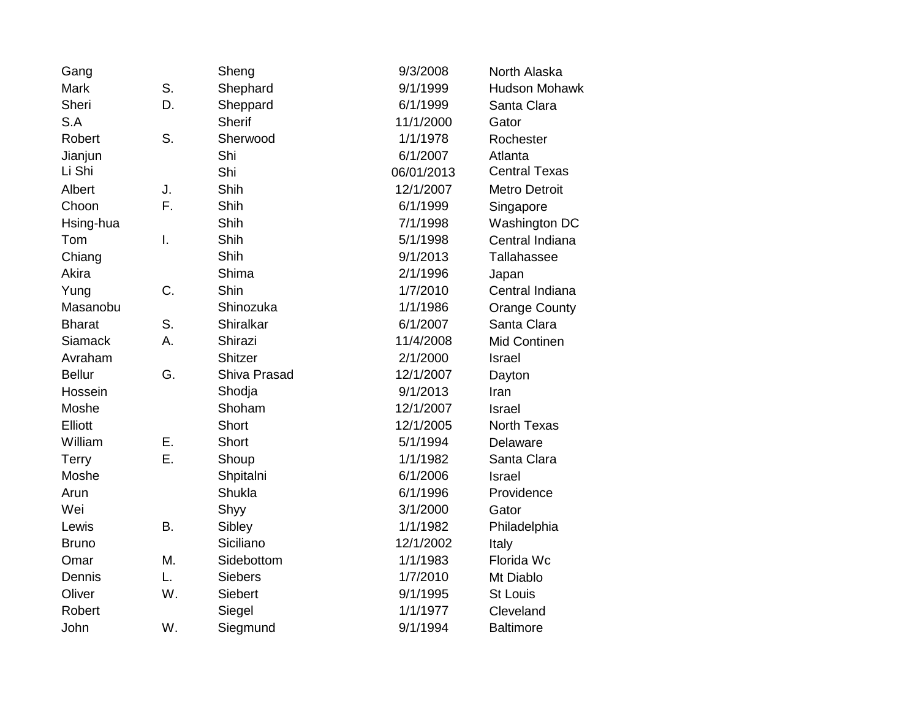| | | | | |
|---|---|---|---|---|
| Gang | | Sheng | 9/3/2008 | North Alaska |
| Mark | S. | Shephard | 9/1/1999 | Hudson Mohawk |
| Sheri | D. | Sheppard | 6/1/1999 | Santa Clara |
| S.A | | Sherif | 11/1/2000 | Gator |
| Robert | S. | Sherwood | 1/1/1978 | Rochester |
| Jianjun | | Shi | 6/1/2007 | Atlanta |
| Li Shi | | Shi | 06/01/2013 | Central Texas |
| Albert | J. | Shih | 12/1/2007 | Metro Detroit |
| Choon | F. | Shih | 6/1/1999 | Singapore |
| Hsing-hua | | Shih | 7/1/1998 | Washington DC |
| Tom | I. | Shih | 5/1/1998 | Central Indiana |
| Chiang | | Shih | 9/1/2013 | Tallahassee |
| Akira | | Shima | 2/1/1996 | Japan |
| Yung | C. | Shin | 1/7/2010 | Central Indiana |
| Masanobu | | Shinozuka | 1/1/1986 | Orange County |
| Bharat | S. | Shiralkar | 6/1/2007 | Santa Clara |
| Siamack | A. | Shirazi | 11/4/2008 | Mid Continen |
| Avraham | | Shitzer | 2/1/2000 | Israel |
| Bellur | G. | Shiva Prasad | 12/1/2007 | Dayton |
| Hossein | | Shodja | 9/1/2013 | Iran |
| Moshe | | Shoham | 12/1/2007 | Israel |
| Elliott | | Short | 12/1/2005 | North Texas |
| William | E. | Short | 5/1/1994 | Delaware |
| Terry | E. | Shoup | 1/1/1982 | Santa Clara |
| Moshe | | Shpitalni | 6/1/2006 | Israel |
| Arun | | Shukla | 6/1/1996 | Providence |
| Wei | | Shyy | 3/1/2000 | Gator |
| Lewis | B. | Sibley | 1/1/1982 | Philadelphia |
| Bruno | | Siciliano | 12/1/2002 | Italy |
| Omar | M. | Sidebottom | 1/1/1983 | Florida Wc |
| Dennis | L. | Siebers | 1/7/2010 | Mt Diablo |
| Oliver | W. | Siebert | 9/1/1995 | St Louis |
| Robert | | Siegel | 1/1/1977 | Cleveland |
| John | W. | Siegmund | 9/1/1994 | Baltimore |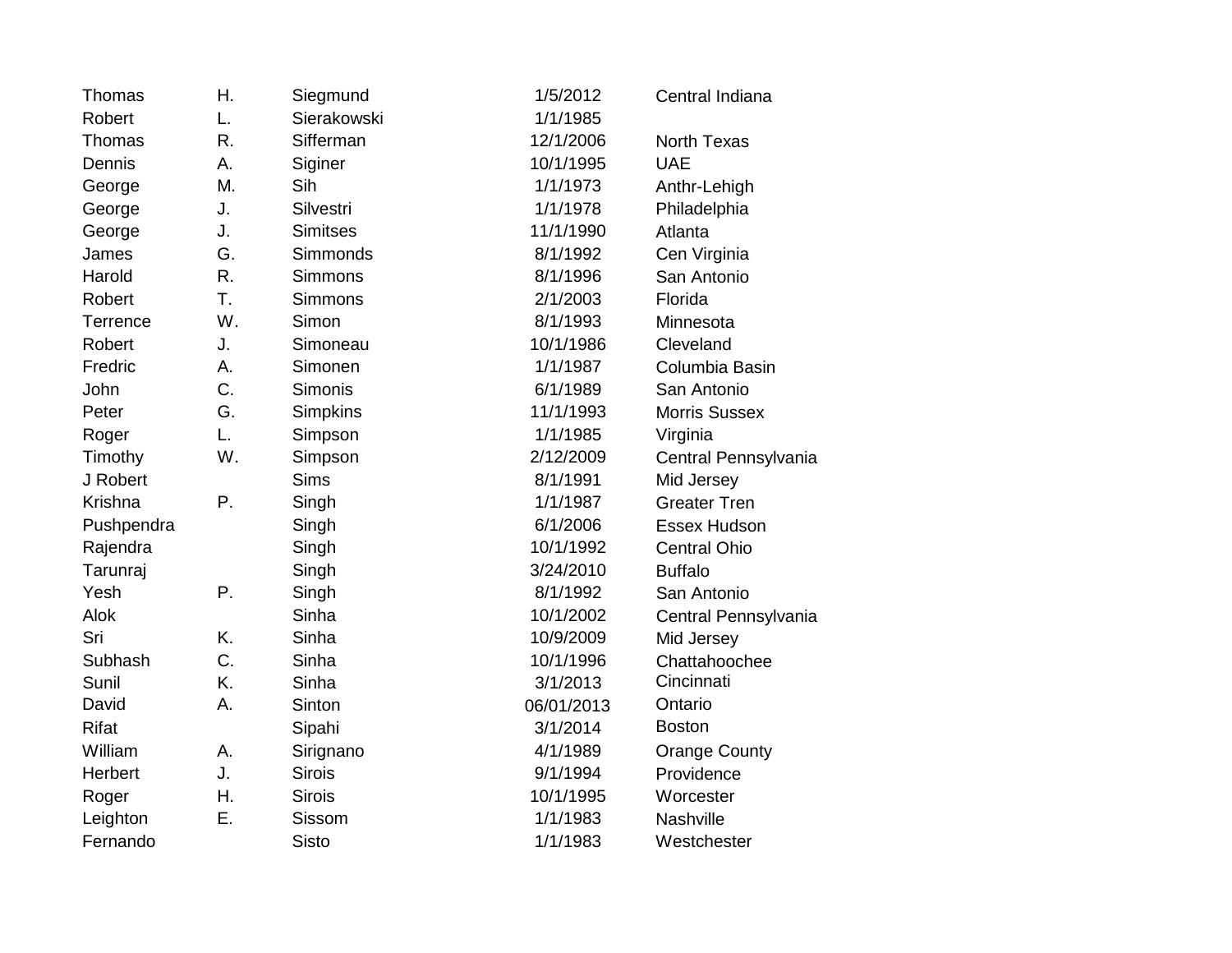| | | | | |
|---|---|---|---|---|
| Thomas | H. | Siegmund | 1/5/2012 | Central Indiana |
| Robert | L. | Sierakowski | 1/1/1985 | |
| Thomas | R. | Sifferman | 12/1/2006 | North Texas |
| Dennis | A. | Siginer | 10/1/1995 | UAE |
| George | M. | Sih | 1/1/1973 | Anthr-Lehigh |
| George | J. | Silvestri | 1/1/1978 | Philadelphia |
| George | J. | Simitses | 11/1/1990 | Atlanta |
| James | G. | Simmonds | 8/1/1992 | Cen Virginia |
| Harold | R. | Simmons | 8/1/1996 | San Antonio |
| Robert | T. | Simmons | 2/1/2003 | Florida |
| Terrence | W. | Simon | 8/1/1993 | Minnesota |
| Robert | J. | Simoneau | 10/1/1986 | Cleveland |
| Fredric | A. | Simonen | 1/1/1987 | Columbia Basin |
| John | C. | Simonis | 6/1/1989 | San Antonio |
| Peter | G. | Simpkins | 11/1/1993 | Morris Sussex |
| Roger | L. | Simpson | 1/1/1985 | Virginia |
| Timothy | W. | Simpson | 2/12/2009 | Central Pennsylvania |
| J Robert | | Sims | 8/1/1991 | Mid Jersey |
| Krishna | P. | Singh | 1/1/1987 | Greater Tren |
| Pushpendra | | Singh | 6/1/2006 | Essex Hudson |
| Rajendra | | Singh | 10/1/1992 | Central Ohio |
| Tarunraj | | Singh | 3/24/2010 | Buffalo |
| Yesh | P. | Singh | 8/1/1992 | San Antonio |
| Alok | | Sinha | 10/1/2002 | Central Pennsylvania |
| Sri | K. | Sinha | 10/9/2009 | Mid Jersey |
| Subhash | C. | Sinha | 10/1/1996 | Chattahoochee |
| Sunil | K. | Sinha | 3/1/2013 | Cincinnati |
| David | A. | Sinton | 06/01/2013 | Ontario |
| Rifat | | Sipahi | 3/1/2014 | Boston |
| William | A. | Sirignano | 4/1/1989 | Orange County |
| Herbert | J. | Sirois | 9/1/1994 | Providence |
| Roger | H. | Sirois | 10/1/1995 | Worcester |
| Leighton | E. | Sissom | 1/1/1983 | Nashville |
| Fernando | | Sisto | 1/1/1983 | Westchester |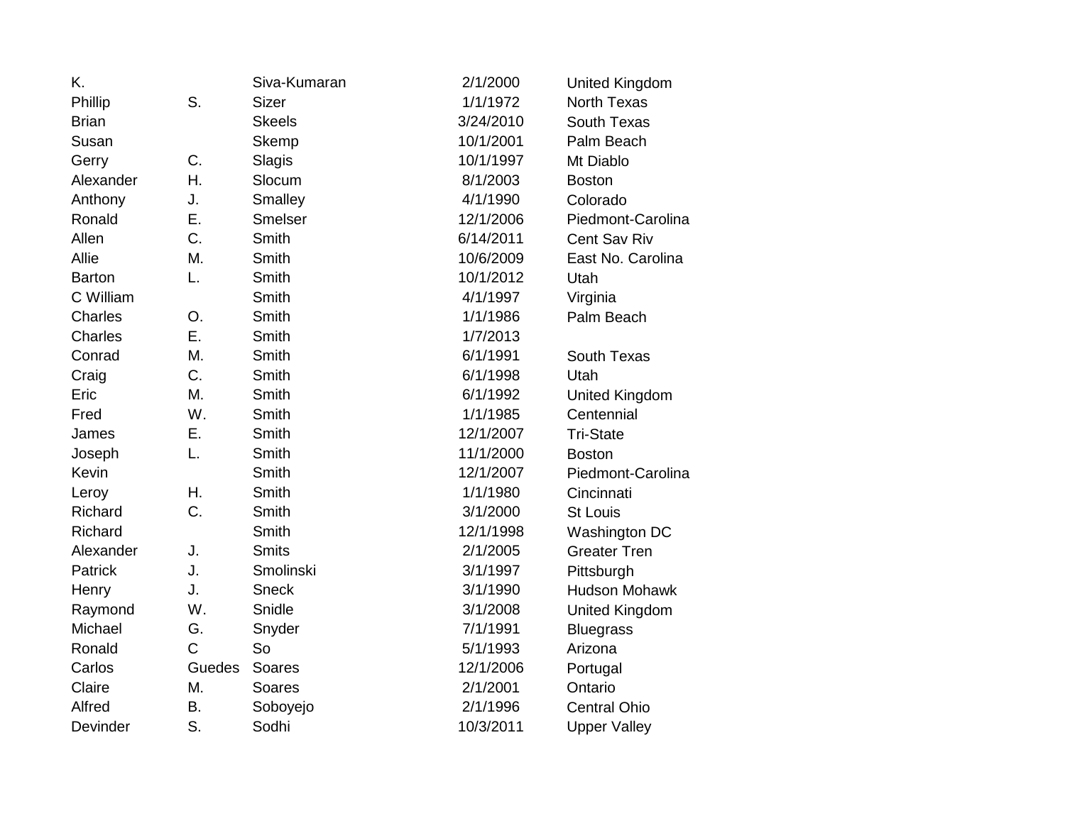| | | | | |
|---|---|---|---|---|
| K. | | Siva-Kumaran | 2/1/2000 | United Kingdom |
| Phillip | S. | Sizer | 1/1/1972 | North Texas |
| Brian | | Skeels | 3/24/2010 | South Texas |
| Susan | | Skemp | 10/1/2001 | Palm Beach |
| Gerry | C. | Slagis | 10/1/1997 | Mt Diablo |
| Alexander | H. | Slocum | 8/1/2003 | Boston |
| Anthony | J. | Smalley | 4/1/1990 | Colorado |
| Ronald | E. | Smelser | 12/1/2006 | Piedmont-Carolina |
| Allen | C. | Smith | 6/14/2011 | Cent Sav Riv |
| Allie | M. | Smith | 10/6/2009 | East No. Carolina |
| Barton | L. | Smith | 10/1/2012 | Utah |
| C William | | Smith | 4/1/1997 | Virginia |
| Charles | O. | Smith | 1/1/1986 | Palm Beach |
| Charles | E. | Smith | 1/7/2013 | |
| Conrad | M. | Smith | 6/1/1991 | South Texas |
| Craig | C. | Smith | 6/1/1998 | Utah |
| Eric | M. | Smith | 6/1/1992 | United Kingdom |
| Fred | W. | Smith | 1/1/1985 | Centennial |
| James | E. | Smith | 12/1/2007 | Tri-State |
| Joseph | L. | Smith | 11/1/2000 | Boston |
| Kevin | | Smith | 12/1/2007 | Piedmont-Carolina |
| Leroy | H. | Smith | 1/1/1980 | Cincinnati |
| Richard | C. | Smith | 3/1/2000 | St Louis |
| Richard | | Smith | 12/1/1998 | Washington DC |
| Alexander | J. | Smits | 2/1/2005 | Greater Tren |
| Patrick | J. | Smolinski | 3/1/1997 | Pittsburgh |
| Henry | J. | Sneck | 3/1/1990 | Hudson Mohawk |
| Raymond | W. | Snidle | 3/1/2008 | United Kingdom |
| Michael | G. | Snyder | 7/1/1991 | Bluegrass |
| Ronald | C | So | 5/1/1993 | Arizona |
| Carlos | Guedes | Soares | 12/1/2006 | Portugal |
| Claire | M. | Soares | 2/1/2001 | Ontario |
| Alfred | B. | Soboyejo | 2/1/1996 | Central Ohio |
| Devinder | S. | Sodhi | 10/3/2011 | Upper Valley |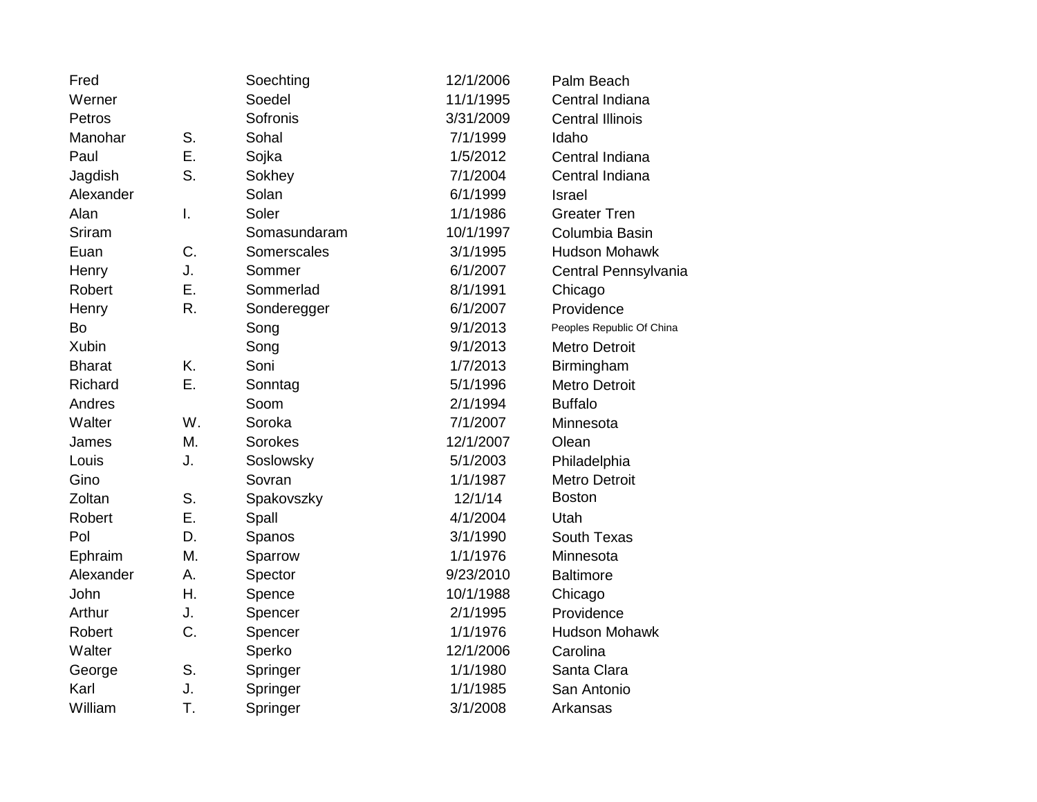| | | | | |
|---|---|---|---|---|
| Fred | | Soechting | 12/1/2006 | Palm Beach |
| Werner | | Soedel | 11/1/1995 | Central Indiana |
| Petros | | Sofronis | 3/31/2009 | Central Illinois |
| Manohar | S. | Sohal | 7/1/1999 | Idaho |
| Paul | E. | Sojka | 1/5/2012 | Central Indiana |
| Jagdish | S. | Sokhey | 7/1/2004 | Central Indiana |
| Alexander | | Solan | 6/1/1999 | Israel |
| Alan | I. | Soler | 1/1/1986 | Greater Tren |
| Sriram | | Somasundaram | 10/1/1997 | Columbia Basin |
| Euan | C. | Somerscales | 3/1/1995 | Hudson Mohawk |
| Henry | J. | Sommer | 6/1/2007 | Central Pennsylvania |
| Robert | E. | Sommerlad | 8/1/1991 | Chicago |
| Henry | R. | Sonderegger | 6/1/2007 | Providence |
| Bo | | Song | 9/1/2013 | Peoples Republic Of China |
| Xubin | | Song | 9/1/2013 | Metro Detroit |
| Bharat | K. | Soni | 1/7/2013 | Birmingham |
| Richard | E. | Sonntag | 5/1/1996 | Metro Detroit |
| Andres | | Soom | 2/1/1994 | Buffalo |
| Walter | W. | Soroka | 7/1/2007 | Minnesota |
| James | M. | Sorokes | 12/1/2007 | Olean |
| Louis | J. | Soslowsky | 5/1/2003 | Philadelphia |
| Gino | | Sovran | 1/1/1987 | Metro Detroit |
| Zoltan | S. | Spakovszky | 12/1/14 | Boston |
| Robert | E. | Spall | 4/1/2004 | Utah |
| Pol | D. | Spanos | 3/1/1990 | South Texas |
| Ephraim | M. | Sparrow | 1/1/1976 | Minnesota |
| Alexander | A. | Spector | 9/23/2010 | Baltimore |
| John | H. | Spence | 10/1/1988 | Chicago |
| Arthur | J. | Spencer | 2/1/1995 | Providence |
| Robert | C. | Spencer | 1/1/1976 | Hudson Mohawk |
| Walter | | Sperko | 12/1/2006 | Carolina |
| George | S. | Springer | 1/1/1980 | Santa Clara |
| Karl | J. | Springer | 1/1/1985 | San Antonio |
| William | T. | Springer | 3/1/2008 | Arkansas |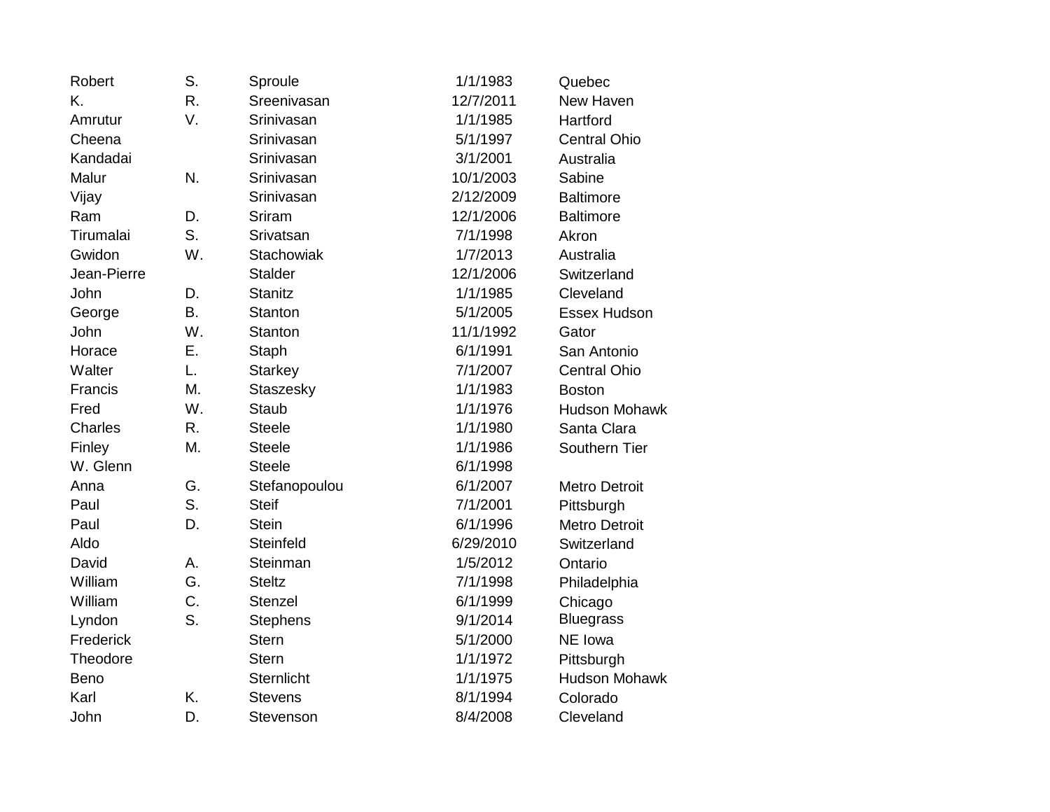| | | | | |
|---|---|---|---|---|
| Robert | S. | Sproule | 1/1/1983 | Quebec |
| K. | R. | Sreenivasan | 12/7/2011 | New Haven |
| Amrutur | V. | Srinivasan | 1/1/1985 | Hartford |
| Cheena | | Srinivasan | 5/1/1997 | Central Ohio |
| Kandadai | | Srinivasan | 3/1/2001 | Australia |
| Malur | N. | Srinivasan | 10/1/2003 | Sabine |
| Vijay | | Srinivasan | 2/12/2009 | Baltimore |
| Ram | D. | Sriram | 12/1/2006 | Baltimore |
| Tirumalai | S. | Srivatsan | 7/1/1998 | Akron |
| Gwidon | W. | Stachowiak | 1/7/2013 | Australia |
| Jean-Pierre | | Stalder | 12/1/2006 | Switzerland |
| John | D. | Stanitz | 1/1/1985 | Cleveland |
| George | B. | Stanton | 5/1/2005 | Essex Hudson |
| John | W. | Stanton | 11/1/1992 | Gator |
| Horace | E. | Staph | 6/1/1991 | San Antonio |
| Walter | L. | Starkey | 7/1/2007 | Central Ohio |
| Francis | M. | Staszesky | 1/1/1983 | Boston |
| Fred | W. | Staub | 1/1/1976 | Hudson Mohawk |
| Charles | R. | Steele | 1/1/1980 | Santa Clara |
| Finley | M. | Steele | 1/1/1986 | Southern Tier |
| W. Glenn | | Steele | 6/1/1998 | |
| Anna | G. | Stefanopoulou | 6/1/2007 | Metro Detroit |
| Paul | S. | Steif | 7/1/2001 | Pittsburgh |
| Paul | D. | Stein | 6/1/1996 | Metro Detroit |
| Aldo | | Steinfeld | 6/29/2010 | Switzerland |
| David | A. | Steinman | 1/5/2012 | Ontario |
| William | G. | Steltz | 7/1/1998 | Philadelphia |
| William | C. | Stenzel | 6/1/1999 | Chicago |
| Lyndon | S. | Stephens | 9/1/2014 | Bluegrass |
| Frederick | | Stern | 5/1/2000 | NE Iowa |
| Theodore | | Stern | 1/1/1972 | Pittsburgh |
| Beno | | Sternlicht | 1/1/1975 | Hudson Mohawk |
| Karl | K. | Stevens | 8/1/1994 | Colorado |
| John | D. | Stevenson | 8/4/2008 | Cleveland |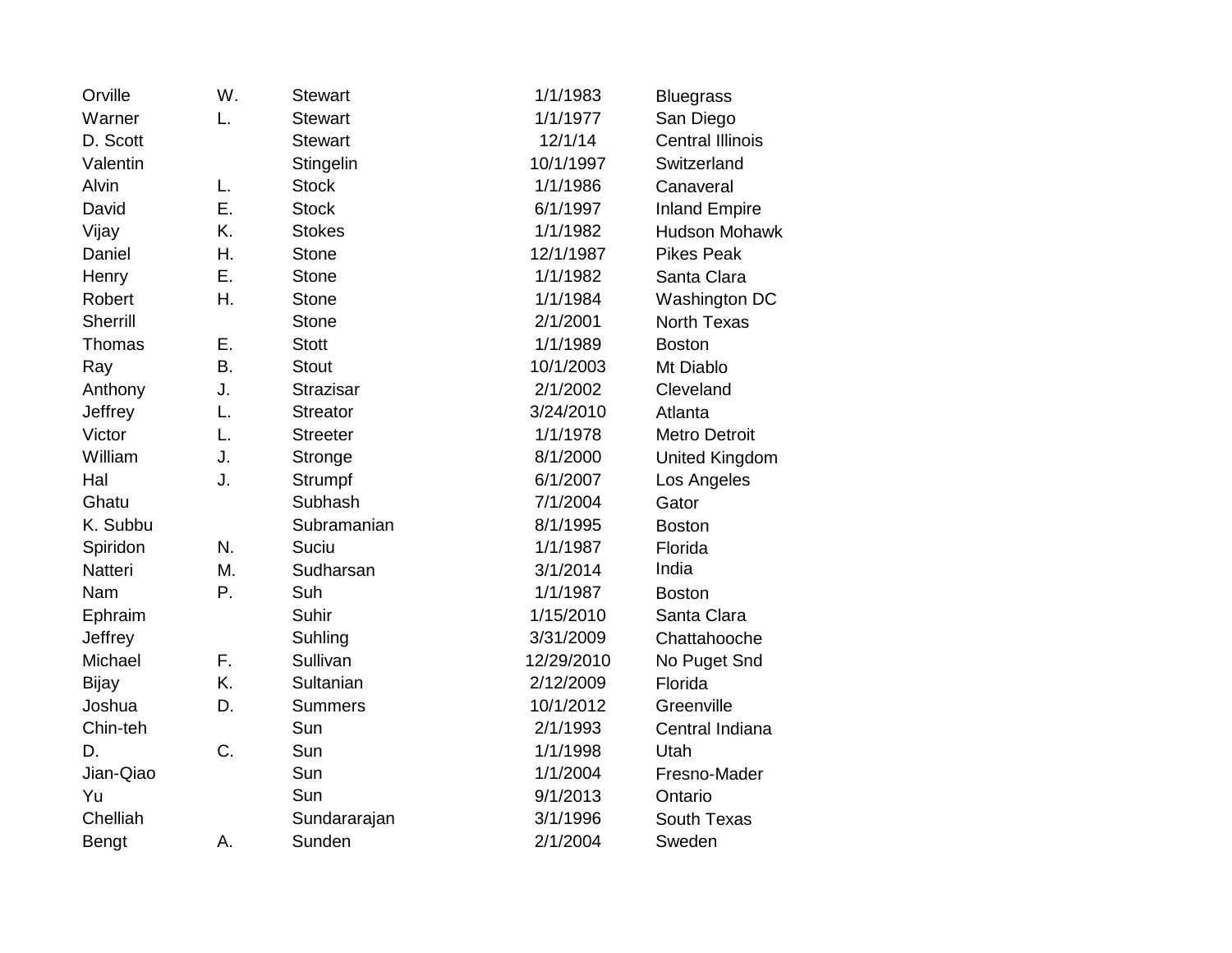| | | | | |
|---|---|---|---|---|
| Orville | W. | Stewart | 1/1/1983 | Bluegrass |
| Warner | L. | Stewart | 1/1/1977 | San Diego |
| D. Scott | | Stewart | 12/1/14 | Central Illinois |
| Valentin | | Stingelin | 10/1/1997 | Switzerland |
| Alvin | L. | Stock | 1/1/1986 | Canaveral |
| David | E. | Stock | 6/1/1997 | Inland Empire |
| Vijay | K. | Stokes | 1/1/1982 | Hudson Mohawk |
| Daniel | H. | Stone | 12/1/1987 | Pikes Peak |
| Henry | E. | Stone | 1/1/1982 | Santa Clara |
| Robert | H. | Stone | 1/1/1984 | Washington DC |
| Sherrill | | Stone | 2/1/2001 | North Texas |
| Thomas | E. | Stott | 1/1/1989 | Boston |
| Ray | B. | Stout | 10/1/2003 | Mt Diablo |
| Anthony | J. | Strazisar | 2/1/2002 | Cleveland |
| Jeffrey | L. | Streator | 3/24/2010 | Atlanta |
| Victor | L. | Streeter | 1/1/1978 | Metro Detroit |
| William | J. | Stronge | 8/1/2000 | United Kingdom |
| Hal | J. | Strumpf | 6/1/2007 | Los Angeles |
| Ghatu | | Subhash | 7/1/2004 | Gator |
| K. Subbu | | Subramanian | 8/1/1995 | Boston |
| Spiridon | N. | Suciu | 1/1/1987 | Florida |
| Natteri | M. | Sudharsan | 3/1/2014 | India |
| Nam | P. | Suh | 1/1/1987 | Boston |
| Ephraim | | Suhir | 1/15/2010 | Santa Clara |
| Jeffrey | | Suhling | 3/31/2009 | Chattahooche |
| Michael | F. | Sullivan | 12/29/2010 | No Puget Snd |
| Bijay | K. | Sultanian | 2/12/2009 | Florida |
| Joshua | D. | Summers | 10/1/2012 | Greenville |
| Chin-teh | | Sun | 2/1/1993 | Central Indiana |
| D. | C. | Sun | 1/1/1998 | Utah |
| Jian-Qiao | | Sun | 1/1/2004 | Fresno-Mader |
| Yu | | Sun | 9/1/2013 | Ontario |
| Chelliah | | Sundararajan | 3/1/1996 | South Texas |
| Bengt | A. | Sunden | 2/1/2004 | Sweden |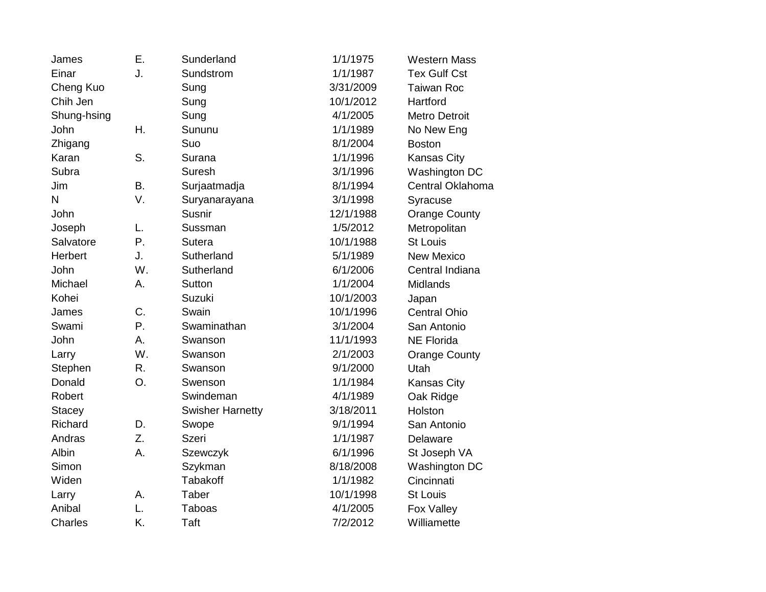| | | | | |
|---|---|---|---|---|
| James | E. | Sunderland | 1/1/1975 | Western Mass |
| Einar | J. | Sundstrom | 1/1/1987 | Tex Gulf Cst |
| Cheng Kuo | | Sung | 3/31/2009 | Taiwan Roc |
| Chih Jen | | Sung | 10/1/2012 | Hartford |
| Shung-hsing | | Sung | 4/1/2005 | Metro Detroit |
| John | H. | Sununu | 1/1/1989 | No New Eng |
| Zhigang | | Suo | 8/1/2004 | Boston |
| Karan | S. | Surana | 1/1/1996 | Kansas City |
| Subra | | Suresh | 3/1/1996 | Washington DC |
| Jim | B. | Surjaatmadja | 8/1/1994 | Central Oklahoma |
| N | V. | Suryanarayana | 3/1/1998 | Syracuse |
| John | | Susnir | 12/1/1988 | Orange County |
| Joseph | L. | Sussman | 1/5/2012 | Metropolitan |
| Salvatore | P. | Sutera | 10/1/1988 | St Louis |
| Herbert | J. | Sutherland | 5/1/1989 | New Mexico |
| John | W. | Sutherland | 6/1/2006 | Central Indiana |
| Michael | A. | Sutton | 1/1/2004 | Midlands |
| Kohei | | Suzuki | 10/1/2003 | Japan |
| James | C. | Swain | 10/1/1996 | Central Ohio |
| Swami | P. | Swaminathan | 3/1/2004 | San Antonio |
| John | A. | Swanson | 11/1/1993 | NE Florida |
| Larry | W. | Swanson | 2/1/2003 | Orange County |
| Stephen | R. | Swanson | 9/1/2000 | Utah |
| Donald | O. | Swenson | 1/1/1984 | Kansas City |
| Robert | | Swindeman | 4/1/1989 | Oak Ridge |
| Stacey | | Swisher Harnetty | 3/18/2011 | Holston |
| Richard | D. | Swope | 9/1/1994 | San Antonio |
| Andras | Z. | Szeri | 1/1/1987 | Delaware |
| Albin | A. | Szewczyk | 6/1/1996 | St Joseph VA |
| Simon | | Szykman | 8/18/2008 | Washington DC |
| Widen | | Tabakoff | 1/1/1982 | Cincinnati |
| Larry | A. | Taber | 10/1/1998 | St Louis |
| Anibal | L. | Taboas | 4/1/2005 | Fox Valley |
| Charles | K. | Taft | 7/2/2012 | Williamette |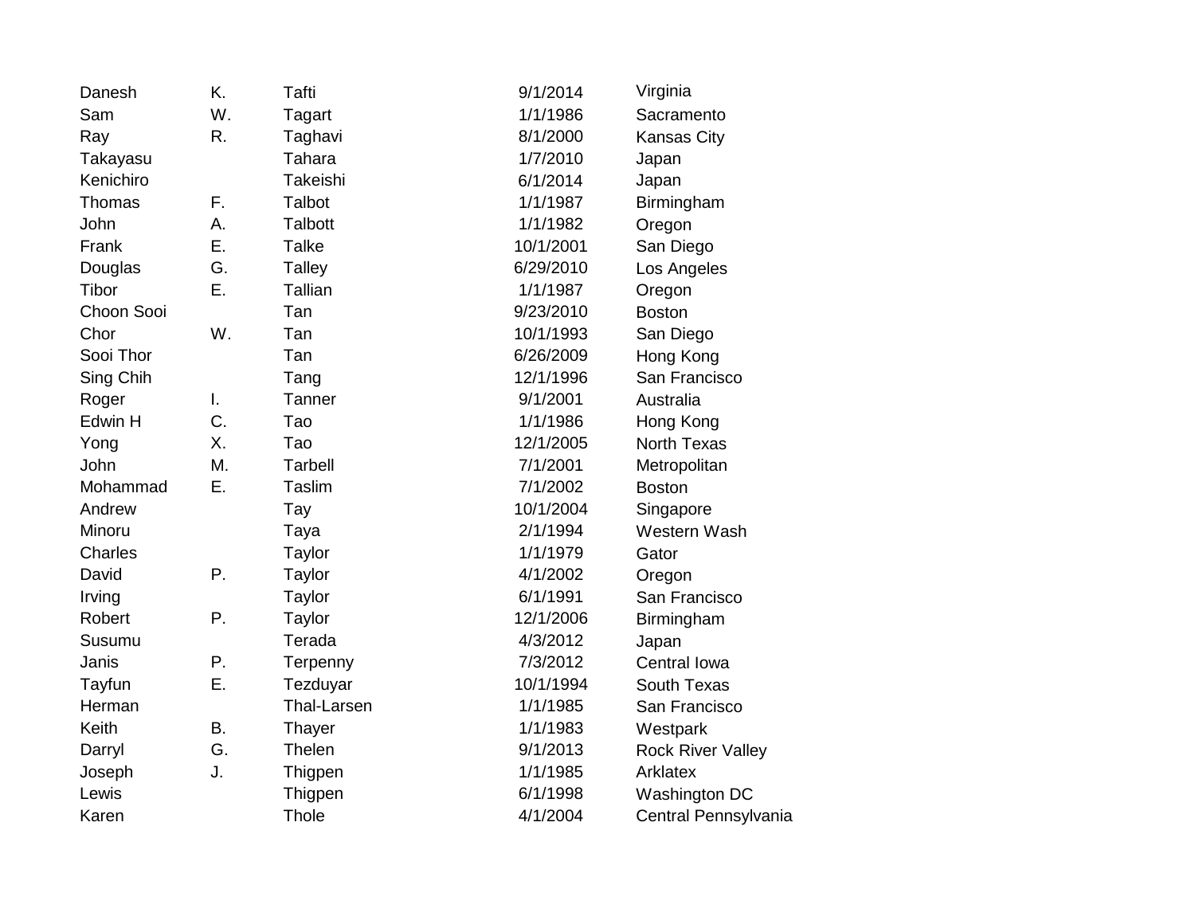| | | | | |
|---|---|---|---|---|
| Danesh | K. | Tafti | 9/1/2014 | Virginia |
| Sam | W. | Tagart | 1/1/1986 | Sacramento |
| Ray | R. | Taghavi | 8/1/2000 | Kansas City |
| Takayasu | | Tahara | 1/7/2010 | Japan |
| Kenichiro | | Takeishi | 6/1/2014 | Japan |
| Thomas | F. | Talbot | 1/1/1987 | Birmingham |
| John | A. | Talbott | 1/1/1982 | Oregon |
| Frank | E. | Talke | 10/1/2001 | San Diego |
| Douglas | G. | Talley | 6/29/2010 | Los Angeles |
| Tibor | E. | Tallian | 1/1/1987 | Oregon |
| Choon Sooi | | Tan | 9/23/2010 | Boston |
| Chor | W. | Tan | 10/1/1993 | San Diego |
| Sooi Thor | | Tan | 6/26/2009 | Hong Kong |
| Sing Chih | | Tang | 12/1/1996 | San Francisco |
| Roger | I. | Tanner | 9/1/2001 | Australia |
| Edwin H | C. | Tao | 1/1/1986 | Hong Kong |
| Yong | X. | Tao | 12/1/2005 | North Texas |
| John | M. | Tarbell | 7/1/2001 | Metropolitan |
| Mohammad | E. | Taslim | 7/1/2002 | Boston |
| Andrew | | Tay | 10/1/2004 | Singapore |
| Minoru | | Taya | 2/1/1994 | Western Wash |
| Charles | | Taylor | 1/1/1979 | Gator |
| David | P. | Taylor | 4/1/2002 | Oregon |
| Irving | | Taylor | 6/1/1991 | San Francisco |
| Robert | P. | Taylor | 12/1/2006 | Birmingham |
| Susumu | | Terada | 4/3/2012 | Japan |
| Janis | P. | Terpenny | 7/3/2012 | Central Iowa |
| Tayfun | E. | Tezduyar | 10/1/1994 | South Texas |
| Herman | | Thal-Larsen | 1/1/1985 | San Francisco |
| Keith | B. | Thayer | 1/1/1983 | Westpark |
| Darryl | G. | Thelen | 9/1/2013 | Rock River Valley |
| Joseph | J. | Thigpen | 1/1/1985 | Arklatex |
| Lewis | | Thigpen | 6/1/1998 | Washington DC |
| Karen | | Thole | 4/1/2004 | Central Pennsylvania |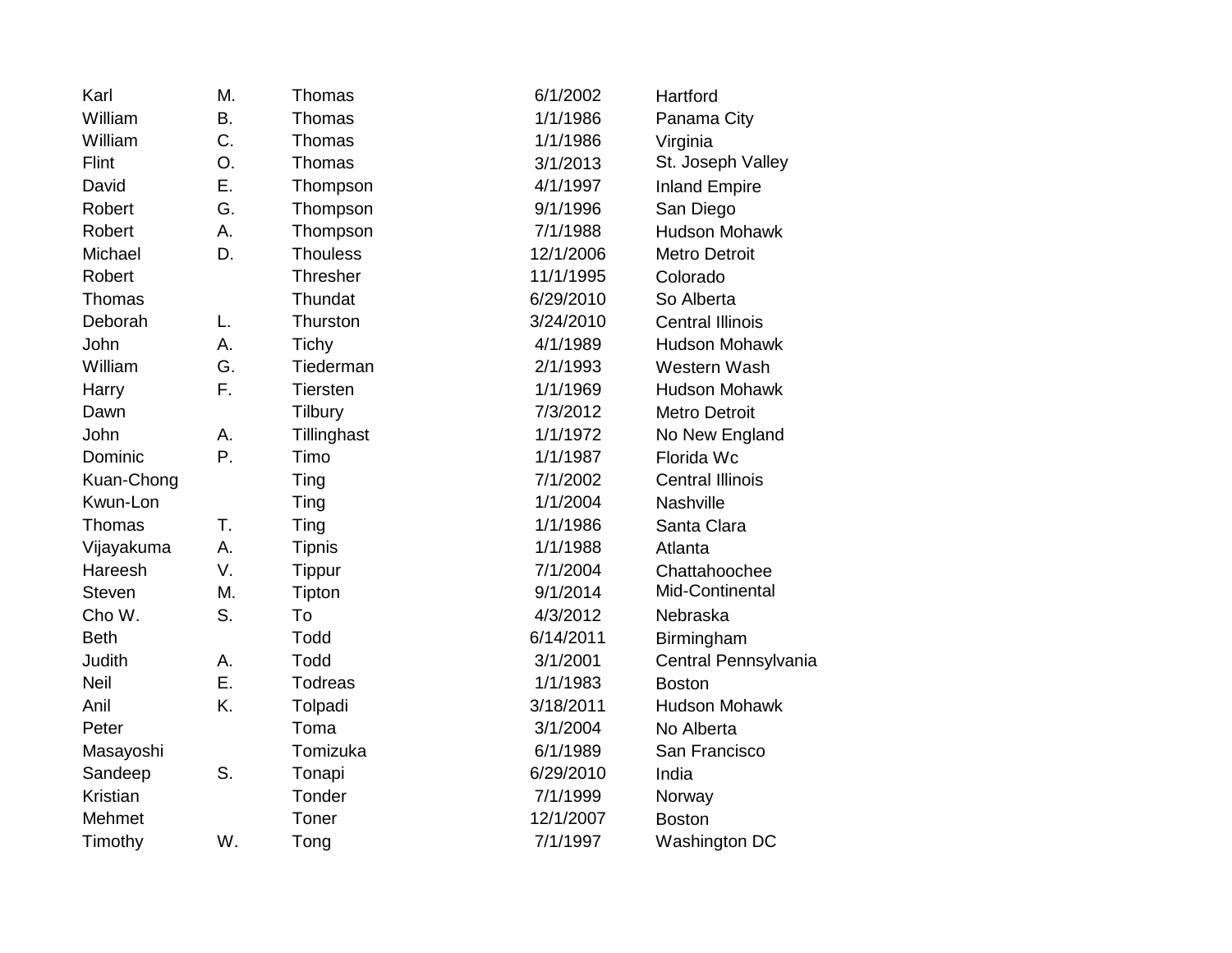| | | | | |
|---|---|---|---|---|
| Karl | M. | Thomas | 6/1/2002 | Hartford |
| William | B. | Thomas | 1/1/1986 | Panama City |
| William | C. | Thomas | 1/1/1986 | Virginia |
| Flint | O. | Thomas | 3/1/2013 | St. Joseph Valley |
| David | E. | Thompson | 4/1/1997 | Inland Empire |
| Robert | G. | Thompson | 9/1/1996 | San Diego |
| Robert | A. | Thompson | 7/1/1988 | Hudson Mohawk |
| Michael | D. | Thouless | 12/1/2006 | Metro Detroit |
| Robert | | Thresher | 11/1/1995 | Colorado |
| Thomas | | Thundat | 6/29/2010 | So Alberta |
| Deborah | L. | Thurston | 3/24/2010 | Central Illinois |
| John | A. | Tichy | 4/1/1989 | Hudson Mohawk |
| William | G. | Tiederman | 2/1/1993 | Western Wash |
| Harry | F. | Tiersten | 1/1/1969 | Hudson Mohawk |
| Dawn | | Tilbury | 7/3/2012 | Metro Detroit |
| John | A. | Tillinghast | 1/1/1972 | No New England |
| Dominic | P. | Timo | 1/1/1987 | Florida Wc |
| Kuan-Chong | | Ting | 7/1/2002 | Central Illinois |
| Kwun-Lon | | Ting | 1/1/2004 | Nashville |
| Thomas | T. | Ting | 1/1/1986 | Santa Clara |
| Vijayakuma | A. | Tipnis | 1/1/1988 | Atlanta |
| Hareesh | V. | Tippur | 7/1/2004 | Chattahoochee |
| Steven | M. | Tipton | 9/1/2014 | Mid-Continental |
| Cho W. | S. | To | 4/3/2012 | Nebraska |
| Beth | | Todd | 6/14/2011 | Birmingham |
| Judith | A. | Todd | 3/1/2001 | Central Pennsylvania |
| Neil | E. | Todreas | 1/1/1983 | Boston |
| Anil | K. | Tolpadi | 3/18/2011 | Hudson Mohawk |
| Peter | | Toma | 3/1/2004 | No Alberta |
| Masayoshi | | Tomizuka | 6/1/1989 | San Francisco |
| Sandeep | S. | Tonapi | 6/29/2010 | India |
| Kristian | | Tonder | 7/1/1999 | Norway |
| Mehmet | | Toner | 12/1/2007 | Boston |
| Timothy | W. | Tong | 7/1/1997 | Washington DC |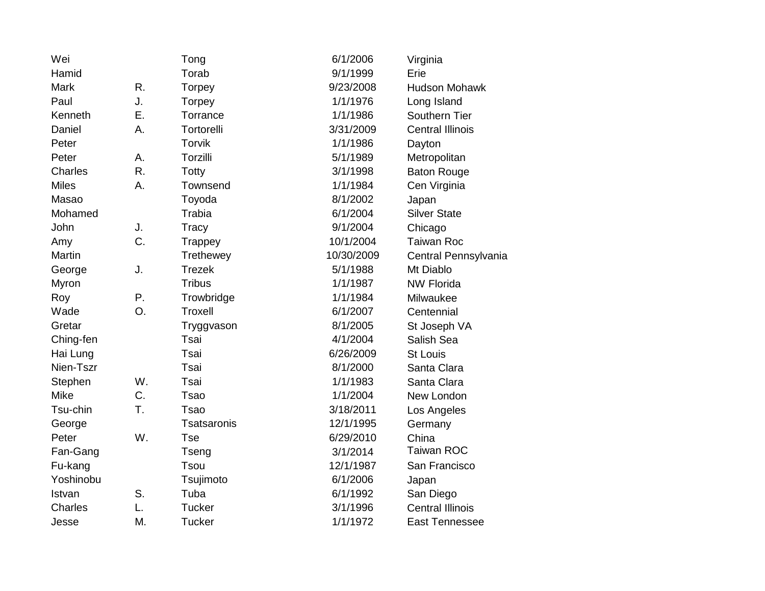| | | | | |
|---|---|---|---|---|
| Wei | | Tong | 6/1/2006 | Virginia |
| Hamid | | Torab | 9/1/1999 | Erie |
| Mark | R. | Torpey | 9/23/2008 | Hudson Mohawk |
| Paul | J. | Torpey | 1/1/1976 | Long Island |
| Kenneth | E. | Torrance | 1/1/1986 | Southern Tier |
| Daniel | A. | Tortorelli | 3/31/2009 | Central Illinois |
| Peter | | Torvik | 1/1/1986 | Dayton |
| Peter | A. | Torzilli | 5/1/1989 | Metropolitan |
| Charles | R. | Totty | 3/1/1998 | Baton Rouge |
| Miles | A. | Townsend | 1/1/1984 | Cen Virginia |
| Masao | | Toyoda | 8/1/2002 | Japan |
| Mohamed | | Trabia | 6/1/2004 | Silver State |
| John | J. | Tracy | 9/1/2004 | Chicago |
| Amy | C. | Trappey | 10/1/2004 | Taiwan Roc |
| Martin | | Trethewey | 10/30/2009 | Central Pennsylvania |
| George | J. | Trezek | 5/1/1988 | Mt Diablo |
| Myron | | Tribus | 1/1/1987 | NW Florida |
| Roy | P. | Trowbridge | 1/1/1984 | Milwaukee |
| Wade | O. | Troxell | 6/1/2007 | Centennial |
| Gretar | | Tryggvason | 8/1/2005 | St Joseph VA |
| Ching-fen | | Tsai | 4/1/2004 | Salish Sea |
| Hai Lung | | Tsai | 6/26/2009 | St Louis |
| Nien-Tszr | | Tsai | 8/1/2000 | Santa Clara |
| Stephen | W. | Tsai | 1/1/1983 | Santa Clara |
| Mike | C. | Tsao | 1/1/2004 | New London |
| Tsu-chin | T. | Tsao | 3/18/2011 | Los Angeles |
| George | | Tsatsaronis | 12/1/1995 | Germany |
| Peter | W. | Tse | 6/29/2010 | China |
| Fan-Gang | | Tseng | 3/1/2014 | Taiwan ROC |
| Fu-kang | | Tsou | 12/1/1987 | San Francisco |
| Yoshinobu | | Tsujimoto | 6/1/2006 | Japan |
| Istvan | S. | Tuba | 6/1/1992 | San Diego |
| Charles | L. | Tucker | 3/1/1996 | Central Illinois |
| Jesse | M. | Tucker | 1/1/1972 | East Tennessee |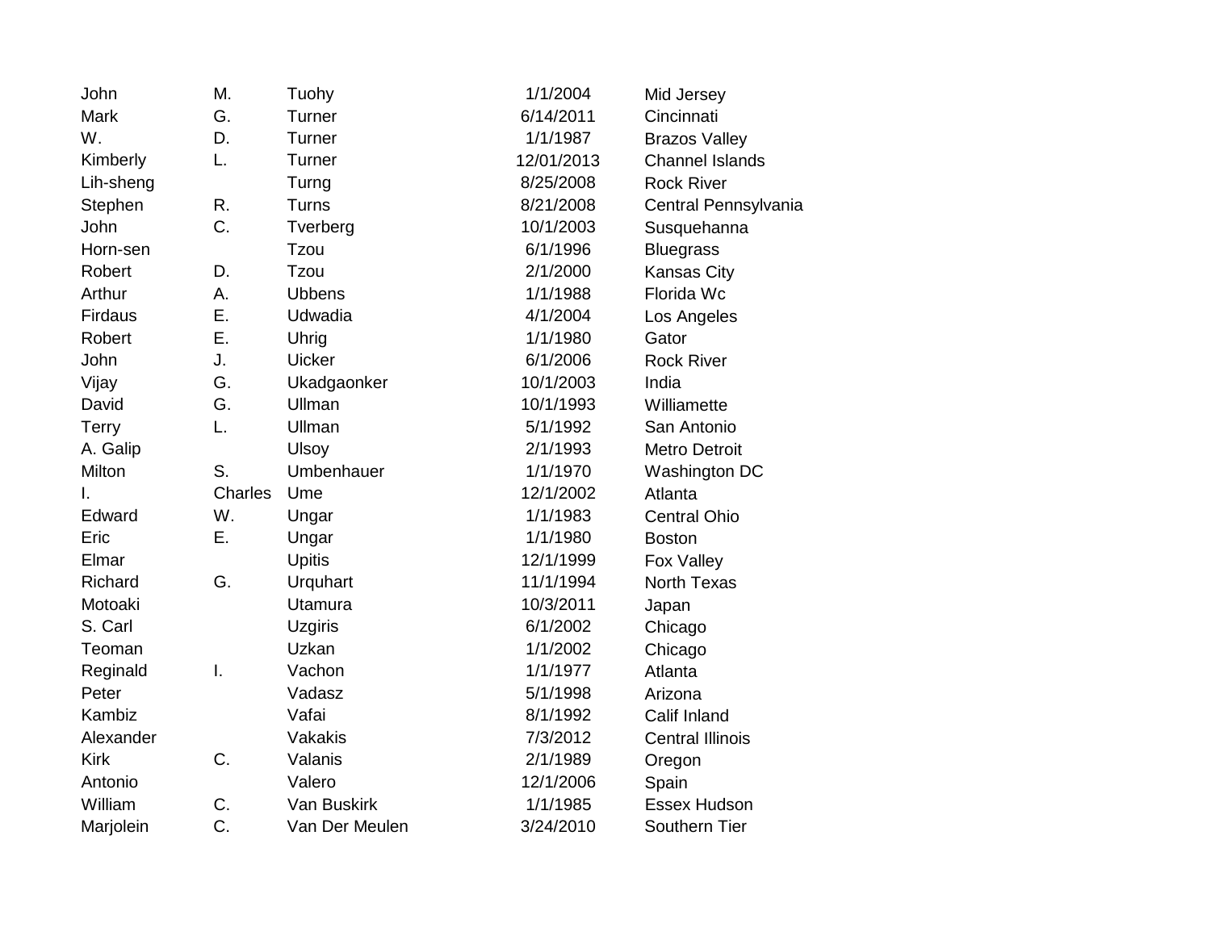| | | | | |
|---|---|---|---|---|
| John | M. | Tuohy | 1/1/2004 | Mid Jersey |
| Mark | G. | Turner | 6/14/2011 | Cincinnati |
| W. | D. | Turner | 1/1/1987 | Brazos Valley |
| Kimberly | L. | Turner | 12/01/2013 | Channel Islands |
| Lih-sheng | | Turng | 8/25/2008 | Rock River |
| Stephen | R. | Turns | 8/21/2008 | Central Pennsylvania |
| John | C. | Tverberg | 10/1/2003 | Susquehanna |
| Horn-sen | | Tzou | 6/1/1996 | Bluegrass |
| Robert | D. | Tzou | 2/1/2000 | Kansas City |
| Arthur | A. | Ubbens | 1/1/1988 | Florida Wc |
| Firdaus | E. | Udwadia | 4/1/2004 | Los Angeles |
| Robert | E. | Uhrig | 1/1/1980 | Gator |
| John | J. | Uicker | 6/1/2006 | Rock River |
| Vijay | G. | Ukadgaonker | 10/1/2003 | India |
| David | G. | Ullman | 10/1/1993 | Williamette |
| Terry | L. | Ullman | 5/1/1992 | San Antonio |
| A. Galip | | Ulsoy | 2/1/1993 | Metro Detroit |
| Milton | S. | Umbenhauer | 1/1/1970 | Washington DC |
| I. | Charles | Ume | 12/1/2002 | Atlanta |
| Edward | W. | Ungar | 1/1/1983 | Central Ohio |
| Eric | E. | Ungar | 1/1/1980 | Boston |
| Elmar | | Upitis | 12/1/1999 | Fox Valley |
| Richard | G. | Urquhart | 11/1/1994 | North Texas |
| Motoaki | | Utamura | 10/3/2011 | Japan |
| S. Carl | | Uzgiris | 6/1/2002 | Chicago |
| Teoman | | Uzkan | 1/1/2002 | Chicago |
| Reginald | I. | Vachon | 1/1/1977 | Atlanta |
| Peter | | Vadasz | 5/1/1998 | Arizona |
| Kambiz | | Vafai | 8/1/1992 | Calif Inland |
| Alexander | | Vakakis | 7/3/2012 | Central Illinois |
| Kirk | C. | Valanis | 2/1/1989 | Oregon |
| Antonio | | Valero | 12/1/2006 | Spain |
| William | C. | Van Buskirk | 1/1/1985 | Essex Hudson |
| Marjolein | C. | Van Der Meulen | 3/24/2010 | Southern Tier |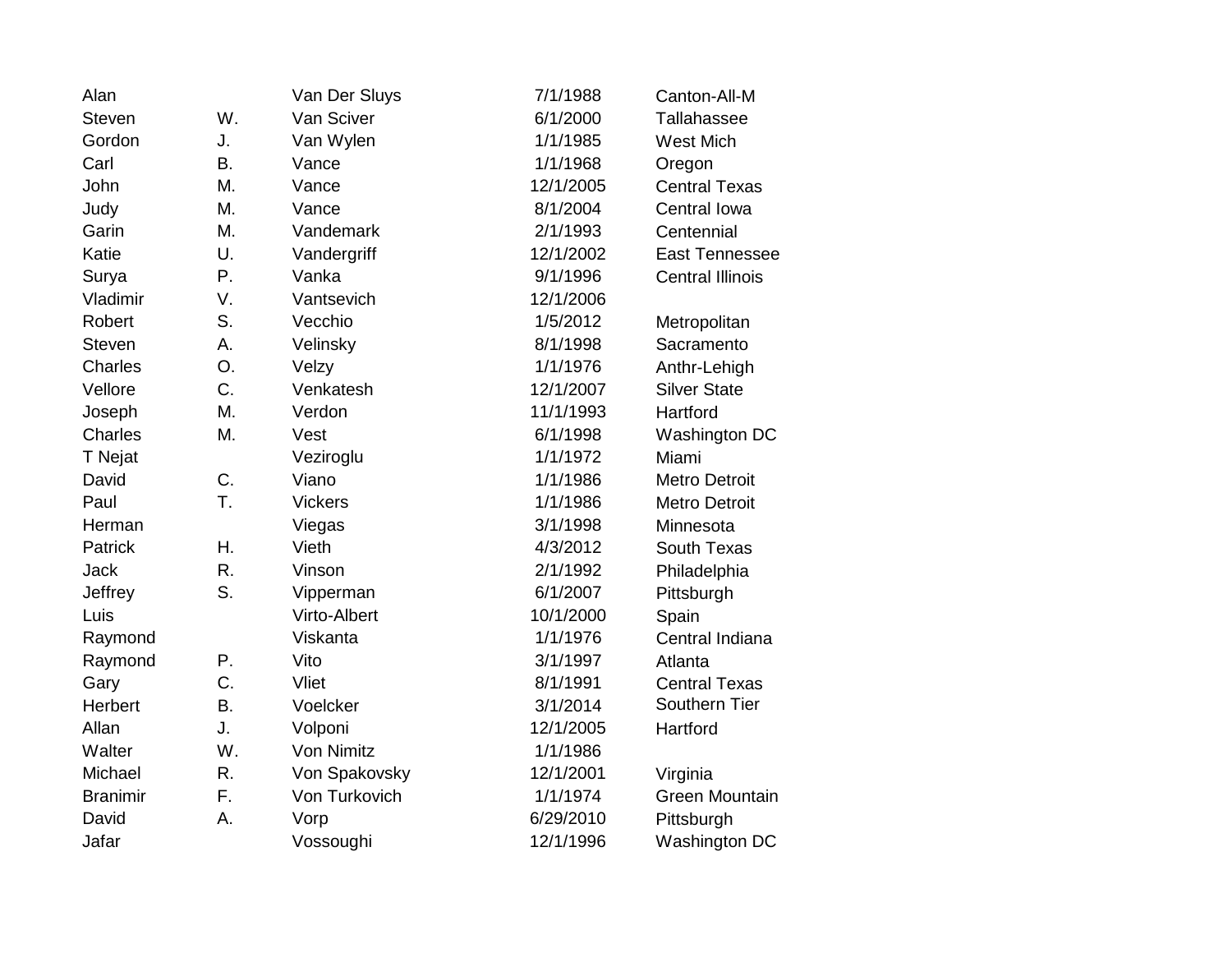| | | | | |
|---|---|---|---|---|
| Alan | | Van Der Sluys | 7/1/1988 | Canton-All-M |
| Steven | W. | Van Sciver | 6/1/2000 | Tallahassee |
| Gordon | J. | Van Wylen | 1/1/1985 | West Mich |
| Carl | B. | Vance | 1/1/1968 | Oregon |
| John | M. | Vance | 12/1/2005 | Central Texas |
| Judy | M. | Vance | 8/1/2004 | Central Iowa |
| Garin | M. | Vandemark | 2/1/1993 | Centennial |
| Katie | U. | Vandergriff | 12/1/2002 | East Tennessee |
| Surya | P. | Vanka | 9/1/1996 | Central Illinois |
| Vladimir | V. | Vantsevich | 12/1/2006 | |
| Robert | S. | Vecchio | 1/5/2012 | Metropolitan |
| Steven | A. | Velinsky | 8/1/1998 | Sacramento |
| Charles | O. | Velzy | 1/1/1976 | Anthr-Lehigh |
| Vellore | C. | Venkatesh | 12/1/2007 | Silver State |
| Joseph | M. | Verdon | 11/1/1993 | Hartford |
| Charles | M. | Vest | 6/1/1998 | Washington DC |
| T Nejat | | Veziroglu | 1/1/1972 | Miami |
| David | C. | Viano | 1/1/1986 | Metro Detroit |
| Paul | T. | Vickers | 1/1/1986 | Metro Detroit |
| Herman | | Viegas | 3/1/1998 | Minnesota |
| Patrick | H. | Vieth | 4/3/2012 | South Texas |
| Jack | R. | Vinson | 2/1/1992 | Philadelphia |
| Jeffrey | S. | Vipperman | 6/1/2007 | Pittsburgh |
| Luis | | Virto-Albert | 10/1/2000 | Spain |
| Raymond | | Viskanta | 1/1/1976 | Central Indiana |
| Raymond | P. | Vito | 3/1/1997 | Atlanta |
| Gary | C. | Vliet | 8/1/1991 | Central Texas |
| Herbert | B. | Voelcker | 3/1/2014 | Southern Tier |
| Allan | J. | Volponi | 12/1/2005 | Hartford |
| Walter | W. | Von Nimitz | 1/1/1986 | |
| Michael | R. | Von Spakovsky | 12/1/2001 | Virginia |
| Branimir | F. | Von Turkovich | 1/1/1974 | Green Mountain |
| David | A. | Vorp | 6/29/2010 | Pittsburgh |
| Jafar | | Vossoughi | 12/1/1996 | Washington DC |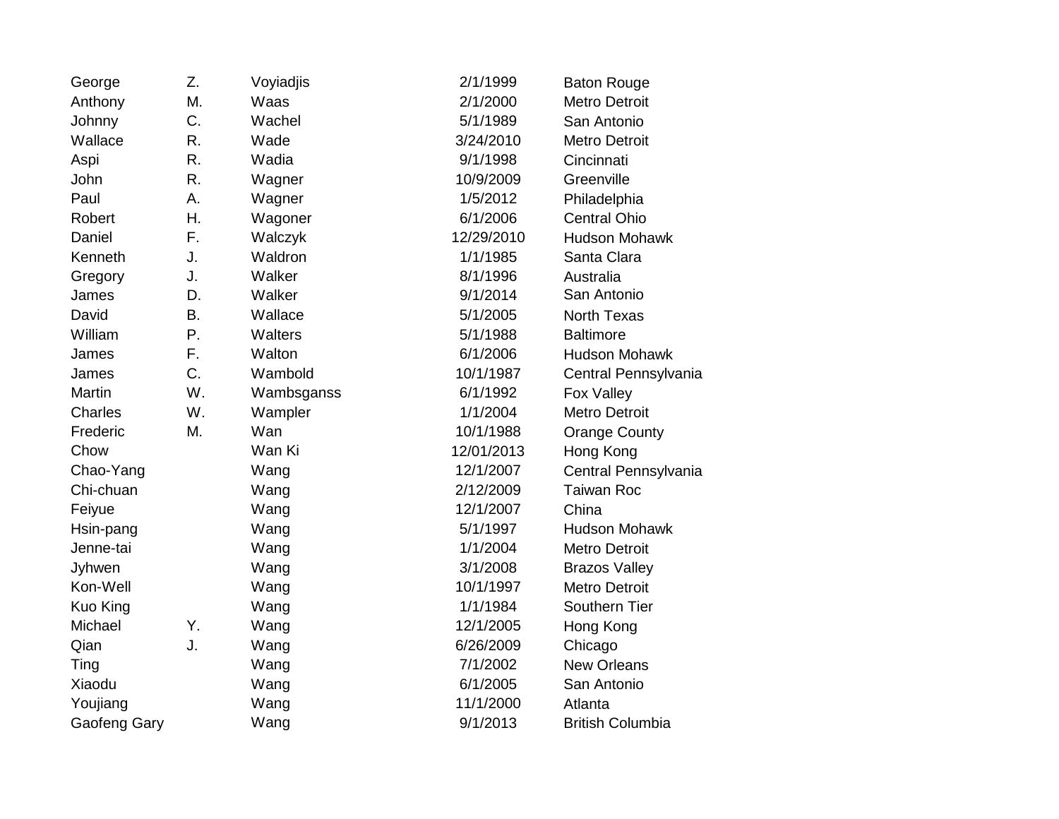| | | | | |
|---|---|---|---|---|
| George | Z. | Voyiadjis | 2/1/1999 | Baton Rouge |
| Anthony | M. | Waas | 2/1/2000 | Metro Detroit |
| Johnny | C. | Wachel | 5/1/1989 | San Antonio |
| Wallace | R. | Wade | 3/24/2010 | Metro Detroit |
| Aspi | R. | Wadia | 9/1/1998 | Cincinnati |
| John | R. | Wagner | 10/9/2009 | Greenville |
| Paul | A. | Wagner | 1/5/2012 | Philadelphia |
| Robert | H. | Wagoner | 6/1/2006 | Central Ohio |
| Daniel | F. | Walczyk | 12/29/2010 | Hudson Mohawk |
| Kenneth | J. | Waldron | 1/1/1985 | Santa Clara |
| Gregory | J. | Walker | 8/1/1996 | Australia |
| James | D. | Walker | 9/1/2014 | San Antonio |
| David | B. | Wallace | 5/1/2005 | North Texas |
| William | P. | Walters | 5/1/1988 | Baltimore |
| James | F. | Walton | 6/1/2006 | Hudson Mohawk |
| James | C. | Wambold | 10/1/1987 | Central Pennsylvania |
| Martin | W. | Wambsganss | 6/1/1992 | Fox Valley |
| Charles | W. | Wampler | 1/1/2004 | Metro Detroit |
| Frederic | M. | Wan | 10/1/1988 | Orange County |
| Chow | | Wan Ki | 12/01/2013 | Hong Kong |
| Chao-Yang | | Wang | 12/1/2007 | Central Pennsylvania |
| Chi-chuan | | Wang | 2/12/2009 | Taiwan Roc |
| Feiyue | | Wang | 12/1/2007 | China |
| Hsin-pang | | Wang | 5/1/1997 | Hudson Mohawk |
| Jenne-tai | | Wang | 1/1/2004 | Metro Detroit |
| Jyhwen | | Wang | 3/1/2008 | Brazos Valley |
| Kon-Well | | Wang | 10/1/1997 | Metro Detroit |
| Kuo King | | Wang | 1/1/1984 | Southern Tier |
| Michael | Y. | Wang | 12/1/2005 | Hong Kong |
| Qian | J. | Wang | 6/26/2009 | Chicago |
| Ting | | Wang | 7/1/2002 | New Orleans |
| Xiaodu | | Wang | 6/1/2005 | San Antonio |
| Youjiang | | Wang | 11/1/2000 | Atlanta |
| Gaofeng Gary | | Wang | 9/1/2013 | British Columbia |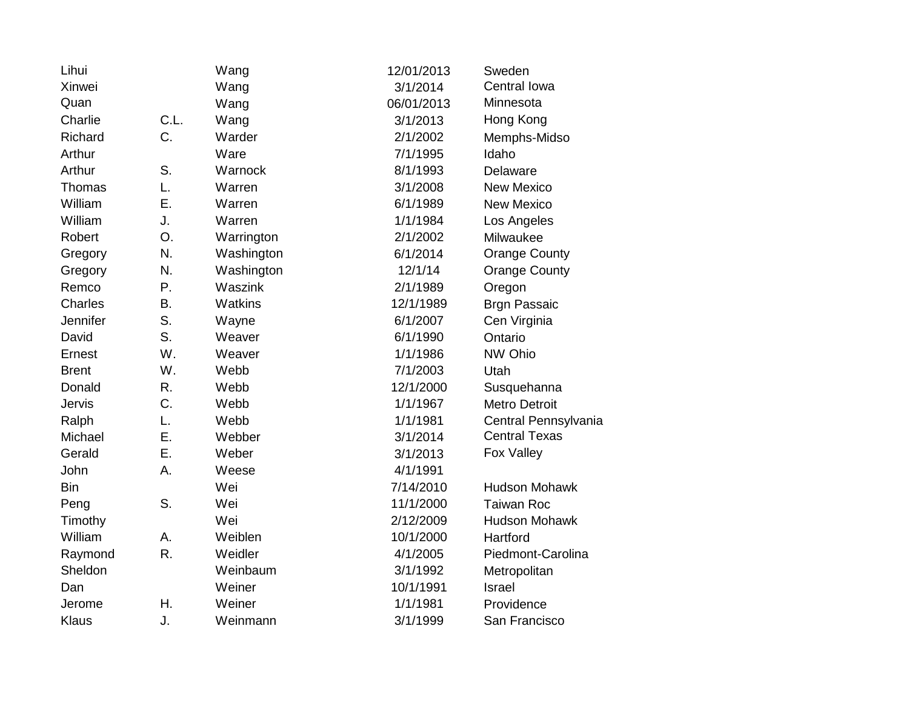| | | | | |
|---|---|---|---|---|
| Lihui | | Wang | 12/01/2013 | Sweden |
| Xinwei | | Wang | 3/1/2014 | Central Iowa |
| Quan | | Wang | 06/01/2013 | Minnesota |
| Charlie | C.L. | Wang | 3/1/2013 | Hong Kong |
| Richard | C. | Warder | 2/1/2002 | Memphs-Midso |
| Arthur | | Ware | 7/1/1995 | Idaho |
| Arthur | S. | Warnock | 8/1/1993 | Delaware |
| Thomas | L. | Warren | 3/1/2008 | New Mexico |
| William | E. | Warren | 6/1/1989 | New Mexico |
| William | J. | Warren | 1/1/1984 | Los Angeles |
| Robert | O. | Warrington | 2/1/2002 | Milwaukee |
| Gregory | N. | Washington | 6/1/2014 | Orange County |
| Gregory | N. | Washington | 12/1/14 | Orange County |
| Remco | P. | Waszink | 2/1/1989 | Oregon |
| Charles | B. | Watkins | 12/1/1989 | Brgn Passaic |
| Jennifer | S. | Wayne | 6/1/2007 | Cen Virginia |
| David | S. | Weaver | 6/1/1990 | Ontario |
| Ernest | W. | Weaver | 1/1/1986 | NW Ohio |
| Brent | W. | Webb | 7/1/2003 | Utah |
| Donald | R. | Webb | 12/1/2000 | Susquehanna |
| Jervis | C. | Webb | 1/1/1967 | Metro Detroit |
| Ralph | L. | Webb | 1/1/1981 | Central Pennsylvania |
| Michael | E. | Webber | 3/1/2014 | Central Texas |
| Gerald | E. | Weber | 3/1/2013 | Fox Valley |
| John | A. | Weese | 4/1/1991 | |
| Bin | | Wei | 7/14/2010 | Hudson Mohawk |
| Peng | S. | Wei | 11/1/2000 | Taiwan Roc |
| Timothy | | Wei | 2/12/2009 | Hudson Mohawk |
| William | A. | Weiblen | 10/1/2000 | Hartford |
| Raymond | R. | Weidler | 4/1/2005 | Piedmont-Carolina |
| Sheldon | | Weinbaum | 3/1/1992 | Metropolitan |
| Dan | | Weiner | 10/1/1991 | Israel |
| Jerome | H. | Weiner | 1/1/1981 | Providence |
| Klaus | J. | Weinmann | 3/1/1999 | San Francisco |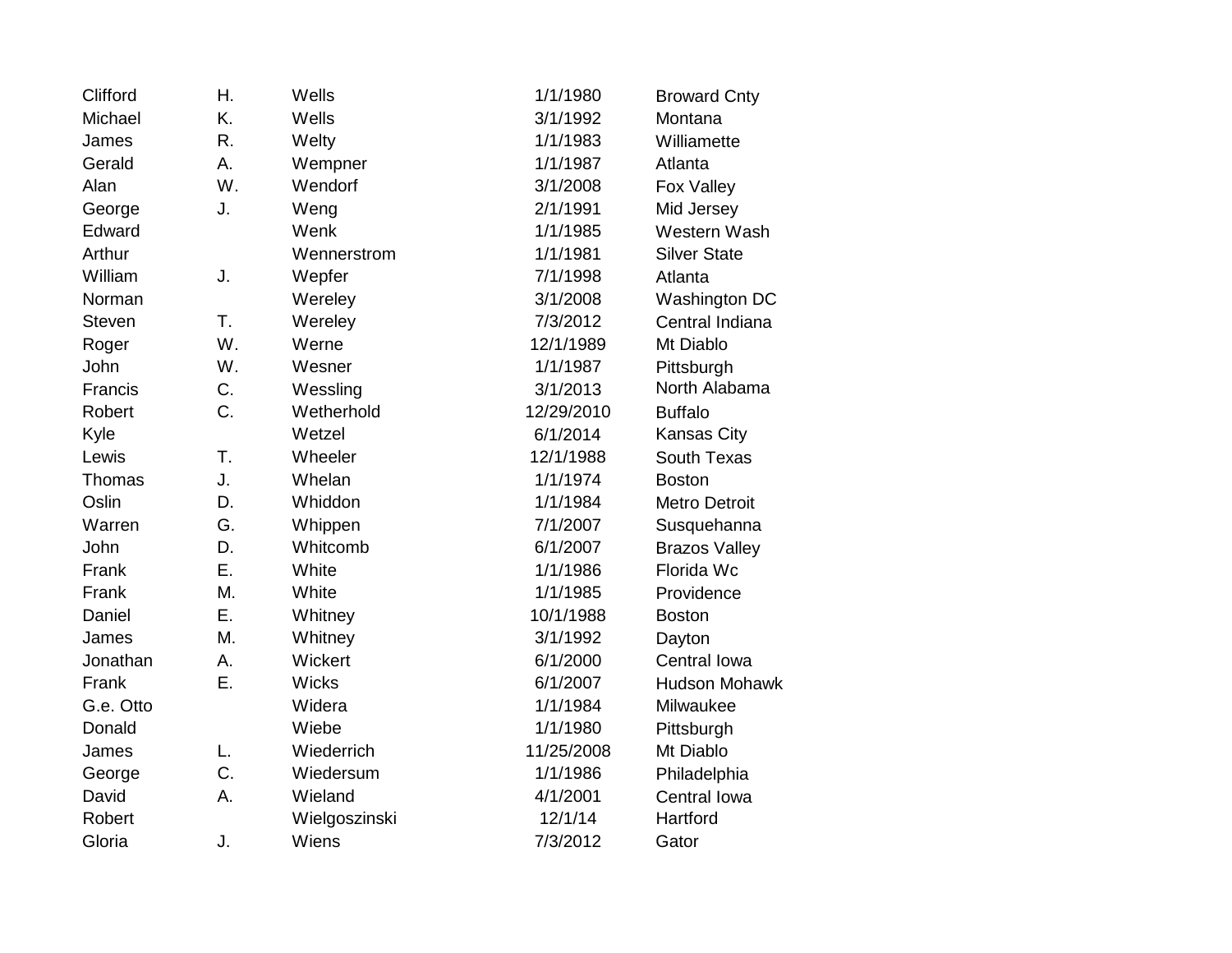| | | | | |
|---|---|---|---|---|
| Clifford | H. | Wells | 1/1/1980 | Broward Cnty |
| Michael | K. | Wells | 3/1/1992 | Montana |
| James | R. | Welty | 1/1/1983 | Williamette |
| Gerald | A. | Wempner | 1/1/1987 | Atlanta |
| Alan | W. | Wendorf | 3/1/2008 | Fox Valley |
| George | J. | Weng | 2/1/1991 | Mid Jersey |
| Edward | | Wenk | 1/1/1985 | Western Wash |
| Arthur | | Wennerstrom | 1/1/1981 | Silver State |
| William | J. | Wepfer | 7/1/1998 | Atlanta |
| Norman | | Wereley | 3/1/2008 | Washington DC |
| Steven | T. | Wereley | 7/3/2012 | Central Indiana |
| Roger | W. | Werne | 12/1/1989 | Mt Diablo |
| John | W. | Wesner | 1/1/1987 | Pittsburgh |
| Francis | C. | Wessling | 3/1/2013 | North Alabama |
| Robert | C. | Wetherhold | 12/29/2010 | Buffalo |
| Kyle | | Wetzel | 6/1/2014 | Kansas City |
| Lewis | T. | Wheeler | 12/1/1988 | South Texas |
| Thomas | J. | Whelan | 1/1/1974 | Boston |
| Oslin | D. | Whiddon | 1/1/1984 | Metro Detroit |
| Warren | G. | Whippen | 7/1/2007 | Susquehanna |
| John | D. | Whitcomb | 6/1/2007 | Brazos Valley |
| Frank | E. | White | 1/1/1986 | Florida Wc |
| Frank | M. | White | 1/1/1985 | Providence |
| Daniel | E. | Whitney | 10/1/1988 | Boston |
| James | M. | Whitney | 3/1/1992 | Dayton |
| Jonathan | A. | Wickert | 6/1/2000 | Central Iowa |
| Frank | E. | Wicks | 6/1/2007 | Hudson Mohawk |
| G.e. Otto | | Widera | 1/1/1984 | Milwaukee |
| Donald | | Wiebe | 1/1/1980 | Pittsburgh |
| James | L. | Wiederrich | 11/25/2008 | Mt Diablo |
| George | C. | Wiedersum | 1/1/1986 | Philadelphia |
| David | A. | Wieland | 4/1/2001 | Central Iowa |
| Robert | | Wielgoszinski | 12/1/14 | Hartford |
| Gloria | J. | Wiens | 7/3/2012 | Gator |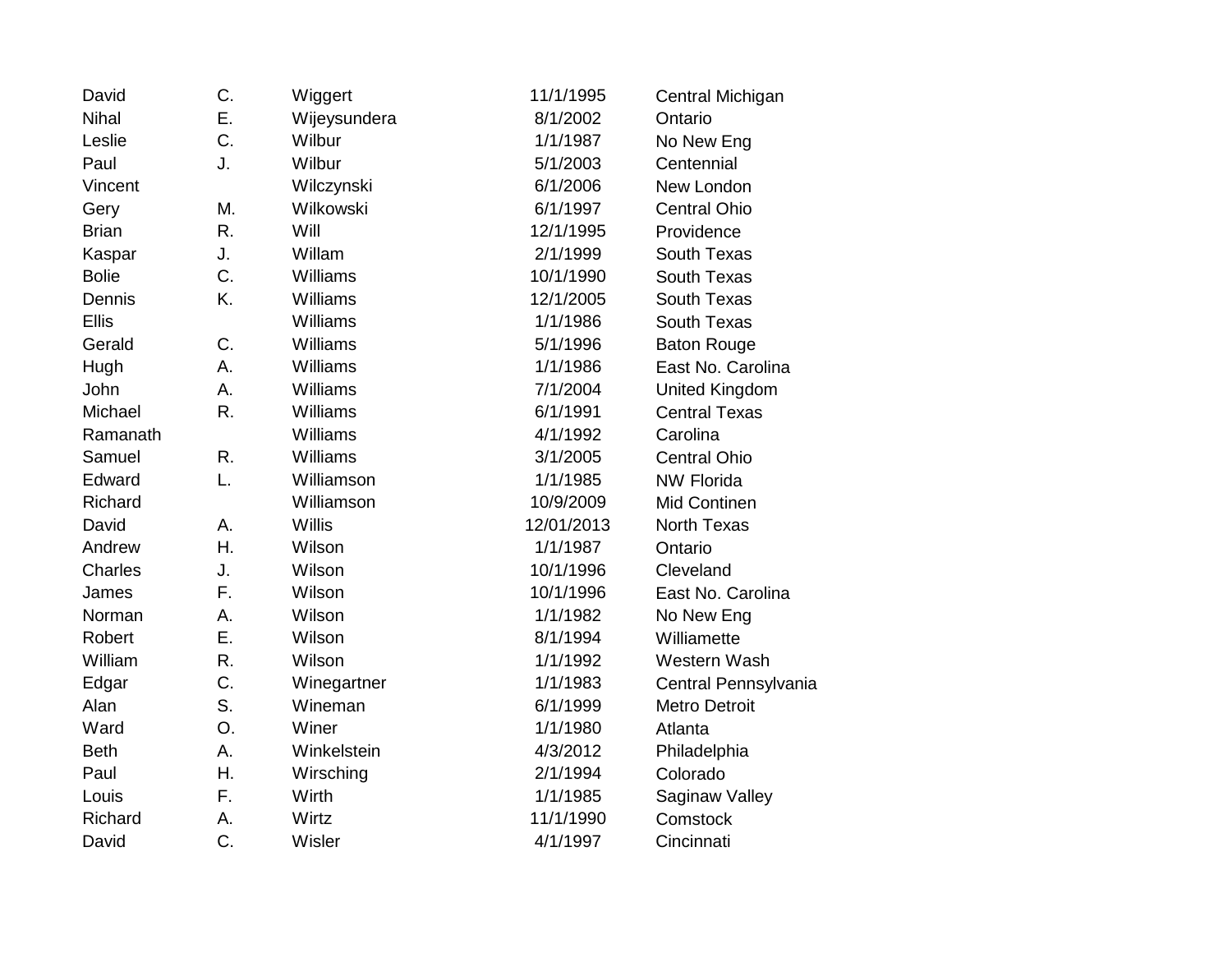| | | | | |
|---|---|---|---|---|
| David | C. | Wiggert | 11/1/1995 | Central Michigan |
| Nihal | E. | Wijeysundera | 8/1/2002 | Ontario |
| Leslie | C. | Wilbur | 1/1/1987 | No New Eng |
| Paul | J. | Wilbur | 5/1/2003 | Centennial |
| Vincent | | Wilczynski | 6/1/2006 | New London |
| Gery | M. | Wilkowski | 6/1/1997 | Central Ohio |
| Brian | R. | Will | 12/1/1995 | Providence |
| Kaspar | J. | Willam | 2/1/1999 | South Texas |
| Bolie | C. | Williams | 10/1/1990 | South Texas |
| Dennis | K. | Williams | 12/1/2005 | South Texas |
| Ellis | | Williams | 1/1/1986 | South Texas |
| Gerald | C. | Williams | 5/1/1996 | Baton Rouge |
| Hugh | A. | Williams | 1/1/1986 | East No. Carolina |
| John | A. | Williams | 7/1/2004 | United Kingdom |
| Michael | R. | Williams | 6/1/1991 | Central Texas |
| Ramanath | | Williams | 4/1/1992 | Carolina |
| Samuel | R. | Williams | 3/1/2005 | Central Ohio |
| Edward | L. | Williamson | 1/1/1985 | NW Florida |
| Richard | | Williamson | 10/9/2009 | Mid Continen |
| David | A. | Willis | 12/01/2013 | North Texas |
| Andrew | H. | Wilson | 1/1/1987 | Ontario |
| Charles | J. | Wilson | 10/1/1996 | Cleveland |
| James | F. | Wilson | 10/1/1996 | East No. Carolina |
| Norman | A. | Wilson | 1/1/1982 | No New Eng |
| Robert | E. | Wilson | 8/1/1994 | Williamette |
| William | R. | Wilson | 1/1/1992 | Western Wash |
| Edgar | C. | Winegartner | 1/1/1983 | Central Pennsylvania |
| Alan | S. | Wineman | 6/1/1999 | Metro Detroit |
| Ward | O. | Winer | 1/1/1980 | Atlanta |
| Beth | A. | Winkelstein | 4/3/2012 | Philadelphia |
| Paul | H. | Wirsching | 2/1/1994 | Colorado |
| Louis | F. | Wirth | 1/1/1985 | Saginaw Valley |
| Richard | A. | Wirtz | 11/1/1990 | Comstock |
| David | C. | Wisler | 4/1/1997 | Cincinnati |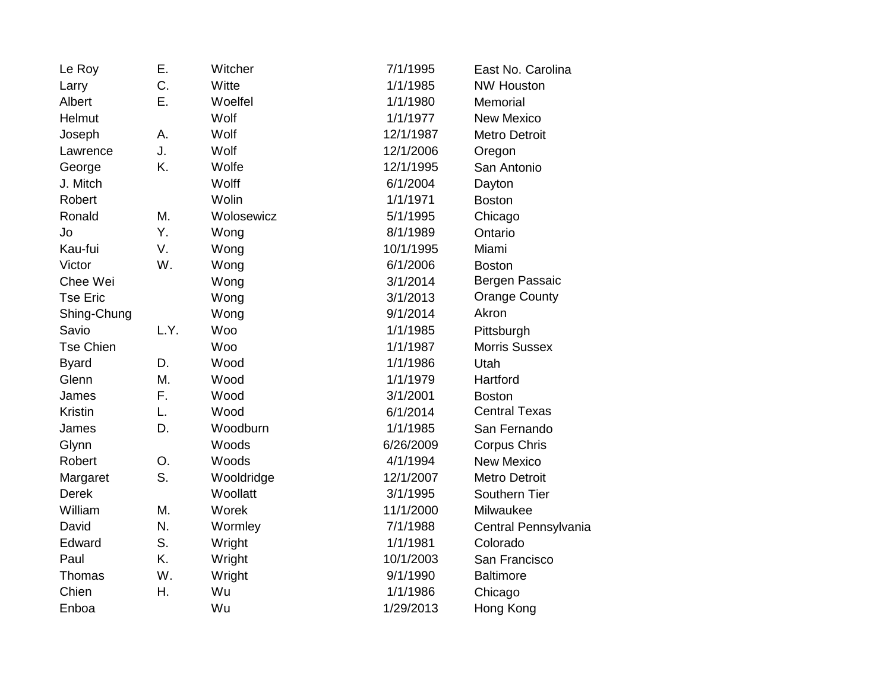| | | | | |
|---|---|---|---|---|
| Le Roy | E. | Witcher | 7/1/1995 | East No. Carolina |
| Larry | C. | Witte | 1/1/1985 | NW Houston |
| Albert | E. | Woelfel | 1/1/1980 | Memorial |
| Helmut | | Wolf | 1/1/1977 | New Mexico |
| Joseph | A. | Wolf | 12/1/1987 | Metro Detroit |
| Lawrence | J. | Wolf | 12/1/2006 | Oregon |
| George | K. | Wolfe | 12/1/1995 | San Antonio |
| J. Mitch | | Wolff | 6/1/2004 | Dayton |
| Robert | | Wolin | 1/1/1971 | Boston |
| Ronald | M. | Wolosewicz | 5/1/1995 | Chicago |
| Jo | Y. | Wong | 8/1/1989 | Ontario |
| Kau-fui | V. | Wong | 10/1/1995 | Miami |
| Victor | W. | Wong | 6/1/2006 | Boston |
| Chee Wei | | Wong | 3/1/2014 | Bergen Passaic |
| Tse Eric | | Wong | 3/1/2013 | Orange County |
| Shing-Chung | | Wong | 9/1/2014 | Akron |
| Savio | L.Y. | Woo | 1/1/1985 | Pittsburgh |
| Tse Chien | | Woo | 1/1/1987 | Morris Sussex |
| Byard | D. | Wood | 1/1/1986 | Utah |
| Glenn | M. | Wood | 1/1/1979 | Hartford |
| James | F. | Wood | 3/1/2001 | Boston |
| Kristin | L. | Wood | 6/1/2014 | Central Texas |
| James | D. | Woodburn | 1/1/1985 | San Fernando |
| Glynn | | Woods | 6/26/2009 | Corpus Chris |
| Robert | O. | Woods | 4/1/1994 | New Mexico |
| Margaret | S. | Wooldridge | 12/1/2007 | Metro Detroit |
| Derek | | Woollatt | 3/1/1995 | Southern Tier |
| William | M. | Worek | 11/1/2000 | Milwaukee |
| David | N. | Wormley | 7/1/1988 | Central Pennsylvania |
| Edward | S. | Wright | 1/1/1981 | Colorado |
| Paul | K. | Wright | 10/1/2003 | San Francisco |
| Thomas | W. | Wright | 9/1/1990 | Baltimore |
| Chien | H. | Wu | 1/1/1986 | Chicago |
| Enboa | | Wu | 1/29/2013 | Hong Kong |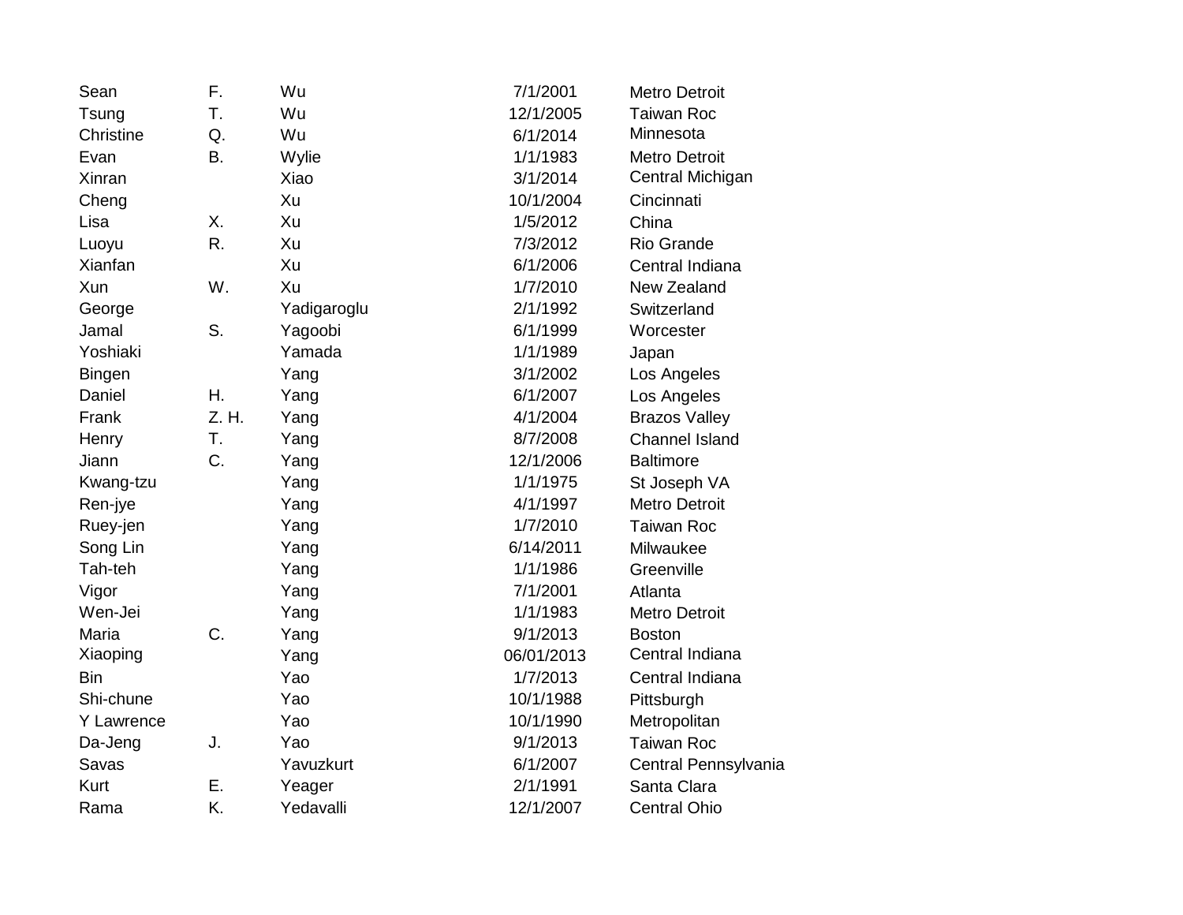| | | | | |
|---|---|---|---|---|
| Sean | F. | Wu | 7/1/2001 | Metro Detroit |
| Tsung | T. | Wu | 12/1/2005 | Taiwan Roc |
| Christine | Q. | Wu | 6/1/2014 | Minnesota |
| Evan | B. | Wylie | 1/1/1983 | Metro Detroit |
| Xinran | | Xiao | 3/1/2014 | Central Michigan |
| Cheng | | Xu | 10/1/2004 | Cincinnati |
| Lisa | X. | Xu | 1/5/2012 | China |
| Luoyu | R. | Xu | 7/3/2012 | Rio Grande |
| Xianfan | | Xu | 6/1/2006 | Central Indiana |
| Xun | W. | Xu | 1/7/2010 | New Zealand |
| George | | Yadigaroglu | 2/1/1992 | Switzerland |
| Jamal | S. | Yagoobi | 6/1/1999 | Worcester |
| Yoshiaki | | Yamada | 1/1/1989 | Japan |
| Bingen | | Yang | 3/1/2002 | Los Angeles |
| Daniel | H. | Yang | 6/1/2007 | Los Angeles |
| Frank | Z. H. | Yang | 4/1/2004 | Brazos Valley |
| Henry | T. | Yang | 8/7/2008 | Channel Island |
| Jiann | C. | Yang | 12/1/2006 | Baltimore |
| Kwang-tzu | | Yang | 1/1/1975 | St Joseph VA |
| Ren-jye | | Yang | 4/1/1997 | Metro Detroit |
| Ruey-jen | | Yang | 1/7/2010 | Taiwan Roc |
| Song Lin | | Yang | 6/14/2011 | Milwaukee |
| Tah-teh | | Yang | 1/1/1986 | Greenville |
| Vigor | | Yang | 7/1/2001 | Atlanta |
| Wen-Jei | | Yang | 1/1/1983 | Metro Detroit |
| Maria | C. | Yang | 9/1/2013 | Boston |
| Xiaoping | | Yang | 06/01/2013 | Central Indiana |
| Bin | | Yao | 1/7/2013 | Central Indiana |
| Shi-chune | | Yao | 10/1/1988 | Pittsburgh |
| Y Lawrence | | Yao | 10/1/1990 | Metropolitan |
| Da-Jeng | J. | Yao | 9/1/2013 | Taiwan Roc |
| Savas | | Yavuzkurt | 6/1/2007 | Central Pennsylvania |
| Kurt | E. | Yeager | 2/1/1991 | Santa Clara |
| Rama | K. | Yedavalli | 12/1/2007 | Central Ohio |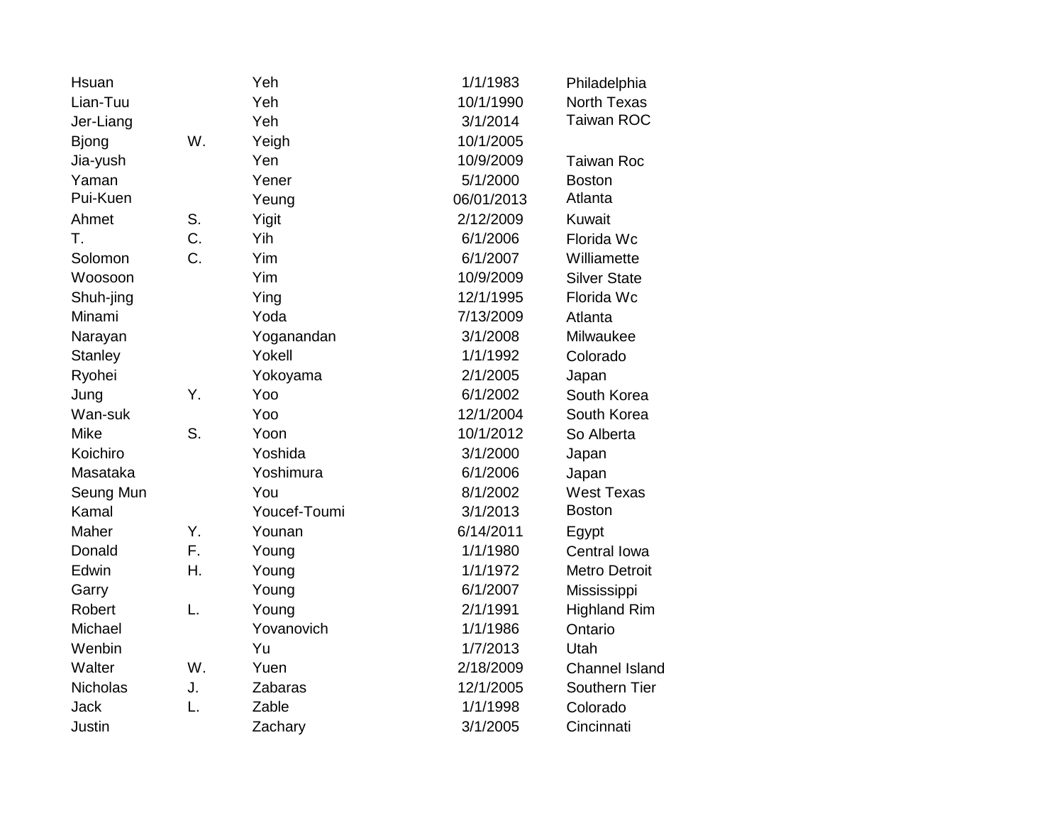| | | | | |
|---|---|---|---|---|
| Hsuan | | Yeh | 1/1/1983 | Philadelphia |
| Lian-Tuu | | Yeh | 10/1/1990 | North Texas |
| Jer-Liang | | Yeh | 3/1/2014 | Taiwan ROC |
| Bjong | W. | Yeigh | 10/1/2005 | |
| Jia-yush | | Yen | 10/9/2009 | Taiwan Roc |
| Yaman | | Yener | 5/1/2000 | Boston |
| Pui-Kuen | | Yeung | 06/01/2013 | Atlanta |
| Ahmet | S. | Yigit | 2/12/2009 | Kuwait |
| T. | C. | Yih | 6/1/2006 | Florida Wc |
| Solomon | C. | Yim | 6/1/2007 | Williamette |
| Woosoon | | Yim | 10/9/2009 | Silver State |
| Shuh-jing | | Ying | 12/1/1995 | Florida Wc |
| Minami | | Yoda | 7/13/2009 | Atlanta |
| Narayan | | Yoganandan | 3/1/2008 | Milwaukee |
| Stanley | | Yokell | 1/1/1992 | Colorado |
| Ryohei | | Yokoyama | 2/1/2005 | Japan |
| Jung | Y. | Yoo | 6/1/2002 | South Korea |
| Wan-suk | | Yoo | 12/1/2004 | South Korea |
| Mike | S. | Yoon | 10/1/2012 | So Alberta |
| Koichiro | | Yoshida | 3/1/2000 | Japan |
| Masataka | | Yoshimura | 6/1/2006 | Japan |
| Seung Mun | | You | 8/1/2002 | West Texas |
| Kamal | | Youcef-Toumi | 3/1/2013 | Boston |
| Maher | Y. | Younan | 6/14/2011 | Egypt |
| Donald | F. | Young | 1/1/1980 | Central Iowa |
| Edwin | H. | Young | 1/1/1972 | Metro Detroit |
| Garry | | Young | 6/1/2007 | Mississippi |
| Robert | L. | Young | 2/1/1991 | Highland Rim |
| Michael | | Yovanovich | 1/1/1986 | Ontario |
| Wenbin | | Yu | 1/7/2013 | Utah |
| Walter | W. | Yuen | 2/18/2009 | Channel Island |
| Nicholas | J. | Zabaras | 12/1/2005 | Southern Tier |
| Jack | L. | Zable | 1/1/1998 | Colorado |
| Justin | | Zachary | 3/1/2005 | Cincinnati |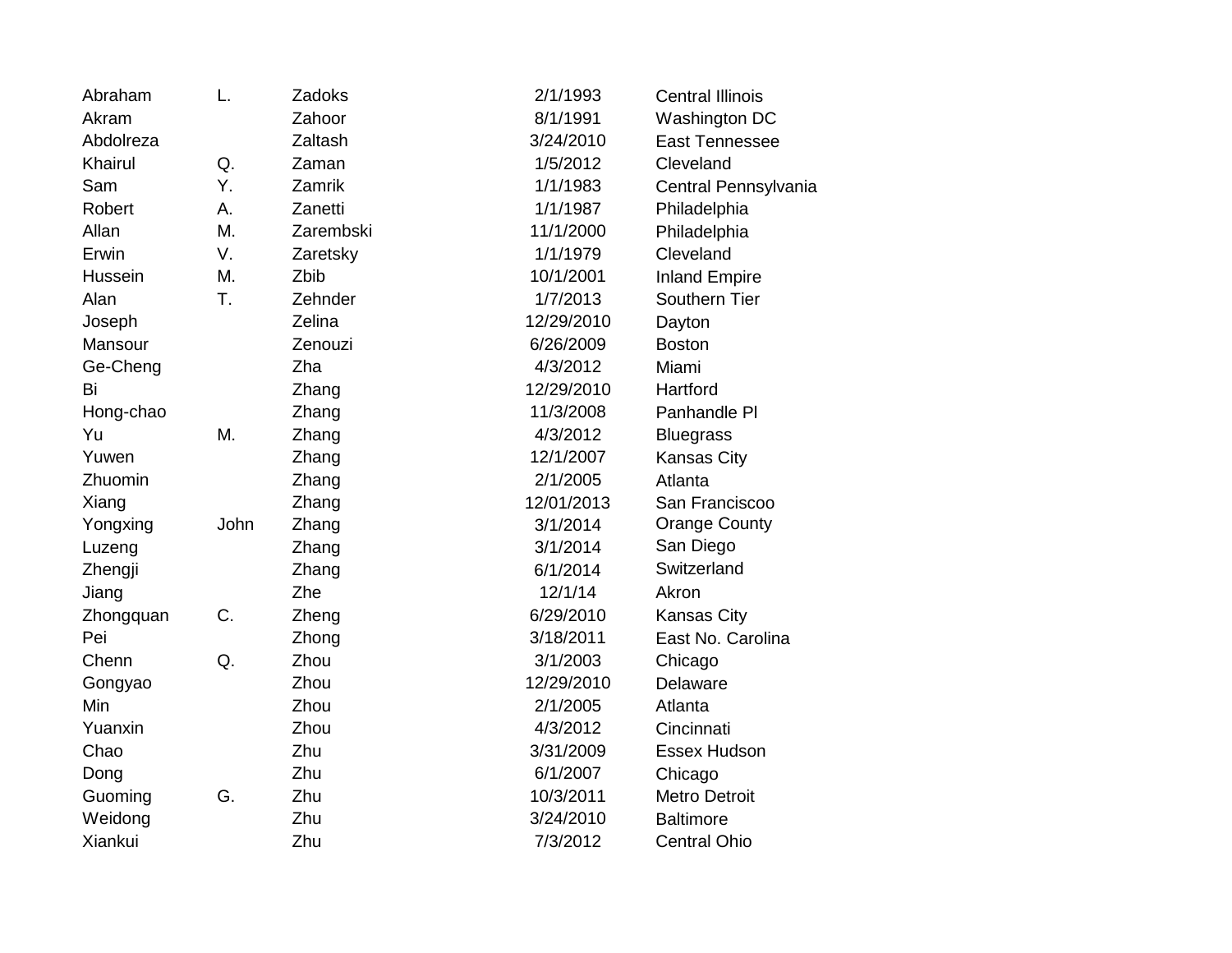| | | | | |
|---|---|---|---|---|
| Abraham | L. | Zadoks | 2/1/1993 | Central Illinois |
| Akram | | Zahoor | 8/1/1991 | Washington DC |
| Abdolreza | | Zaltash | 3/24/2010 | East Tennessee |
| Khairul | Q. | Zaman | 1/5/2012 | Cleveland |
| Sam | Y. | Zamrik | 1/1/1983 | Central Pennsylvania |
| Robert | A. | Zanetti | 1/1/1987 | Philadelphia |
| Allan | M. | Zarembski | 11/1/2000 | Philadelphia |
| Erwin | V. | Zaretsky | 1/1/1979 | Cleveland |
| Hussein | M. | Zbib | 10/1/2001 | Inland Empire |
| Alan | T. | Zehnder | 1/7/2013 | Southern Tier |
| Joseph | | Zelina | 12/29/2010 | Dayton |
| Mansour | | Zenouzi | 6/26/2009 | Boston |
| Ge-Cheng | | Zha | 4/3/2012 | Miami |
| Bi | | Zhang | 12/29/2010 | Hartford |
| Hong-chao | | Zhang | 11/3/2008 | Panhandle Pl |
| Yu | M. | Zhang | 4/3/2012 | Bluegrass |
| Yuwen | | Zhang | 12/1/2007 | Kansas City |
| Zhuomin | | Zhang | 2/1/2005 | Atlanta |
| Xiang | | Zhang | 12/01/2013 | San Franciscoo |
| Yongxing | John | Zhang | 3/1/2014 | Orange County |
| Luzeng | | Zhang | 3/1/2014 | San Diego |
| Zhengji | | Zhang | 6/1/2014 | Switzerland |
| Jiang | | Zhe | 12/1/14 | Akron |
| Zhongquan | C. | Zheng | 6/29/2010 | Kansas City |
| Pei | | Zhong | 3/18/2011 | East No. Carolina |
| Chenn | Q. | Zhou | 3/1/2003 | Chicago |
| Gongyao | | Zhou | 12/29/2010 | Delaware |
| Min | | Zhou | 2/1/2005 | Atlanta |
| Yuanxin | | Zhou | 4/3/2012 | Cincinnati |
| Chao | | Zhu | 3/31/2009 | Essex Hudson |
| Dong | | Zhu | 6/1/2007 | Chicago |
| Guoming | G. | Zhu | 10/3/2011 | Metro Detroit |
| Weidong | | Zhu | 3/24/2010 | Baltimore |
| Xiankui | | Zhu | 7/3/2012 | Central Ohio |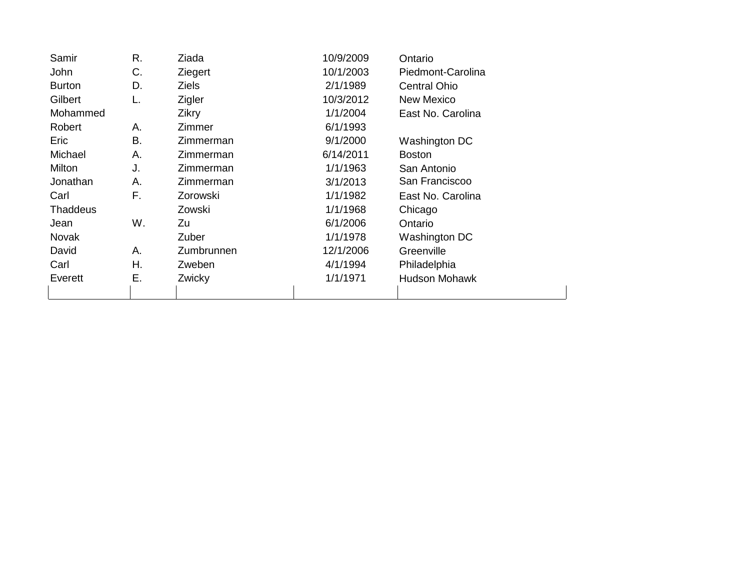| | | | | |
|---|---|---|---|---|
| Samir | R. | Ziada | 10/9/2009 | Ontario |
| John | C. | Ziegert | 10/1/2003 | Piedmont-Carolina |
| Burton | D. | Ziels | 2/1/1989 | Central Ohio |
| Gilbert | L. | Zigler | 10/3/2012 | New Mexico |
| Mohammed | | Zikry | 1/1/2004 | East No. Carolina |
| Robert | A. | Zimmer | 6/1/1993 | |
| Eric | B. | Zimmerman | 9/1/2000 | Washington DC |
| Michael | A. | Zimmerman | 6/14/2011 | Boston |
| Milton | J. | Zimmerman | 1/1/1963 | San Antonio |
| Jonathan | A. | Zimmerman | 3/1/2013 | San Franciscoo |
| Carl | F. | Zorowski | 1/1/1982 | East No. Carolina |
| Thaddeus | | Zowski | 1/1/1968 | Chicago |
| Jean | W. | Zu | 6/1/2006 | Ontario |
| Novak | | Zuber | 1/1/1978 | Washington DC |
| David | A. | Zumbrunnen | 12/1/2006 | Greenville |
| Carl | H. | Zweben | 4/1/1994 | Philadelphia |
| Everett | E. | Zwicky | 1/1/1971 | Hudson Mohawk |